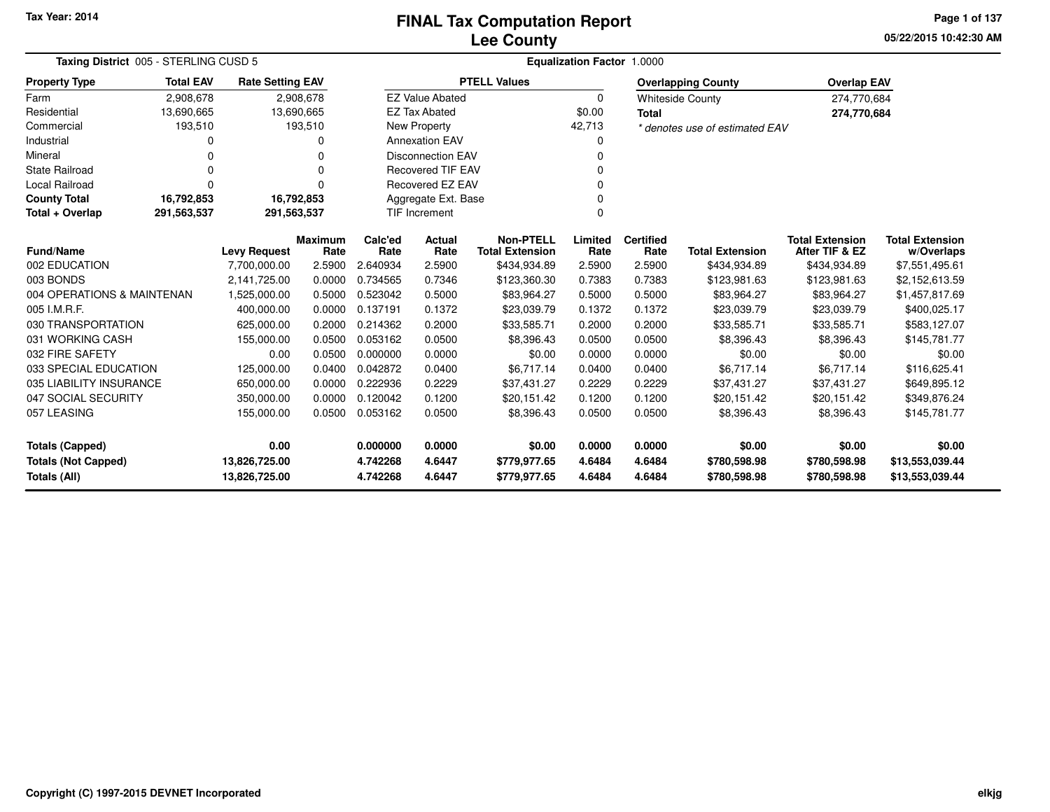Tax Year: 2014

# FINAL Tax Computation Report
# Lee County

05/22/2015 10:42:30 AM

**Taxing District** 005 - STERLING CUSD 5 | **Equalization Factor** 1.0000

| Property Type | Total EAV | Rate Setting EAV |
|---|---|---|
| Farm | 2,908,678 | 2,908,678 |
| Residential | 13,690,665 | 13,690,665 |
| Commercial | 193,510 | 193,510 |
| Industrial | 0 | 0 |
| Mineral | 0 | 0 |
| State Railroad | 0 | 0 |
| Local Railroad | 0 | 0 |
| **County Total** | **16,792,853** | **16,792,853** |
| **Total + Overlap** | **291,563,537** | **291,563,537** |

| PTELL Values | |
|---|---|
| EZ Value Abated | 0 |
| EZ Tax Abated | $0.00 |
| New Property | 42,713 |
| Annexation EAV | 0 |
| Disconnection EAV | 0 |
| Recovered TIF EAV | 0 |
| Recovered EZ EAV | 0 |
| Aggregate Ext. Base | 0 |
| TIF Increment | 0 |

| Overlapping County | Overlap EAV |
|---|---|
| Whiteside County | 274,770,684 |
| **Total** | **274,770,684** |

*\* denotes use of estimated EAV*

| Fund/Name | Levy Request | Maximum Rate | Calc'ed Rate | Actual Rate | Non-PTELL Total Extension | Limited Rate | Certified Rate | Total Extension | Total Extension After TIF & EZ | Total Extension w/Overlaps |
|---|---|---|---|---|---|---|---|---|---|---|
| 002 EDUCATION | 7,700,000.00 | 2.5900 | 2.640934 | 2.5900 | $434,934.89 | 2.5900 | 2.5900 | $434,934.89 | $434,934.89 | $7,551,495.61 |
| 003 BONDS | 2,141,725.00 | 0.0000 | 0.734565 | 0.7346 | $123,360.30 | 0.7383 | 0.7383 | $123,981.63 | $123,981.63 | $2,152,613.59 |
| 004 OPERATIONS & MAINTENAN | 1,525,000.00 | 0.5000 | 0.523042 | 0.5000 | $83,964.27 | 0.5000 | 0.5000 | $83,964.27 | $83,964.27 | $1,457,817.69 |
| 005 I.M.R.F. | 400,000.00 | 0.0000 | 0.137191 | 0.1372 | $23,039.79 | 0.1372 | 0.1372 | $23,039.79 | $23,039.79 | $400,025.17 |
| 030 TRANSPORTATION | 625,000.00 | 0.2000 | 0.214362 | 0.2000 | $33,585.71 | 0.2000 | 0.2000 | $33,585.71 | $33,585.71 | $583,127.07 |
| 031 WORKING CASH | 155,000.00 | 0.0500 | 0.053162 | 0.0500 | $8,396.43 | 0.0500 | 0.0500 | $8,396.43 | $8,396.43 | $145,781.77 |
| 032 FIRE SAFETY | 0.00 | 0.0500 | 0.000000 | 0.0000 | $0.00 | 0.0000 | 0.0000 | $0.00 | $0.00 | $0.00 |
| 033 SPECIAL EDUCATION | 125,000.00 | 0.0400 | 0.042872 | 0.0400 | $6,717.14 | 0.0400 | 0.0400 | $6,717.14 | $6,717.14 | $116,625.41 |
| 035 LIABILITY INSURANCE | 650,000.00 | 0.0000 | 0.222936 | 0.2229 | $37,431.27 | 0.2229 | 0.2229 | $37,431.27 | $37,431.27 | $649,895.12 |
| 047 SOCIAL SECURITY | 350,000.00 | 0.0000 | 0.120042 | 0.1200 | $20,151.42 | 0.1200 | 0.1200 | $20,151.42 | $20,151.42 | $349,876.24 |
| 057 LEASING | 155,000.00 | 0.0500 | 0.053162 | 0.0500 | $8,396.43 | 0.0500 | 0.0500 | $8,396.43 | $8,396.43 | $145,781.77 |
| **Totals (Capped)** | **0.00** | | **0.000000** | **0.0000** | **$0.00** | **0.0000** | **0.0000** | **$0.00** | **$0.00** | **$0.00** |
| **Totals (Not Capped)** | **13,826,725.00** | | **4.742268** | **4.6447** | **$779,977.65** | **4.6484** | **4.6484** | **$780,598.98** | **$780,598.98** | **$13,553,039.44** |
| **Totals (All)** | **13,826,725.00** | | **4.742268** | **4.6447** | **$779,977.65** | **4.6484** | **4.6484** | **$780,598.98** | **$780,598.98** | **$13,553,039.44** |

Copyright (C) 1997-2015 DEVNET Incorporated

elkjg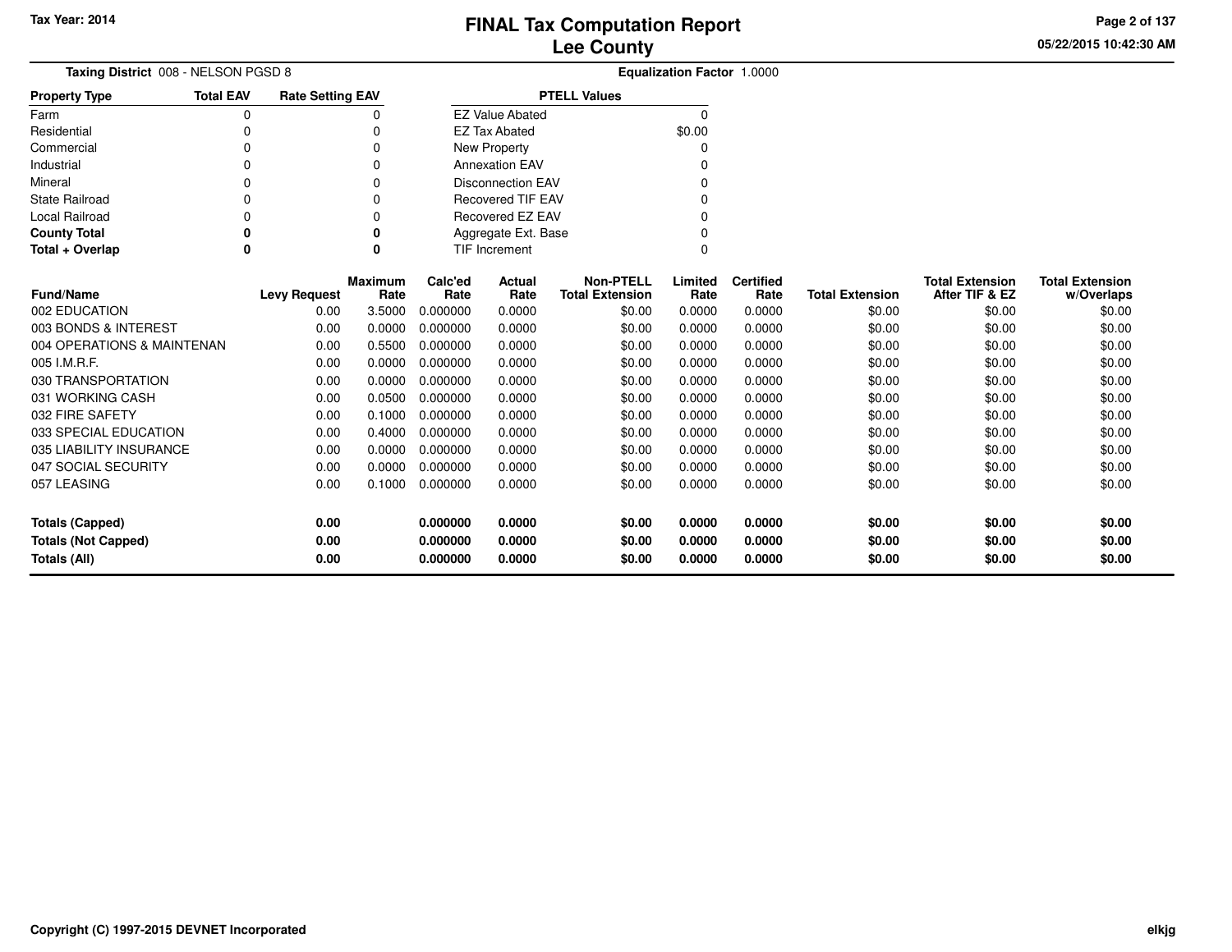# FINAL Tax Computation Report
## Lee County

Tax Year: 2014

05/22/2015 10:42:30 AM

**Taxing District** 008 - NELSON PGSD 8

**Equalization Factor** 1.0000

| Property Type | Total EAV | Rate Setting EAV |
|---|---|---|
| Farm | 0 | 0 |
| Residential | 0 | 0 |
| Commercial | 0 | 0 |
| Industrial | 0 | 0 |
| Mineral | 0 | 0 |
| State Railroad | 0 | 0 |
| Local Railroad | 0 | 0 |
| **County Total** | **0** | **0** |
| **Total + Overlap** | **0** | **0** |

| PTELL Values | |
|---|---|
| EZ Value Abated | 0 |
| EZ Tax Abated | $0.00 |
| New Property | 0 |
| Annexation EAV | 0 |
| Disconnection EAV | 0 |
| Recovered TIF EAV | 0 |
| Recovered EZ EAV | 0 |
| Aggregate Ext. Base | 0 |
| TIF Increment | 0 |

| Fund/Name | Levy Request | Maximum Rate | Calc'ed Rate | Actual Rate | Non-PTELL Total Extension | Limited Rate | Certified Rate | Total Extension | Total Extension After TIF & EZ | Total Extension w/Overlaps |
|---|---|---|---|---|---|---|---|---|---|---|
| 002 EDUCATION | 0.00 | 3.5000 | 0.000000 | 0.0000 | $0.00 | 0.0000 | 0.0000 | $0.00 | $0.00 | $0.00 |
| 003 BONDS & INTEREST | 0.00 | 0.0000 | 0.000000 | 0.0000 | $0.00 | 0.0000 | 0.0000 | $0.00 | $0.00 | $0.00 |
| 004 OPERATIONS & MAINTENAN | 0.00 | 0.5500 | 0.000000 | 0.0000 | $0.00 | 0.0000 | 0.0000 | $0.00 | $0.00 | $0.00 |
| 005 I.M.R.F. | 0.00 | 0.0000 | 0.000000 | 0.0000 | $0.00 | 0.0000 | 0.0000 | $0.00 | $0.00 | $0.00 |
| 030 TRANSPORTATION | 0.00 | 0.0000 | 0.000000 | 0.0000 | $0.00 | 0.0000 | 0.0000 | $0.00 | $0.00 | $0.00 |
| 031 WORKING CASH | 0.00 | 0.0500 | 0.000000 | 0.0000 | $0.00 | 0.0000 | 0.0000 | $0.00 | $0.00 | $0.00 |
| 032 FIRE SAFETY | 0.00 | 0.1000 | 0.000000 | 0.0000 | $0.00 | 0.0000 | 0.0000 | $0.00 | $0.00 | $0.00 |
| 033 SPECIAL EDUCATION | 0.00 | 0.4000 | 0.000000 | 0.0000 | $0.00 | 0.0000 | 0.0000 | $0.00 | $0.00 | $0.00 |
| 035 LIABILITY INSURANCE | 0.00 | 0.0000 | 0.000000 | 0.0000 | $0.00 | 0.0000 | 0.0000 | $0.00 | $0.00 | $0.00 |
| 047 SOCIAL SECURITY | 0.00 | 0.0000 | 0.000000 | 0.0000 | $0.00 | 0.0000 | 0.0000 | $0.00 | $0.00 | $0.00 |
| 057 LEASING | 0.00 | 0.1000 | 0.000000 | 0.0000 | $0.00 | 0.0000 | 0.0000 | $0.00 | $0.00 | $0.00 |
| **Totals (Capped)** | **0.00** | | **0.000000** | **0.0000** | **$0.00** | **0.0000** | **0.0000** | **$0.00** | **$0.00** | **$0.00** |
| **Totals (Not Capped)** | **0.00** | | **0.000000** | **0.0000** | **$0.00** | **0.0000** | **0.0000** | **$0.00** | **$0.00** | **$0.00** |
| **Totals (All)** | **0.00** | | **0.000000** | **0.0000** | **$0.00** | **0.0000** | **0.0000** | **$0.00** | **$0.00** | **$0.00** |

**Copyright (C) 1997-2015 DEVNET Incorporated**

elkjg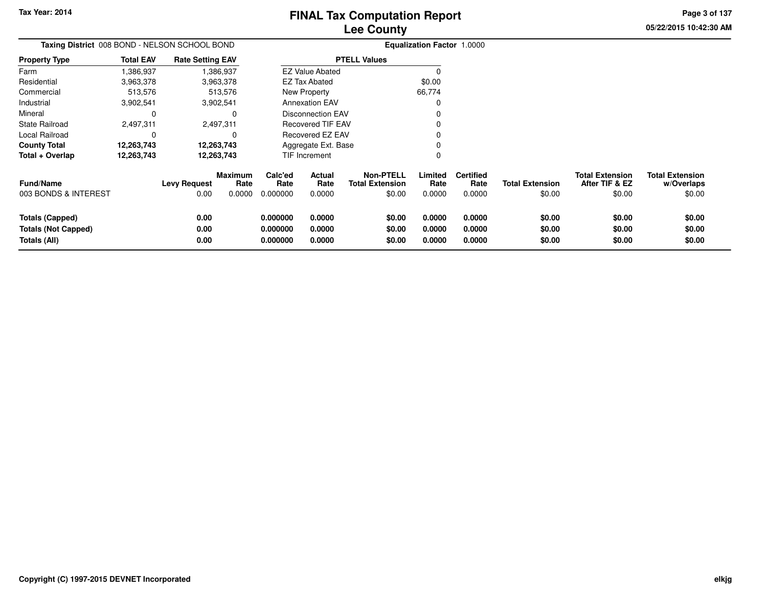# FINAL Tax Computation Report
## Lee County

Tax Year: 2014

05/22/2015 10:42:30 AM

**Taxing District** 008 BOND - NELSON SCHOOL BOND

**Equalization Factor** 1.0000

| Property Type | Total EAV | Rate Setting EAV |
|---|---|---|
| Farm | 1,386,937 | 1,386,937 |
| Residential | 3,963,378 | 3,963,378 |
| Commercial | 513,576 | 513,576 |
| Industrial | 3,902,541 | 3,902,541 |
| Mineral | 0 | 0 |
| State Railroad | 2,497,311 | 2,497,311 |
| Local Railroad | 0 | 0 |
| **County Total** | **12,263,743** | **12,263,743** |
| **Total + Overlap** | **12,263,743** | **12,263,743** |

| PTELL Values | |
|---|---|
| EZ Value Abated | 0 |
| EZ Tax Abated | $0.00 |
| New Property | 66,774 |
| Annexation EAV | 0 |
| Disconnection EAV | 0 |
| Recovered TIF EAV | 0 |
| Recovered EZ EAV | 0 |
| Aggregate Ext. Base | 0 |
| TIF Increment | 0 |

| Fund/Name | Levy Request | Maximum Rate | Calc'ed Rate | Actual Rate | Non-PTELL Total Extension | Limited Rate | Certified Rate | Total Extension | Total Extension After TIF & EZ | Total Extension w/Overlaps |
|---|---|---|---|---|---|---|---|---|---|---|
| 003 BONDS & INTEREST | 0.00 | 0.0000 | 0.000000 | 0.0000 | $0.00 | 0.0000 | 0.0000 | $0.00 | $0.00 | $0.00 |
| **Totals (Capped)** | **0.00** | | **0.000000** | **0.0000** | **$0.00** | **0.0000** | **0.0000** | **$0.00** | **$0.00** | **$0.00** |
| **Totals (Not Capped)** | **0.00** | | **0.000000** | **0.0000** | **$0.00** | **0.0000** | **0.0000** | **$0.00** | **$0.00** | **$0.00** |
| **Totals (All)** | **0.00** | | **0.000000** | **0.0000** | **$0.00** | **0.0000** | **0.0000** | **$0.00** | **$0.00** | **$0.00** |

Copyright (C) 1997-2015 DEVNET Incorporated

elkjg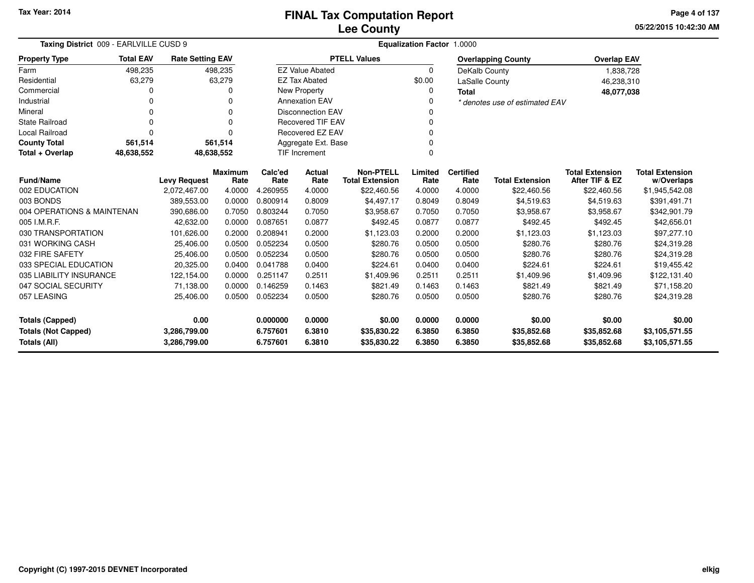Tax Year: 2014

# FINAL Tax Computation Report
## Lee County

05/22/2015 10:42:30 AM

**Taxing District** 009 - EARLVILLE CUSD 9 **Equalization Factor** 1.0000

| Property Type | Total EAV | Rate Setting EAV |
|---|---|---|
| Farm | 498,235 | 498,235 |
| Residential | 63,279 | 63,279 |
| Commercial | 0 | 0 |
| Industrial | 0 | 0 |
| Mineral | 0 | 0 |
| State Railroad | 0 | 0 |
| Local Railroad | 0 | 0 |
| **County Total** | **561,514** | **561,514** |
| **Total + Overlap** | **48,638,552** | **48,638,552** |

| PTELL Values | |
|---|---|
| EZ Value Abated | 0 |
| EZ Tax Abated | $0.00 |
| New Property | 0 |
| Annexation EAV | 0 |
| Disconnection EAV | 0 |
| Recovered TIF EAV | 0 |
| Recovered EZ EAV | 0 |
| Aggregate Ext. Base | 0 |
| TIF Increment | 0 |

| Overlapping County | Overlap EAV |
|---|---|
| DeKalb County | 1,838,728 |
| LaSalle County | 46,238,310 |
| **Total** | **48,077,038** |

*\* denotes use of estimated EAV*

| Fund/Name | Levy Request | Maximum Rate | Calc'ed Rate | Actual Rate | Non-PTELL Total Extension | Limited Rate | Certified Rate | Total Extension | Total Extension After TIF & EZ | Total Extension w/Overlaps |
|---|---|---|---|---|---|---|---|---|---|---|
| 002 EDUCATION | 2,072,467.00 | 4.0000 | 4.260955 | 4.0000 | $22,460.56 | 4.0000 | 4.0000 | $22,460.56 | $22,460.56 | $1,945,542.08 |
| 003 BONDS | 389,553.00 | 0.0000 | 0.800914 | 0.8009 | $4,497.17 | 0.8049 | 0.8049 | $4,519.63 | $4,519.63 | $391,491.71 |
| 004 OPERATIONS & MAINTENAN | 390,686.00 | 0.7050 | 0.803244 | 0.7050 | $3,958.67 | 0.7050 | 0.7050 | $3,958.67 | $3,958.67 | $342,901.79 |
| 005 I.M.R.F. | 42,632.00 | 0.0000 | 0.087651 | 0.0877 | $492.45 | 0.0877 | 0.0877 | $492.45 | $492.45 | $42,656.01 |
| 030 TRANSPORTATION | 101,626.00 | 0.2000 | 0.208941 | 0.2000 | $1,123.03 | 0.2000 | 0.2000 | $1,123.03 | $1,123.03 | $97,277.10 |
| 031 WORKING CASH | 25,406.00 | 0.0500 | 0.052234 | 0.0500 | $280.76 | 0.0500 | 0.0500 | $280.76 | $280.76 | $24,319.28 |
| 032 FIRE SAFETY | 25,406.00 | 0.0500 | 0.052234 | 0.0500 | $280.76 | 0.0500 | 0.0500 | $280.76 | $280.76 | $24,319.28 |
| 033 SPECIAL EDUCATION | 20,325.00 | 0.0400 | 0.041788 | 0.0400 | $224.61 | 0.0400 | 0.0400 | $224.61 | $224.61 | $19,455.42 |
| 035 LIABILITY INSURANCE | 122,154.00 | 0.0000 | 0.251147 | 0.2511 | $1,409.96 | 0.2511 | 0.2511 | $1,409.96 | $1,409.96 | $122,131.40 |
| 047 SOCIAL SECURITY | 71,138.00 | 0.0000 | 0.146259 | 0.1463 | $821.49 | 0.1463 | 0.1463 | $821.49 | $821.49 | $71,158.20 |
| 057 LEASING | 25,406.00 | 0.0500 | 0.052234 | 0.0500 | $280.76 | 0.0500 | 0.0500 | $280.76 | $280.76 | $24,319.28 |
| **Totals (Capped)** | **0.00** | | **0.000000** | **0.0000** | **$0.00** | **0.0000** | **0.0000** | **$0.00** | **$0.00** | **$0.00** |
| **Totals (Not Capped)** | **3,286,799.00** | | **6.757601** | **6.3810** | **$35,830.22** | **6.3850** | **6.3850** | **$35,852.68** | **$35,852.68** | **$3,105,571.55** |
| **Totals (All)** | **3,286,799.00** | | **6.757601** | **6.3810** | **$35,830.22** | **6.3850** | **6.3850** | **$35,852.68** | **$35,852.68** | **$3,105,571.55** |

Copyright (C) 1997-2015 DEVNET Incorporated

elkjg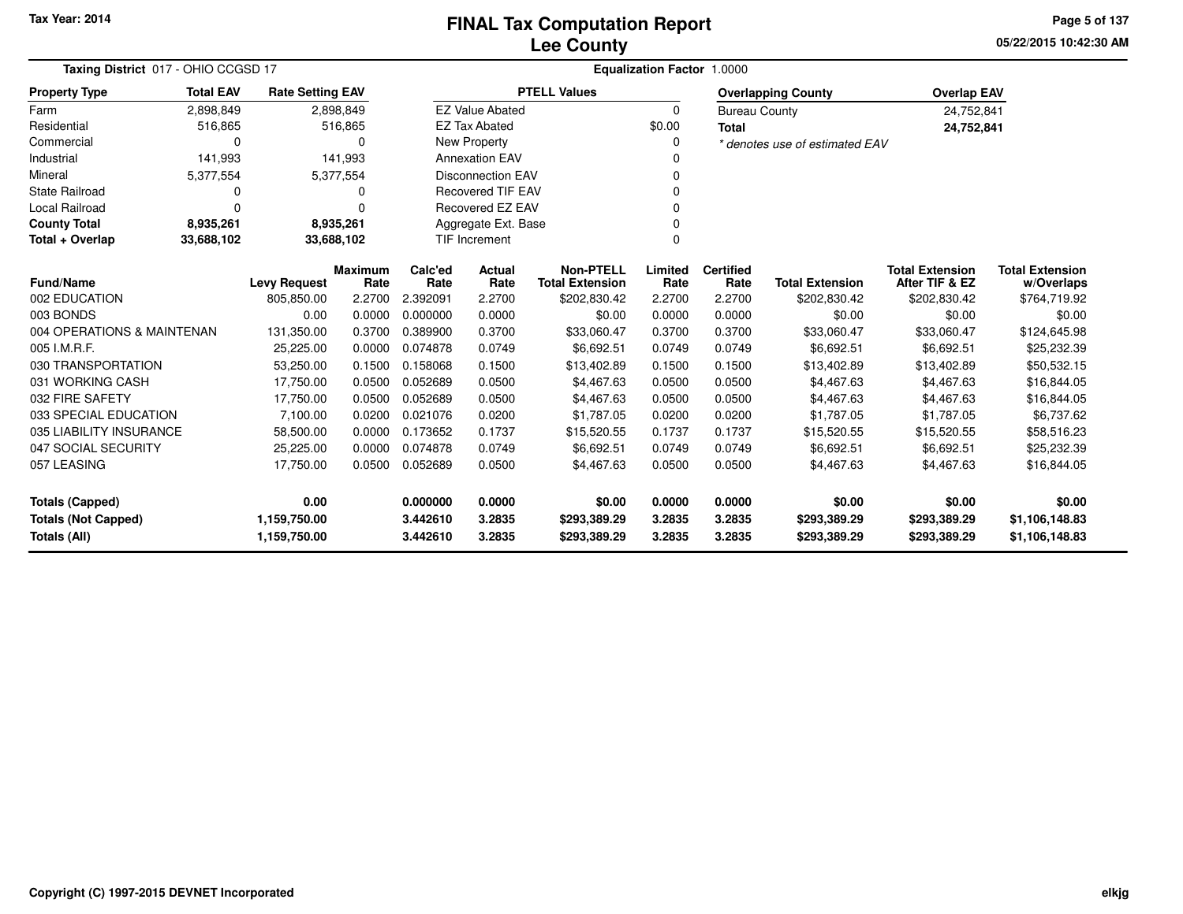Tax Year: 2014

# FINAL Tax Computation Report
## Lee County

05/22/2015 10:42:30 AM

**Taxing District** 017 - OHIO CCGSD 17 **Equalization Factor** 1.0000

| Property Type | Total EAV | Rate Setting EAV |
|---|---|---|
| Farm | 2,898,849 | 2,898,849 |
| Residential | 516,865 | 516,865 |
| Commercial | 0 | 0 |
| Industrial | 141,993 | 141,993 |
| Mineral | 5,377,554 | 5,377,554 |
| State Railroad | 0 | 0 |
| Local Railroad | 0 | 0 |
| **County Total** | **8,935,261** | **8,935,261** |
| **Total + Overlap** | **33,688,102** | **33,688,102** |

| PTELL Values | |
|---|---|
| EZ Value Abated | 0 |
| EZ Tax Abated | $0.00 |
| New Property | 0 |
| Annexation EAV | 0 |
| Disconnection EAV | 0 |
| Recovered TIF EAV | 0 |
| Recovered EZ EAV | 0 |
| Aggregate Ext. Base | 0 |
| TIF Increment | 0 |

| Overlapping County | Overlap EAV |
|---|---|
| Bureau County | 24,752,841 |
| **Total** | **24,752,841** |

*\* denotes use of estimated EAV*

| Fund/Name | Levy Request | Maximum Rate | Calc'ed Rate | Actual Rate | Non-PTELL Total Extension | Limited Rate | Certified Rate | Total Extension | Total Extension After TIF & EZ | Total Extension w/Overlaps |
|---|---|---|---|---|---|---|---|---|---|---|
| 002 EDUCATION | 805,850.00 | 2.2700 | 2.392091 | 2.2700 | $202,830.42 | 2.2700 | 2.2700 | $202,830.42 | $202,830.42 | $764,719.92 |
| 003 BONDS | 0.00 | 0.0000 | 0.000000 | 0.0000 | $0.00 | 0.0000 | 0.0000 | $0.00 | $0.00 | $0.00 |
| 004 OPERATIONS & MAINTENAN | 131,350.00 | 0.3700 | 0.389900 | 0.3700 | $33,060.47 | 0.3700 | 0.3700 | $33,060.47 | $33,060.47 | $124,645.98 |
| 005 I.M.R.F. | 25,225.00 | 0.0000 | 0.074878 | 0.0749 | $6,692.51 | 0.0749 | 0.0749 | $6,692.51 | $6,692.51 | $25,232.39 |
| 030 TRANSPORTATION | 53,250.00 | 0.1500 | 0.158068 | 0.1500 | $13,402.89 | 0.1500 | 0.1500 | $13,402.89 | $13,402.89 | $50,532.15 |
| 031 WORKING CASH | 17,750.00 | 0.0500 | 0.052689 | 0.0500 | $4,467.63 | 0.0500 | 0.0500 | $4,467.63 | $4,467.63 | $16,844.05 |
| 032 FIRE SAFETY | 17,750.00 | 0.0500 | 0.052689 | 0.0500 | $4,467.63 | 0.0500 | 0.0500 | $4,467.63 | $4,467.63 | $16,844.05 |
| 033 SPECIAL EDUCATION | 7,100.00 | 0.0200 | 0.021076 | 0.0200 | $1,787.05 | 0.0200 | 0.0200 | $1,787.05 | $1,787.05 | $6,737.62 |
| 035 LIABILITY INSURANCE | 58,500.00 | 0.0000 | 0.173652 | 0.1737 | $15,520.55 | 0.1737 | 0.1737 | $15,520.55 | $15,520.55 | $58,516.23 |
| 047 SOCIAL SECURITY | 25,225.00 | 0.0000 | 0.074878 | 0.0749 | $6,692.51 | 0.0749 | 0.0749 | $6,692.51 | $6,692.51 | $25,232.39 |
| 057 LEASING | 17,750.00 | 0.0500 | 0.052689 | 0.0500 | $4,467.63 | 0.0500 | 0.0500 | $4,467.63 | $4,467.63 | $16,844.05 |
| **Totals (Capped)** | **0.00** | | **0.000000** | **0.0000** | **$0.00** | **0.0000** | **0.0000** | **$0.00** | **$0.00** | **$0.00** |
| **Totals (Not Capped)** | **1,159,750.00** | | **3.442610** | **3.2835** | **$293,389.29** | **3.2835** | **3.2835** | **$293,389.29** | **$293,389.29** | **$1,106,148.83** |
| **Totals (All)** | **1,159,750.00** | | **3.442610** | **3.2835** | **$293,389.29** | **3.2835** | **3.2835** | **$293,389.29** | **$293,389.29** | **$1,106,148.83** |

Copyright (C) 1997-2015 DEVNET Incorporated

elkjg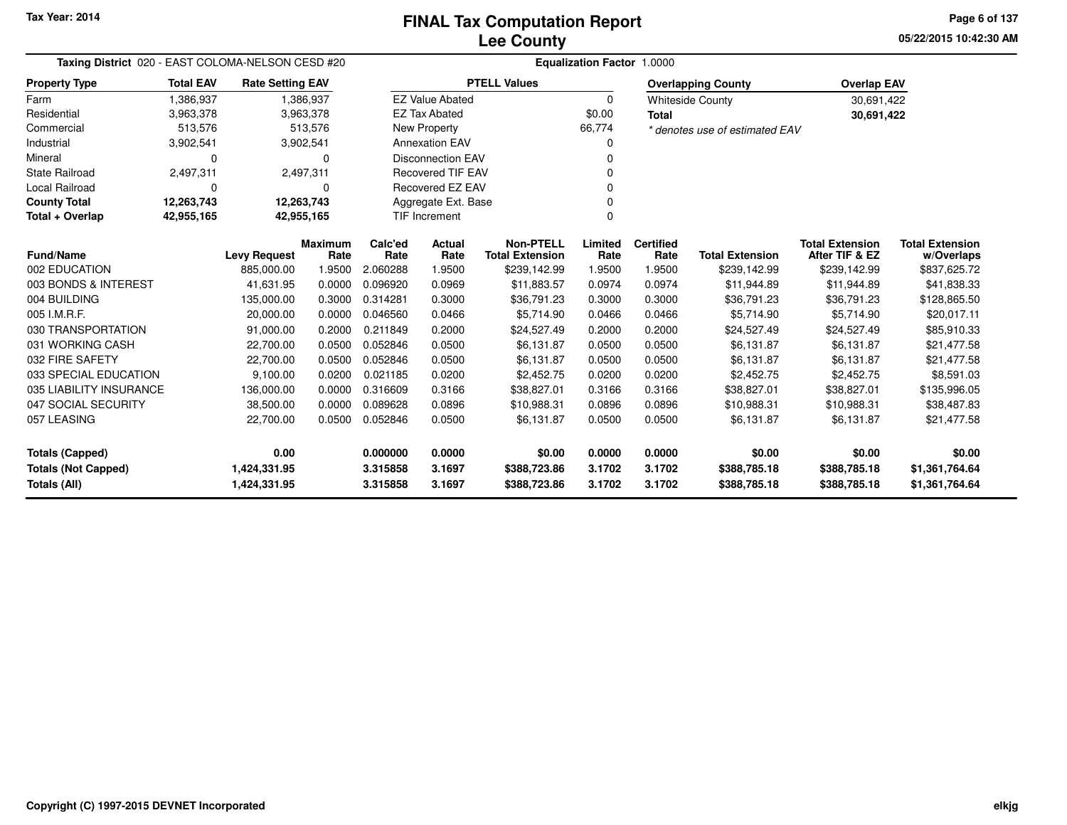Tax Year: 2014

# FINAL Tax Computation Report
## Lee County

05/22/2015 10:42:30 AM

**Taxing District** 020 - EAST COLOMA-NELSON CESD #20 | **Equalization Factor** 1.0000

| Property Type | Total EAV | Rate Setting EAV |
|---|---|---|
| Farm | 1,386,937 | 1,386,937 |
| Residential | 3,963,378 | 3,963,378 |
| Commercial | 513,576 | 513,576 |
| Industrial | 3,902,541 | 3,902,541 |
| Mineral | 0 | 0 |
| State Railroad | 2,497,311 | 2,497,311 |
| Local Railroad | 0 | 0 |
| **County Total** | **12,263,743** | **12,263,743** |
| **Total + Overlap** | **42,955,165** | **42,955,165** |

| PTELL Values | |
|---|---|
| EZ Value Abated | 0 |
| EZ Tax Abated | $0.00 |
| New Property | 66,774 |
| Annexation EAV | 0 |
| Disconnection EAV | 0 |
| Recovered TIF EAV | 0 |
| Recovered EZ EAV | 0 |
| Aggregate Ext. Base | 0 |
| TIF Increment | 0 |

| Overlapping County | Overlap EAV |
|---|---|
| Whiteside County | 30,691,422 |
| **Total** | **30,691,422** |

*\* denotes use of estimated EAV*

| Fund/Name | Levy Request | Maximum Rate | Calc'ed Rate | Actual Rate | Non-PTELL Total Extension | Limited Rate | Certified Rate | Total Extension | Total Extension After TIF & EZ | Total Extension w/Overlaps |
|---|---|---|---|---|---|---|---|---|---|---|
| 002 EDUCATION | 885,000.00 | 1.9500 | 2.060288 | 1.9500 | $239,142.99 | 1.9500 | 1.9500 | $239,142.99 | $239,142.99 | $837,625.72 |
| 003 BONDS & INTEREST | 41,631.95 | 0.0000 | 0.096920 | 0.0969 | $11,883.57 | 0.0974 | 0.0974 | $11,944.89 | $11,944.89 | $41,838.33 |
| 004 BUILDING | 135,000.00 | 0.3000 | 0.314281 | 0.3000 | $36,791.23 | 0.3000 | 0.3000 | $36,791.23 | $36,791.23 | $128,865.50 |
| 005 I.M.R.F. | 20,000.00 | 0.0000 | 0.046560 | 0.0466 | $5,714.90 | 0.0466 | 0.0466 | $5,714.90 | $5,714.90 | $20,017.11 |
| 030 TRANSPORTATION | 91,000.00 | 0.2000 | 0.211849 | 0.2000 | $24,527.49 | 0.2000 | 0.2000 | $24,527.49 | $24,527.49 | $85,910.33 |
| 031 WORKING CASH | 22,700.00 | 0.0500 | 0.052846 | 0.0500 | $6,131.87 | 0.0500 | 0.0500 | $6,131.87 | $6,131.87 | $21,477.58 |
| 032 FIRE SAFETY | 22,700.00 | 0.0500 | 0.052846 | 0.0500 | $6,131.87 | 0.0500 | 0.0500 | $6,131.87 | $6,131.87 | $21,477.58 |
| 033 SPECIAL EDUCATION | 9,100.00 | 0.0200 | 0.021185 | 0.0200 | $2,452.75 | 0.0200 | 0.0200 | $2,452.75 | $2,452.75 | $8,591.03 |
| 035 LIABILITY INSURANCE | 136,000.00 | 0.0000 | 0.316609 | 0.3166 | $38,827.01 | 0.3166 | 0.3166 | $38,827.01 | $38,827.01 | $135,996.05 |
| 047 SOCIAL SECURITY | 38,500.00 | 0.0000 | 0.089628 | 0.0896 | $10,988.31 | 0.0896 | 0.0896 | $10,988.31 | $10,988.31 | $38,487.83 |
| 057 LEASING | 22,700.00 | 0.0500 | 0.052846 | 0.0500 | $6,131.87 | 0.0500 | 0.0500 | $6,131.87 | $6,131.87 | $21,477.58 |
| **Totals (Capped)** | **0.00** | | **0.000000** | **0.0000** | **$0.00** | **0.0000** | **0.0000** | **$0.00** | **$0.00** | **$0.00** |
| **Totals (Not Capped)** | **1,424,331.95** | | **3.315858** | **3.1697** | **$388,723.86** | **3.1702** | **3.1702** | **$388,785.18** | **$388,785.18** | **$1,361,764.64** |
| **Totals (All)** | **1,424,331.95** | | **3.315858** | **3.1697** | **$388,723.86** | **3.1702** | **3.1702** | **$388,785.18** | **$388,785.18** | **$1,361,764.64** |

Copyright (C) 1997-2015 DEVNET Incorporated

elkjg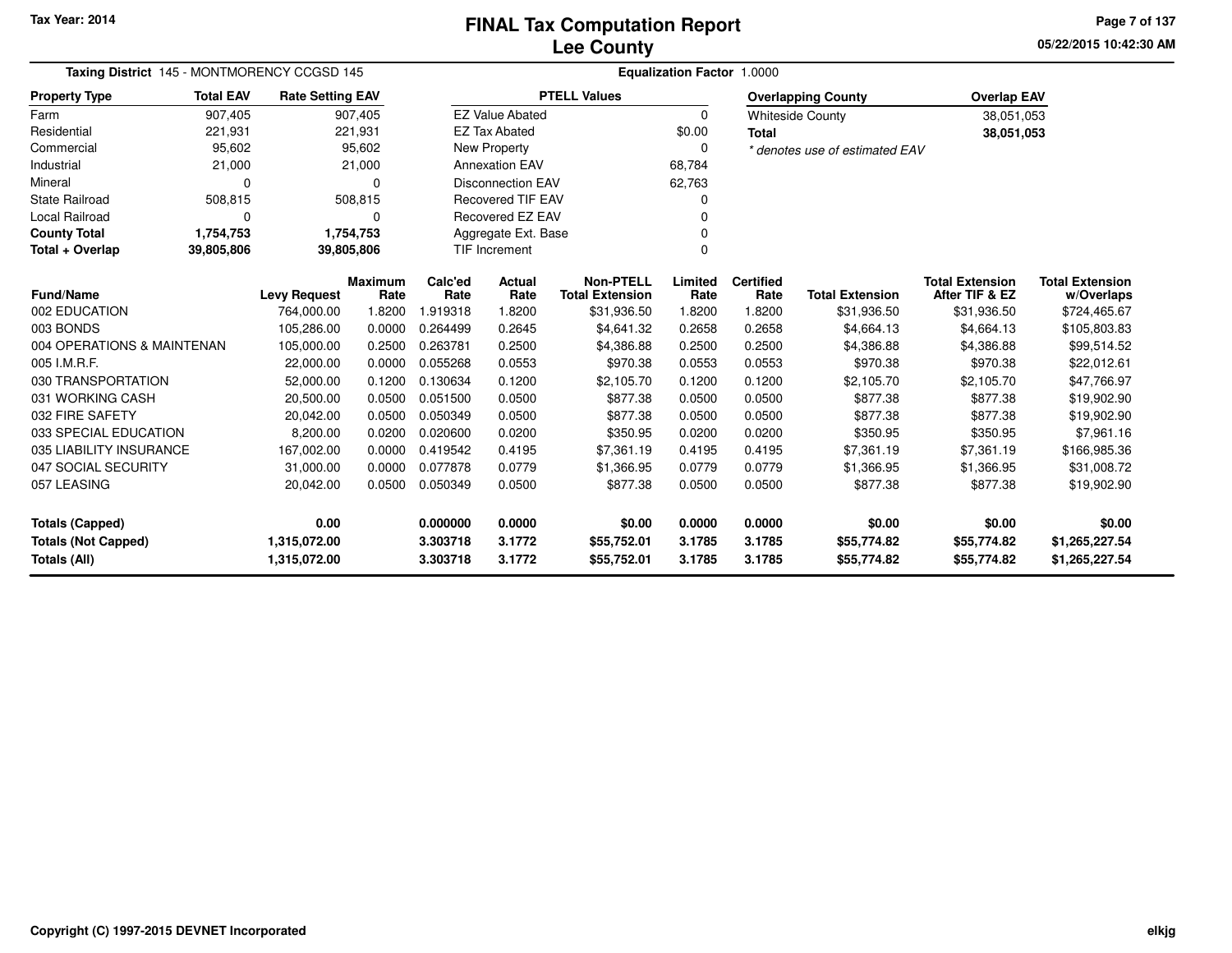Tax Year: 2014

# FINAL Tax Computation Report
## Lee County

05/22/2015 10:42:30 AM

**Taxing District** 145 - MONTMORENCY CCGSD 145 **Equalization Factor** 1.0000

| Property Type | Total EAV | Rate Setting EAV |
|---|---|---|
| Farm | 907,405 | 907,405 |
| Residential | 221,931 | 221,931 |
| Commercial | 95,602 | 95,602 |
| Industrial | 21,000 | 21,000 |
| Mineral | 0 | 0 |
| State Railroad | 508,815 | 508,815 |
| Local Railroad | 0 | 0 |
| **County Total** | **1,754,753** | **1,754,753** |
| **Total + Overlap** | **39,805,806** | **39,805,806** |

| PTELL Values | |
|---|---|
| EZ Value Abated | 0 |
| EZ Tax Abated | $0.00 |
| New Property | 0 |
| Annexation EAV | 68,784 |
| Disconnection EAV | 62,763 |
| Recovered TIF EAV | 0 |
| Recovered EZ EAV | 0 |
| Aggregate Ext. Base | 0 |
| TIF Increment | 0 |

| Overlapping County | Overlap EAV |
|---|---|
| Whiteside County | 38,051,053 |
| **Total** | **38,051,053** |

*\* denotes use of estimated EAV*

| Fund/Name | Levy Request | Maximum Rate | Calc'ed Rate | Actual Rate | Non-PTELL Total Extension | Limited Rate | Certified Rate | Total Extension | Total Extension After TIF & EZ | Total Extension w/Overlaps |
|---|---|---|---|---|---|---|---|---|---|---|
| 002 EDUCATION | 764,000.00 | 1.8200 | 1.919318 | 1.8200 | $31,936.50 | 1.8200 | 1.8200 | $31,936.50 | $31,936.50 | $724,465.67 |
| 003 BONDS | 105,286.00 | 0.0000 | 0.264499 | 0.2645 | $4,641.32 | 0.2658 | 0.2658 | $4,664.13 | $4,664.13 | $105,803.83 |
| 004 OPERATIONS & MAINTENAN | 105,000.00 | 0.2500 | 0.263781 | 0.2500 | $4,386.88 | 0.2500 | 0.2500 | $4,386.88 | $4,386.88 | $99,514.52 |
| 005 I.M.R.F. | 22,000.00 | 0.0000 | 0.055268 | 0.0553 | $970.38 | 0.0553 | 0.0553 | $970.38 | $970.38 | $22,012.61 |
| 030 TRANSPORTATION | 52,000.00 | 0.1200 | 0.130634 | 0.1200 | $2,105.70 | 0.1200 | 0.1200 | $2,105.70 | $2,105.70 | $47,766.97 |
| 031 WORKING CASH | 20,500.00 | 0.0500 | 0.051500 | 0.0500 | $877.38 | 0.0500 | 0.0500 | $877.38 | $877.38 | $19,902.90 |
| 032 FIRE SAFETY | 20,042.00 | 0.0500 | 0.050349 | 0.0500 | $877.38 | 0.0500 | 0.0500 | $877.38 | $877.38 | $19,902.90 |
| 033 SPECIAL EDUCATION | 8,200.00 | 0.0200 | 0.020600 | 0.0200 | $350.95 | 0.0200 | 0.0200 | $350.95 | $350.95 | $7,961.16 |
| 035 LIABILITY INSURANCE | 167,002.00 | 0.0000 | 0.419542 | 0.4195 | $7,361.19 | 0.4195 | 0.4195 | $7,361.19 | $7,361.19 | $166,985.36 |
| 047 SOCIAL SECURITY | 31,000.00 | 0.0000 | 0.077878 | 0.0779 | $1,366.95 | 0.0779 | 0.0779 | $1,366.95 | $1,366.95 | $31,008.72 |
| 057 LEASING | 20,042.00 | 0.0500 | 0.050349 | 0.0500 | $877.38 | 0.0500 | 0.0500 | $877.38 | $877.38 | $19,902.90 |
| **Totals (Capped)** | **0.00** | | **0.000000** | **0.0000** | **$0.00** | **0.0000** | **0.0000** | **$0.00** | **$0.00** | **$0.00** |
| **Totals (Not Capped)** | **1,315,072.00** | | **3.303718** | **3.1772** | **$55,752.01** | **3.1785** | **3.1785** | **$55,774.82** | **$55,774.82** | **$1,265,227.54** |
| **Totals (All)** | **1,315,072.00** | | **3.303718** | **3.1772** | **$55,752.01** | **3.1785** | **3.1785** | **$55,774.82** | **$55,774.82** | **$1,265,227.54** |

Copyright (C) 1997-2015 DEVNET Incorporated

elkjg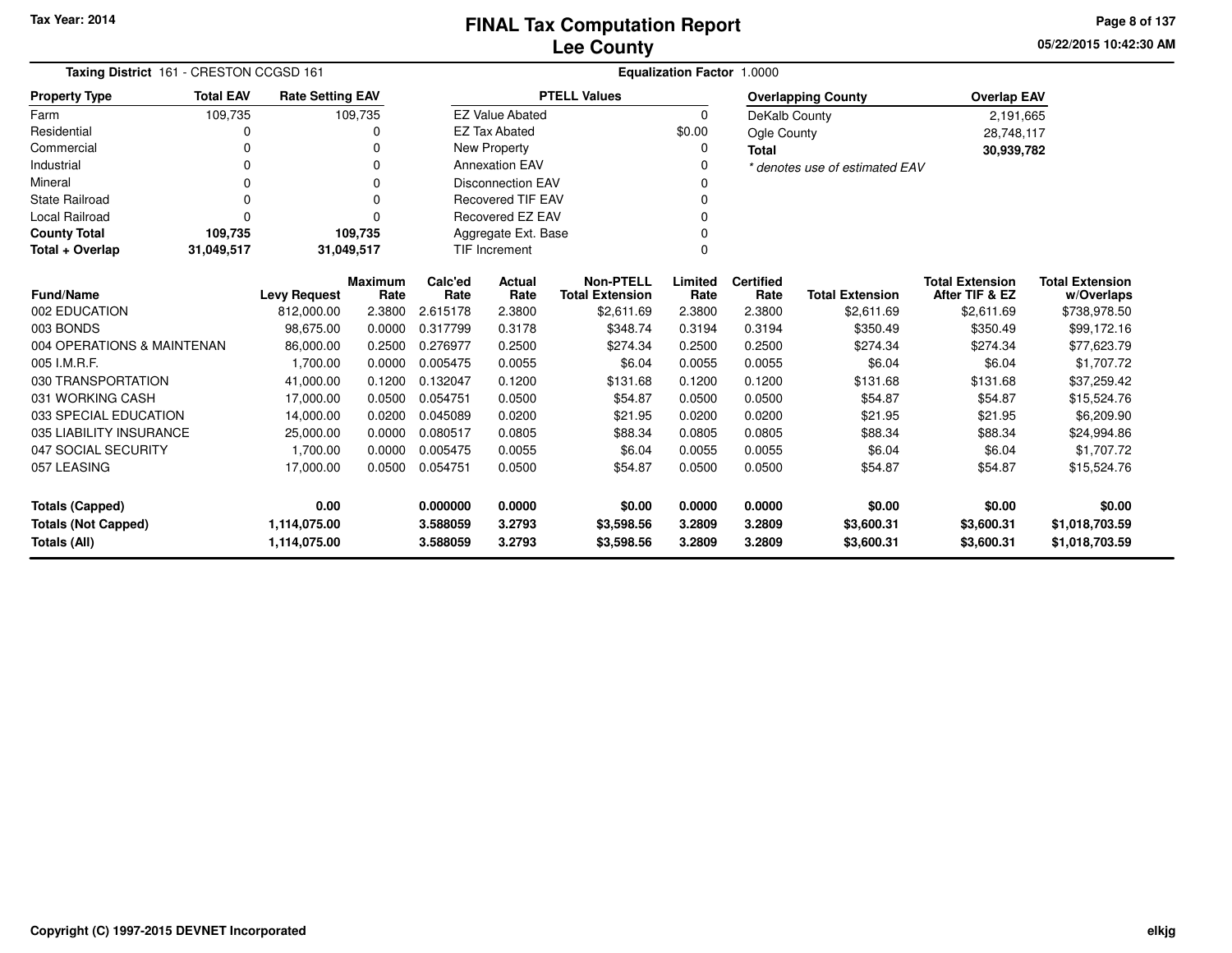Tax Year: 2014

# FINAL Tax Computation Report
## Lee County

05/22/2015 10:42:30 AM

**Taxing District** 161 - CRESTON CCGSD 161 **Equalization Factor** 1.0000

| Property Type | Total EAV | Rate Setting EAV |
|---|---|---|
| Farm | 109,735 | 109,735 |
| Residential | 0 | 0 |
| Commercial | 0 | 0 |
| Industrial | 0 | 0 |
| Mineral | 0 | 0 |
| State Railroad | 0 | 0 |
| Local Railroad | 0 | 0 |
| **County Total** | **109,735** | **109,735** |
| **Total + Overlap** | **31,049,517** | **31,049,517** |

| PTELL Values | |
|---|---|
| EZ Value Abated | 0 |
| EZ Tax Abated | $0.00 |
| New Property | 0 |
| Annexation EAV | 0 |
| Disconnection EAV | 0 |
| Recovered TIF EAV | 0 |
| Recovered EZ EAV | 0 |
| Aggregate Ext. Base | 0 |
| TIF Increment | 0 |

| Overlapping County | Overlap EAV |
|---|---|
| DeKalb County | 2,191,665 |
| Ogle County | 28,748,117 |
| **Total** | **30,939,782** |

*\* denotes use of estimated EAV*

| Fund/Name | Levy Request | Maximum Rate | Calc'ed Rate | Actual Rate | Non-PTELL Total Extension | Limited Rate | Certified Rate | Total Extension | Total Extension After TIF & EZ | Total Extension w/Overlaps |
|---|---|---|---|---|---|---|---|---|---|---|
| 002 EDUCATION | 812,000.00 | 2.3800 | 2.615178 | 2.3800 | $2,611.69 | 2.3800 | 2.3800 | $2,611.69 | $2,611.69 | $738,978.50 |
| 003 BONDS | 98,675.00 | 0.0000 | 0.317799 | 0.3178 | $348.74 | 0.3194 | 0.3194 | $350.49 | $350.49 | $99,172.16 |
| 004 OPERATIONS & MAINTENAN | 86,000.00 | 0.2500 | 0.276977 | 0.2500 | $274.34 | 0.2500 | 0.2500 | $274.34 | $274.34 | $77,623.79 |
| 005 I.M.R.F. | 1,700.00 | 0.0000 | 0.005475 | 0.0055 | $6.04 | 0.0055 | 0.0055 | $6.04 | $6.04 | $1,707.72 |
| 030 TRANSPORTATION | 41,000.00 | 0.1200 | 0.132047 | 0.1200 | $131.68 | 0.1200 | 0.1200 | $131.68 | $131.68 | $37,259.42 |
| 031 WORKING CASH | 17,000.00 | 0.0500 | 0.054751 | 0.0500 | $54.87 | 0.0500 | 0.0500 | $54.87 | $54.87 | $15,524.76 |
| 033 SPECIAL EDUCATION | 14,000.00 | 0.0200 | 0.045089 | 0.0200 | $21.95 | 0.0200 | 0.0200 | $21.95 | $21.95 | $6,209.90 |
| 035 LIABILITY INSURANCE | 25,000.00 | 0.0000 | 0.080517 | 0.0805 | $88.34 | 0.0805 | 0.0805 | $88.34 | $88.34 | $24,994.86 |
| 047 SOCIAL SECURITY | 1,700.00 | 0.0000 | 0.005475 | 0.0055 | $6.04 | 0.0055 | 0.0055 | $6.04 | $6.04 | $1,707.72 |
| 057 LEASING | 17,000.00 | 0.0500 | 0.054751 | 0.0500 | $54.87 | 0.0500 | 0.0500 | $54.87 | $54.87 | $15,524.76 |
| **Totals (Capped)** | **0.00** | | **0.000000** | **0.0000** | **$0.00** | **0.0000** | **0.0000** | **$0.00** | **$0.00** | **$0.00** |
| **Totals (Not Capped)** | **1,114,075.00** | | **3.588059** | **3.2793** | **$3,598.56** | **3.2809** | **3.2809** | **$3,600.31** | **$3,600.31** | **$1,018,703.59** |
| **Totals (All)** | **1,114,075.00** | | **3.588059** | **3.2793** | **$3,598.56** | **3.2809** | **3.2809** | **$3,600.31** | **$3,600.31** | **$1,018,703.59** |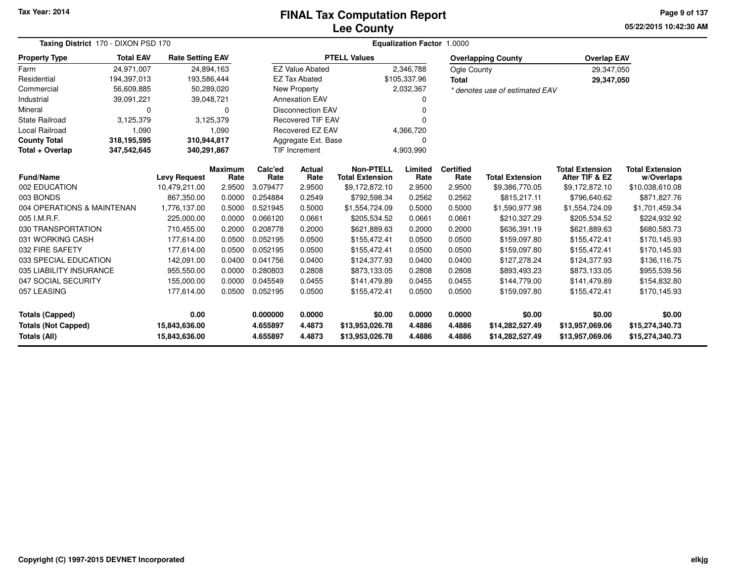Tax Year: 2014

# FINAL Tax Computation Report
## Lee County

05/22/2015 10:42:30 AM

**Taxing District** 170 - DIXON PSD 170 | **Equalization Factor** 1.0000

| Property Type | Total EAV | Rate Setting EAV |
|---|---|---|
| Farm | 24,971,007 | 24,894,163 |
| Residential | 194,397,013 | 193,586,444 |
| Commercial | 56,609,885 | 50,289,020 |
| Industrial | 39,091,221 | 39,048,721 |
| Mineral | 0 | 0 |
| State Railroad | 3,125,379 | 3,125,379 |
| Local Railroad | 1,090 | 1,090 |
| **County Total** | **318,195,595** | **310,944,817** |
| **Total + Overlap** | **347,542,645** | **340,291,867** |

| PTELL Values | |
|---|---|
| EZ Value Abated | 2,346,788 |
| EZ Tax Abated | $105,337.96 |
| New Property | 2,032,367 |
| Annexation EAV | 0 |
| Disconnection EAV | 0 |
| Recovered TIF EAV | 0 |
| Recovered EZ EAV | 4,366,720 |
| Aggregate Ext. Base | 0 |
| TIF Increment | 4,903,990 |

| Overlapping County | Overlap EAV |
|---|---|
| Ogle County | 29,347,050 |
| **Total** | **29,347,050** |

*\* denotes use of estimated EAV*

| Fund/Name | Levy Request | Maximum Rate | Calc'ed Rate | Actual Rate | Non-PTELL Total Extension | Limited Rate | Certified Rate | Total Extension | Total Extension After TIF & EZ | Total Extension w/Overlaps |
|---|---|---|---|---|---|---|---|---|---|---|
| 002 EDUCATION | 10,479,211.00 | 2.9500 | 3.079477 | 2.9500 | $9,172,872.10 | 2.9500 | 2.9500 | $9,386,770.05 | $9,172,872.10 | $10,038,610.08 |
| 003 BONDS | 867,350.00 | 0.0000 | 0.254884 | 0.2549 | $792,598.34 | 0.2562 | 0.2562 | $815,217.11 | $796,640.62 | $871,827.76 |
| 004 OPERATIONS & MAINTENAN | 1,776,137.00 | 0.5000 | 0.521945 | 0.5000 | $1,554,724.09 | 0.5000 | 0.5000 | $1,590,977.98 | $1,554,724.09 | $1,701,459.34 |
| 005 I.M.R.F. | 225,000.00 | 0.0000 | 0.066120 | 0.0661 | $205,534.52 | 0.0661 | 0.0661 | $210,327.29 | $205,534.52 | $224,932.92 |
| 030 TRANSPORTATION | 710,455.00 | 0.2000 | 0.208778 | 0.2000 | $621,889.63 | 0.2000 | 0.2000 | $636,391.19 | $621,889.63 | $680,583.73 |
| 031 WORKING CASH | 177,614.00 | 0.0500 | 0.052195 | 0.0500 | $155,472.41 | 0.0500 | 0.0500 | $159,097.80 | $155,472.41 | $170,145.93 |
| 032 FIRE SAFETY | 177,614.00 | 0.0500 | 0.052195 | 0.0500 | $155,472.41 | 0.0500 | 0.0500 | $159,097.80 | $155,472.41 | $170,145.93 |
| 033 SPECIAL EDUCATION | 142,091.00 | 0.0400 | 0.041756 | 0.0400 | $124,377.93 | 0.0400 | 0.0400 | $127,278.24 | $124,377.93 | $136,116.75 |
| 035 LIABILITY INSURANCE | 955,550.00 | 0.0000 | 0.280803 | 0.2808 | $873,133.05 | 0.2808 | 0.2808 | $893,493.23 | $873,133.05 | $955,539.56 |
| 047 SOCIAL SECURITY | 155,000.00 | 0.0000 | 0.045549 | 0.0455 | $141,479.89 | 0.0455 | 0.0455 | $144,779.00 | $141,479.89 | $154,832.80 |
| 057 LEASING | 177,614.00 | 0.0500 | 0.052195 | 0.0500 | $155,472.41 | 0.0500 | 0.0500 | $159,097.80 | $155,472.41 | $170,145.93 |
| **Totals (Capped)** | **0.00** | | **0.000000** | **0.0000** | **$0.00** | **0.0000** | **0.0000** | **$0.00** | **$0.00** | **$0.00** |
| **Totals (Not Capped)** | **15,843,636.00** | | **4.655897** | **4.4873** | **$13,953,026.78** | **4.4886** | **4.4886** | **$14,282,527.49** | **$13,957,069.06** | **$15,274,340.73** |
| **Totals (All)** | **15,843,636.00** | | **4.655897** | **4.4873** | **$13,953,026.78** | **4.4886** | **4.4886** | **$14,282,527.49** | **$13,957,069.06** | **$15,274,340.73** |

Copyright (C) 1997-2015 DEVNET Incorporated

elkjg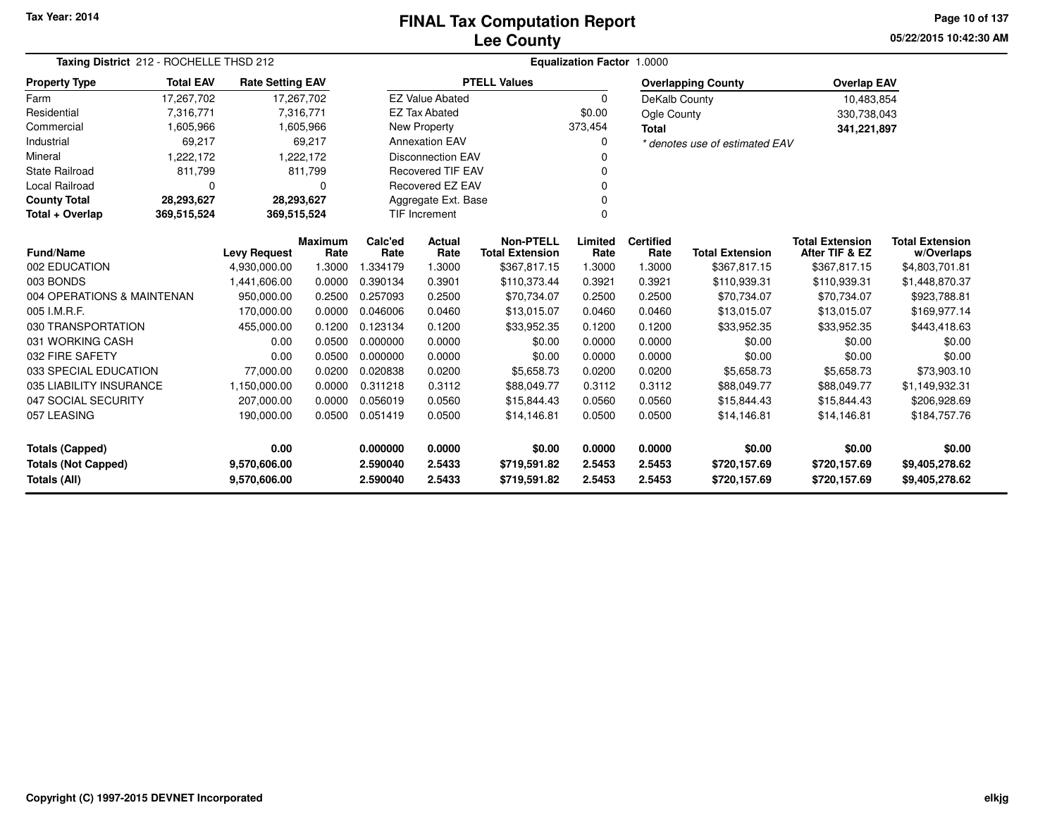Tax Year: 2014

# FINAL Tax Computation Report
## Lee County

05/22/2015 10:42:30 AM

**Taxing District** 212 - ROCHELLE THSD 212 — **Equalization Factor** 1.0000

| Property Type | Total EAV | Rate Setting EAV |
|---|---|---|
| Farm | 17,267,702 | 17,267,702 |
| Residential | 7,316,771 | 7,316,771 |
| Commercial | 1,605,966 | 1,605,966 |
| Industrial | 69,217 | 69,217 |
| Mineral | 1,222,172 | 1,222,172 |
| State Railroad | 811,799 | 811,799 |
| Local Railroad | 0 | 0 |
| **County Total** | **28,293,627** | **28,293,627** |
| **Total + Overlap** | **369,515,524** | **369,515,524** |

| PTELL Values | |
|---|---|
| EZ Value Abated | 0 |
| EZ Tax Abated | $0.00 |
| New Property | 373,454 |
| Annexation EAV | 0 |
| Disconnection EAV | 0 |
| Recovered TIF EAV | 0 |
| Recovered EZ EAV | 0 |
| Aggregate Ext. Base | 0 |
| TIF Increment | 0 |

| Overlapping County | Overlap EAV |
|---|---|
| DeKalb County | 10,483,854 |
| Ogle County | 330,738,043 |
| **Total** | **341,221,897** |

*\* denotes use of estimated EAV*

| Fund/Name | Levy Request | Maximum Rate | Calc'ed Rate | Actual Rate | Non-PTELL Total Extension | Limited Rate | Certified Rate | Total Extension | Total Extension After TIF & EZ | Total Extension w/Overlaps |
|---|---|---|---|---|---|---|---|---|---|---|
| 002 EDUCATION | 4,930,000.00 | 1.3000 | 1.334179 | 1.3000 | $367,817.15 | 1.3000 | 1.3000 | $367,817.15 | $367,817.15 | $4,803,701.81 |
| 003 BONDS | 1,441,606.00 | 0.0000 | 0.390134 | 0.3901 | $110,373.44 | 0.3921 | 0.3921 | $110,939.31 | $110,939.31 | $1,448,870.37 |
| 004 OPERATIONS & MAINTENAN | 950,000.00 | 0.2500 | 0.257093 | 0.2500 | $70,734.07 | 0.2500 | 0.2500 | $70,734.07 | $70,734.07 | $923,788.81 |
| 005 I.M.R.F. | 170,000.00 | 0.0000 | 0.046006 | 0.0460 | $13,015.07 | 0.0460 | 0.0460 | $13,015.07 | $13,015.07 | $169,977.14 |
| 030 TRANSPORTATION | 455,000.00 | 0.1200 | 0.123134 | 0.1200 | $33,952.35 | 0.1200 | 0.1200 | $33,952.35 | $33,952.35 | $443,418.63 |
| 031 WORKING CASH | 0.00 | 0.0500 | 0.000000 | 0.0000 | $0.00 | 0.0000 | 0.0000 | $0.00 | $0.00 | $0.00 |
| 032 FIRE SAFETY | 0.00 | 0.0500 | 0.000000 | 0.0000 | $0.00 | 0.0000 | 0.0000 | $0.00 | $0.00 | $0.00 |
| 033 SPECIAL EDUCATION | 77,000.00 | 0.0200 | 0.020838 | 0.0200 | $5,658.73 | 0.0200 | 0.0200 | $5,658.73 | $5,658.73 | $73,903.10 |
| 035 LIABILITY INSURANCE | 1,150,000.00 | 0.0000 | 0.311218 | 0.3112 | $88,049.77 | 0.3112 | 0.3112 | $88,049.77 | $88,049.77 | $1,149,932.31 |
| 047 SOCIAL SECURITY | 207,000.00 | 0.0000 | 0.056019 | 0.0560 | $15,844.43 | 0.0560 | 0.0560 | $15,844.43 | $15,844.43 | $206,928.69 |
| 057 LEASING | 190,000.00 | 0.0500 | 0.051419 | 0.0500 | $14,146.81 | 0.0500 | 0.0500 | $14,146.81 | $14,146.81 | $184,757.76 |
| **Totals (Capped)** | **0.00** | | **0.000000** | **0.0000** | **$0.00** | **0.0000** | **0.0000** | **$0.00** | **$0.00** | **$0.00** |
| **Totals (Not Capped)** | **9,570,606.00** | | **2.590040** | **2.5433** | **$719,591.82** | **2.5453** | **2.5453** | **$720,157.69** | **$720,157.69** | **$9,405,278.62** |
| **Totals (All)** | **9,570,606.00** | | **2.590040** | **2.5433** | **$719,591.82** | **2.5453** | **2.5453** | **$720,157.69** | **$720,157.69** | **$9,405,278.62** |

Copyright (C) 1997-2015 DEVNET Incorporated

elkjg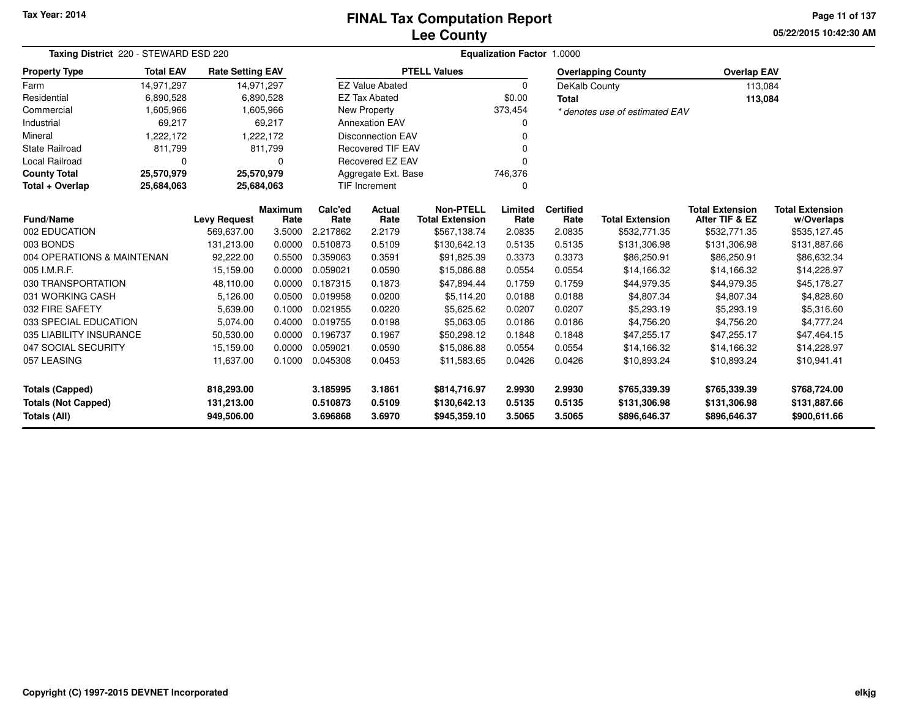Tax Year: 2014

# FINAL Tax Computation Report
## Lee County

05/22/2015 10:42:30 AM

**Taxing District** 220 - STEWARD ESD 220 **Equalization Factor** 1.0000

| Property Type | Total EAV | Rate Setting EAV |
|---|---|---|
| Farm | 14,971,297 | 14,971,297 |
| Residential | 6,890,528 | 6,890,528 |
| Commercial | 1,605,966 | 1,605,966 |
| Industrial | 69,217 | 69,217 |
| Mineral | 1,222,172 | 1,222,172 |
| State Railroad | 811,799 | 811,799 |
| Local Railroad | 0 | 0 |
| **County Total** | **25,570,979** | **25,570,979** |
| **Total + Overlap** | **25,684,063** | **25,684,063** |

| PTELL Values | |
|---|---|
| EZ Value Abated | 0 |
| EZ Tax Abated | $0.00 |
| New Property | 373,454 |
| Annexation EAV | 0 |
| Disconnection EAV | 0 |
| Recovered TIF EAV | 0 |
| Recovered EZ EAV | 0 |
| Aggregate Ext. Base | 746,376 |
| TIF Increment | 0 |

| Overlapping County | Overlap EAV |
|---|---|
| DeKalb County | 113,084 |
| **Total** | **113,084** |

*\* denotes use of estimated EAV*

| Fund/Name | Levy Request | Maximum Rate | Calc'ed Rate | Actual Rate | Non-PTELL Total Extension | Limited Rate | Certified Rate | Total Extension | Total Extension After TIF & EZ | Total Extension w/Overlaps |
|---|---|---|---|---|---|---|---|---|---|---|
| 002 EDUCATION | 569,637.00 | 3.5000 | 2.217862 | 2.2179 | $567,138.74 | 2.0835 | 2.0835 | $532,771.35 | $532,771.35 | $535,127.45 |
| 003 BONDS | 131,213.00 | 0.0000 | 0.510873 | 0.5109 | $130,642.13 | 0.5135 | 0.5135 | $131,306.98 | $131,306.98 | $131,887.66 |
| 004 OPERATIONS & MAINTENAN | 92,222.00 | 0.5500 | 0.359063 | 0.3591 | $91,825.39 | 0.3373 | 0.3373 | $86,250.91 | $86,250.91 | $86,632.34 |
| 005 I.M.R.F. | 15,159.00 | 0.0000 | 0.059021 | 0.0590 | $15,086.88 | 0.0554 | 0.0554 | $14,166.32 | $14,166.32 | $14,228.97 |
| 030 TRANSPORTATION | 48,110.00 | 0.0000 | 0.187315 | 0.1873 | $47,894.44 | 0.1759 | 0.1759 | $44,979.35 | $44,979.35 | $45,178.27 |
| 031 WORKING CASH | 5,126.00 | 0.0500 | 0.019958 | 0.0200 | $5,114.20 | 0.0188 | 0.0188 | $4,807.34 | $4,807.34 | $4,828.60 |
| 032 FIRE SAFETY | 5,639.00 | 0.1000 | 0.021955 | 0.0220 | $5,625.62 | 0.0207 | 0.0207 | $5,293.19 | $5,293.19 | $5,316.60 |
| 033 SPECIAL EDUCATION | 5,074.00 | 0.4000 | 0.019755 | 0.0198 | $5,063.05 | 0.0186 | 0.0186 | $4,756.20 | $4,756.20 | $4,777.24 |
| 035 LIABILITY INSURANCE | 50,530.00 | 0.0000 | 0.196737 | 0.1967 | $50,298.12 | 0.1848 | 0.1848 | $47,255.17 | $47,255.17 | $47,464.15 |
| 047 SOCIAL SECURITY | 15,159.00 | 0.0000 | 0.059021 | 0.0590 | $15,086.88 | 0.0554 | 0.0554 | $14,166.32 | $14,166.32 | $14,228.97 |
| 057 LEASING | 11,637.00 | 0.1000 | 0.045308 | 0.0453 | $11,583.65 | 0.0426 | 0.0426 | $10,893.24 | $10,893.24 | $10,941.41 |
| **Totals (Capped)** | **818,293.00** | | **3.185995** | **3.1861** | **$814,716.97** | **2.9930** | **2.9930** | **$765,339.39** | **$765,339.39** | **$768,724.00** |
| **Totals (Not Capped)** | **131,213.00** | | **0.510873** | **0.5109** | **$130,642.13** | **0.5135** | **0.5135** | **$131,306.98** | **$131,306.98** | **$131,887.66** |
| **Totals (All)** | **949,506.00** | | **3.696868** | **3.6970** | **$945,359.10** | **3.5065** | **3.5065** | **$896,646.37** | **$896,646.37** | **$900,611.66** |

Copyright (C) 1997-2015 DEVNET Incorporated elkjg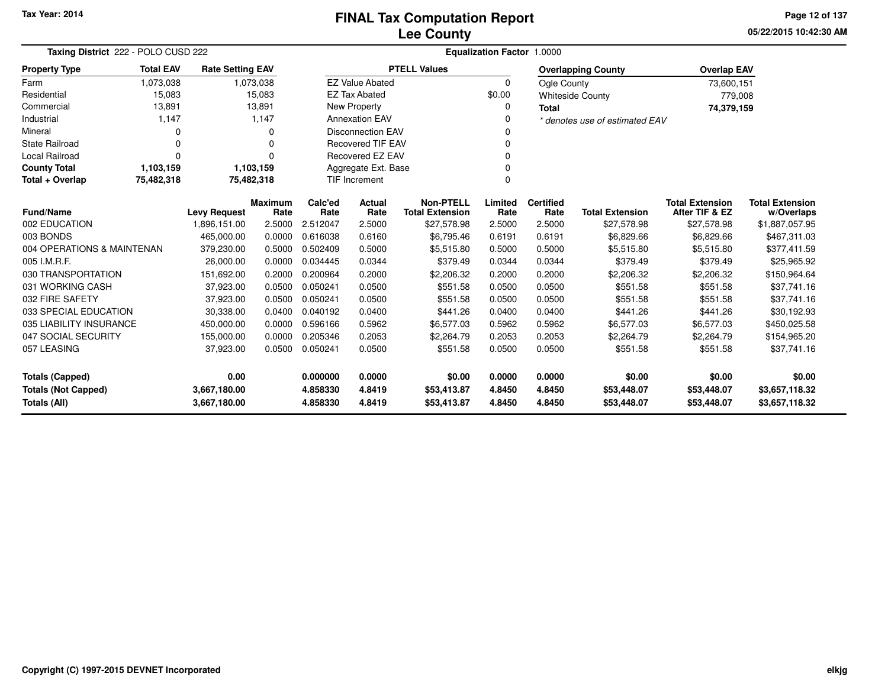Tax Year: 2014

# FINAL Tax Computation Report
## Lee County

05/22/2015 10:42:30 AM

**Taxing District** 222 - POLO CUSD 222 | **Equalization Factor** 1.0000

| Property Type | Total EAV | Rate Setting EAV |
|---|---|---|
| Farm | 1,073,038 | 1,073,038 |
| Residential | 15,083 | 15,083 |
| Commercial | 13,891 | 13,891 |
| Industrial | 1,147 | 1,147 |
| Mineral | 0 | 0 |
| State Railroad | 0 | 0 |
| Local Railroad | 0 | 0 |
| **County Total** | **1,103,159** | **1,103,159** |
| **Total + Overlap** | **75,482,318** | **75,482,318** |

| PTELL Values | |
|---|---|
| EZ Value Abated | 0 |
| EZ Tax Abated | $0.00 |
| New Property | 0 |
| Annexation EAV | 0 |
| Disconnection EAV | 0 |
| Recovered TIF EAV | 0 |
| Recovered EZ EAV | 0 |
| Aggregate Ext. Base | 0 |
| TIF Increment | 0 |

| Overlapping County | Overlap EAV |
|---|---|
| Ogle County | 73,600,151 |
| Whiteside County | 779,008 |
| **Total** | **74,379,159** |

*\* denotes use of estimated EAV*

| Fund/Name | Levy Request | Maximum Rate | Calc'ed Rate | Actual Rate | Non-PTELL Total Extension | Limited Rate | Certified Rate | Total Extension | Total Extension After TIF & EZ | Total Extension w/Overlaps |
|---|---|---|---|---|---|---|---|---|---|---|
| 002 EDUCATION | 1,896,151.00 | 2.5000 | 2.512047 | 2.5000 | $27,578.98 | 2.5000 | 2.5000 | $27,578.98 | $27,578.98 | $1,887,057.95 |
| 003 BONDS | 465,000.00 | 0.0000 | 0.616038 | 0.6160 | $6,795.46 | 0.6191 | 0.6191 | $6,829.66 | $6,829.66 | $467,311.03 |
| 004 OPERATIONS & MAINTENAN | 379,230.00 | 0.5000 | 0.502409 | 0.5000 | $5,515.80 | 0.5000 | 0.5000 | $5,515.80 | $5,515.80 | $377,411.59 |
| 005 I.M.R.F. | 26,000.00 | 0.0000 | 0.034445 | 0.0344 | $379.49 | 0.0344 | 0.0344 | $379.49 | $379.49 | $25,965.92 |
| 030 TRANSPORTATION | 151,692.00 | 0.2000 | 0.200964 | 0.2000 | $2,206.32 | 0.2000 | 0.2000 | $2,206.32 | $2,206.32 | $150,964.64 |
| 031 WORKING CASH | 37,923.00 | 0.0500 | 0.050241 | 0.0500 | $551.58 | 0.0500 | 0.0500 | $551.58 | $551.58 | $37,741.16 |
| 032 FIRE SAFETY | 37,923.00 | 0.0500 | 0.050241 | 0.0500 | $551.58 | 0.0500 | 0.0500 | $551.58 | $551.58 | $37,741.16 |
| 033 SPECIAL EDUCATION | 30,338.00 | 0.0400 | 0.040192 | 0.0400 | $441.26 | 0.0400 | 0.0400 | $441.26 | $441.26 | $30,192.93 |
| 035 LIABILITY INSURANCE | 450,000.00 | 0.0000 | 0.596166 | 0.5962 | $6,577.03 | 0.5962 | 0.5962 | $6,577.03 | $6,577.03 | $450,025.58 |
| 047 SOCIAL SECURITY | 155,000.00 | 0.0000 | 0.205346 | 0.2053 | $2,264.79 | 0.2053 | 0.2053 | $2,264.79 | $2,264.79 | $154,965.20 |
| 057 LEASING | 37,923.00 | 0.0500 | 0.050241 | 0.0500 | $551.58 | 0.0500 | 0.0500 | $551.58 | $551.58 | $37,741.16 |
| **Totals (Capped)** | **0.00** | | **0.000000** | **0.0000** | **$0.00** | **0.0000** | **0.0000** | **$0.00** | **$0.00** | **$0.00** |
| **Totals (Not Capped)** | **3,667,180.00** | | **4.858330** | **4.8419** | **$53,413.87** | **4.8450** | **4.8450** | **$53,448.07** | **$53,448.07** | **$3,657,118.32** |
| **Totals (All)** | **3,667,180.00** | | **4.858330** | **4.8419** | **$53,413.87** | **4.8450** | **4.8450** | **$53,448.07** | **$53,448.07** | **$3,657,118.32** |

Copyright (C) 1997-2015 DEVNET Incorporated

elkjg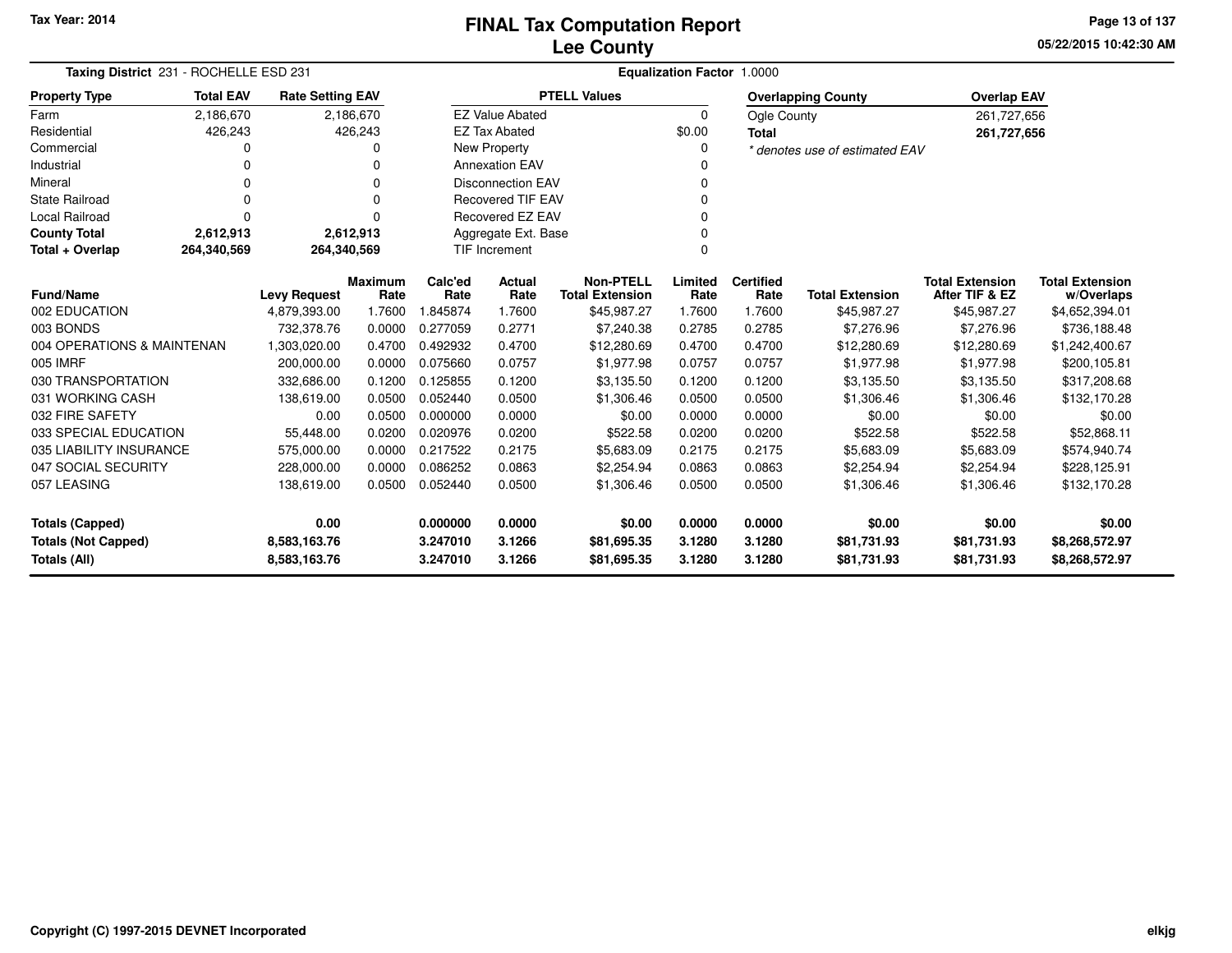Tax Year: 2014

# FINAL Tax Computation Report
## Lee County

05/22/2015 10:42:30 AM

**Taxing District** 231 - ROCHELLE ESD 231 **Equalization Factor** 1.0000

| Property Type | Total EAV | Rate Setting EAV |
|---|---|---|
| Farm | 2,186,670 | 2,186,670 |
| Residential | 426,243 | 426,243 |
| Commercial | 0 | 0 |
| Industrial | 0 | 0 |
| Mineral | 0 | 0 |
| State Railroad | 0 | 0 |
| Local Railroad | 0 | 0 |
| **County Total** | **2,612,913** | **2,612,913** |
| **Total + Overlap** | **264,340,569** | **264,340,569** |

| PTELL Values | |
|---|---|
| EZ Value Abated | 0 |
| EZ Tax Abated | $0.00 |
| New Property | 0 |
| Annexation EAV | 0 |
| Disconnection EAV | 0 |
| Recovered TIF EAV | 0 |
| Recovered EZ EAV | 0 |
| Aggregate Ext. Base | 0 |
| TIF Increment | 0 |

| Overlapping County | Overlap EAV |
|---|---|
| Ogle County | 261,727,656 |
| **Total** | **261,727,656** |

*\* denotes use of estimated EAV*

| Fund/Name | Levy Request | Maximum Rate | Calc'ed Rate | Actual Rate | Non-PTELL Total Extension | Limited Rate | Certified Rate | Total Extension | Total Extension After TIF & EZ | Total Extension w/Overlaps |
|---|---|---|---|---|---|---|---|---|---|---|
| 002 EDUCATION | 4,879,393.00 | 1.7600 | 1.845874 | 1.7600 | $45,987.27 | 1.7600 | 1.7600 | $45,987.27 | $45,987.27 | $4,652,394.01 |
| 003 BONDS | 732,378.76 | 0.0000 | 0.277059 | 0.2771 | $7,240.38 | 0.2785 | 0.2785 | $7,276.96 | $7,276.96 | $736,188.48 |
| 004 OPERATIONS & MAINTENAN | 1,303,020.00 | 0.4700 | 0.492932 | 0.4700 | $12,280.69 | 0.4700 | 0.4700 | $12,280.69 | $12,280.69 | $1,242,400.67 |
| 005 IMRF | 200,000.00 | 0.0000 | 0.075660 | 0.0757 | $1,977.98 | 0.0757 | 0.0757 | $1,977.98 | $1,977.98 | $200,105.81 |
| 030 TRANSPORTATION | 332,686.00 | 0.1200 | 0.125855 | 0.1200 | $3,135.50 | 0.1200 | 0.1200 | $3,135.50 | $3,135.50 | $317,208.68 |
| 031 WORKING CASH | 138,619.00 | 0.0500 | 0.052440 | 0.0500 | $1,306.46 | 0.0500 | 0.0500 | $1,306.46 | $1,306.46 | $132,170.28 |
| 032 FIRE SAFETY | 0.00 | 0.0500 | 0.000000 | 0.0000 | $0.00 | 0.0000 | 0.0000 | $0.00 | $0.00 | $0.00 |
| 033 SPECIAL EDUCATION | 55,448.00 | 0.0200 | 0.020976 | 0.0200 | $522.58 | 0.0200 | 0.0200 | $522.58 | $522.58 | $52,868.11 |
| 035 LIABILITY INSURANCE | 575,000.00 | 0.0000 | 0.217522 | 0.2175 | $5,683.09 | 0.2175 | 0.2175 | $5,683.09 | $5,683.09 | $574,940.74 |
| 047 SOCIAL SECURITY | 228,000.00 | 0.0000 | 0.086252 | 0.0863 | $2,254.94 | 0.0863 | 0.0863 | $2,254.94 | $2,254.94 | $228,125.91 |
| 057 LEASING | 138,619.00 | 0.0500 | 0.052440 | 0.0500 | $1,306.46 | 0.0500 | 0.0500 | $1,306.46 | $1,306.46 | $132,170.28 |
| **Totals (Capped)** | **0.00** | | **0.000000** | **0.0000** | **$0.00** | **0.0000** | **0.0000** | **$0.00** | **$0.00** | **$0.00** |
| **Totals (Not Capped)** | **8,583,163.76** | | **3.247010** | **3.1266** | **$81,695.35** | **3.1280** | **3.1280** | **$81,731.93** | **$81,731.93** | **$8,268,572.97** |
| **Totals (All)** | **8,583,163.76** | | **3.247010** | **3.1266** | **$81,695.35** | **3.1280** | **3.1280** | **$81,731.93** | **$81,731.93** | **$8,268,572.97** |

Copyright (C) 1997-2015 DEVNET Incorporated

elkjg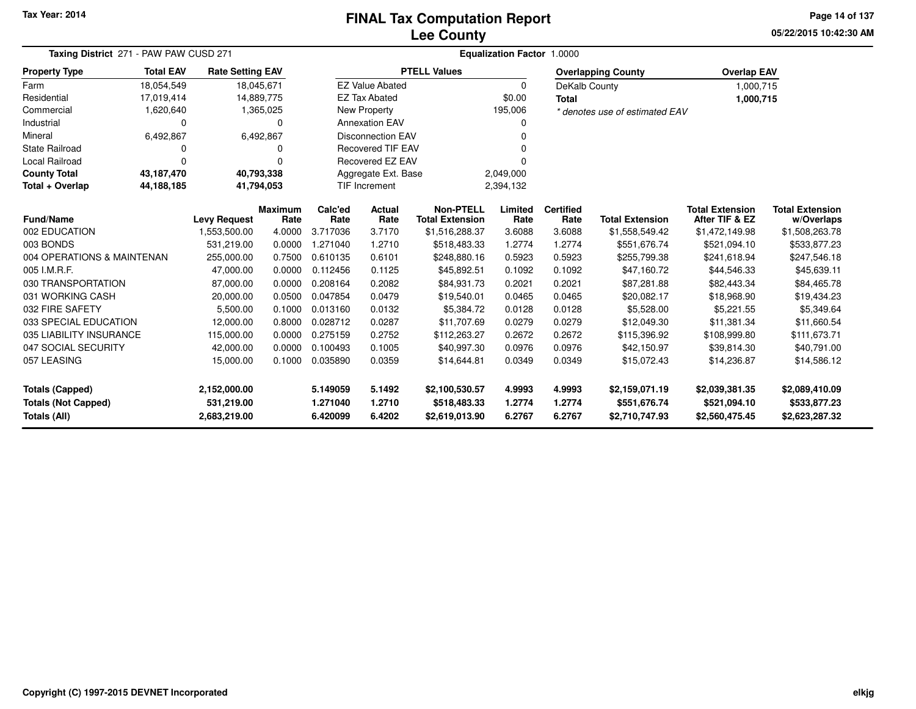Tax Year: 2014

# FINAL Tax Computation Report
## Lee County

05/22/2015 10:42:30 AM

**Taxing District** 271 - PAW PAW CUSD 271 **Equalization Factor** 1.0000

| Property Type | Total EAV | Rate Setting EAV |
|---|---|---|
| Farm | 18,054,549 | 18,045,671 |
| Residential | 17,019,414 | 14,889,775 |
| Commercial | 1,620,640 | 1,365,025 |
| Industrial | 0 | 0 |
| Mineral | 6,492,867 | 6,492,867 |
| State Railroad | 0 | 0 |
| Local Railroad | 0 | 0 |
| **County Total** | **43,187,470** | **40,793,338** |
| **Total + Overlap** | **44,188,185** | **41,794,053** |

| PTELL Values | |
|---|---|
| EZ Value Abated | 0 |
| EZ Tax Abated | $0.00 |
| New Property | 195,006 |
| Annexation EAV | 0 |
| Disconnection EAV | 0 |
| Recovered TIF EAV | 0 |
| Recovered EZ EAV | 0 |
| Aggregate Ext. Base | 2,049,000 |
| TIF Increment | 2,394,132 |

| Overlapping County | Overlap EAV |
|---|---|
| DeKalb County | 1,000,715 |
| **Total** | **1,000,715** |

*\* denotes use of estimated EAV*

| Fund/Name | Levy Request | Maximum Rate | Calc'ed Rate | Actual Rate | Non-PTELL Total Extension | Limited Rate | Certified Rate | Total Extension | Total Extension After TIF & EZ | Total Extension w/Overlaps |
|---|---|---|---|---|---|---|---|---|---|---|
| 002 EDUCATION | 1,553,500.00 | 4.0000 | 3.717036 | 3.7170 | $1,516,288.37 | 3.6088 | 3.6088 | $1,558,549.42 | $1,472,149.98 | $1,508,263.78 |
| 003 BONDS | 531,219.00 | 0.0000 | 1.271040 | 1.2710 | $518,483.33 | 1.2774 | 1.2774 | $551,676.74 | $521,094.10 | $533,877.23 |
| 004 OPERATIONS & MAINTENAN | 255,000.00 | 0.7500 | 0.610135 | 0.6101 | $248,880.16 | 0.5923 | 0.5923 | $255,799.38 | $241,618.94 | $247,546.18 |
| 005 I.M.R.F. | 47,000.00 | 0.0000 | 0.112456 | 0.1125 | $45,892.51 | 0.1092 | 0.1092 | $47,160.72 | $44,546.33 | $45,639.11 |
| 030 TRANSPORTATION | 87,000.00 | 0.0000 | 0.208164 | 0.2082 | $84,931.73 | 0.2021 | 0.2021 | $87,281.88 | $82,443.34 | $84,465.78 |
| 031 WORKING CASH | 20,000.00 | 0.0500 | 0.047854 | 0.0479 | $19,540.01 | 0.0465 | 0.0465 | $20,082.17 | $18,968.90 | $19,434.23 |
| 032 FIRE SAFETY | 5,500.00 | 0.1000 | 0.013160 | 0.0132 | $5,384.72 | 0.0128 | 0.0128 | $5,528.00 | $5,221.55 | $5,349.64 |
| 033 SPECIAL EDUCATION | 12,000.00 | 0.8000 | 0.028712 | 0.0287 | $11,707.69 | 0.0279 | 0.0279 | $12,049.30 | $11,381.34 | $11,660.54 |
| 035 LIABILITY INSURANCE | 115,000.00 | 0.0000 | 0.275159 | 0.2752 | $112,263.27 | 0.2672 | 0.2672 | $115,396.92 | $108,999.80 | $111,673.71 |
| 047 SOCIAL SECURITY | 42,000.00 | 0.0000 | 0.100493 | 0.1005 | $40,997.30 | 0.0976 | 0.0976 | $42,150.97 | $39,814.30 | $40,791.00 |
| 057 LEASING | 15,000.00 | 0.1000 | 0.035890 | 0.0359 | $14,644.81 | 0.0349 | 0.0349 | $15,072.43 | $14,236.87 | $14,586.12 |
| **Totals (Capped)** | **2,152,000.00** | | **5.149059** | **5.1492** | **$2,100,530.57** | **4.9993** | **4.9993** | **$2,159,071.19** | **$2,039,381.35** | **$2,089,410.09** |
| **Totals (Not Capped)** | **531,219.00** | | **1.271040** | **1.2710** | **$518,483.33** | **1.2774** | **1.2774** | **$551,676.74** | **$521,094.10** | **$533,877.23** |
| **Totals (All)** | **2,683,219.00** | | **6.420099** | **6.4202** | **$2,619,013.90** | **6.2767** | **6.2767** | **$2,710,747.93** | **$2,560,475.45** | **$2,623,287.32** |

Copyright (C) 1997-2015 DEVNET Incorporated

elkjg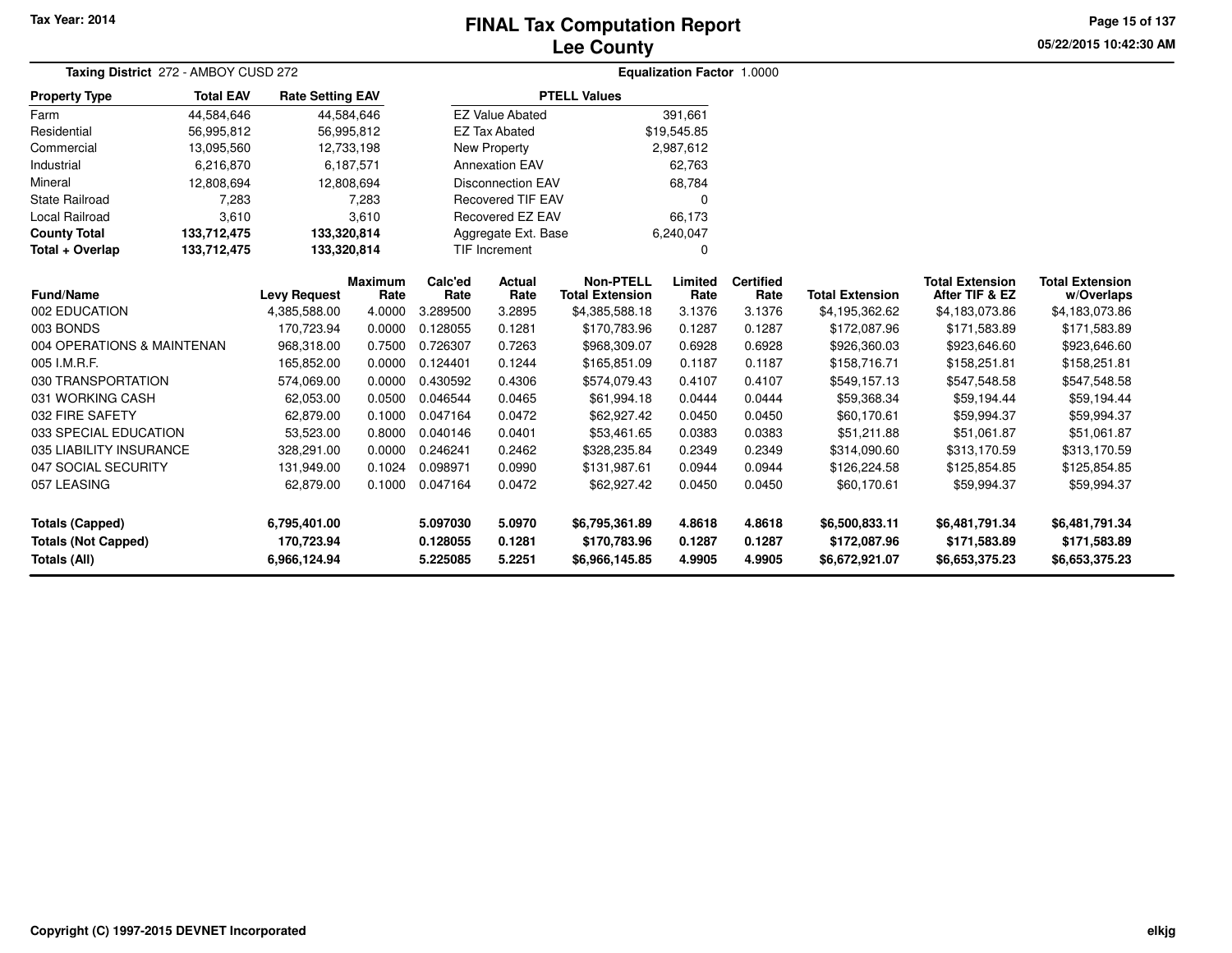# FINAL Tax Computation Report
## Lee County

Tax Year: 2014

05/22/2015 10:42:30 AM

**Taxing District** 272 - AMBOY CUSD 272

**Equalization Factor** 1.0000

| Property Type | Total EAV | Rate Setting EAV |
|---|---|---|
| Farm | 44,584,646 | 44,584,646 |
| Residential | 56,995,812 | 56,995,812 |
| Commercial | 13,095,560 | 12,733,198 |
| Industrial | 6,216,870 | 6,187,571 |
| Mineral | 12,808,694 | 12,808,694 |
| State Railroad | 7,283 | 7,283 |
| Local Railroad | 3,610 | 3,610 |
| **County Total** | **133,712,475** | **133,320,814** |
| **Total + Overlap** | **133,712,475** | **133,320,814** |

| PTELL Values | |
|---|---|
| EZ Value Abated | 391,661 |
| EZ Tax Abated | $19,545.85 |
| New Property | 2,987,612 |
| Annexation EAV | 62,763 |
| Disconnection EAV | 68,784 |
| Recovered TIF EAV | 0 |
| Recovered EZ EAV | 66,173 |
| Aggregate Ext. Base | 6,240,047 |
| TIF Increment | 0 |

| Fund/Name | Levy Request | Maximum Rate | Calc'ed Rate | Actual Rate | Non-PTELL Total Extension | Limited Rate | Certified Rate | Total Extension | Total Extension After TIF & EZ | Total Extension w/Overlaps |
|---|---|---|---|---|---|---|---|---|---|---|
| 002 EDUCATION | 4,385,588.00 | 4.0000 | 3.289500 | 3.2895 | $4,385,588.18 | 3.1376 | 3.1376 | $4,195,362.62 | $4,183,073.86 | $4,183,073.86 |
| 003 BONDS | 170,723.94 | 0.0000 | 0.128055 | 0.1281 | $170,783.96 | 0.1287 | 0.1287 | $172,087.96 | $171,583.89 | $171,583.89 |
| 004 OPERATIONS & MAINTENAN | 968,318.00 | 0.7500 | 0.726307 | 0.7263 | $968,309.07 | 0.6928 | 0.6928 | $926,360.03 | $923,646.60 | $923,646.60 |
| 005 I.M.R.F. | 165,852.00 | 0.0000 | 0.124401 | 0.1244 | $165,851.09 | 0.1187 | 0.1187 | $158,716.71 | $158,251.81 | $158,251.81 |
| 030 TRANSPORTATION | 574,069.00 | 0.0000 | 0.430592 | 0.4306 | $574,079.43 | 0.4107 | 0.4107 | $549,157.13 | $547,548.58 | $547,548.58 |
| 031 WORKING CASH | 62,053.00 | 0.0500 | 0.046544 | 0.0465 | $61,994.18 | 0.0444 | 0.0444 | $59,368.34 | $59,194.44 | $59,194.44 |
| 032 FIRE SAFETY | 62,879.00 | 0.1000 | 0.047164 | 0.0472 | $62,927.42 | 0.0450 | 0.0450 | $60,170.61 | $59,994.37 | $59,994.37 |
| 033 SPECIAL EDUCATION | 53,523.00 | 0.8000 | 0.040146 | 0.0401 | $53,461.65 | 0.0383 | 0.0383 | $51,211.88 | $51,061.87 | $51,061.87 |
| 035 LIABILITY INSURANCE | 328,291.00 | 0.0000 | 0.246241 | 0.2462 | $328,235.84 | 0.2349 | 0.2349 | $314,090.60 | $313,170.59 | $313,170.59 |
| 047 SOCIAL SECURITY | 131,949.00 | 0.1024 | 0.098971 | 0.0990 | $131,987.61 | 0.0944 | 0.0944 | $126,224.58 | $125,854.85 | $125,854.85 |
| 057 LEASING | 62,879.00 | 0.1000 | 0.047164 | 0.0472 | $62,927.42 | 0.0450 | 0.0450 | $60,170.61 | $59,994.37 | $59,994.37 |
| **Totals (Capped)** | **6,795,401.00** | | **5.097030** | **5.0970** | **$6,795,361.89** | **4.8618** | **4.8618** | **$6,500,833.11** | **$6,481,791.34** | **$6,481,791.34** |
| **Totals (Not Capped)** | **170,723.94** | | **0.128055** | **0.1281** | **$170,783.96** | **0.1287** | **0.1287** | **$172,087.96** | **$171,583.89** | **$171,583.89** |
| **Totals (All)** | **6,966,124.94** | | **5.225085** | **5.2251** | **$6,966,145.85** | **4.9905** | **4.9905** | **$6,672,921.07** | **$6,653,375.23** | **$6,653,375.23** |

Copyright (C) 1997-2015 DEVNET Incorporated

elkjg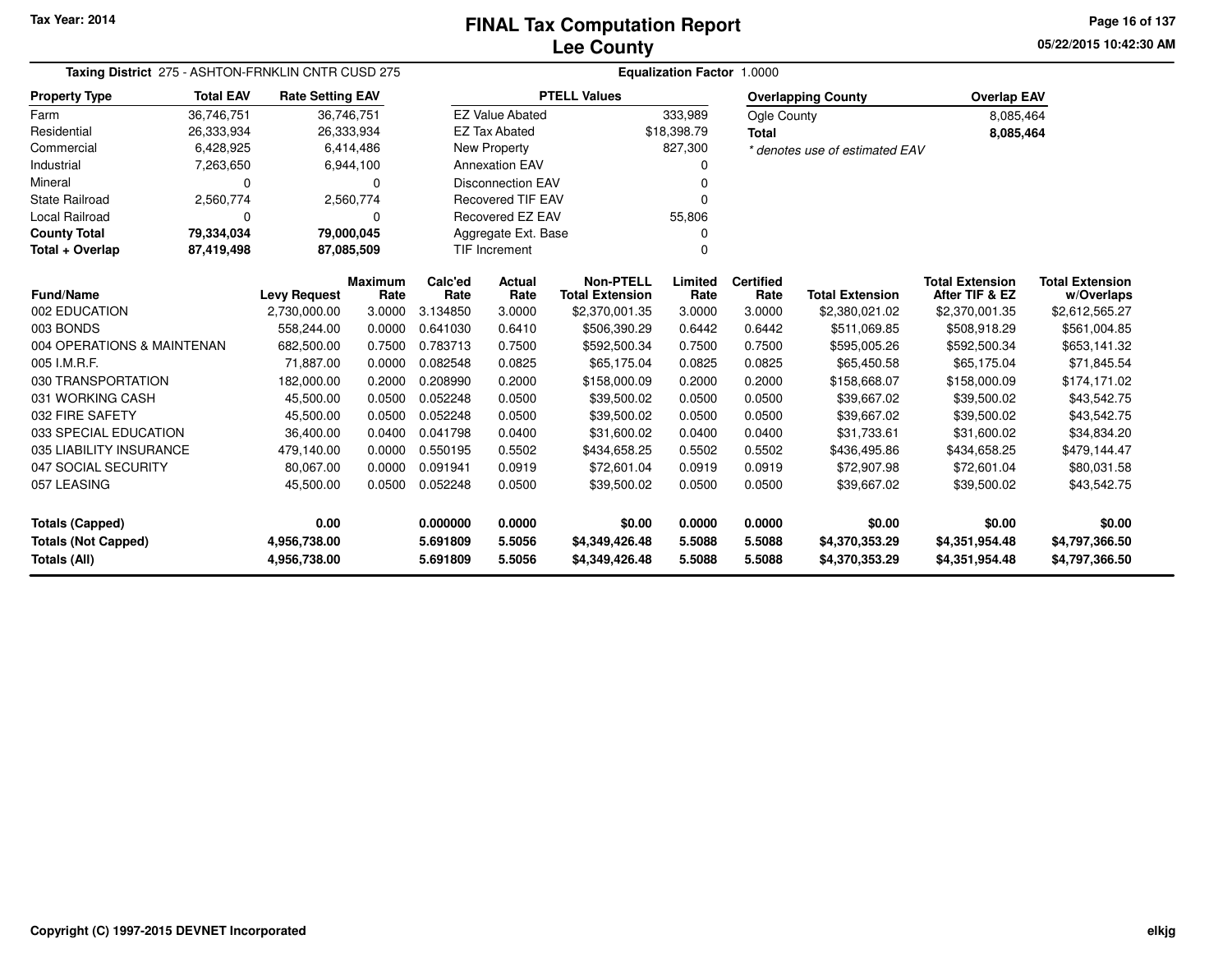Tax Year: 2014

# FINAL Tax Computation Report
## Lee County

05/22/2015 10:42:30 AM

**Taxing District** 275 - ASHTON-FRNKLIN CNTR CUSD 275 | **Equalization Factor** 1.0000

| Property Type | Total EAV | Rate Setting EAV |
|---|---|---|
| Farm | 36,746,751 | 36,746,751 |
| Residential | 26,333,934 | 26,333,934 |
| Commercial | 6,428,925 | 6,414,486 |
| Industrial | 7,263,650 | 6,944,100 |
| Mineral | 0 | 0 |
| State Railroad | 2,560,774 | 2,560,774 |
| Local Railroad | 0 | 0 |
| **County Total** | **79,334,034** | **79,000,045** |
| **Total + Overlap** | **87,419,498** | **87,085,509** |

| PTELL Values | |
|---|---|
| EZ Value Abated | 333,989 |
| EZ Tax Abated | $18,398.79 |
| New Property | 827,300 |
| Annexation EAV | 0 |
| Disconnection EAV | 0 |
| Recovered TIF EAV | 0 |
| Recovered EZ EAV | 55,806 |
| Aggregate Ext. Base | 0 |
| TIF Increment | 0 |

| Overlapping County | Overlap EAV |
|---|---|
| Ogle County | 8,085,464 |
| **Total** | **8,085,464** |

* denotes use of estimated EAV

| Fund/Name | Levy Request | Maximum Rate | Calc'ed Rate | Actual Rate | Non-PTELL Total Extension | Limited Rate | Certified Rate | Total Extension | Total Extension After TIF & EZ | Total Extension w/Overlaps |
|---|---|---|---|---|---|---|---|---|---|---|
| 002 EDUCATION | 2,730,000.00 | 3.0000 | 3.134850 | 3.0000 | $2,370,001.35 | 3.0000 | 3.0000 | $2,380,021.02 | $2,370,001.35 | $2,612,565.27 |
| 003 BONDS | 558,244.00 | 0.0000 | 0.641030 | 0.6410 | $506,390.29 | 0.6442 | 0.6442 | $511,069.85 | $508,918.29 | $561,004.85 |
| 004 OPERATIONS & MAINTENAN | 682,500.00 | 0.7500 | 0.783713 | 0.7500 | $592,500.34 | 0.7500 | 0.7500 | $595,005.26 | $592,500.34 | $653,141.32 |
| 005 I.M.R.F. | 71,887.00 | 0.0000 | 0.082548 | 0.0825 | $65,175.04 | 0.0825 | 0.0825 | $65,450.58 | $65,175.04 | $71,845.54 |
| 030 TRANSPORTATION | 182,000.00 | 0.2000 | 0.208990 | 0.2000 | $158,000.09 | 0.2000 | 0.2000 | $158,668.07 | $158,000.09 | $174,171.02 |
| 031 WORKING CASH | 45,500.00 | 0.0500 | 0.052248 | 0.0500 | $39,500.02 | 0.0500 | 0.0500 | $39,667.02 | $39,500.02 | $43,542.75 |
| 032 FIRE SAFETY | 45,500.00 | 0.0500 | 0.052248 | 0.0500 | $39,500.02 | 0.0500 | 0.0500 | $39,667.02 | $39,500.02 | $43,542.75 |
| 033 SPECIAL EDUCATION | 36,400.00 | 0.0400 | 0.041798 | 0.0400 | $31,600.02 | 0.0400 | 0.0400 | $31,733.61 | $31,600.02 | $34,834.20 |
| 035 LIABILITY INSURANCE | 479,140.00 | 0.0000 | 0.550195 | 0.5502 | $434,658.25 | 0.5502 | 0.5502 | $436,495.86 | $434,658.25 | $479,144.47 |
| 047 SOCIAL SECURITY | 80,067.00 | 0.0000 | 0.091941 | 0.0919 | $72,601.04 | 0.0919 | 0.0919 | $72,907.98 | $72,601.04 | $80,031.58 |
| 057 LEASING | 45,500.00 | 0.0500 | 0.052248 | 0.0500 | $39,500.02 | 0.0500 | 0.0500 | $39,667.02 | $39,500.02 | $43,542.75 |
| **Totals (Capped)** | **0.00** | | **0.000000** | **0.0000** | **$0.00** | **0.0000** | **0.0000** | **$0.00** | **$0.00** | **$0.00** |
| **Totals (Not Capped)** | **4,956,738.00** | | **5.691809** | **5.5056** | **$4,349,426.48** | **5.5088** | **5.5088** | **$4,370,353.29** | **$4,351,954.48** | **$4,797,366.50** |
| **Totals (All)** | **4,956,738.00** | | **5.691809** | **5.5056** | **$4,349,426.48** | **5.5088** | **5.5088** | **$4,370,353.29** | **$4,351,954.48** | **$4,797,366.50** |

Copyright (C) 1997-2015 DEVNET Incorporated

elkjg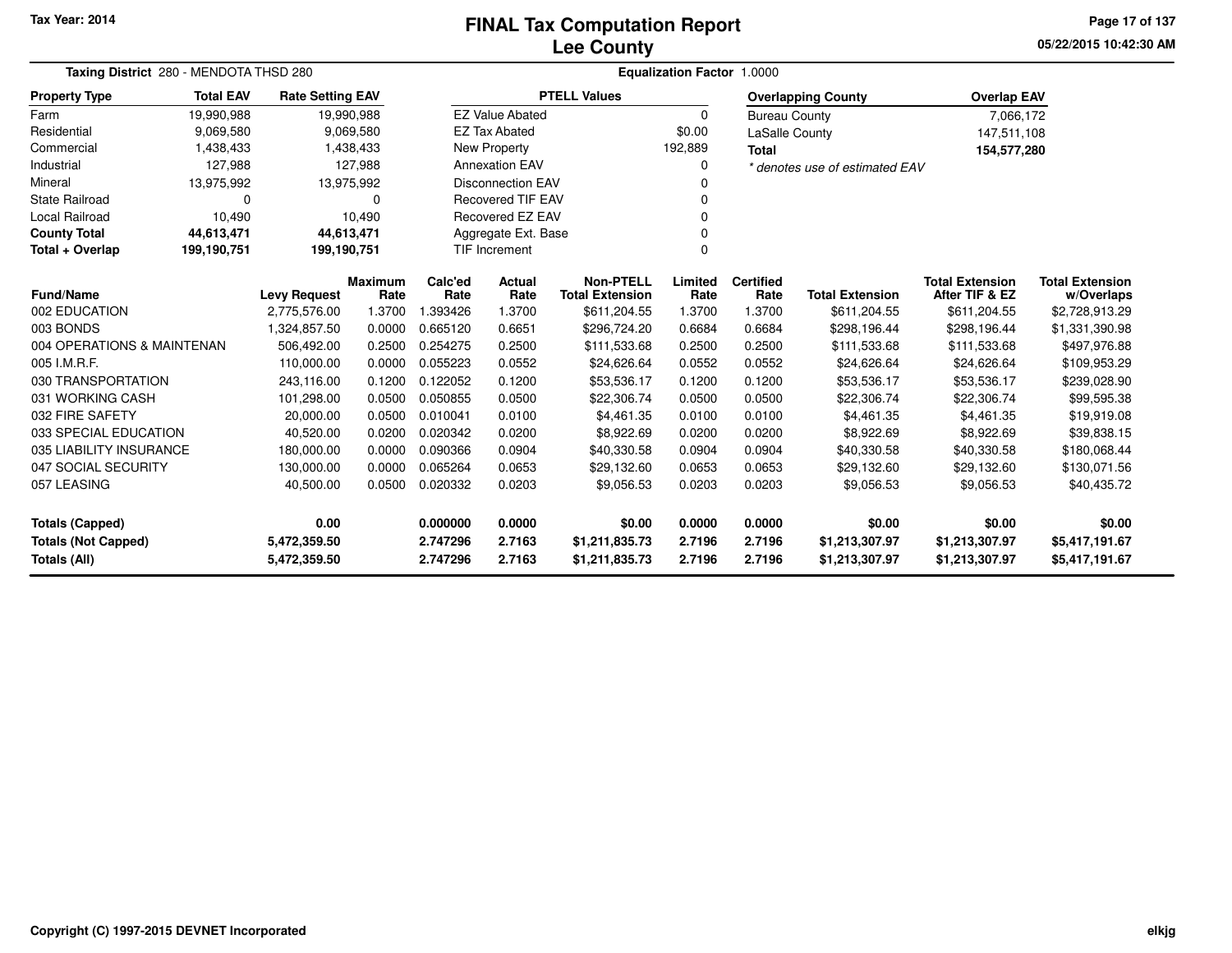Tax Year: 2014

# FINAL Tax Computation Report
## Lee County

05/22/2015 10:42:30 AM

**Taxing District** 280 - MENDOTA THSD 280 **Equalization Factor** 1.0000

| Property Type | Total EAV | Rate Setting EAV |
|---|---|---|
| Farm | 19,990,988 | 19,990,988 |
| Residential | 9,069,580 | 9,069,580 |
| Commercial | 1,438,433 | 1,438,433 |
| Industrial | 127,988 | 127,988 |
| Mineral | 13,975,992 | 13,975,992 |
| State Railroad | 0 | 0 |
| Local Railroad | 10,490 | 10,490 |
| **County Total** | **44,613,471** | **44,613,471** |
| **Total + Overlap** | **199,190,751** | **199,190,751** |

| PTELL Values | |
|---|---|
| EZ Value Abated | 0 |
| EZ Tax Abated | $0.00 |
| New Property | 192,889 |
| Annexation EAV | 0 |
| Disconnection EAV | 0 |
| Recovered TIF EAV | 0 |
| Recovered EZ EAV | 0 |
| Aggregate Ext. Base | 0 |
| TIF Increment | 0 |

| Overlapping County | Overlap EAV |
|---|---|
| Bureau County | 7,066,172 |
| LaSalle County | 147,511,108 |
| **Total** | **154,577,280** |

*\* denotes use of estimated EAV*

| Fund/Name | Levy Request | Maximum Rate | Calc'ed Rate | Actual Rate | Non-PTELL Total Extension | Limited Rate | Certified Rate | Total Extension | Total Extension After TIF & EZ | Total Extension w/Overlaps |
|---|---|---|---|---|---|---|---|---|---|---|
| 002 EDUCATION | 2,775,576.00 | 1.3700 | 1.393426 | 1.3700 | $611,204.55 | 1.3700 | 1.3700 | $611,204.55 | $611,204.55 | $2,728,913.29 |
| 003 BONDS | 1,324,857.50 | 0.0000 | 0.665120 | 0.6651 | $296,724.20 | 0.6684 | 0.6684 | $298,196.44 | $298,196.44 | $1,331,390.98 |
| 004 OPERATIONS & MAINTENAN | 506,492.00 | 0.2500 | 0.254275 | 0.2500 | $111,533.68 | 0.2500 | 0.2500 | $111,533.68 | $111,533.68 | $497,976.88 |
| 005 I.M.R.F. | 110,000.00 | 0.0000 | 0.055223 | 0.0552 | $24,626.64 | 0.0552 | 0.0552 | $24,626.64 | $24,626.64 | $109,953.29 |
| 030 TRANSPORTATION | 243,116.00 | 0.1200 | 0.122052 | 0.1200 | $53,536.17 | 0.1200 | 0.1200 | $53,536.17 | $53,536.17 | $239,028.90 |
| 031 WORKING CASH | 101,298.00 | 0.0500 | 0.050855 | 0.0500 | $22,306.74 | 0.0500 | 0.0500 | $22,306.74 | $22,306.74 | $99,595.38 |
| 032 FIRE SAFETY | 20,000.00 | 0.0500 | 0.010041 | 0.0100 | $4,461.35 | 0.0100 | 0.0100 | $4,461.35 | $4,461.35 | $19,919.08 |
| 033 SPECIAL EDUCATION | 40,520.00 | 0.0200 | 0.020342 | 0.0200 | $8,922.69 | 0.0200 | 0.0200 | $8,922.69 | $8,922.69 | $39,838.15 |
| 035 LIABILITY INSURANCE | 180,000.00 | 0.0000 | 0.090366 | 0.0904 | $40,330.58 | 0.0904 | 0.0904 | $40,330.58 | $40,330.58 | $180,068.44 |
| 047 SOCIAL SECURITY | 130,000.00 | 0.0000 | 0.065264 | 0.0653 | $29,132.60 | 0.0653 | 0.0653 | $29,132.60 | $29,132.60 | $130,071.56 |
| 057 LEASING | 40,500.00 | 0.0500 | 0.020332 | 0.0203 | $9,056.53 | 0.0203 | 0.0203 | $9,056.53 | $9,056.53 | $40,435.72 |
| **Totals (Capped)** | **0.00** | | **0.000000** | **0.0000** | **$0.00** | **0.0000** | **0.0000** | **$0.00** | **$0.00** | **$0.00** |
| **Totals (Not Capped)** | **5,472,359.50** | | **2.747296** | **2.7163** | **$1,211,835.73** | **2.7196** | **2.7196** | **$1,213,307.97** | **$1,213,307.97** | **$5,417,191.67** |
| **Totals (All)** | **5,472,359.50** | | **2.747296** | **2.7163** | **$1,211,835.73** | **2.7196** | **2.7196** | **$1,213,307.97** | **$1,213,307.97** | **$5,417,191.67** |

Copyright (C) 1997-2015 DEVNET Incorporated

elkjg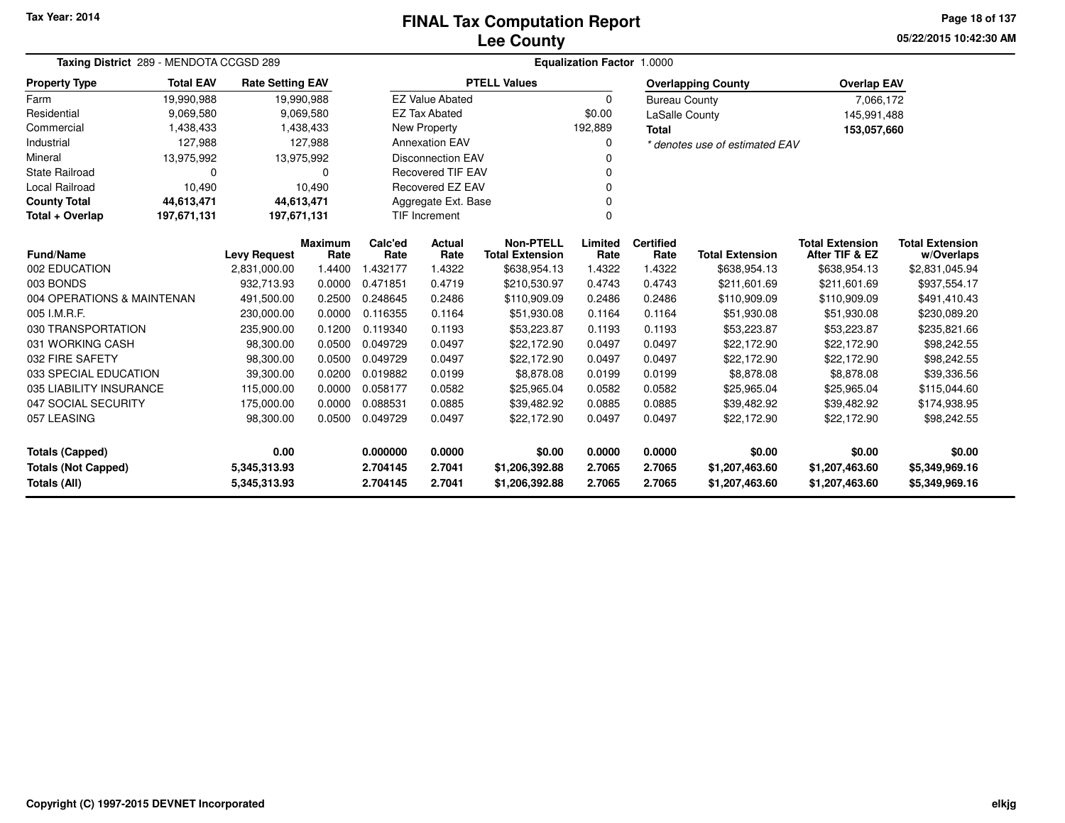Tax Year: 2014

# FINAL Tax Computation Report
## Lee County

**Taxing District** 289 - MENDOTA CCGSD 289 | **Equalization Factor** 1.0000

| Property Type | Total EAV | Rate Setting EAV |
|---|---|---|
| Farm | 19,990,988 | 19,990,988 |
| Residential | 9,069,580 | 9,069,580 |
| Commercial | 1,438,433 | 1,438,433 |
| Industrial | 127,988 | 127,988 |
| Mineral | 13,975,992 | 13,975,992 |
| State Railroad | 0 | 0 |
| Local Railroad | 10,490 | 10,490 |
| **County Total** | **44,613,471** | **44,613,471** |
| **Total + Overlap** | **197,671,131** | **197,671,131** |

| PTELL Values | |
|---|---|
| EZ Value Abated | 0 |
| EZ Tax Abated | $0.00 |
| New Property | 192,889 |
| Annexation EAV | 0 |
| Disconnection EAV | 0 |
| Recovered TIF EAV | 0 |
| Recovered EZ EAV | 0 |
| Aggregate Ext. Base | 0 |
| TIF Increment | 0 |

| Overlapping County | Overlap EAV |
|---|---|
| Bureau County | 7,066,172 |
| LaSalle County | 145,991,488 |
| **Total** | **153,057,660** |

*\* denotes use of estimated EAV*

| Fund/Name | Levy Request | Maximum Rate | Calc'ed Rate | Actual Rate | Non-PTELL Total Extension | Limited Rate | Certified Rate | Total Extension | Total Extension After TIF & EZ | Total Extension w/Overlaps |
|---|---|---|---|---|---|---|---|---|---|---|
| 002 EDUCATION | 2,831,000.00 | 1.4400 | 1.432177 | 1.4322 | $638,954.13 | 1.4322 | 1.4322 | $638,954.13 | $638,954.13 | $2,831,045.94 |
| 003 BONDS | 932,713.93 | 0.0000 | 0.471851 | 0.4719 | $210,530.97 | 0.4743 | 0.4743 | $211,601.69 | $211,601.69 | $937,554.17 |
| 004 OPERATIONS & MAINTENAN | 491,500.00 | 0.2500 | 0.248645 | 0.2486 | $110,909.09 | 0.2486 | 0.2486 | $110,909.09 | $110,909.09 | $491,410.43 |
| 005 I.M.R.F. | 230,000.00 | 0.0000 | 0.116355 | 0.1164 | $51,930.08 | 0.1164 | 0.1164 | $51,930.08 | $51,930.08 | $230,089.20 |
| 030 TRANSPORTATION | 235,900.00 | 0.1200 | 0.119340 | 0.1193 | $53,223.87 | 0.1193 | 0.1193 | $53,223.87 | $53,223.87 | $235,821.66 |
| 031 WORKING CASH | 98,300.00 | 0.0500 | 0.049729 | 0.0497 | $22,172.90 | 0.0497 | 0.0497 | $22,172.90 | $22,172.90 | $98,242.55 |
| 032 FIRE SAFETY | 98,300.00 | 0.0500 | 0.049729 | 0.0497 | $22,172.90 | 0.0497 | 0.0497 | $22,172.90 | $22,172.90 | $98,242.55 |
| 033 SPECIAL EDUCATION | 39,300.00 | 0.0200 | 0.019882 | 0.0199 | $8,878.08 | 0.0199 | 0.0199 | $8,878.08 | $8,878.08 | $39,336.56 |
| 035 LIABILITY INSURANCE | 115,000.00 | 0.0000 | 0.058177 | 0.0582 | $25,965.04 | 0.0582 | 0.0582 | $25,965.04 | $25,965.04 | $115,044.60 |
| 047 SOCIAL SECURITY | 175,000.00 | 0.0000 | 0.088531 | 0.0885 | $39,482.92 | 0.0885 | 0.0885 | $39,482.92 | $39,482.92 | $174,938.95 |
| 057 LEASING | 98,300.00 | 0.0500 | 0.049729 | 0.0497 | $22,172.90 | 0.0497 | 0.0497 | $22,172.90 | $22,172.90 | $98,242.55 |
| **Totals (Capped)** | **0.00** | | **0.000000** | **0.0000** | **$0.00** | **0.0000** | **0.0000** | **$0.00** | **$0.00** | **$0.00** |
| **Totals (Not Capped)** | **5,345,313.93** | | **2.704145** | **2.7041** | **$1,206,392.88** | **2.7065** | **2.7065** | **$1,207,463.60** | **$1,207,463.60** | **$5,349,969.16** |
| **Totals (All)** | **5,345,313.93** | | **2.704145** | **2.7041** | **$1,206,392.88** | **2.7065** | **2.7065** | **$1,207,463.60** | **$1,207,463.60** | **$5,349,969.16** |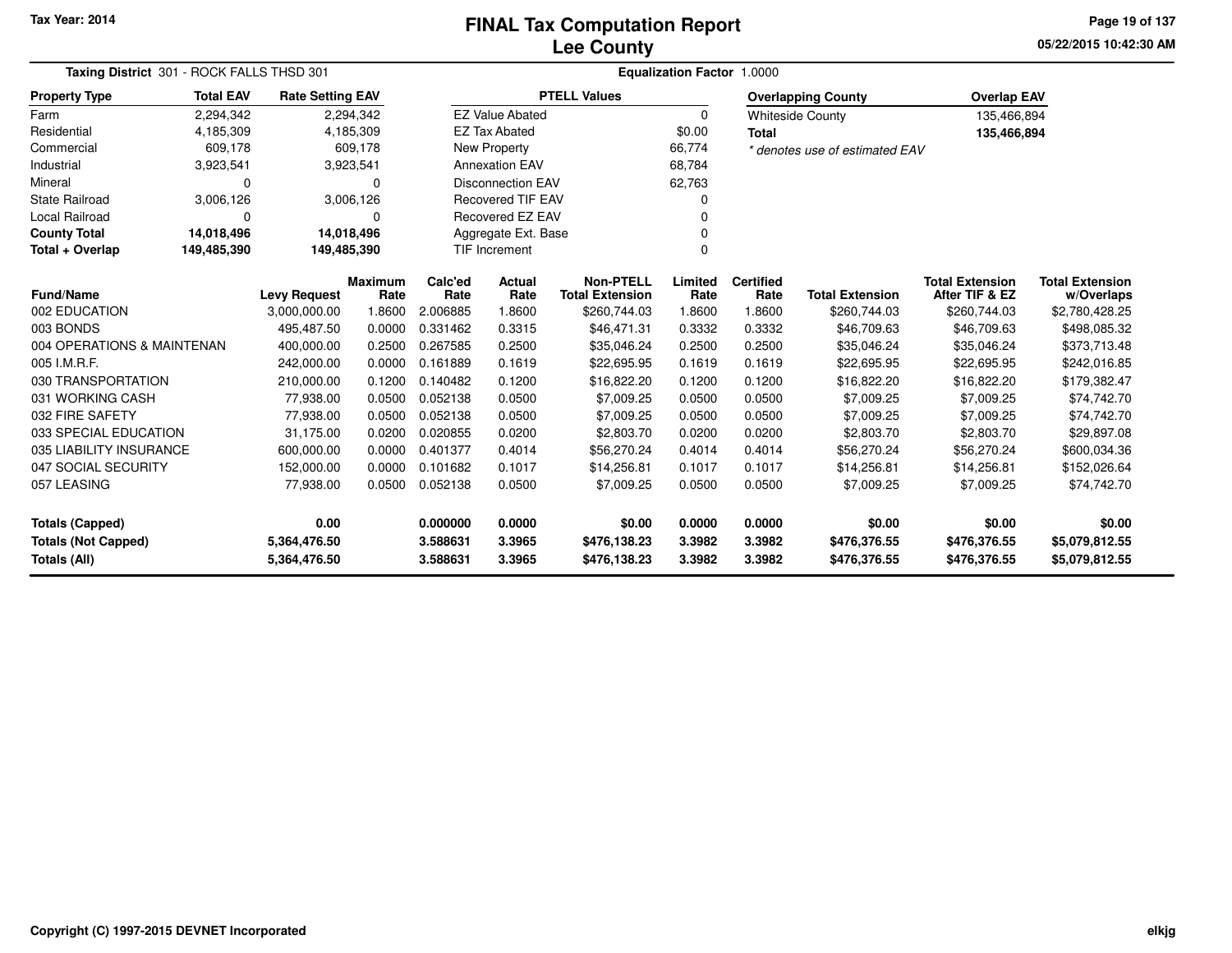Tax Year: 2014

# FINAL Tax Computation Report
## Lee County

05/22/2015 10:42:30 AM

**Taxing District** 301 - ROCK FALLS THSD 301

**Equalization Factor** 1.0000

| Property Type | Total EAV | Rate Setting EAV |
|---|---|---|
| Farm | 2,294,342 | 2,294,342 |
| Residential | 4,185,309 | 4,185,309 |
| Commercial | 609,178 | 609,178 |
| Industrial | 3,923,541 | 3,923,541 |
| Mineral | 0 | 0 |
| State Railroad | 3,006,126 | 3,006,126 |
| Local Railroad | 0 | 0 |
| **County Total** | **14,018,496** | **14,018,496** |
| **Total + Overlap** | **149,485,390** | **149,485,390** |

| PTELL Values | |
|---|---|
| EZ Value Abated | 0 |
| EZ Tax Abated | $0.00 |
| New Property | 66,774 |
| Annexation EAV | 68,784 |
| Disconnection EAV | 62,763 |
| Recovered TIF EAV | 0 |
| Recovered EZ EAV | 0 |
| Aggregate Ext. Base | 0 |
| TIF Increment | 0 |

| Overlapping County | Overlap EAV |
|---|---|
| Whiteside County | 135,466,894 |
| **Total** | **135,466,894** |

*\* denotes use of estimated EAV*

| Fund/Name | Levy Request | Maximum Rate | Calc'ed Rate | Actual Rate | Non-PTELL Total Extension | Limited Rate | Certified Rate | Total Extension | Total Extension After TIF & EZ | Total Extension w/Overlaps |
|---|---|---|---|---|---|---|---|---|---|---|
| 002 EDUCATION | 3,000,000.00 | 1.8600 | 2.006885 | 1.8600 | $260,744.03 | 1.8600 | 1.8600 | $260,744.03 | $260,744.03 | $2,780,428.25 |
| 003 BONDS | 495,487.50 | 0.0000 | 0.331462 | 0.3315 | $46,471.31 | 0.3332 | 0.3332 | $46,709.63 | $46,709.63 | $498,085.32 |
| 004 OPERATIONS & MAINTENAN | 400,000.00 | 0.2500 | 0.267585 | 0.2500 | $35,046.24 | 0.2500 | 0.2500 | $35,046.24 | $35,046.24 | $373,713.48 |
| 005 I.M.R.F. | 242,000.00 | 0.0000 | 0.161889 | 0.1619 | $22,695.95 | 0.1619 | 0.1619 | $22,695.95 | $22,695.95 | $242,016.85 |
| 030 TRANSPORTATION | 210,000.00 | 0.1200 | 0.140482 | 0.1200 | $16,822.20 | 0.1200 | 0.1200 | $16,822.20 | $16,822.20 | $179,382.47 |
| 031 WORKING CASH | 77,938.00 | 0.0500 | 0.052138 | 0.0500 | $7,009.25 | 0.0500 | 0.0500 | $7,009.25 | $7,009.25 | $74,742.70 |
| 032 FIRE SAFETY | 77,938.00 | 0.0500 | 0.052138 | 0.0500 | $7,009.25 | 0.0500 | 0.0500 | $7,009.25 | $7,009.25 | $74,742.70 |
| 033 SPECIAL EDUCATION | 31,175.00 | 0.0200 | 0.020855 | 0.0200 | $2,803.70 | 0.0200 | 0.0200 | $2,803.70 | $2,803.70 | $29,897.08 |
| 035 LIABILITY INSURANCE | 600,000.00 | 0.0000 | 0.401377 | 0.4014 | $56,270.24 | 0.4014 | 0.4014 | $56,270.24 | $56,270.24 | $600,034.36 |
| 047 SOCIAL SECURITY | 152,000.00 | 0.0000 | 0.101682 | 0.1017 | $14,256.81 | 0.1017 | 0.1017 | $14,256.81 | $14,256.81 | $152,026.64 |
| 057 LEASING | 77,938.00 | 0.0500 | 0.052138 | 0.0500 | $7,009.25 | 0.0500 | 0.0500 | $7,009.25 | $7,009.25 | $74,742.70 |
| **Totals (Capped)** | **0.00** | | **0.000000** | **0.0000** | **$0.00** | **0.0000** | **0.0000** | **$0.00** | **$0.00** | **$0.00** |
| **Totals (Not Capped)** | **5,364,476.50** | | **3.588631** | **3.3965** | **$476,138.23** | **3.3982** | **3.3982** | **$476,376.55** | **$476,376.55** | **$5,079,812.55** |
| **Totals (All)** | **5,364,476.50** | | **3.588631** | **3.3965** | **$476,138.23** | **3.3982** | **3.3982** | **$476,376.55** | **$476,376.55** | **$5,079,812.55** |

Copyright (C) 1997-2015 DEVNET Incorporated

elkjg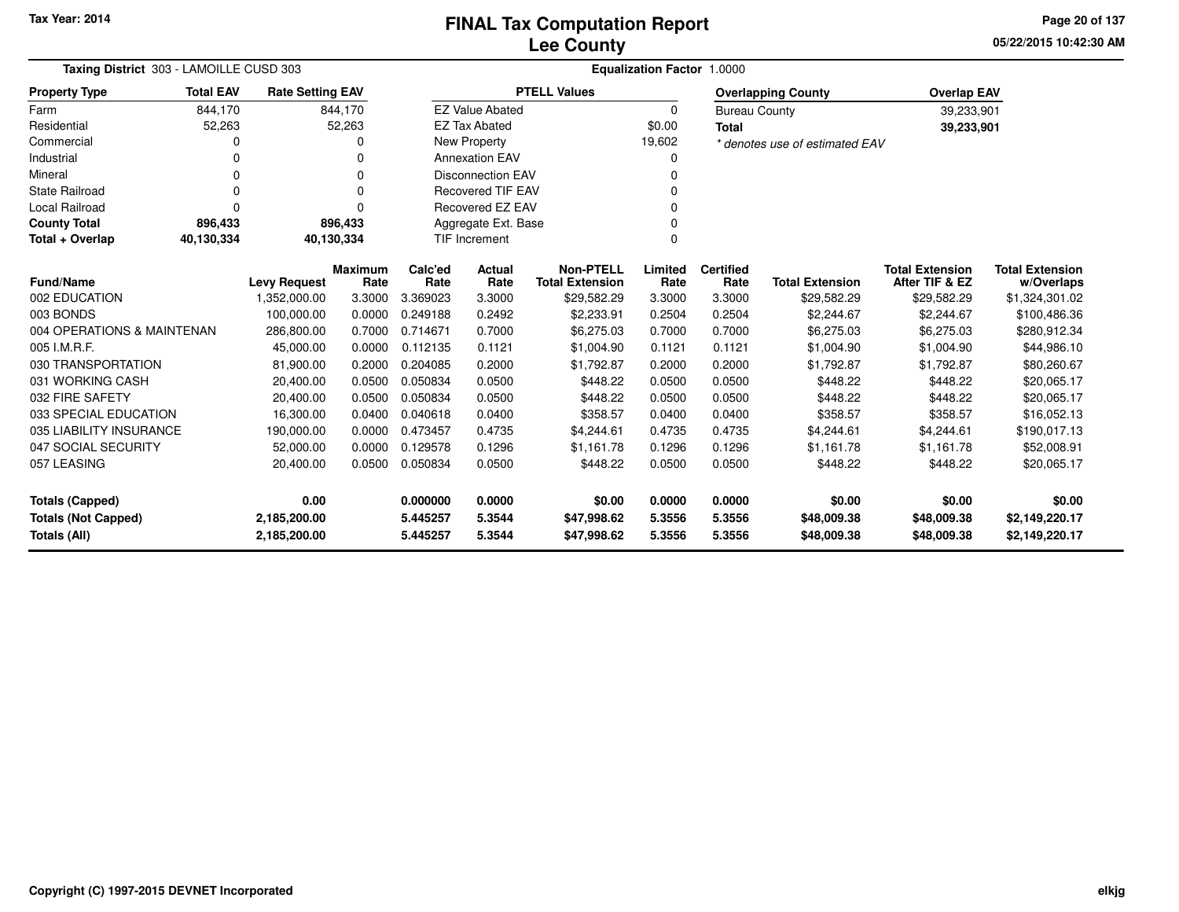Tax Year: 2014

# FINAL Tax Computation Report
## Lee County

05/22/2015 10:42:30 AM

**Taxing District** 303 - LAMOILLE CUSD 303

**Equalization Factor** 1.0000

| Property Type | Total EAV | Rate Setting EAV |
|---|---|---|
| Farm | 844,170 | 844,170 |
| Residential | 52,263 | 52,263 |
| Commercial | 0 | 0 |
| Industrial | 0 | 0 |
| Mineral | 0 | 0 |
| State Railroad | 0 | 0 |
| Local Railroad | 0 | 0 |
| **County Total** | **896,433** | **896,433** |
| **Total + Overlap** | **40,130,334** | **40,130,334** |

| PTELL Values | |
|---|---|
| EZ Value Abated | 0 |
| EZ Tax Abated | $0.00 |
| New Property | 19,602 |
| Annexation EAV | 0 |
| Disconnection EAV | 0 |
| Recovered TIF EAV | 0 |
| Recovered EZ EAV | 0 |
| Aggregate Ext. Base | 0 |
| TIF Increment | 0 |

| Overlapping County | Overlap EAV |
|---|---|
| Bureau County | 39,233,901 |
| **Total** | **39,233,901** |

*\* denotes use of estimated EAV*

| Fund/Name | Levy Request | Maximum Rate | Calc'ed Rate | Actual Rate | Non-PTELL Total Extension | Limited Rate | Certified Rate | Total Extension | Total Extension After TIF & EZ | Total Extension w/Overlaps |
|---|---|---|---|---|---|---|---|---|---|---|
| 002 EDUCATION | 1,352,000.00 | 3.3000 | 3.369023 | 3.3000 | $29,582.29 | 3.3000 | 3.3000 | $29,582.29 | $29,582.29 | $1,324,301.02 |
| 003 BONDS | 100,000.00 | 0.0000 | 0.249188 | 0.2492 | $2,233.91 | 0.2504 | 0.2504 | $2,244.67 | $2,244.67 | $100,486.36 |
| 004 OPERATIONS & MAINTENAN | 286,800.00 | 0.7000 | 0.714671 | 0.7000 | $6,275.03 | 0.7000 | 0.7000 | $6,275.03 | $6,275.03 | $280,912.34 |
| 005 I.M.R.F. | 45,000.00 | 0.0000 | 0.112135 | 0.1121 | $1,004.90 | 0.1121 | 0.1121 | $1,004.90 | $1,004.90 | $44,986.10 |
| 030 TRANSPORTATION | 81,900.00 | 0.2000 | 0.204085 | 0.2000 | $1,792.87 | 0.2000 | 0.2000 | $1,792.87 | $1,792.87 | $80,260.67 |
| 031 WORKING CASH | 20,400.00 | 0.0500 | 0.050834 | 0.0500 | $448.22 | 0.0500 | 0.0500 | $448.22 | $448.22 | $20,065.17 |
| 032 FIRE SAFETY | 20,400.00 | 0.0500 | 0.050834 | 0.0500 | $448.22 | 0.0500 | 0.0500 | $448.22 | $448.22 | $20,065.17 |
| 033 SPECIAL EDUCATION | 16,300.00 | 0.0400 | 0.040618 | 0.0400 | $358.57 | 0.0400 | 0.0400 | $358.57 | $358.57 | $16,052.13 |
| 035 LIABILITY INSURANCE | 190,000.00 | 0.0000 | 0.473457 | 0.4735 | $4,244.61 | 0.4735 | 0.4735 | $4,244.61 | $4,244.61 | $190,017.13 |
| 047 SOCIAL SECURITY | 52,000.00 | 0.0000 | 0.129578 | 0.1296 | $1,161.78 | 0.1296 | 0.1296 | $1,161.78 | $1,161.78 | $52,008.91 |
| 057 LEASING | 20,400.00 | 0.0500 | 0.050834 | 0.0500 | $448.22 | 0.0500 | 0.0500 | $448.22 | $448.22 | $20,065.17 |
| **Totals (Capped)** | **0.00** | | **0.000000** | **0.0000** | **$0.00** | **0.0000** | **0.0000** | **$0.00** | **$0.00** | **$0.00** |
| **Totals (Not Capped)** | **2,185,200.00** | | **5.445257** | **5.3544** | **$47,998.62** | **5.3556** | **5.3556** | **$48,009.38** | **$48,009.38** | **$2,149,220.17** |
| **Totals (All)** | **2,185,200.00** | | **5.445257** | **5.3544** | **$47,998.62** | **5.3556** | **5.3556** | **$48,009.38** | **$48,009.38** | **$2,149,220.17** |

Copyright (C) 1997-2015 DEVNET Incorporated

elkjg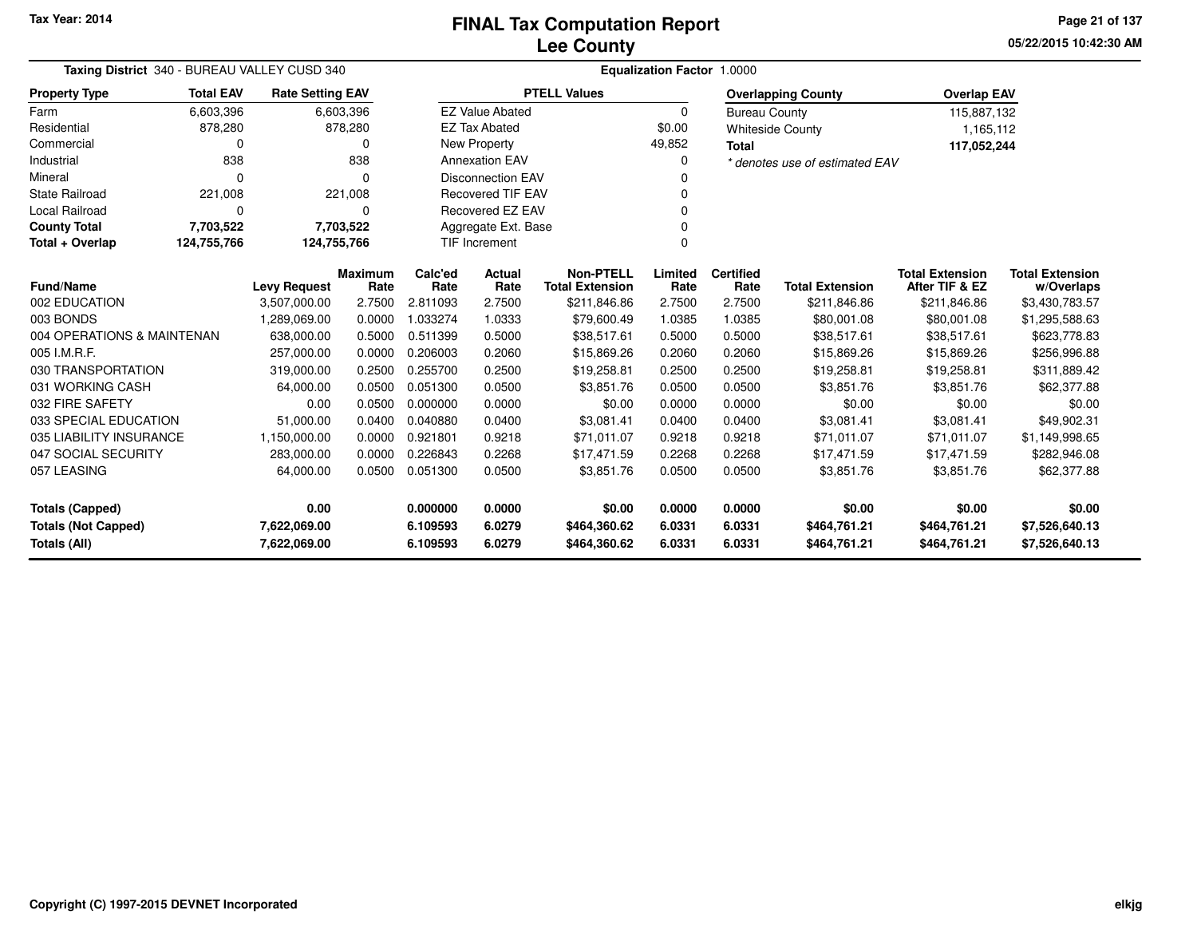Tax Year: 2014

# FINAL Tax Computation Report
## Lee County

05/22/2015 10:42:30 AM

**Taxing District** 340 - BUREAU VALLEY CUSD 340 **Equalization Factor** 1.0000

| Property Type | Total EAV | Rate Setting EAV |
|---|---|---|
| Farm | 6,603,396 | 6,603,396 |
| Residential | 878,280 | 878,280 |
| Commercial | 0 | 0 |
| Industrial | 838 | 838 |
| Mineral | 0 | 0 |
| State Railroad | 221,008 | 221,008 |
| Local Railroad | 0 | 0 |
| **County Total** | **7,703,522** | **7,703,522** |
| **Total + Overlap** | **124,755,766** | **124,755,766** |

| PTELL Values | |
|---|---|
| EZ Value Abated | 0 |
| EZ Tax Abated | $0.00 |
| New Property | 49,852 |
| Annexation EAV | 0 |
| Disconnection EAV | 0 |
| Recovered TIF EAV | 0 |
| Recovered EZ EAV | 0 |
| Aggregate Ext. Base | 0 |
| TIF Increment | 0 |

| Overlapping County | Overlap EAV |
|---|---|
| Bureau County | 115,887,132 |
| Whiteside County | 1,165,112 |
| **Total** | **117,052,244** |

*\* denotes use of estimated EAV*

| Fund/Name | Levy Request | Maximum Rate | Calc'ed Rate | Actual Rate | Non-PTELL Total Extension | Limited Rate | Certified Rate | Total Extension | Total Extension After TIF & EZ | Total Extension w/Overlaps |
|---|---|---|---|---|---|---|---|---|---|---|
| 002 EDUCATION | 3,507,000.00 | 2.7500 | 2.811093 | 2.7500 | $211,846.86 | 2.7500 | 2.7500 | $211,846.86 | $211,846.86 | $3,430,783.57 |
| 003 BONDS | 1,289,069.00 | 0.0000 | 1.033274 | 1.0333 | $79,600.49 | 1.0385 | 1.0385 | $80,001.08 | $80,001.08 | $1,295,588.63 |
| 004 OPERATIONS & MAINTENAN | 638,000.00 | 0.5000 | 0.511399 | 0.5000 | $38,517.61 | 0.5000 | 0.5000 | $38,517.61 | $38,517.61 | $623,778.83 |
| 005 I.M.R.F. | 257,000.00 | 0.0000 | 0.206003 | 0.2060 | $15,869.26 | 0.2060 | 0.2060 | $15,869.26 | $15,869.26 | $256,996.88 |
| 030 TRANSPORTATION | 319,000.00 | 0.2500 | 0.255700 | 0.2500 | $19,258.81 | 0.2500 | 0.2500 | $19,258.81 | $19,258.81 | $311,889.42 |
| 031 WORKING CASH | 64,000.00 | 0.0500 | 0.051300 | 0.0500 | $3,851.76 | 0.0500 | 0.0500 | $3,851.76 | $3,851.76 | $62,377.88 |
| 032 FIRE SAFETY | 0.00 | 0.0500 | 0.000000 | 0.0000 | $0.00 | 0.0000 | 0.0000 | $0.00 | $0.00 | $0.00 |
| 033 SPECIAL EDUCATION | 51,000.00 | 0.0400 | 0.040880 | 0.0400 | $3,081.41 | 0.0400 | 0.0400 | $3,081.41 | $3,081.41 | $49,902.31 |
| 035 LIABILITY INSURANCE | 1,150,000.00 | 0.0000 | 0.921801 | 0.9218 | $71,011.07 | 0.9218 | 0.9218 | $71,011.07 | $71,011.07 | $1,149,998.65 |
| 047 SOCIAL SECURITY | 283,000.00 | 0.0000 | 0.226843 | 0.2268 | $17,471.59 | 0.2268 | 0.2268 | $17,471.59 | $17,471.59 | $282,946.08 |
| 057 LEASING | 64,000.00 | 0.0500 | 0.051300 | 0.0500 | $3,851.76 | 0.0500 | 0.0500 | $3,851.76 | $3,851.76 | $62,377.88 |
| **Totals (Capped)** | **0.00** | | **0.000000** | **0.0000** | **$0.00** | **0.0000** | **0.0000** | **$0.00** | **$0.00** | **$0.00** |
| **Totals (Not Capped)** | **7,622,069.00** | | **6.109593** | **6.0279** | **$464,360.62** | **6.0331** | **6.0331** | **$464,761.21** | **$464,761.21** | **$7,526,640.13** |
| **Totals (All)** | **7,622,069.00** | | **6.109593** | **6.0279** | **$464,360.62** | **6.0331** | **6.0331** | **$464,761.21** | **$464,761.21** | **$7,526,640.13** |

Copyright (C) 1997-2015 DEVNET Incorporated

elkjg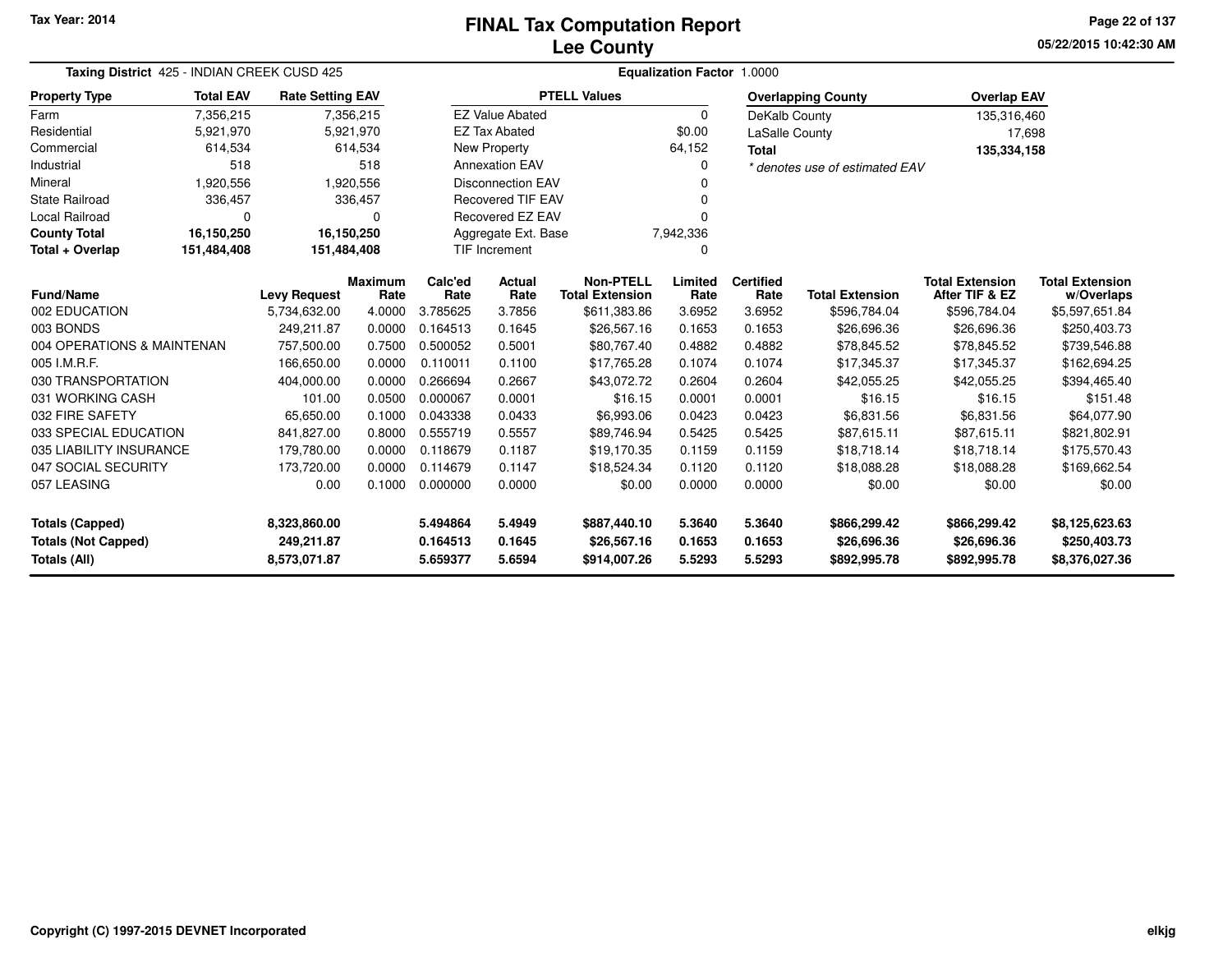Tax Year: 2014

# FINAL Tax Computation Report
## Lee County

05/22/2015 10:42:30 AM

**Taxing District** 425 - INDIAN CREEK CUSD 425 **Equalization Factor** 1.0000

| Property Type | Total EAV | Rate Setting EAV |
|---|---|---|
| Farm | 7,356,215 | 7,356,215 |
| Residential | 5,921,970 | 5,921,970 |
| Commercial | 614,534 | 614,534 |
| Industrial | 518 | 518 |
| Mineral | 1,920,556 | 1,920,556 |
| State Railroad | 336,457 | 336,457 |
| Local Railroad | 0 | 0 |
| **County Total** | **16,150,250** | **16,150,250** |
| **Total + Overlap** | **151,484,408** | **151,484,408** |

| PTELL Values | |
|---|---|
| EZ Value Abated | 0 |
| EZ Tax Abated | $0.00 |
| New Property | 64,152 |
| Annexation EAV | 0 |
| Disconnection EAV | 0 |
| Recovered TIF EAV | 0 |
| Recovered EZ EAV | 0 |
| Aggregate Ext. Base | 7,942,336 |
| TIF Increment | 0 |

| Overlapping County | Overlap EAV |
|---|---|
| DeKalb County | 135,316,460 |
| LaSalle County | 17,698 |
| **Total** | **135,334,158** |

*\* denotes use of estimated EAV*

| Fund/Name | Levy Request | Maximum Rate | Calc'ed Rate | Actual Rate | Non-PTELL Total Extension | Limited Rate | Certified Rate | Total Extension | Total Extension After TIF & EZ | Total Extension w/Overlaps |
|---|---|---|---|---|---|---|---|---|---|---|
| 002 EDUCATION | 5,734,632.00 | 4.0000 | 3.785625 | 3.7856 | $611,383.86 | 3.6952 | 3.6952 | $596,784.04 | $596,784.04 | $5,597,651.84 |
| 003 BONDS | 249,211.87 | 0.0000 | 0.164513 | 0.1645 | $26,567.16 | 0.1653 | 0.1653 | $26,696.36 | $26,696.36 | $250,403.73 |
| 004 OPERATIONS & MAINTENAN | 757,500.00 | 0.7500 | 0.500052 | 0.5001 | $80,767.40 | 0.4882 | 0.4882 | $78,845.52 | $78,845.52 | $739,546.88 |
| 005 I.M.R.F. | 166,650.00 | 0.0000 | 0.110011 | 0.1100 | $17,765.28 | 0.1074 | 0.1074 | $17,345.37 | $17,345.37 | $162,694.25 |
| 030 TRANSPORTATION | 404,000.00 | 0.0000 | 0.266694 | 0.2667 | $43,072.72 | 0.2604 | 0.2604 | $42,055.25 | $42,055.25 | $394,465.40 |
| 031 WORKING CASH | 101.00 | 0.0500 | 0.000067 | 0.0001 | $16.15 | 0.0001 | 0.0001 | $16.15 | $16.15 | $151.48 |
| 032 FIRE SAFETY | 65,650.00 | 0.1000 | 0.043338 | 0.0433 | $6,993.06 | 0.0423 | 0.0423 | $6,831.56 | $6,831.56 | $64,077.90 |
| 033 SPECIAL EDUCATION | 841,827.00 | 0.8000 | 0.555719 | 0.5557 | $89,746.94 | 0.5425 | 0.5425 | $87,615.11 | $87,615.11 | $821,802.91 |
| 035 LIABILITY INSURANCE | 179,780.00 | 0.0000 | 0.118679 | 0.1187 | $19,170.35 | 0.1159 | 0.1159 | $18,718.14 | $18,718.14 | $175,570.43 |
| 047 SOCIAL SECURITY | 173,720.00 | 0.0000 | 0.114679 | 0.1147 | $18,524.34 | 0.1120 | 0.1120 | $18,088.28 | $18,088.28 | $169,662.54 |
| 057 LEASING | 0.00 | 0.1000 | 0.000000 | 0.0000 | $0.00 | 0.0000 | 0.0000 | $0.00 | $0.00 | $0.00 |
| **Totals (Capped)** | **8,323,860.00** | | **5.494864** | **5.4949** | **$887,440.10** | **5.3640** | **5.3640** | **$866,299.42** | **$866,299.42** | **$8,125,623.63** |
| **Totals (Not Capped)** | **249,211.87** | | **0.164513** | **0.1645** | **$26,567.16** | **0.1653** | **0.1653** | **$26,696.36** | **$26,696.36** | **$250,403.73** |
| **Totals (All)** | **8,573,071.87** | | **5.659377** | **5.6594** | **$914,007.26** | **5.5293** | **5.5293** | **$892,995.78** | **$892,995.78** | **$8,376,027.36** |

Copyright (C) 1997-2015 DEVNET Incorporated

elkjg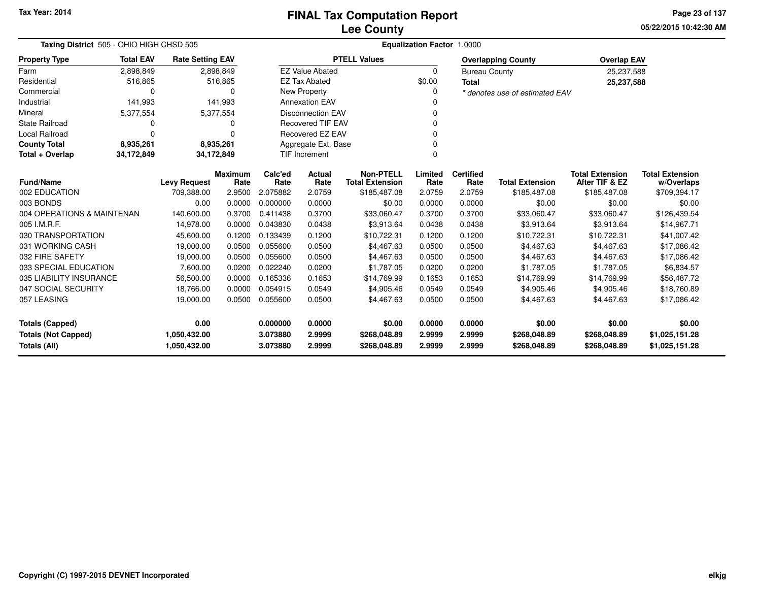# FINAL Tax Computation Report
## Lee County

Tax Year: 2014

05/22/2015 10:42:30 AM

**Taxing District** 505 - OHIO HIGH CHSD 505

**Equalization Factor** 1.0000

| Property Type | Total EAV | Rate Setting EAV |
|---|---|---|
| Farm | 2,898,849 | 2,898,849 |
| Residential | 516,865 | 516,865 |
| Commercial | 0 | 0 |
| Industrial | 141,993 | 141,993 |
| Mineral | 5,377,554 | 5,377,554 |
| State Railroad | 0 | 0 |
| Local Railroad | 0 | 0 |
| **County Total** | **8,935,261** | **8,935,261** |
| **Total + Overlap** | **34,172,849** | **34,172,849** |

| PTELL Values | |
|---|---|
| EZ Value Abated | 0 |
| EZ Tax Abated | $0.00 |
| New Property | 0 |
| Annexation EAV | 0 |
| Disconnection EAV | 0 |
| Recovered TIF EAV | 0 |
| Recovered EZ EAV | 0 |
| Aggregate Ext. Base | 0 |
| TIF Increment | 0 |

| Overlapping County | Overlap EAV |
|---|---|
| Bureau County | 25,237,588 |
| **Total** | **25,237,588** |

*\* denotes use of estimated EAV*

| Fund/Name | Levy Request | Maximum Rate | Calc'ed Rate | Actual Rate | Non-PTELL Total Extension | Limited Rate | Certified Rate | Total Extension | Total Extension After TIF & EZ | Total Extension w/Overlaps |
|---|---|---|---|---|---|---|---|---|---|---|
| 002 EDUCATION | 709,388.00 | 2.9500 | 2.075882 | 2.0759 | $185,487.08 | 2.0759 | 2.0759 | $185,487.08 | $185,487.08 | $709,394.17 |
| 003 BONDS | 0.00 | 0.0000 | 0.000000 | 0.0000 | $0.00 | 0.0000 | 0.0000 | $0.00 | $0.00 | $0.00 |
| 004 OPERATIONS & MAINTENAN | 140,600.00 | 0.3700 | 0.411438 | 0.3700 | $33,060.47 | 0.3700 | 0.3700 | $33,060.47 | $33,060.47 | $126,439.54 |
| 005 I.M.R.F. | 14,978.00 | 0.0000 | 0.043830 | 0.0438 | $3,913.64 | 0.0438 | 0.0438 | $3,913.64 | $3,913.64 | $14,967.71 |
| 030 TRANSPORTATION | 45,600.00 | 0.1200 | 0.133439 | 0.1200 | $10,722.31 | 0.1200 | 0.1200 | $10,722.31 | $10,722.31 | $41,007.42 |
| 031 WORKING CASH | 19,000.00 | 0.0500 | 0.055600 | 0.0500 | $4,467.63 | 0.0500 | 0.0500 | $4,467.63 | $4,467.63 | $17,086.42 |
| 032 FIRE SAFETY | 19,000.00 | 0.0500 | 0.055600 | 0.0500 | $4,467.63 | 0.0500 | 0.0500 | $4,467.63 | $4,467.63 | $17,086.42 |
| 033 SPECIAL EDUCATION | 7,600.00 | 0.0200 | 0.022240 | 0.0200 | $1,787.05 | 0.0200 | 0.0200 | $1,787.05 | $1,787.05 | $6,834.57 |
| 035 LIABILITY INSURANCE | 56,500.00 | 0.0000 | 0.165336 | 0.1653 | $14,769.99 | 0.1653 | 0.1653 | $14,769.99 | $14,769.99 | $56,487.72 |
| 047 SOCIAL SECURITY | 18,766.00 | 0.0000 | 0.054915 | 0.0549 | $4,905.46 | 0.0549 | 0.0549 | $4,905.46 | $4,905.46 | $18,760.89 |
| 057 LEASING | 19,000.00 | 0.0500 | 0.055600 | 0.0500 | $4,467.63 | 0.0500 | 0.0500 | $4,467.63 | $4,467.63 | $17,086.42 |
| **Totals (Capped)** | **0.00** | | **0.000000** | **0.0000** | **$0.00** | **0.0000** | **0.0000** | **$0.00** | **$0.00** | **$0.00** |
| **Totals (Not Capped)** | **1,050,432.00** | | **3.073880** | **2.9999** | **$268,048.89** | **2.9999** | **2.9999** | **$268,048.89** | **$268,048.89** | **$1,025,151.28** |
| **Totals (All)** | **1,050,432.00** | | **3.073880** | **2.9999** | **$268,048.89** | **2.9999** | **2.9999** | **$268,048.89** | **$268,048.89** | **$1,025,151.28** |

**Copyright (C) 1997-2015 DEVNET Incorporated**

elkjg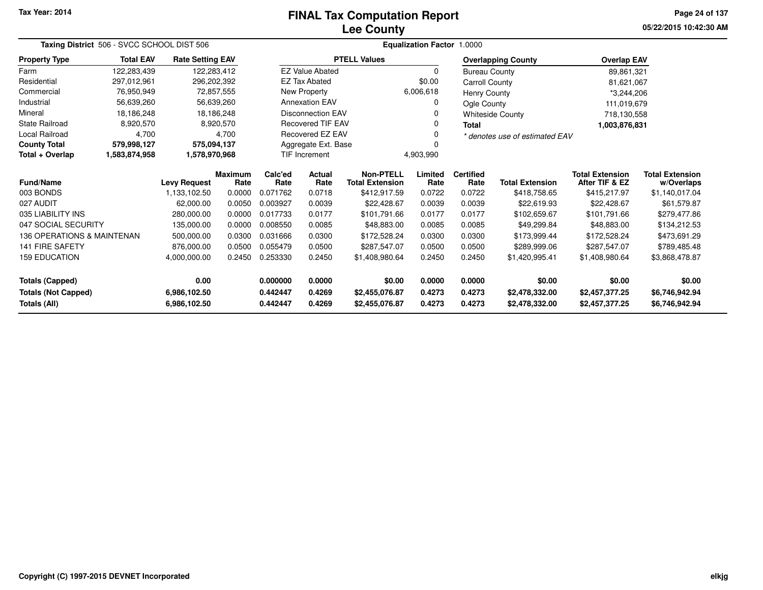Tax Year: 2014

# FINAL Tax Computation Report
## Lee County

05/22/2015 10:42:30 AM

**Taxing District** 506 - SVCC SCHOOL DIST 506 **Equalization Factor** 1.0000

| Property Type | Total EAV | Rate Setting EAV |
|---|---|---|
| Farm | 122,283,439 | 122,283,412 |
| Residential | 297,012,961 | 296,202,392 |
| Commercial | 76,950,949 | 72,857,555 |
| Industrial | 56,639,260 | 56,639,260 |
| Mineral | 18,186,248 | 18,186,248 |
| State Railroad | 8,920,570 | 8,920,570 |
| Local Railroad | 4,700 | 4,700 |
| **County Total** | **579,998,127** | **575,094,137** |
| **Total + Overlap** | **1,583,874,958** | **1,578,970,968** |

| PTELL Values | |
|---|---|
| EZ Value Abated | 0 |
| EZ Tax Abated | $0.00 |
| New Property | 6,006,618 |
| Annexation EAV | 0 |
| Disconnection EAV | 0 |
| Recovered TIF EAV | 0 |
| Recovered EZ EAV | 0 |
| Aggregate Ext. Base | 0 |
| TIF Increment | 4,903,990 |

| Overlapping County | Overlap EAV |
|---|---|
| Bureau County | 89,861,321 |
| Carroll County | 81,621,067 |
| Henry County | *3,244,206 |
| Ogle County | 111,019,679 |
| Whiteside County | 718,130,558 |
| **Total** | **1,003,876,831** |

*\* denotes use of estimated EAV*

| Fund/Name | Levy Request | Maximum Rate | Calc'ed Rate | Actual Rate | Non-PTELL Total Extension | Limited Rate | Certified Rate | Total Extension | Total Extension After TIF & EZ | Total Extension w/Overlaps |
|---|---|---|---|---|---|---|---|---|---|---|
| 003 BONDS | 1,133,102.50 | 0.0000 | 0.071762 | 0.0718 | $412,917.59 | 0.0722 | 0.0722 | $418,758.65 | $415,217.97 | $1,140,017.04 |
| 027 AUDIT | 62,000.00 | 0.0050 | 0.003927 | 0.0039 | $22,428.67 | 0.0039 | 0.0039 | $22,619.93 | $22,428.67 | $61,579.87 |
| 035 LIABILITY INS | 280,000.00 | 0.0000 | 0.017733 | 0.0177 | $101,791.66 | 0.0177 | 0.0177 | $102,659.67 | $101,791.66 | $279,477.86 |
| 047 SOCIAL SECURITY | 135,000.00 | 0.0000 | 0.008550 | 0.0085 | $48,883.00 | 0.0085 | 0.0085 | $49,299.84 | $48,883.00 | $134,212.53 |
| 136 OPERATIONS & MAINTENAN | 500,000.00 | 0.0300 | 0.031666 | 0.0300 | $172,528.24 | 0.0300 | 0.0300 | $173,999.44 | $172,528.24 | $473,691.29 |
| 141 FIRE SAFETY | 876,000.00 | 0.0500 | 0.055479 | 0.0500 | $287,547.07 | 0.0500 | 0.0500 | $289,999.06 | $287,547.07 | $789,485.48 |
| 159 EDUCATION | 4,000,000.00 | 0.2450 | 0.253330 | 0.2450 | $1,408,980.64 | 0.2450 | 0.2450 | $1,420,995.41 | $1,408,980.64 | $3,868,478.87 |
| **Totals (Capped)** | **0.00** | | **0.000000** | **0.0000** | **$0.00** | **0.0000** | **0.0000** | **$0.00** | **$0.00** | **$0.00** |
| **Totals (Not Capped)** | **6,986,102.50** | | **0.442447** | **0.4269** | **$2,455,076.87** | **0.4273** | **0.4273** | **$2,478,332.00** | **$2,457,377.25** | **$6,746,942.94** |
| **Totals (All)** | **6,986,102.50** | | **0.442447** | **0.4269** | **$2,455,076.87** | **0.4273** | **0.4273** | **$2,478,332.00** | **$2,457,377.25** | **$6,746,942.94** |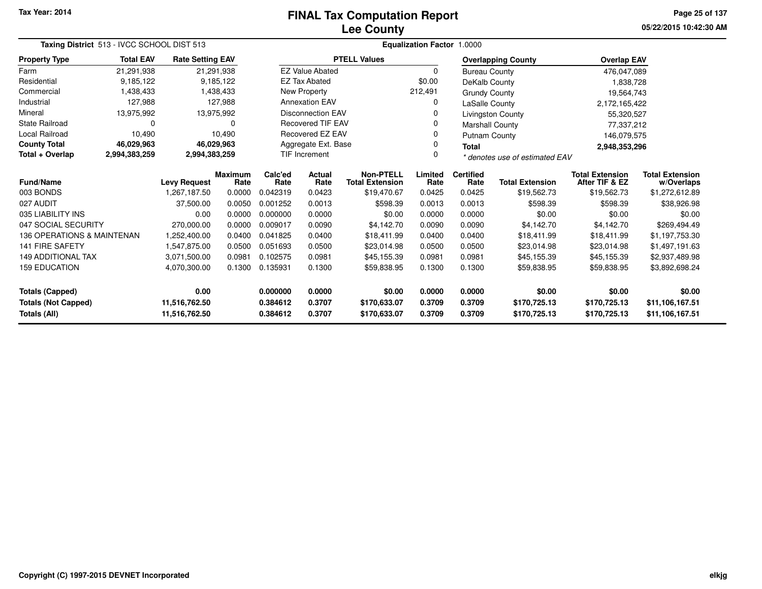Tax Year: 2014

# FINAL Tax Computation Report
## Lee County

05/22/2015 10:42:30 AM

**Taxing District** 513 - IVCC SCHOOL DIST 513 **Equalization Factor** 1.0000

| Property Type | Total EAV | Rate Setting EAV |
|---|---|---|
| Farm | 21,291,938 | 21,291,938 |
| Residential | 9,185,122 | 9,185,122 |
| Commercial | 1,438,433 | 1,438,433 |
| Industrial | 127,988 | 127,988 |
| Mineral | 13,975,992 | 13,975,992 |
| State Railroad | 0 | 0 |
| Local Railroad | 10,490 | 10,490 |
| **County Total** | **46,029,963** | **46,029,963** |
| **Total + Overlap** | **2,994,383,259** | **2,994,383,259** |

| PTELL Values | |
|---|---|
| EZ Value Abated | 0 |
| EZ Tax Abated | $0.00 |
| New Property | 212,491 |
| Annexation EAV | 0 |
| Disconnection EAV | 0 |
| Recovered TIF EAV | 0 |
| Recovered EZ EAV | 0 |
| Aggregate Ext. Base | 0 |
| TIF Increment | 0 |

| Overlapping County | Overlap EAV |
|---|---|
| Bureau County | 476,047,089 |
| DeKalb County | 1,838,728 |
| Grundy County | 19,564,743 |
| LaSalle County | 2,172,165,422 |
| Livingston County | 55,320,527 |
| Marshall County | 77,337,212 |
| Putnam County | 146,079,575 |
| **Total** | **2,948,353,296** |

*\* denotes use of estimated EAV*

| Fund/Name | Levy Request | Maximum Rate | Calc'ed Rate | Actual Rate | Non-PTELL Total Extension | Limited Rate | Certified Rate | Total Extension | Total Extension After TIF & EZ | Total Extension w/Overlaps |
|---|---|---|---|---|---|---|---|---|---|---|
| 003 BONDS | 1,267,187.50 | 0.0000 | 0.042319 | 0.0423 | $19,470.67 | 0.0425 | 0.0425 | $19,562.73 | $19,562.73 | $1,272,612.89 |
| 027 AUDIT | 37,500.00 | 0.0050 | 0.001252 | 0.0013 | $598.39 | 0.0013 | 0.0013 | $598.39 | $598.39 | $38,926.98 |
| 035 LIABILITY INS | 0.00 | 0.0000 | 0.000000 | 0.0000 | $0.00 | 0.0000 | 0.0000 | $0.00 | $0.00 | $0.00 |
| 047 SOCIAL SECURITY | 270,000.00 | 0.0000 | 0.009017 | 0.0090 | $4,142.70 | 0.0090 | 0.0090 | $4,142.70 | $4,142.70 | $269,494.49 |
| 136 OPERATIONS & MAINTENAN | 1,252,400.00 | 0.0400 | 0.041825 | 0.0400 | $18,411.99 | 0.0400 | 0.0400 | $18,411.99 | $18,411.99 | $1,197,753.30 |
| 141 FIRE SAFETY | 1,547,875.00 | 0.0500 | 0.051693 | 0.0500 | $23,014.98 | 0.0500 | 0.0500 | $23,014.98 | $23,014.98 | $1,497,191.63 |
| 149 ADDITIONAL TAX | 3,071,500.00 | 0.0981 | 0.102575 | 0.0981 | $45,155.39 | 0.0981 | 0.0981 | $45,155.39 | $45,155.39 | $2,937,489.98 |
| 159 EDUCATION | 4,070,300.00 | 0.1300 | 0.135931 | 0.1300 | $59,838.95 | 0.1300 | 0.1300 | $59,838.95 | $59,838.95 | $3,892,698.24 |
| **Totals (Capped)** | **0.00** | | **0.000000** | **0.0000** | **$0.00** | **0.0000** | **0.0000** | **$0.00** | **$0.00** | **$0.00** |
| **Totals (Not Capped)** | **11,516,762.50** | | **0.384612** | **0.3707** | **$170,633.07** | **0.3709** | **0.3709** | **$170,725.13** | **$170,725.13** | **$11,106,167.51** |
| **Totals (All)** | **11,516,762.50** | | **0.384612** | **0.3707** | **$170,633.07** | **0.3709** | **0.3709** | **$170,725.13** | **$170,725.13** | **$11,106,167.51** |

Copyright (C) 1997-2015 DEVNET Incorporated

elkjg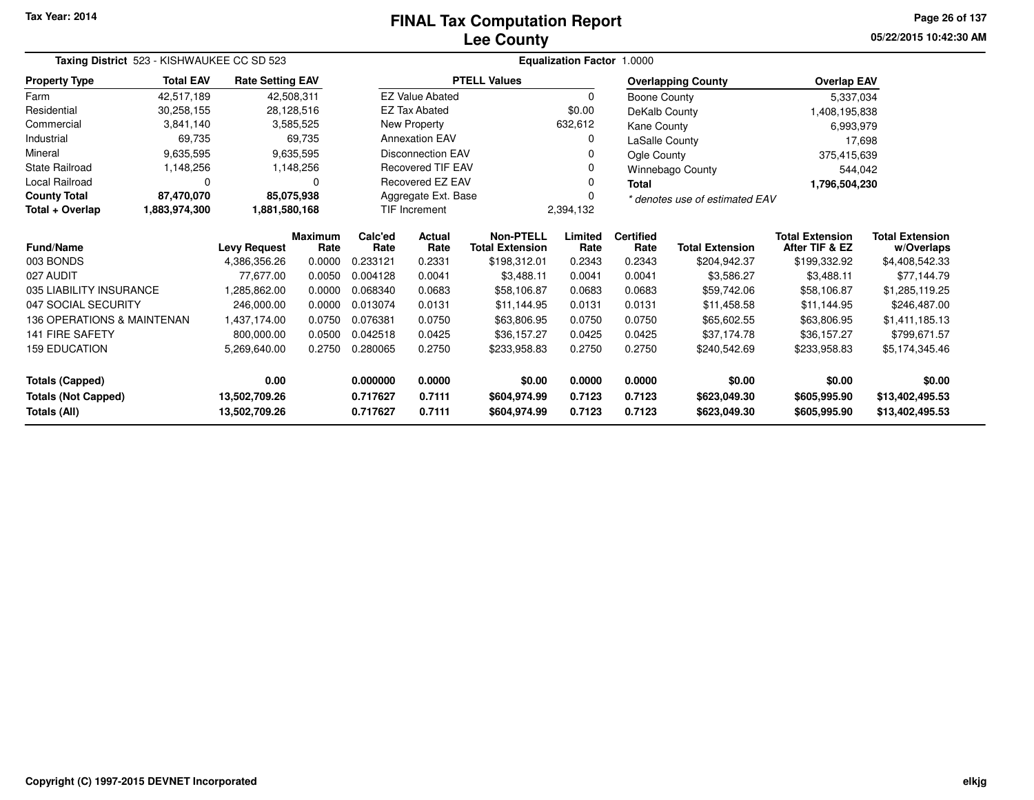Tax Year: 2014

# FINAL Tax Computation Report
## Lee County

05/22/2015 10:42:30 AM

**Taxing District** 523 - KISHWAUKEE CC SD 523 **Equalization Factor** 1.0000

| Property Type | Total EAV | Rate Setting EAV |
|---|---|---|
| Farm | 42,517,189 | 42,508,311 |
| Residential | 30,258,155 | 28,128,516 |
| Commercial | 3,841,140 | 3,585,525 |
| Industrial | 69,735 | 69,735 |
| Mineral | 9,635,595 | 9,635,595 |
| State Railroad | 1,148,256 | 1,148,256 |
| Local Railroad | 0 | 0 |
| **County Total** | **87,470,070** | **85,075,938** |
| **Total + Overlap** | **1,883,974,300** | **1,881,580,168** |

| PTELL Values | |
|---|---|
| EZ Value Abated | 0 |
| EZ Tax Abated | $0.00 |
| New Property | 632,612 |
| Annexation EAV | 0 |
| Disconnection EAV | 0 |
| Recovered TIF EAV | 0 |
| Recovered EZ EAV | 0 |
| Aggregate Ext. Base | 0 |
| TIF Increment | 2,394,132 |

| Overlapping County | Overlap EAV |
|---|---|
| Boone County | 5,337,034 |
| DeKalb County | 1,408,195,838 |
| Kane County | 6,993,979 |
| LaSalle County | 17,698 |
| Ogle County | 375,415,639 |
| Winnebago County | 544,042 |
| **Total** | **1,796,504,230** |

*\* denotes use of estimated EAV*

| Fund/Name | Levy Request | Maximum Rate | Calc'ed Rate | Actual Rate | Non-PTELL Total Extension | Limited Rate | Certified Rate | Total Extension | Total Extension After TIF & EZ | Total Extension w/Overlaps |
|---|---|---|---|---|---|---|---|---|---|---|
| 003 BONDS | 4,386,356.26 | 0.0000 | 0.233121 | 0.2331 | $198,312.01 | 0.2343 | 0.2343 | $204,942.37 | $199,332.92 | $4,408,542.33 |
| 027 AUDIT | 77,677.00 | 0.0050 | 0.004128 | 0.0041 | $3,488.11 | 0.0041 | 0.0041 | $3,586.27 | $3,488.11 | $77,144.79 |
| 035 LIABILITY INSURANCE | 1,285,862.00 | 0.0000 | 0.068340 | 0.0683 | $58,106.87 | 0.0683 | 0.0683 | $59,742.06 | $58,106.87 | $1,285,119.25 |
| 047 SOCIAL SECURITY | 246,000.00 | 0.0000 | 0.013074 | 0.0131 | $11,144.95 | 0.0131 | 0.0131 | $11,458.58 | $11,144.95 | $246,487.00 |
| 136 OPERATIONS & MAINTENAN | 1,437,174.00 | 0.0750 | 0.076381 | 0.0750 | $63,806.95 | 0.0750 | 0.0750 | $65,602.55 | $63,806.95 | $1,411,185.13 |
| 141 FIRE SAFETY | 800,000.00 | 0.0500 | 0.042518 | 0.0425 | $36,157.27 | 0.0425 | 0.0425 | $37,174.78 | $36,157.27 | $799,671.57 |
| 159 EDUCATION | 5,269,640.00 | 0.2750 | 0.280065 | 0.2750 | $233,958.83 | 0.2750 | 0.2750 | $240,542.69 | $233,958.83 | $5,174,345.46 |
| **Totals (Capped)** | **0.00** | | **0.000000** | **0.0000** | **$0.00** | **0.0000** | **0.0000** | **$0.00** | **$0.00** | **$0.00** |
| **Totals (Not Capped)** | **13,502,709.26** | | **0.717627** | **0.7111** | **$604,974.99** | **0.7123** | **0.7123** | **$623,049.30** | **$605,995.90** | **$13,402,495.53** |
| **Totals (All)** | **13,502,709.26** | | **0.717627** | **0.7111** | **$604,974.99** | **0.7123** | **0.7123** | **$623,049.30** | **$605,995.90** | **$13,402,495.53** |

Copyright (C) 1997-2015 DEVNET Incorporated elkjg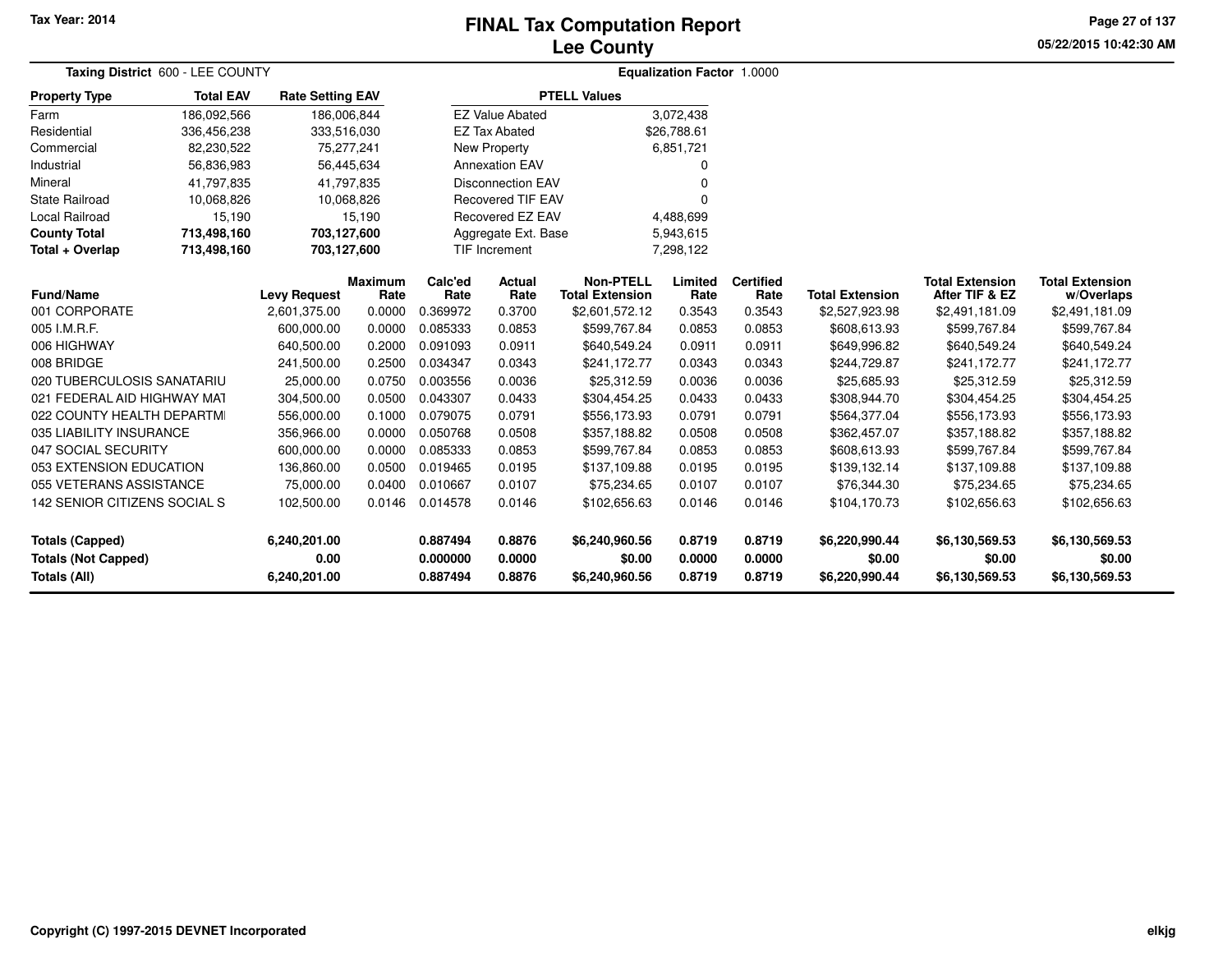Tax Year: 2014

# FINAL Tax Computation Report
## Lee County

05/22/2015 10:42:30 AM

**Taxing District** 600 - LEE COUNTY

**Equalization Factor** 1.0000

| Property Type | Total EAV | Rate Setting EAV |
|---|---|---|
| Farm | 186,092,566 | 186,006,844 |
| Residential | 336,456,238 | 333,516,030 |
| Commercial | 82,230,522 | 75,277,241 |
| Industrial | 56,836,983 | 56,445,634 |
| Mineral | 41,797,835 | 41,797,835 |
| State Railroad | 10,068,826 | 10,068,826 |
| Local Railroad | 15,190 | 15,190 |
| **County Total** | **713,498,160** | **703,127,600** |
| **Total + Overlap** | **713,498,160** | **703,127,600** |

| PTELL Values | |
|---|---|
| EZ Value Abated | 3,072,438 |
| EZ Tax Abated | $26,788.61 |
| New Property | 6,851,721 |
| Annexation EAV | 0 |
| Disconnection EAV | 0 |
| Recovered TIF EAV | 0 |
| Recovered EZ EAV | 4,488,699 |
| Aggregate Ext. Base | 5,943,615 |
| TIF Increment | 7,298,122 |

| Fund/Name | Levy Request | Maximum Rate | Calc'ed Rate | Actual Rate | Non-PTELL Total Extension | Limited Rate | Certified Rate | Total Extension | Total Extension After TIF & EZ | Total Extension w/Overlaps |
|---|---|---|---|---|---|---|---|---|---|---|
| 001 CORPORATE | 2,601,375.00 | 0.0000 | 0.369972 | 0.3700 | $2,601,572.12 | 0.3543 | 0.3543 | $2,527,923.98 | $2,491,181.09 | $2,491,181.09 |
| 005 I.M.R.F. | 600,000.00 | 0.0000 | 0.085333 | 0.0853 | $599,767.84 | 0.0853 | 0.0853 | $608,613.93 | $599,767.84 | $599,767.84 |
| 006 HIGHWAY | 640,500.00 | 0.2000 | 0.091093 | 0.0911 | $640,549.24 | 0.0911 | 0.0911 | $649,996.82 | $640,549.24 | $640,549.24 |
| 008 BRIDGE | 241,500.00 | 0.2500 | 0.034347 | 0.0343 | $241,172.77 | 0.0343 | 0.0343 | $244,729.87 | $241,172.77 | $241,172.77 |
| 020 TUBERCULOSIS SANATARIU | 25,000.00 | 0.0750 | 0.003556 | 0.0036 | $25,312.59 | 0.0036 | 0.0036 | $25,685.93 | $25,312.59 | $25,312.59 |
| 021 FEDERAL AID HIGHWAY MAT | 304,500.00 | 0.0500 | 0.043307 | 0.0433 | $304,454.25 | 0.0433 | 0.0433 | $308,944.70 | $304,454.25 | $304,454.25 |
| 022 COUNTY HEALTH DEPARTMI | 556,000.00 | 0.1000 | 0.079075 | 0.0791 | $556,173.93 | 0.0791 | 0.0791 | $564,377.04 | $556,173.93 | $556,173.93 |
| 035 LIABILITY INSURANCE | 356,966.00 | 0.0000 | 0.050768 | 0.0508 | $357,188.82 | 0.0508 | 0.0508 | $362,457.07 | $357,188.82 | $357,188.82 |
| 047 SOCIAL SECURITY | 600,000.00 | 0.0000 | 0.085333 | 0.0853 | $599,767.84 | 0.0853 | 0.0853 | $608,613.93 | $599,767.84 | $599,767.84 |
| 053 EXTENSION EDUCATION | 136,860.00 | 0.0500 | 0.019465 | 0.0195 | $137,109.88 | 0.0195 | 0.0195 | $139,132.14 | $137,109.88 | $137,109.88 |
| 055 VETERANS ASSISTANCE | 75,000.00 | 0.0400 | 0.010667 | 0.0107 | $75,234.65 | 0.0107 | 0.0107 | $76,344.30 | $75,234.65 | $75,234.65 |
| 142 SENIOR CITIZENS SOCIAL S | 102,500.00 | 0.0146 | 0.014578 | 0.0146 | $102,656.63 | 0.0146 | 0.0146 | $104,170.73 | $102,656.63 | $102,656.63 |
| **Totals (Capped)** | **6,240,201.00** | | **0.887494** | **0.8876** | **$6,240,960.56** | **0.8719** | **0.8719** | **$6,220,990.44** | **$6,130,569.53** | **$6,130,569.53** |
| **Totals (Not Capped)** | **0.00** | | **0.000000** | **0.0000** | **$0.00** | **0.0000** | **0.0000** | **$0.00** | **$0.00** | **$0.00** |
| **Totals (All)** | **6,240,201.00** | | **0.887494** | **0.8876** | **$6,240,960.56** | **0.8719** | **0.8719** | **$6,220,990.44** | **$6,130,569.53** | **$6,130,569.53** |

Copyright (C) 1997-2015 DEVNET Incorporated

elkjg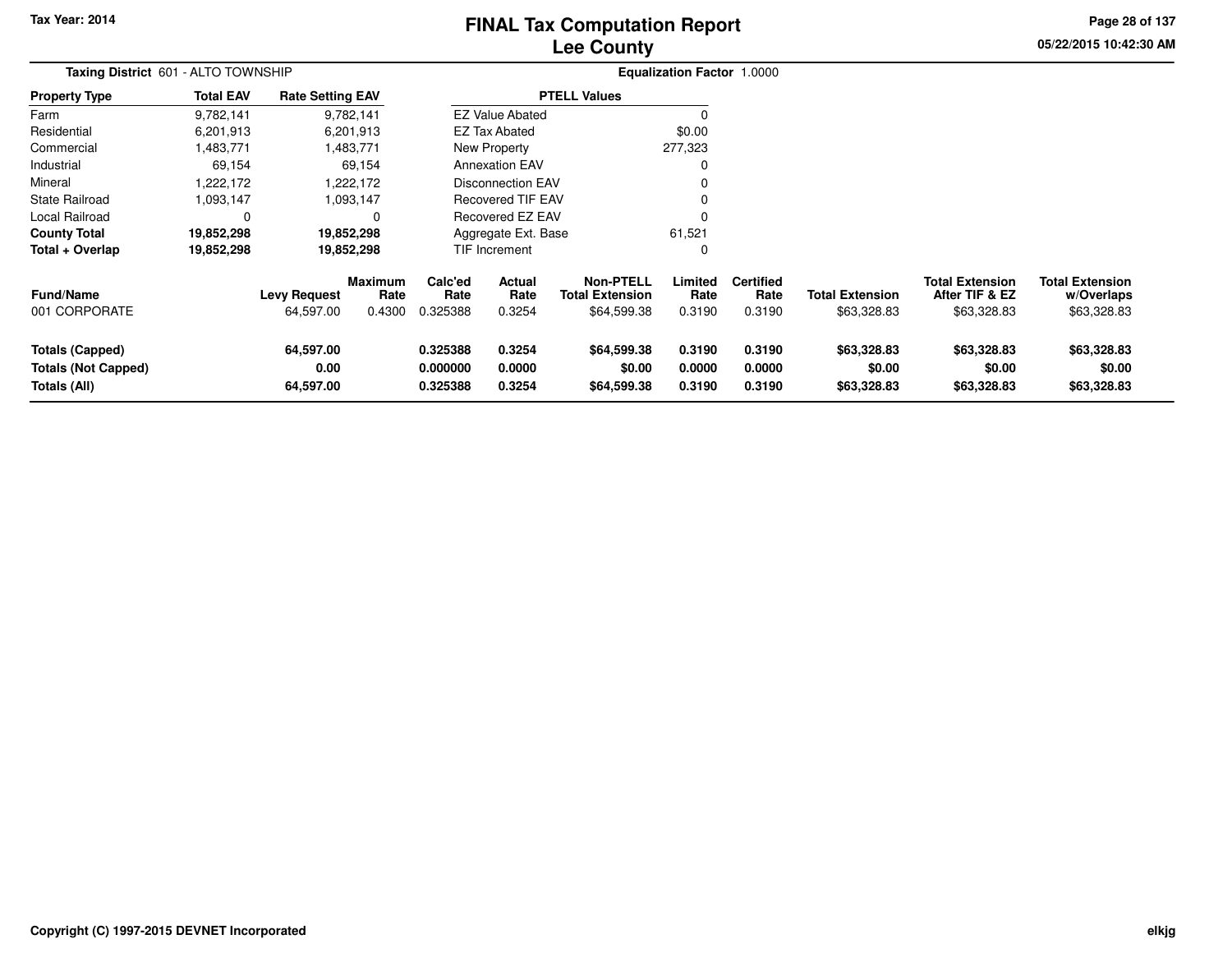Tax Year: 2014

# FINAL Tax Computation Report
## Lee County

05/22/2015 10:42:30 AM

**Taxing District** 601 - ALTO TOWNSHIP

**Equalization Factor** 1.0000

| Property Type | Total EAV | Rate Setting EAV |
|---|---|---|
| Farm | 9,782,141 | 9,782,141 |
| Residential | 6,201,913 | 6,201,913 |
| Commercial | 1,483,771 | 1,483,771 |
| Industrial | 69,154 | 69,154 |
| Mineral | 1,222,172 | 1,222,172 |
| State Railroad | 1,093,147 | 1,093,147 |
| Local Railroad | 0 | 0 |
| **County Total** | **19,852,298** | **19,852,298** |
| **Total + Overlap** | **19,852,298** | **19,852,298** |

| PTELL Values | |
|---|---|
| EZ Value Abated | 0 |
| EZ Tax Abated | $0.00 |
| New Property | 277,323 |
| Annexation EAV | 0 |
| Disconnection EAV | 0 |
| Recovered TIF EAV | 0 |
| Recovered EZ EAV | 0 |
| Aggregate Ext. Base | 61,521 |
| TIF Increment | 0 |

| Fund/Name | Levy Request | Maximum Rate | Calc'ed Rate | Actual Rate | Non-PTELL Total Extension | Limited Rate | Certified Rate | Total Extension | Total Extension After TIF & EZ | Total Extension w/Overlaps |
|---|---|---|---|---|---|---|---|---|---|---|
| 001 CORPORATE | 64,597.00 | 0.4300 | 0.325388 | 0.3254 | $64,599.38 | 0.3190 | 0.3190 | $63,328.83 | $63,328.83 | $63,328.83 |
| **Totals (Capped)** | **64,597.00** | | **0.325388** | **0.3254** | **$64,599.38** | **0.3190** | **0.3190** | **$63,328.83** | **$63,328.83** | **$63,328.83** |
| **Totals (Not Capped)** | **0.00** | | **0.000000** | **0.0000** | **$0.00** | **0.0000** | **0.0000** | **$0.00** | **$0.00** | **$0.00** |
| **Totals (All)** | **64,597.00** | | **0.325388** | **0.3254** | **$64,599.38** | **0.3190** | **0.3190** | **$63,328.83** | **$63,328.83** | **$63,328.83** |

Copyright (C) 1997-2015 DEVNET Incorporated

elkjg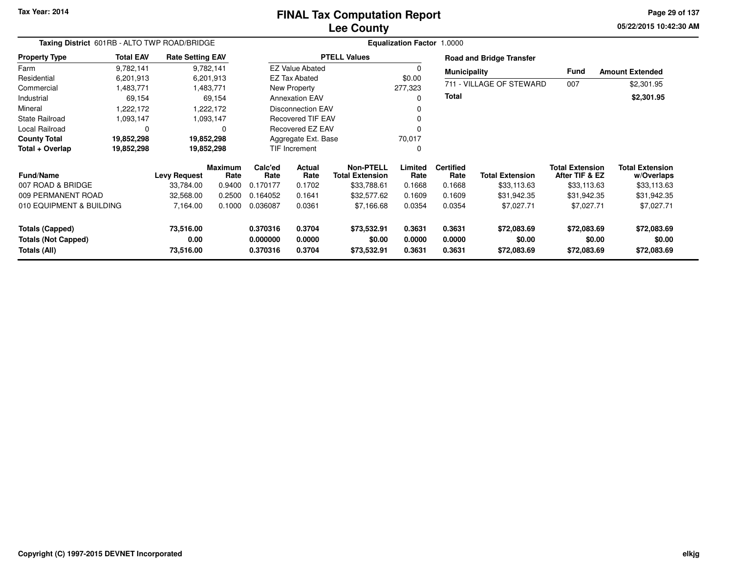Tax Year: 2014

# FINAL Tax Computation Report
## Lee County

05/22/2015 10:42:30 AM

**Taxing District** 601RB - ALTO TWP ROAD/BRIDGE

**Equalization Factor** 1.0000

| Property Type | Total EAV | Rate Setting EAV |
|---|---|---|
| Farm | 9,782,141 | 9,782,141 |
| Residential | 6,201,913 | 6,201,913 |
| Commercial | 1,483,771 | 1,483,771 |
| Industrial | 69,154 | 69,154 |
| Mineral | 1,222,172 | 1,222,172 |
| State Railroad | 1,093,147 | 1,093,147 |
| Local Railroad | 0 | 0 |
| **County Total** | **19,852,298** | **19,852,298** |
| **Total + Overlap** | **19,852,298** | **19,852,298** |

| PTELL Values | |
|---|---|
| EZ Value Abated | 0 |
| EZ Tax Abated | $0.00 |
| New Property | 277,323 |
| Annexation EAV | 0 |
| Disconnection EAV | 0 |
| Recovered TIF EAV | 0 |
| Recovered EZ EAV | 0 |
| Aggregate Ext. Base | 70,017 |
| TIF Increment | 0 |

**Road and Bridge Transfer**

| Municipality | Fund | Amount Extended |
|---|---|---|
| 711 - VILLAGE OF STEWARD | 007 | $2,301.95 |
| **Total** | | **$2,301.95** |

| Fund/Name | Levy Request | Maximum Rate | Calc'ed Rate | Actual Rate | Non-PTELL Total Extension | Limited Rate | Certified Rate | Total Extension | Total Extension After TIF & EZ | Total Extension w/Overlaps |
|---|---|---|---|---|---|---|---|---|---|---|
| 007 ROAD & BRIDGE | 33,784.00 | 0.9400 | 0.170177 | 0.1702 | $33,788.61 | 0.1668 | 0.1668 | $33,113.63 | $33,113.63 | $33,113.63 |
| 009 PERMANENT ROAD | 32,568.00 | 0.2500 | 0.164052 | 0.1641 | $32,577.62 | 0.1609 | 0.1609 | $31,942.35 | $31,942.35 | $31,942.35 |
| 010 EQUIPMENT & BUILDING | 7,164.00 | 0.1000 | 0.036087 | 0.0361 | $7,166.68 | 0.0354 | 0.0354 | $7,027.71 | $7,027.71 | $7,027.71 |
| **Totals (Capped)** | **73,516.00** | | **0.370316** | **0.3704** | **$73,532.91** | **0.3631** | **0.3631** | **$72,083.69** | **$72,083.69** | **$72,083.69** |
| **Totals (Not Capped)** | **0.00** | | **0.000000** | **0.0000** | **$0.00** | **0.0000** | **0.0000** | **$0.00** | **$0.00** | **$0.00** |
| **Totals (All)** | **73,516.00** | | **0.370316** | **0.3704** | **$73,532.91** | **0.3631** | **0.3631** | **$72,083.69** | **$72,083.69** | **$72,083.69** |

Copyright (C) 1997-2015 DEVNET Incorporated

elkjg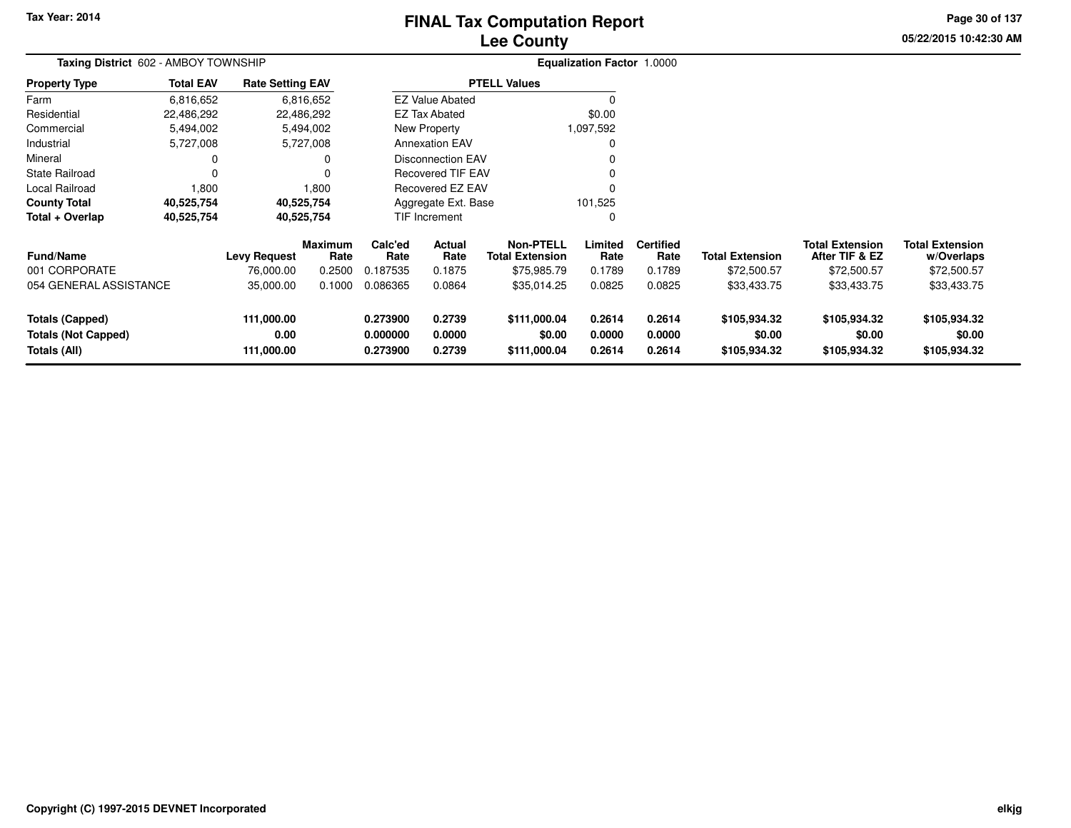**Tax Year: 2014**

# FINAL Tax Computation Report
## Lee County

05/22/2015 10:42:30 AM

**Taxing District** 602 - AMBOY TOWNSHIP | **Equalization Factor** 1.0000

| Property Type | Total EAV | Rate Setting EAV |
|---|---|---|
| Farm | 6,816,652 | 6,816,652 |
| Residential | 22,486,292 | 22,486,292 |
| Commercial | 5,494,002 | 5,494,002 |
| Industrial | 5,727,008 | 5,727,008 |
| Mineral | 0 | 0 |
| State Railroad | 0 | 0 |
| Local Railroad | 1,800 | 1,800 |
| **County Total** | **40,525,754** | **40,525,754** |
| **Total + Overlap** | **40,525,754** | **40,525,754** |

| PTELL Values | |
|---|---|
| EZ Value Abated | 0 |
| EZ Tax Abated | $0.00 |
| New Property | 1,097,592 |
| Annexation EAV | 0 |
| Disconnection EAV | 0 |
| Recovered TIF EAV | 0 |
| Recovered EZ EAV | 0 |
| Aggregate Ext. Base | 101,525 |
| TIF Increment | 0 |

| Fund/Name | Levy Request | Maximum Rate | Calc'ed Rate | Actual Rate | Non-PTELL Total Extension | Limited Rate | Certified Rate | Total Extension | Total Extension After TIF & EZ | Total Extension w/Overlaps |
|---|---|---|---|---|---|---|---|---|---|---|
| 001 CORPORATE | 76,000.00 | 0.2500 | 0.187535 | 0.1875 | $75,985.79 | 0.1789 | 0.1789 | $72,500.57 | $72,500.57 | $72,500.57 |
| 054 GENERAL ASSISTANCE | 35,000.00 | 0.1000 | 0.086365 | 0.0864 | $35,014.25 | 0.0825 | 0.0825 | $33,433.75 | $33,433.75 | $33,433.75 |
| **Totals (Capped)** | **111,000.00** | | **0.273900** | **0.2739** | **$111,000.04** | **0.2614** | **0.2614** | **$105,934.32** | **$105,934.32** | **$105,934.32** |
| **Totals (Not Capped)** | **0.00** | | **0.000000** | **0.0000** | **$0.00** | **0.0000** | **0.0000** | **$0.00** | **$0.00** | **$0.00** |
| **Totals (All)** | **111,000.00** | | **0.273900** | **0.2739** | **$111,000.04** | **0.2614** | **0.2614** | **$105,934.32** | **$105,934.32** | **$105,934.32** |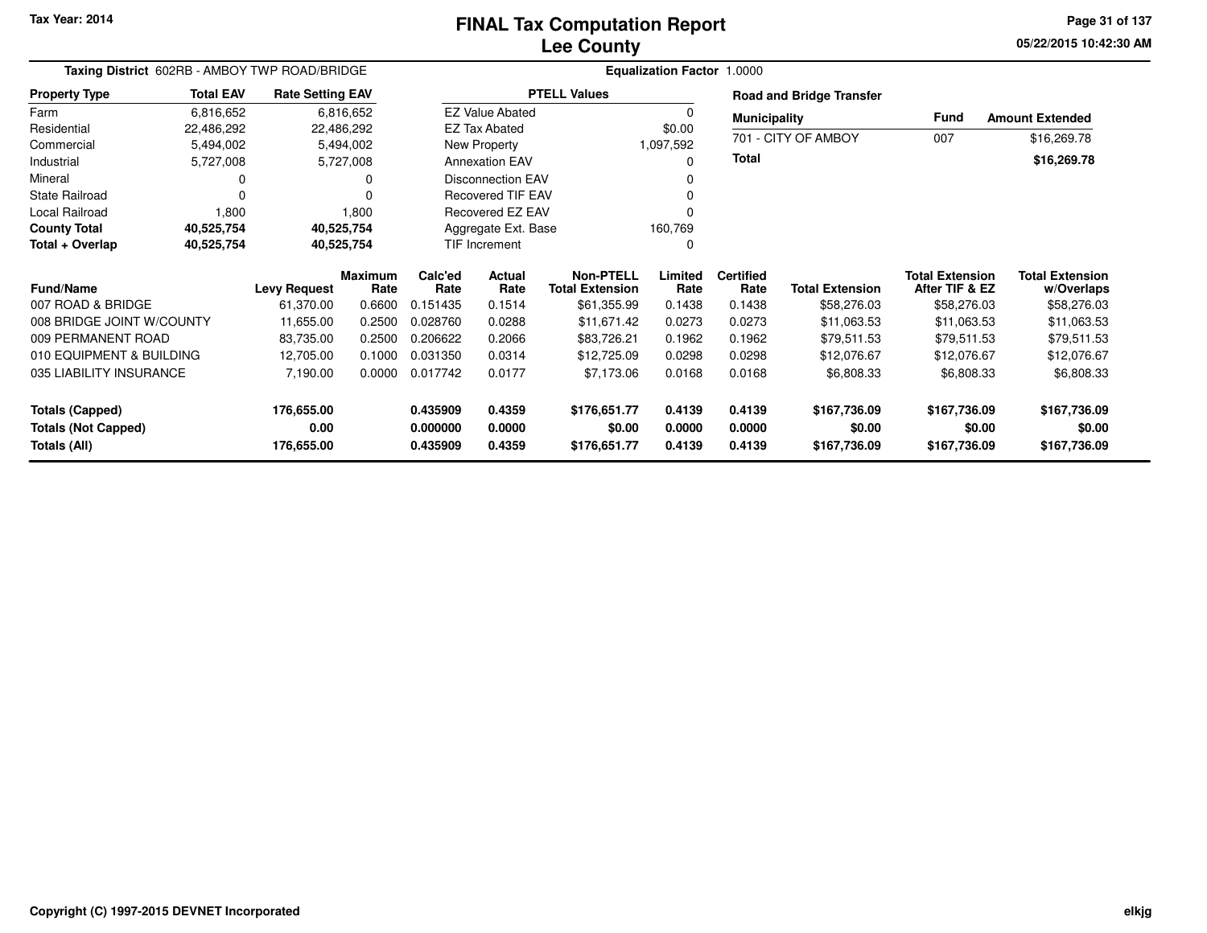Tax Year: 2014

# FINAL Tax Computation Report
## Lee County

05/22/2015 10:42:30 AM

**Taxing District** 602RB - AMBOY TWP ROAD/BRIDGE

**Equalization Factor** 1.0000

| Property Type | Total EAV | Rate Setting EAV |
|---|---|---|
| Farm | 6,816,652 | 6,816,652 |
| Residential | 22,486,292 | 22,486,292 |
| Commercial | 5,494,002 | 5,494,002 |
| Industrial | 5,727,008 | 5,727,008 |
| Mineral | 0 | 0 |
| State Railroad | 0 | 0 |
| Local Railroad | 1,800 | 1,800 |
| **County Total** | **40,525,754** | **40,525,754** |
| **Total + Overlap** | **40,525,754** | **40,525,754** |

| PTELL Values | |
|---|---|
| EZ Value Abated | 0 |
| EZ Tax Abated | $0.00 |
| New Property | 1,097,592 |
| Annexation EAV | 0 |
| Disconnection EAV | 0 |
| Recovered TIF EAV | 0 |
| Recovered EZ EAV | 0 |
| Aggregate Ext. Base | 160,769 |
| TIF Increment | 0 |

**Road and Bridge Transfer**

| Municipality | Fund | Amount Extended |
|---|---|---|
| 701 - CITY OF AMBOY | 007 | $16,269.78 |
| **Total** | | **$16,269.78** |

| Fund/Name | Levy Request | Maximum Rate | Calc'ed Rate | Actual Rate | Non-PTELL Total Extension | Limited Rate | Certified Rate | Total Extension | Total Extension After TIF & EZ | Total Extension w/Overlaps |
|---|---|---|---|---|---|---|---|---|---|---|
| 007 ROAD & BRIDGE | 61,370.00 | 0.6600 | 0.151435 | 0.1514 | $61,355.99 | 0.1438 | 0.1438 | $58,276.03 | $58,276.03 | $58,276.03 |
| 008 BRIDGE JOINT W/COUNTY | 11,655.00 | 0.2500 | 0.028760 | 0.0288 | $11,671.42 | 0.0273 | 0.0273 | $11,063.53 | $11,063.53 | $11,063.53 |
| 009 PERMANENT ROAD | 83,735.00 | 0.2500 | 0.206622 | 0.2066 | $83,726.21 | 0.1962 | 0.1962 | $79,511.53 | $79,511.53 | $79,511.53 |
| 010 EQUIPMENT & BUILDING | 12,705.00 | 0.1000 | 0.031350 | 0.0314 | $12,725.09 | 0.0298 | 0.0298 | $12,076.67 | $12,076.67 | $12,076.67 |
| 035 LIABILITY INSURANCE | 7,190.00 | 0.0000 | 0.017742 | 0.0177 | $7,173.06 | 0.0168 | 0.0168 | $6,808.33 | $6,808.33 | $6,808.33 |
| **Totals (Capped)** | **176,655.00** | | **0.435909** | **0.4359** | **$176,651.77** | **0.4139** | **0.4139** | **$167,736.09** | **$167,736.09** | **$167,736.09** |
| **Totals (Not Capped)** | **0.00** | | **0.000000** | **0.0000** | **$0.00** | **0.0000** | **0.0000** | **$0.00** | **$0.00** | **$0.00** |
| **Totals (All)** | **176,655.00** | | **0.435909** | **0.4359** | **$176,651.77** | **0.4139** | **0.4139** | **$167,736.09** | **$167,736.09** | **$167,736.09** |

Copyright (C) 1997-2015 DEVNET Incorporated

elkjg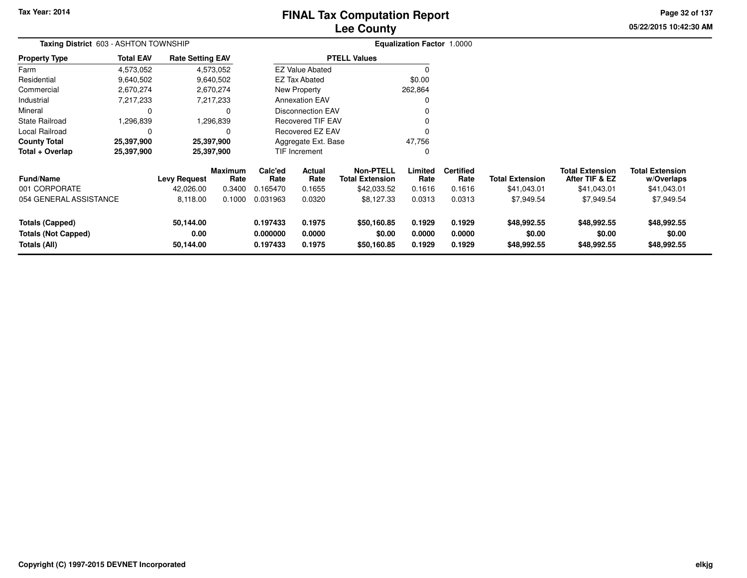Tax Year: 2014

# FINAL Tax Computation Report
## Lee County

05/22/2015 10:42:30 AM

**Taxing District** 603 - ASHTON TOWNSHIP

**Equalization Factor** 1.0000

| Property Type | Total EAV | Rate Setting EAV |
|---|---|---|
| Farm | 4,573,052 | 4,573,052 |
| Residential | 9,640,502 | 9,640,502 |
| Commercial | 2,670,274 | 2,670,274 |
| Industrial | 7,217,233 | 7,217,233 |
| Mineral | 0 | 0 |
| State Railroad | 1,296,839 | 1,296,839 |
| Local Railroad | 0 | 0 |
| **County Total** | **25,397,900** | **25,397,900** |
| **Total + Overlap** | **25,397,900** | **25,397,900** |

| PTELL Values | |
|---|---|
| EZ Value Abated | 0 |
| EZ Tax Abated | $0.00 |
| New Property | 262,864 |
| Annexation EAV | 0 |
| Disconnection EAV | 0 |
| Recovered TIF EAV | 0 |
| Recovered EZ EAV | 0 |
| Aggregate Ext. Base | 47,756 |
| TIF Increment | 0 |

| Fund/Name | Levy Request | Maximum Rate | Calc'ed Rate | Actual Rate | Non-PTELL Total Extension | Limited Rate | Certified Rate | Total Extension | Total Extension After TIF & EZ | Total Extension w/Overlaps |
|---|---|---|---|---|---|---|---|---|---|---|
| 001 CORPORATE | 42,026.00 | 0.3400 | 0.165470 | 0.1655 | $42,033.52 | 0.1616 | 0.1616 | $41,043.01 | $41,043.01 | $41,043.01 |
| 054 GENERAL ASSISTANCE | 8,118.00 | 0.1000 | 0.031963 | 0.0320 | $8,127.33 | 0.0313 | 0.0313 | $7,949.54 | $7,949.54 | $7,949.54 |
| **Totals (Capped)** | **50,144.00** | | **0.197433** | **0.1975** | **$50,160.85** | **0.1929** | **0.1929** | **$48,992.55** | **$48,992.55** | **$48,992.55** |
| **Totals (Not Capped)** | **0.00** | | **0.000000** | **0.0000** | **$0.00** | **0.0000** | **0.0000** | **$0.00** | **$0.00** | **$0.00** |
| **Totals (All)** | **50,144.00** | | **0.197433** | **0.1975** | **$50,160.85** | **0.1929** | **0.1929** | **$48,992.55** | **$48,992.55** | **$48,992.55** |

Copyright (C) 1997-2015 DEVNET Incorporated

elkjg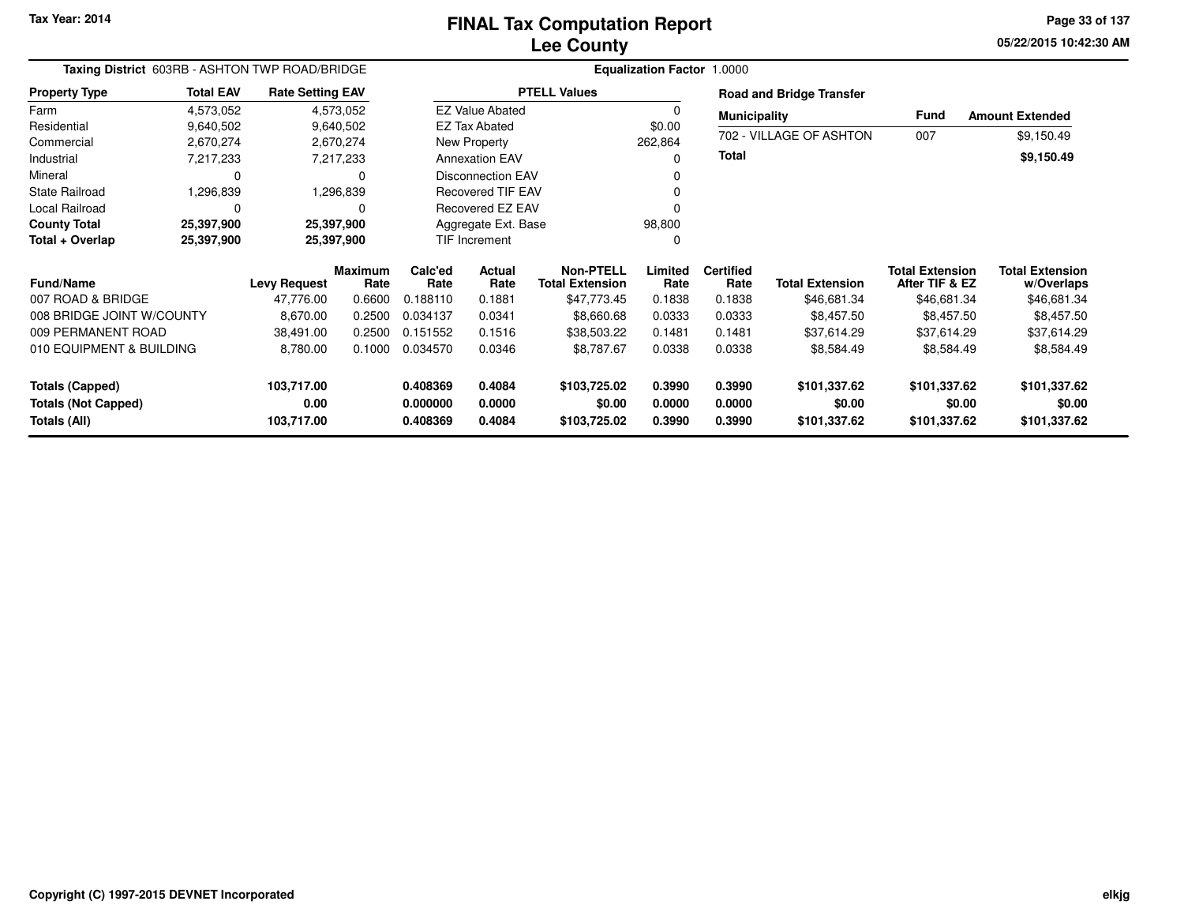Tax Year: 2014

# FINAL Tax Computation Report
## Lee County

05/22/2015 10:42:30 AM

**Taxing District** 603RB - ASHTON TWP ROAD/BRIDGE

**Equalization Factor** 1.0000

| Property Type | Total EAV | Rate Setting EAV |
|---|---|---|
| Farm | 4,573,052 | 4,573,052 |
| Residential | 9,640,502 | 9,640,502 |
| Commercial | 2,670,274 | 2,670,274 |
| Industrial | 7,217,233 | 7,217,233 |
| Mineral | 0 | 0 |
| State Railroad | 1,296,839 | 1,296,839 |
| Local Railroad | 0 | 0 |
| **County Total** | **25,397,900** | **25,397,900** |
| **Total + Overlap** | **25,397,900** | **25,397,900** |

| PTELL Values | |
|---|---|
| EZ Value Abated | 0 |
| EZ Tax Abated | $0.00 |
| New Property | 262,864 |
| Annexation EAV | 0 |
| Disconnection EAV | 0 |
| Recovered TIF EAV | 0 |
| Recovered EZ EAV | 0 |
| Aggregate Ext. Base | 98,800 |
| TIF Increment | 0 |

**Road and Bridge Transfer**

| Municipality | Fund | Amount Extended |
|---|---|---|
| 702 - VILLAGE OF ASHTON | 007 | $9,150.49 |
| **Total** | | **$9,150.49** |

| Fund/Name | Levy Request | Maximum Rate | Calc'ed Rate | Actual Rate | Non-PTELL Total Extension | Limited Rate | Certified Rate | Total Extension | Total Extension After TIF & EZ | Total Extension w/Overlaps |
|---|---|---|---|---|---|---|---|---|---|---|
| 007 ROAD & BRIDGE | 47,776.00 | 0.6600 | 0.188110 | 0.1881 | $47,773.45 | 0.1838 | 0.1838 | $46,681.34 | $46,681.34 | $46,681.34 |
| 008 BRIDGE JOINT W/COUNTY | 8,670.00 | 0.2500 | 0.034137 | 0.0341 | $8,660.68 | 0.0333 | 0.0333 | $8,457.50 | $8,457.50 | $8,457.50 |
| 009 PERMANENT ROAD | 38,491.00 | 0.2500 | 0.151552 | 0.1516 | $38,503.22 | 0.1481 | 0.1481 | $37,614.29 | $37,614.29 | $37,614.29 |
| 010 EQUIPMENT & BUILDING | 8,780.00 | 0.1000 | 0.034570 | 0.0346 | $8,787.67 | 0.0338 | 0.0338 | $8,584.49 | $8,584.49 | $8,584.49 |
| **Totals (Capped)** | **103,717.00** | | **0.408369** | **0.4084** | **$103,725.02** | **0.3990** | **0.3990** | **$101,337.62** | **$101,337.62** | **$101,337.62** |
| **Totals (Not Capped)** | **0.00** | | **0.000000** | **0.0000** | **$0.00** | **0.0000** | **0.0000** | **$0.00** | **$0.00** | **$0.00** |
| **Totals (All)** | **103,717.00** | | **0.408369** | **0.4084** | **$103,725.02** | **0.3990** | **0.3990** | **$101,337.62** | **$101,337.62** | **$101,337.62** |

Copyright (C) 1997-2015 DEVNET Incorporated

elkjg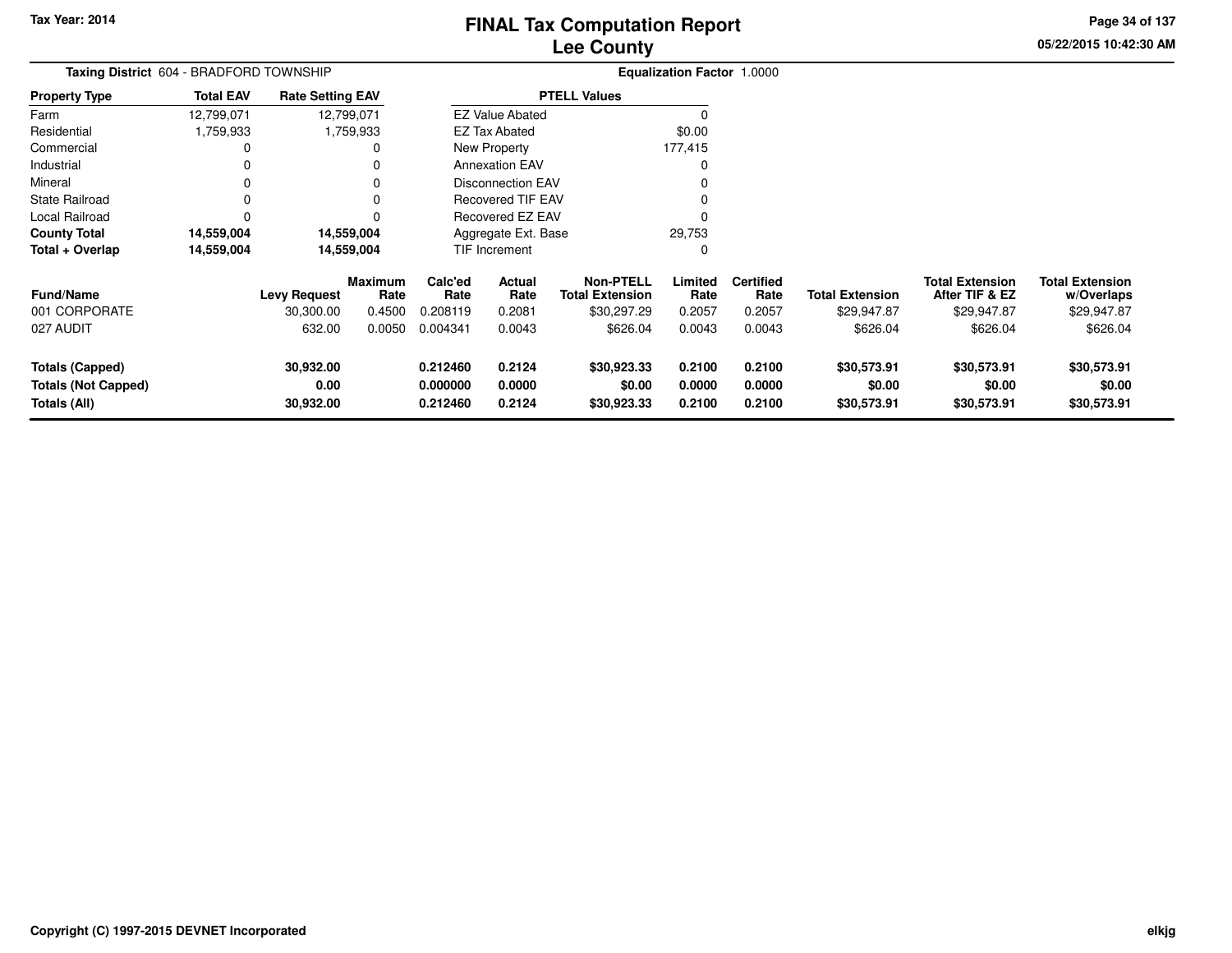Tax Year: 2014

# FINAL Tax Computation Report
## Lee County

05/22/2015 10:42:30 AM

**Taxing District** 604 - BRADFORD TOWNSHIP

**Equalization Factor** 1.0000

| Property Type | Total EAV | Rate Setting EAV |
|---|---|---|
| Farm | 12,799,071 | 12,799,071 |
| Residential | 1,759,933 | 1,759,933 |
| Commercial | 0 | 0 |
| Industrial | 0 | 0 |
| Mineral | 0 | 0 |
| State Railroad | 0 | 0 |
| Local Railroad | 0 | 0 |
| **County Total** | **14,559,004** | **14,559,004** |
| **Total + Overlap** | **14,559,004** | **14,559,004** |

| PTELL Values | |
|---|---|
| EZ Value Abated | 0 |
| EZ Tax Abated | $0.00 |
| New Property | 177,415 |
| Annexation EAV | 0 |
| Disconnection EAV | 0 |
| Recovered TIF EAV | 0 |
| Recovered EZ EAV | 0 |
| Aggregate Ext. Base | 29,753 |
| TIF Increment | 0 |

| Fund/Name | Levy Request | Maximum Rate | Calc'ed Rate | Actual Rate | Non-PTELL Total Extension | Limited Rate | Certified Rate | Total Extension | Total Extension After TIF & EZ | Total Extension w/Overlaps |
|---|---|---|---|---|---|---|---|---|---|---|
| 001 CORPORATE | 30,300.00 | 0.4500 | 0.208119 | 0.2081 | $30,297.29 | 0.2057 | 0.2057 | $29,947.87 | $29,947.87 | $29,947.87 |
| 027 AUDIT | 632.00 | 0.0050 | 0.004341 | 0.0043 | $626.04 | 0.0043 | 0.0043 | $626.04 | $626.04 | $626.04 |
| **Totals (Capped)** | **30,932.00** | | **0.212460** | **0.2124** | **$30,923.33** | **0.2100** | **0.2100** | **$30,573.91** | **$30,573.91** | **$30,573.91** |
| **Totals (Not Capped)** | **0.00** | | **0.000000** | **0.0000** | **$0.00** | **0.0000** | **0.0000** | **$0.00** | **$0.00** | **$0.00** |
| **Totals (All)** | **30,932.00** | | **0.212460** | **0.2124** | **$30,923.33** | **0.2100** | **0.2100** | **$30,573.91** | **$30,573.91** | **$30,573.91** |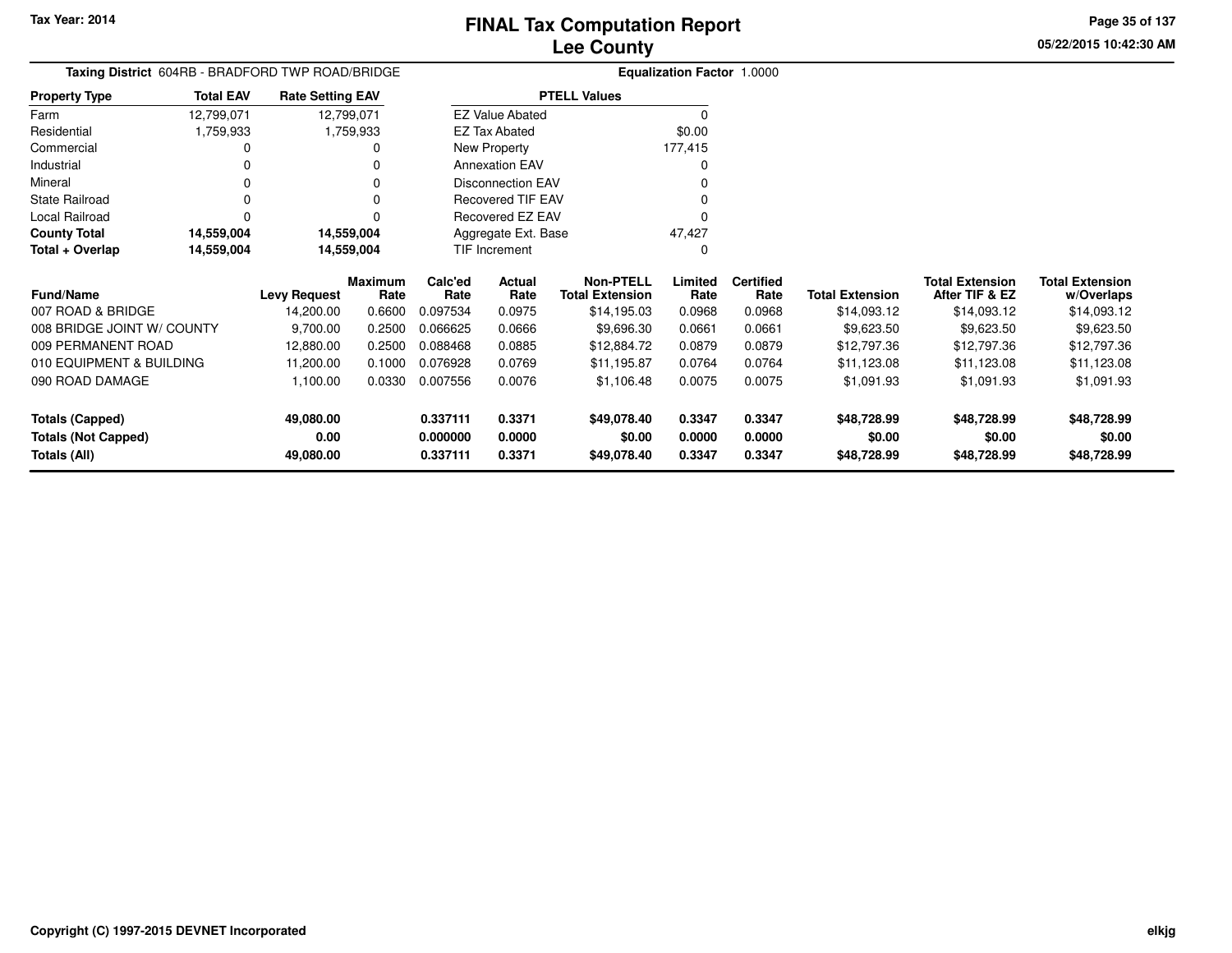# FINAL Tax Computation Report
## Lee County

Tax Year: 2014

05/22/2015 10:42:30 AM

**Taxing District** 604RB - BRADFORD TWP ROAD/BRIDGE

**Equalization Factor** 1.0000

| Property Type | Total EAV | Rate Setting EAV |
|---|---|---|
| Farm | 12,799,071 | 12,799,071 |
| Residential | 1,759,933 | 1,759,933 |
| Commercial | 0 | 0 |
| Industrial | 0 | 0 |
| Mineral | 0 | 0 |
| State Railroad | 0 | 0 |
| Local Railroad | 0 | 0 |
| **County Total** | **14,559,004** | **14,559,004** |
| **Total + Overlap** | **14,559,004** | **14,559,004** |

| PTELL Values | |
|---|---|
| EZ Value Abated | 0 |
| EZ Tax Abated | $0.00 |
| New Property | 177,415 |
| Annexation EAV | 0 |
| Disconnection EAV | 0 |
| Recovered TIF EAV | 0 |
| Recovered EZ EAV | 0 |
| Aggregate Ext. Base | 47,427 |
| TIF Increment | 0 |

| Fund/Name | Levy Request | Maximum Rate | Calc'ed Rate | Actual Rate | Non-PTELL Total Extension | Limited Rate | Certified Rate | Total Extension | Total Extension After TIF & EZ | Total Extension w/Overlaps |
|---|---|---|---|---|---|---|---|---|---|---|
| 007 ROAD & BRIDGE | 14,200.00 | 0.6600 | 0.097534 | 0.0975 | $14,195.03 | 0.0968 | 0.0968 | $14,093.12 | $14,093.12 | $14,093.12 |
| 008 BRIDGE JOINT W/ COUNTY | 9,700.00 | 0.2500 | 0.066625 | 0.0666 | $9,696.30 | 0.0661 | 0.0661 | $9,623.50 | $9,623.50 | $9,623.50 |
| 009 PERMANENT ROAD | 12,880.00 | 0.2500 | 0.088468 | 0.0885 | $12,884.72 | 0.0879 | 0.0879 | $12,797.36 | $12,797.36 | $12,797.36 |
| 010 EQUIPMENT & BUILDING | 11,200.00 | 0.1000 | 0.076928 | 0.0769 | $11,195.87 | 0.0764 | 0.0764 | $11,123.08 | $11,123.08 | $11,123.08 |
| 090 ROAD DAMAGE | 1,100.00 | 0.0330 | 0.007556 | 0.0076 | $1,106.48 | 0.0075 | 0.0075 | $1,091.93 | $1,091.93 | $1,091.93 |
| **Totals (Capped)** | **49,080.00** | | **0.337111** | **0.3371** | **$49,078.40** | **0.3347** | **0.3347** | **$48,728.99** | **$48,728.99** | **$48,728.99** |
| **Totals (Not Capped)** | **0.00** | | **0.000000** | **0.0000** | **$0.00** | **0.0000** | **0.0000** | **$0.00** | **$0.00** | **$0.00** |
| **Totals (All)** | **49,080.00** | | **0.337111** | **0.3371** | **$49,078.40** | **0.3347** | **0.3347** | **$48,728.99** | **$48,728.99** | **$48,728.99** |

Copyright (C) 1997-2015 DEVNET Incorporated

elkjg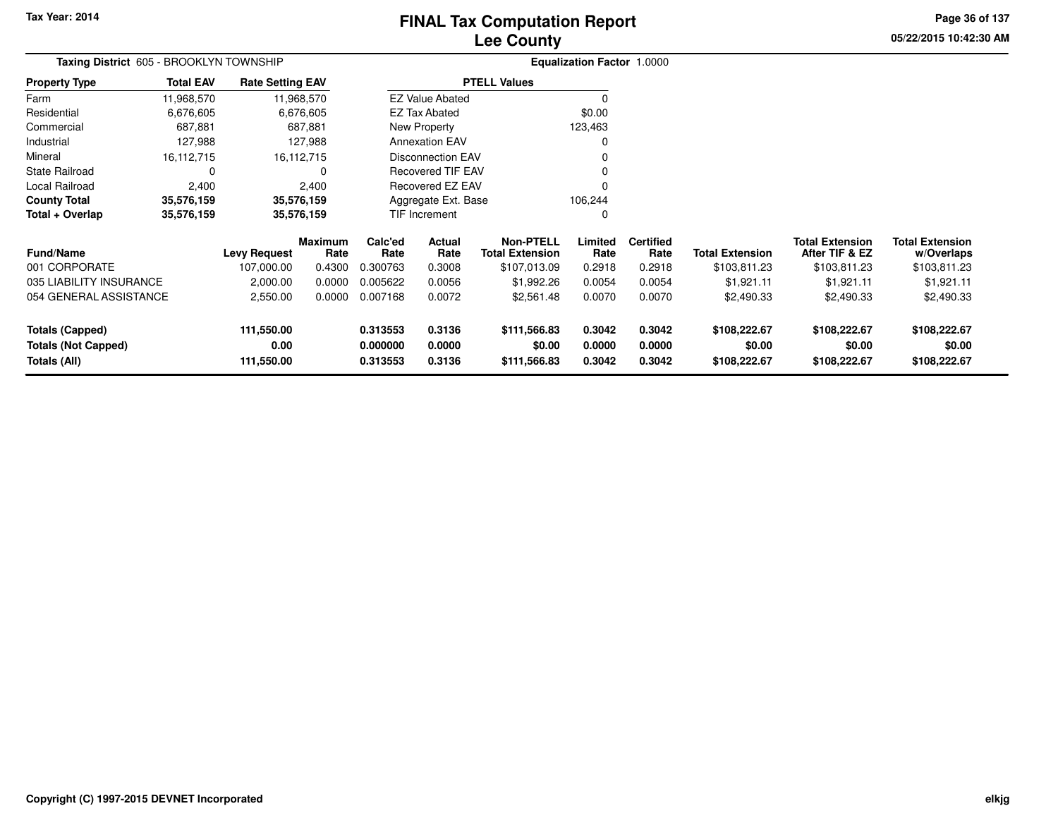**Tax Year: 2014**

# FINAL Tax Computation Report
## Lee County

05/22/2015 10:42:30 AM

**Taxing District** 605 - BROOKLYN TOWNSHIP

**Equalization Factor** 1.0000

| Property Type | Total EAV | Rate Setting EAV |
|---|---|---|
| Farm | 11,968,570 | 11,968,570 |
| Residential | 6,676,605 | 6,676,605 |
| Commercial | 687,881 | 687,881 |
| Industrial | 127,988 | 127,988 |
| Mineral | 16,112,715 | 16,112,715 |
| State Railroad | 0 | 0 |
| Local Railroad | 2,400 | 2,400 |
| **County Total** | **35,576,159** | **35,576,159** |
| **Total + Overlap** | **35,576,159** | **35,576,159** |

| PTELL Values | |
|---|---|
| EZ Value Abated | 0 |
| EZ Tax Abated | $0.00 |
| New Property | 123,463 |
| Annexation EAV | 0 |
| Disconnection EAV | 0 |
| Recovered TIF EAV | 0 |
| Recovered EZ EAV | 0 |
| Aggregate Ext. Base | 106,244 |
| TIF Increment | 0 |

| Fund/Name | Levy Request | Maximum Rate | Calc'ed Rate | Actual Rate | Non-PTELL Total Extension | Limited Rate | Certified Rate | Total Extension | Total Extension After TIF & EZ | Total Extension w/Overlaps |
|---|---|---|---|---|---|---|---|---|---|---|
| 001 CORPORATE | 107,000.00 | 0.4300 | 0.300763 | 0.3008 | $107,013.09 | 0.2918 | 0.2918 | $103,811.23 | $103,811.23 | $103,811.23 |
| 035 LIABILITY INSURANCE | 2,000.00 | 0.0000 | 0.005622 | 0.0056 | $1,992.26 | 0.0054 | 0.0054 | $1,921.11 | $1,921.11 | $1,921.11 |
| 054 GENERAL ASSISTANCE | 2,550.00 | 0.0000 | 0.007168 | 0.0072 | $2,561.48 | 0.0070 | 0.0070 | $2,490.33 | $2,490.33 | $2,490.33 |
| **Totals (Capped)** | **111,550.00** | | **0.313553** | **0.3136** | **$111,566.83** | **0.3042** | **0.3042** | **$108,222.67** | **$108,222.67** | **$108,222.67** |
| **Totals (Not Capped)** | **0.00** | | **0.000000** | **0.0000** | **$0.00** | **0.0000** | **0.0000** | **$0.00** | **$0.00** | **$0.00** |
| **Totals (All)** | **111,550.00** | | **0.313553** | **0.3136** | **$111,566.83** | **0.3042** | **0.3042** | **$108,222.67** | **$108,222.67** | **$108,222.67** |

**Copyright (C) 1997-2015 DEVNET Incorporated**

elkjg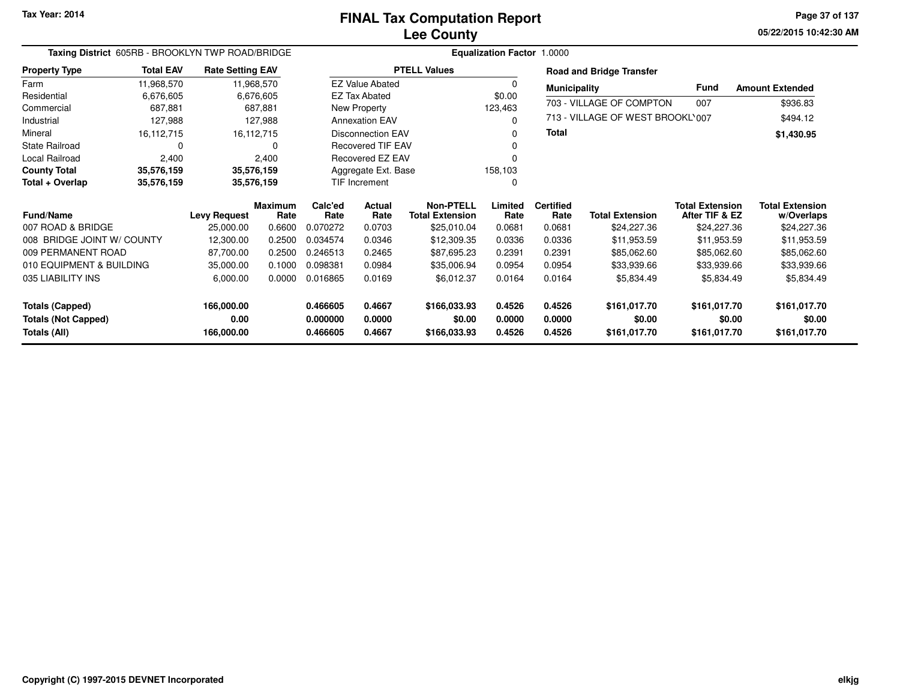Tax Year: 2014

# FINAL Tax Computation Report
## Lee County

05/22/2015 10:42:30 AM

**Taxing District** 605RB - BROOKLYN TWP ROAD/BRIDGE

**Equalization Factor** 1.0000

| Property Type | Total EAV | Rate Setting EAV |
|---|---|---|
| Farm | 11,968,570 | 11,968,570 |
| Residential | 6,676,605 | 6,676,605 |
| Commercial | 687,881 | 687,881 |
| Industrial | 127,988 | 127,988 |
| Mineral | 16,112,715 | 16,112,715 |
| State Railroad | 0 | 0 |
| Local Railroad | 2,400 | 2,400 |
| **County Total** | **35,576,159** | **35,576,159** |
| **Total + Overlap** | **35,576,159** | **35,576,159** |

| PTELL Values | |
|---|---|
| EZ Value Abated | 0 |
| EZ Tax Abated | $0.00 |
| New Property | 123,463 |
| Annexation EAV | 0 |
| Disconnection EAV | 0 |
| Recovered TIF EAV | 0 |
| Recovered EZ EAV | 0 |
| Aggregate Ext. Base | 158,103 |
| TIF Increment | 0 |

**Road and Bridge Transfer**

| Municipality | Fund | Amount Extended |
|---|---|---|
| 703 - VILLAGE OF COMPTON | 007 | $936.83 |
| 713 - VILLAGE OF WEST BROOKL' | 007 | $494.12 |
| **Total** | | **$1,430.95** |

| Fund/Name | Levy Request | Maximum Rate | Calc'ed Rate | Actual Rate | Non-PTELL Total Extension | Limited Rate | Certified Rate | Total Extension | Total Extension After TIF & EZ | Total Extension w/Overlaps |
|---|---|---|---|---|---|---|---|---|---|---|
| 007 ROAD & BRIDGE | 25,000.00 | 0.6600 | 0.070272 | 0.0703 | $25,010.04 | 0.0681 | 0.0681 | $24,227.36 | $24,227.36 | $24,227.36 |
| 008 BRIDGE JOINT W/ COUNTY | 12,300.00 | 0.2500 | 0.034574 | 0.0346 | $12,309.35 | 0.0336 | 0.0336 | $11,953.59 | $11,953.59 | $11,953.59 |
| 009 PERMANENT ROAD | 87,700.00 | 0.2500 | 0.246513 | 0.2465 | $87,695.23 | 0.2391 | 0.2391 | $85,062.60 | $85,062.60 | $85,062.60 |
| 010 EQUIPMENT & BUILDING | 35,000.00 | 0.1000 | 0.098381 | 0.0984 | $35,006.94 | 0.0954 | 0.0954 | $33,939.66 | $33,939.66 | $33,939.66 |
| 035 LIABILITY INS | 6,000.00 | 0.0000 | 0.016865 | 0.0169 | $6,012.37 | 0.0164 | 0.0164 | $5,834.49 | $5,834.49 | $5,834.49 |
| **Totals (Capped)** | **166,000.00** | | **0.466605** | **0.4667** | **$166,033.93** | **0.4526** | **0.4526** | **$161,017.70** | **$161,017.70** | **$161,017.70** |
| **Totals (Not Capped)** | **0.00** | | **0.000000** | **0.0000** | **$0.00** | **0.0000** | **0.0000** | **$0.00** | **$0.00** | **$0.00** |
| **Totals (All)** | **166,000.00** | | **0.466605** | **0.4667** | **$166,033.93** | **0.4526** | **0.4526** | **$161,017.70** | **$161,017.70** | **$161,017.70** |

Copyright (C) 1997-2015 DEVNET Incorporated

elkjg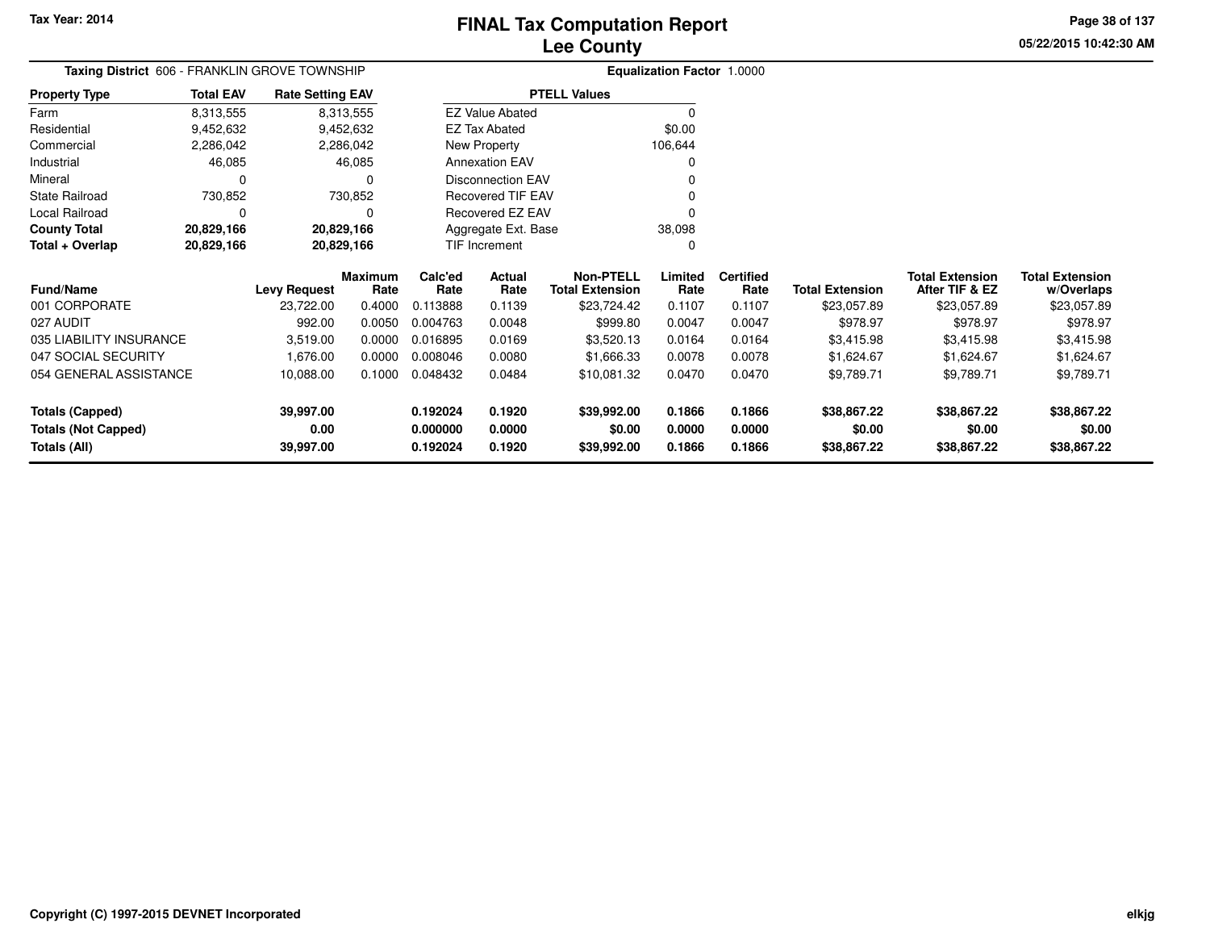Tax Year: 2014

# FINAL Tax Computation Report
## Lee County

05/22/2015 10:42:30 AM

**Taxing District** 606 - FRANKLIN GROVE TOWNSHIP

**Equalization Factor** 1.0000

| Property Type | Total EAV | Rate Setting EAV |
|---|---|---|
| Farm | 8,313,555 | 8,313,555 |
| Residential | 9,452,632 | 9,452,632 |
| Commercial | 2,286,042 | 2,286,042 |
| Industrial | 46,085 | 46,085 |
| Mineral | 0 | 0 |
| State Railroad | 730,852 | 730,852 |
| Local Railroad | 0 | 0 |
| **County Total** | **20,829,166** | **20,829,166** |
| **Total + Overlap** | **20,829,166** | **20,829,166** |

| PTELL Values | |
|---|---|
| EZ Value Abated | 0 |
| EZ Tax Abated | $0.00 |
| New Property | 106,644 |
| Annexation EAV | 0 |
| Disconnection EAV | 0 |
| Recovered TIF EAV | 0 |
| Recovered EZ EAV | 0 |
| Aggregate Ext. Base | 38,098 |
| TIF Increment | 0 |

| Fund/Name | Levy Request | Maximum Rate | Calc'ed Rate | Actual Rate | Non-PTELL Total Extension | Limited Rate | Certified Rate | Total Extension | Total Extension After TIF & EZ | Total Extension w/Overlaps |
|---|---|---|---|---|---|---|---|---|---|---|
| 001 CORPORATE | 23,722.00 | 0.4000 | 0.113888 | 0.1139 | $23,724.42 | 0.1107 | 0.1107 | $23,057.89 | $23,057.89 | $23,057.89 |
| 027 AUDIT | 992.00 | 0.0050 | 0.004763 | 0.0048 | $999.80 | 0.0047 | 0.0047 | $978.97 | $978.97 | $978.97 |
| 035 LIABILITY INSURANCE | 3,519.00 | 0.0000 | 0.016895 | 0.0169 | $3,520.13 | 0.0164 | 0.0164 | $3,415.98 | $3,415.98 | $3,415.98 |
| 047 SOCIAL SECURITY | 1,676.00 | 0.0000 | 0.008046 | 0.0080 | $1,666.33 | 0.0078 | 0.0078 | $1,624.67 | $1,624.67 | $1,624.67 |
| 054 GENERAL ASSISTANCE | 10,088.00 | 0.1000 | 0.048432 | 0.0484 | $10,081.32 | 0.0470 | 0.0470 | $9,789.71 | $9,789.71 | $9,789.71 |
| **Totals (Capped)** | **39,997.00** | | **0.192024** | **0.1920** | **$39,992.00** | **0.1866** | **0.1866** | **$38,867.22** | **$38,867.22** | **$38,867.22** |
| **Totals (Not Capped)** | **0.00** | | **0.000000** | **0.0000** | **$0.00** | **0.0000** | **0.0000** | **$0.00** | **$0.00** | **$0.00** |
| **Totals (All)** | **39,997.00** | | **0.192024** | **0.1920** | **$39,992.00** | **0.1866** | **0.1866** | **$38,867.22** | **$38,867.22** | **$38,867.22** |

Copyright (C) 1997-2015 DEVNET Incorporated

elkjg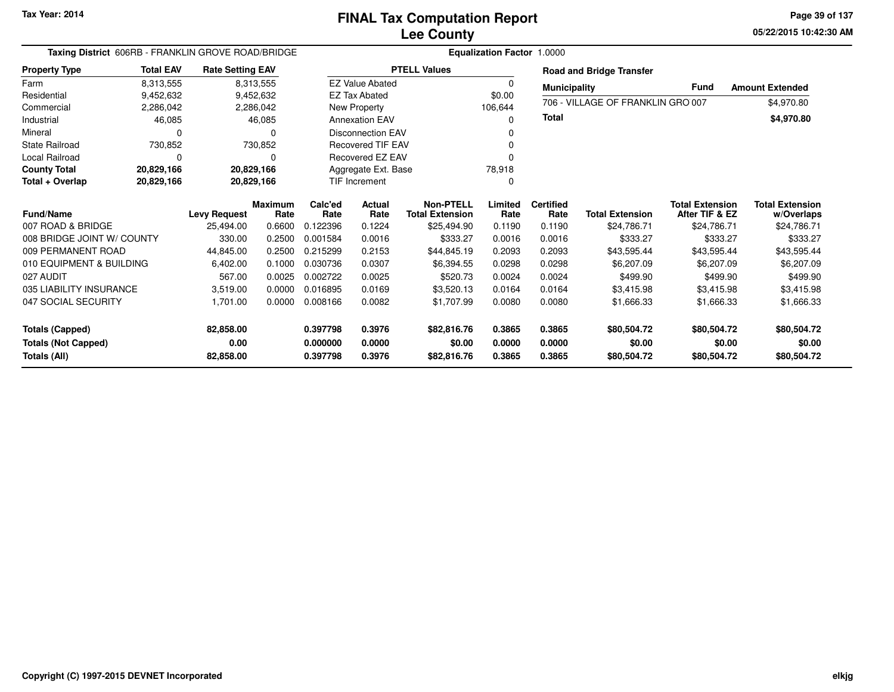Tax Year: 2014

# FINAL Tax Computation Report
## Lee County

05/22/2015 10:42:30 AM

**Taxing District** 606RB - FRANKLIN GROVE ROAD/BRIDGE

**Equalization Factor** 1.0000

| Property Type | Total EAV | Rate Setting EAV |
|---|---|---|
| Farm | 8,313,555 | 8,313,555 |
| Residential | 9,452,632 | 9,452,632 |
| Commercial | 2,286,042 | 2,286,042 |
| Industrial | 46,085 | 46,085 |
| Mineral | 0 | 0 |
| State Railroad | 730,852 | 730,852 |
| Local Railroad | 0 | 0 |
| **County Total** | **20,829,166** | **20,829,166** |
| **Total + Overlap** | **20,829,166** | **20,829,166** |

| PTELL Values | |
|---|---|
| EZ Value Abated | 0 |
| EZ Tax Abated | $0.00 |
| New Property | 106,644 |
| Annexation EAV | 0 |
| Disconnection EAV | 0 |
| Recovered TIF EAV | 0 |
| Recovered EZ EAV | 0 |
| Aggregate Ext. Base | 78,918 |
| TIF Increment | 0 |

**Road and Bridge Transfer**

| Municipality | Fund | Amount Extended |
|---|---|---|
| 706 - VILLAGE OF FRANKLIN GRO | 007 | $4,970.80 |
| **Total** | | **$4,970.80** |

| Fund/Name | Levy Request | Maximum Rate | Calc'ed Rate | Actual Rate | Non-PTELL Total Extension | Limited Rate | Certified Rate | Total Extension | Total Extension After TIF & EZ | Total Extension w/Overlaps |
|---|---|---|---|---|---|---|---|---|---|---|
| 007 ROAD & BRIDGE | 25,494.00 | 0.6600 | 0.122396 | 0.1224 | $25,494.90 | 0.1190 | 0.1190 | $24,786.71 | $24,786.71 | $24,786.71 |
| 008 BRIDGE JOINT W/ COUNTY | 330.00 | 0.2500 | 0.001584 | 0.0016 | $333.27 | 0.0016 | 0.0016 | $333.27 | $333.27 | $333.27 |
| 009 PERMANENT ROAD | 44,845.00 | 0.2500 | 0.215299 | 0.2153 | $44,845.19 | 0.2093 | 0.2093 | $43,595.44 | $43,595.44 | $43,595.44 |
| 010 EQUIPMENT & BUILDING | 6,402.00 | 0.1000 | 0.030736 | 0.0307 | $6,394.55 | 0.0298 | 0.0298 | $6,207.09 | $6,207.09 | $6,207.09 |
| 027 AUDIT | 567.00 | 0.0025 | 0.002722 | 0.0025 | $520.73 | 0.0024 | 0.0024 | $499.90 | $499.90 | $499.90 |
| 035 LIABILITY INSURANCE | 3,519.00 | 0.0000 | 0.016895 | 0.0169 | $3,520.13 | 0.0164 | 0.0164 | $3,415.98 | $3,415.98 | $3,415.98 |
| 047 SOCIAL SECURITY | 1,701.00 | 0.0000 | 0.008166 | 0.0082 | $1,707.99 | 0.0080 | 0.0080 | $1,666.33 | $1,666.33 | $1,666.33 |
| **Totals (Capped)** | **82,858.00** | | **0.397798** | **0.3976** | **$82,816.76** | **0.3865** | **0.3865** | **$80,504.72** | **$80,504.72** | **$80,504.72** |
| **Totals (Not Capped)** | **0.00** | | **0.000000** | **0.0000** | **$0.00** | **0.0000** | **0.0000** | **$0.00** | **$0.00** | **$0.00** |
| **Totals (All)** | **82,858.00** | | **0.397798** | **0.3976** | **$82,816.76** | **0.3865** | **0.3865** | **$80,504.72** | **$80,504.72** | **$80,504.72** |

Copyright (C) 1997-2015 DEVNET Incorporated

elkjg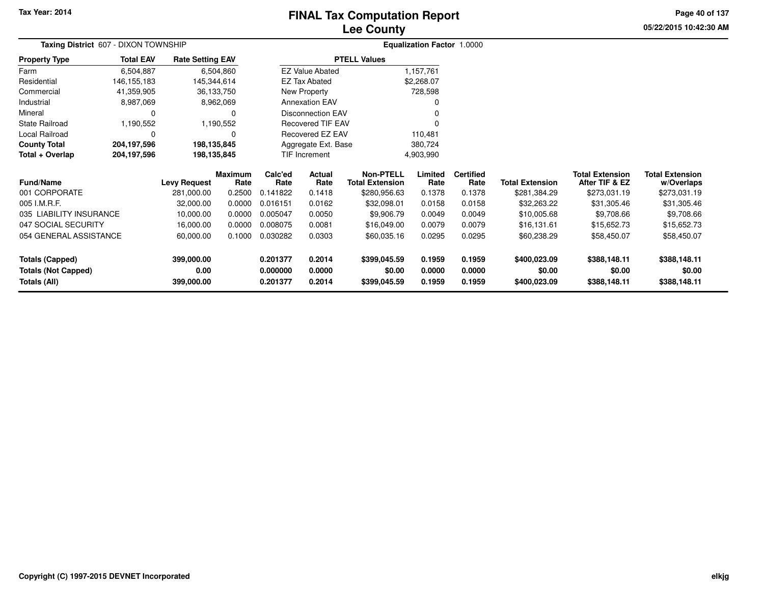# FINAL Tax Computation Report
## Lee County

Tax Year: 2014

05/22/2015 10:42:30 AM

**Taxing District** 607 - DIXON TOWNSHIP

**Equalization Factor** 1.0000

| Property Type | Total EAV | Rate Setting EAV |
|---|---|---|
| Farm | 6,504,887 | 6,504,860 |
| Residential | 146,155,183 | 145,344,614 |
| Commercial | 41,359,905 | 36,133,750 |
| Industrial | 8,987,069 | 8,962,069 |
| Mineral | 0 | 0 |
| State Railroad | 1,190,552 | 1,190,552 |
| Local Railroad | 0 | 0 |
| **County Total** | **204,197,596** | **198,135,845** |
| **Total + Overlap** | **204,197,596** | **198,135,845** |

| PTELL Values | |
|---|---|
| EZ Value Abated | 1,157,761 |
| EZ Tax Abated | $2,268.07 |
| New Property | 728,598 |
| Annexation EAV | 0 |
| Disconnection EAV | 0 |
| Recovered TIF EAV | 0 |
| Recovered EZ EAV | 110,481 |
| Aggregate Ext. Base | 380,724 |
| TIF Increment | 4,903,990 |

| Fund/Name | Levy Request | Maximum Rate | Calc'ed Rate | Actual Rate | Non-PTELL Total Extension | Limited Rate | Certified Rate | Total Extension | Total Extension After TIF & EZ | Total Extension w/Overlaps |
|---|---|---|---|---|---|---|---|---|---|---|
| 001 CORPORATE | 281,000.00 | 0.2500 | 0.141822 | 0.1418 | $280,956.63 | 0.1378 | 0.1378 | $281,384.29 | $273,031.19 | $273,031.19 |
| 005 I.M.R.F. | 32,000.00 | 0.0000 | 0.016151 | 0.0162 | $32,098.01 | 0.0158 | 0.0158 | $32,263.22 | $31,305.46 | $31,305.46 |
| 035 LIABILITY INSURANCE | 10,000.00 | 0.0000 | 0.005047 | 0.0050 | $9,906.79 | 0.0049 | 0.0049 | $10,005.68 | $9,708.66 | $9,708.66 |
| 047 SOCIAL SECURITY | 16,000.00 | 0.0000 | 0.008075 | 0.0081 | $16,049.00 | 0.0079 | 0.0079 | $16,131.61 | $15,652.73 | $15,652.73 |
| 054 GENERAL ASSISTANCE | 60,000.00 | 0.1000 | 0.030282 | 0.0303 | $60,035.16 | 0.0295 | 0.0295 | $60,238.29 | $58,450.07 | $58,450.07 |
| **Totals (Capped)** | **399,000.00** | | **0.201377** | **0.2014** | **$399,045.59** | **0.1959** | **0.1959** | **$400,023.09** | **$388,148.11** | **$388,148.11** |
| **Totals (Not Capped)** | **0.00** | | **0.000000** | **0.0000** | **$0.00** | **0.0000** | **0.0000** | **$0.00** | **$0.00** | **$0.00** |
| **Totals (All)** | **399,000.00** | | **0.201377** | **0.2014** | **$399,045.59** | **0.1959** | **0.1959** | **$400,023.09** | **$388,148.11** | **$388,148.11** |

Copyright (C) 1997-2015 DEVNET Incorporated

elkjg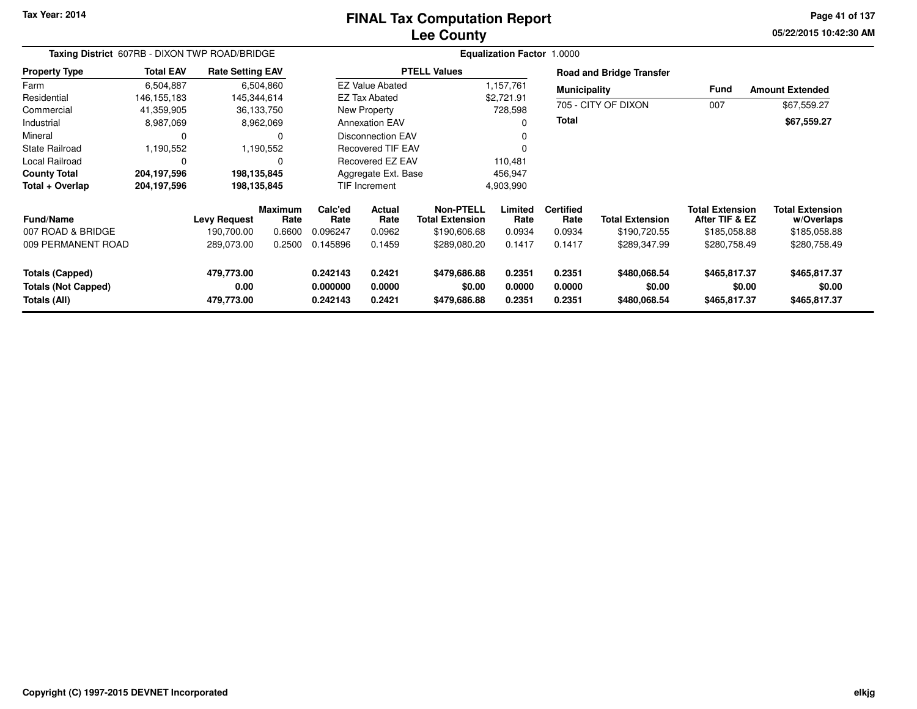Tax Year: 2014

# FINAL Tax Computation Report
## Lee County

05/22/2015 10:42:30 AM

**Taxing District** 607RB - DIXON TWP ROAD/BRIDGE

**Equalization Factor** 1.0000

| Property Type | Total EAV | Rate Setting EAV |
|---|---|---|
| Farm | 6,504,887 | 6,504,860 |
| Residential | 146,155,183 | 145,344,614 |
| Commercial | 41,359,905 | 36,133,750 |
| Industrial | 8,987,069 | 8,962,069 |
| Mineral | 0 | 0 |
| State Railroad | 1,190,552 | 1,190,552 |
| Local Railroad | 0 | 0 |
| **County Total** | **204,197,596** | **198,135,845** |
| **Total + Overlap** | **204,197,596** | **198,135,845** |

| PTELL Values | |
|---|---|
| EZ Value Abated | 1,157,761 |
| EZ Tax Abated | $2,721.91 |
| New Property | 728,598 |
| Annexation EAV | 0 |
| Disconnection EAV | 0 |
| Recovered TIF EAV | 0 |
| Recovered EZ EAV | 110,481 |
| Aggregate Ext. Base | 456,947 |
| TIF Increment | 4,903,990 |

**Road and Bridge Transfer**

| Municipality | Fund | Amount Extended |
|---|---|---|
| 705 - CITY OF DIXON | 007 | $67,559.27 |
| **Total** | | **$67,559.27** |

| Fund/Name | Levy Request | Maximum Rate | Calc'ed Rate | Actual Rate | Non-PTELL Total Extension | Limited Rate | Certified Rate | Total Extension | Total Extension After TIF & EZ | Total Extension w/Overlaps |
|---|---|---|---|---|---|---|---|---|---|---|
| 007 ROAD & BRIDGE | 190,700.00 | 0.6600 | 0.096247 | 0.0962 | $190,606.68 | 0.0934 | 0.0934 | $190,720.55 | $185,058.88 | $185,058.88 |
| 009 PERMANENT ROAD | 289,073.00 | 0.2500 | 0.145896 | 0.1459 | $289,080.20 | 0.1417 | 0.1417 | $289,347.99 | $280,758.49 | $280,758.49 |
| **Totals (Capped)** | **479,773.00** | | **0.242143** | **0.2421** | **$479,686.88** | **0.2351** | **0.2351** | **$480,068.54** | **$465,817.37** | **$465,817.37** |
| **Totals (Not Capped)** | **0.00** | | **0.000000** | **0.0000** | **$0.00** | **0.0000** | **0.0000** | **$0.00** | **$0.00** | **$0.00** |
| **Totals (All)** | **479,773.00** | | **0.242143** | **0.2421** | **$479,686.88** | **0.2351** | **0.2351** | **$480,068.54** | **$465,817.37** | **$465,817.37** |

Copyright (C) 1997-2015 DEVNET Incorporated

elkjg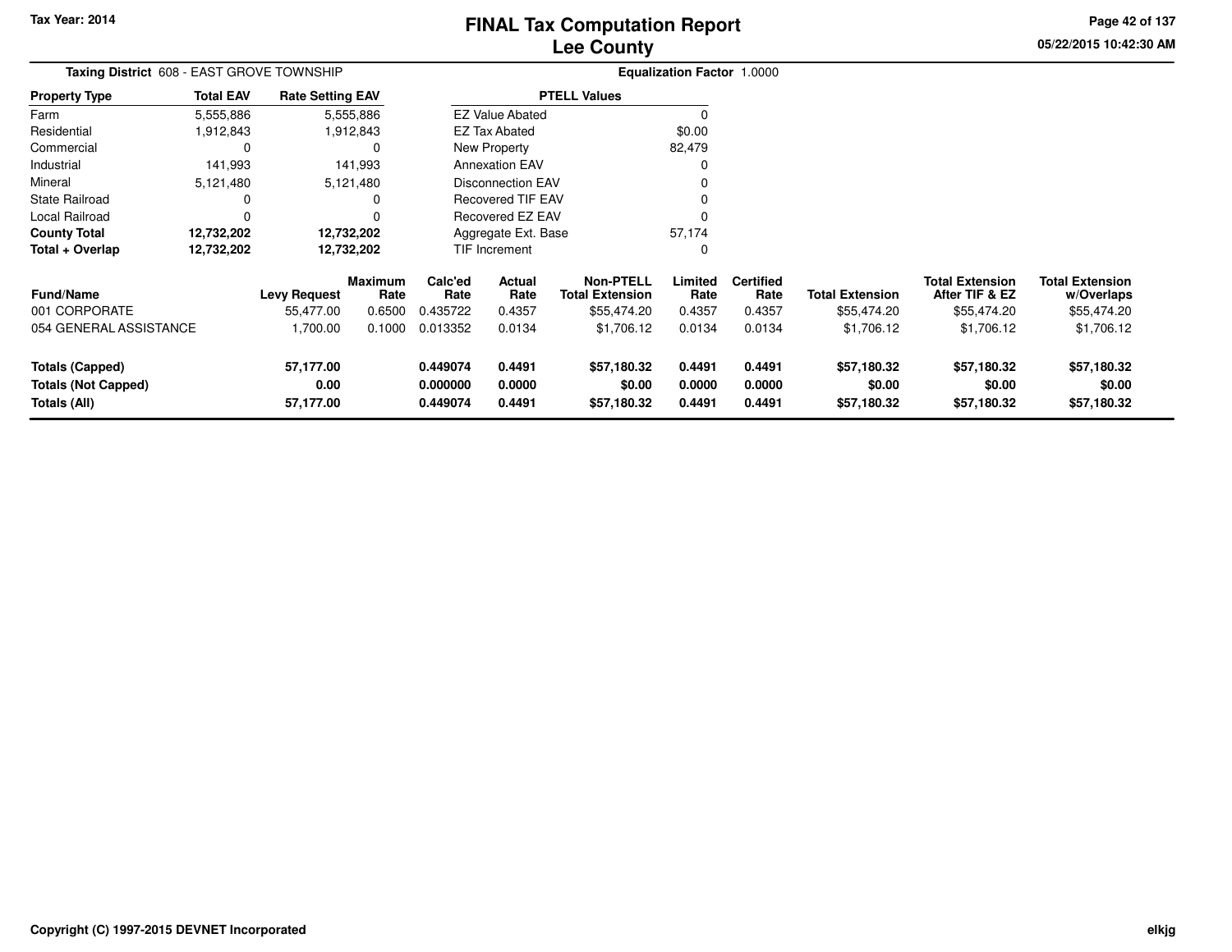Tax Year: 2014

# FINAL Tax Computation Report
## Lee County

05/22/2015 10:42:30 AM

**Taxing District** 608 - EAST GROVE TOWNSHIP

**Equalization Factor** 1.0000

| Property Type | Total EAV | Rate Setting EAV |
|---|---|---|
| Farm | 5,555,886 | 5,555,886 |
| Residential | 1,912,843 | 1,912,843 |
| Commercial | 0 | 0 |
| Industrial | 141,993 | 141,993 |
| Mineral | 5,121,480 | 5,121,480 |
| State Railroad | 0 | 0 |
| Local Railroad | 0 | 0 |
| **County Total** | **12,732,202** | **12,732,202** |
| **Total + Overlap** | **12,732,202** | **12,732,202** |

| PTELL Values | |
|---|---|
| EZ Value Abated | 0 |
| EZ Tax Abated | $0.00 |
| New Property | 82,479 |
| Annexation EAV | 0 |
| Disconnection EAV | 0 |
| Recovered TIF EAV | 0 |
| Recovered EZ EAV | 0 |
| Aggregate Ext. Base | 57,174 |
| TIF Increment | 0 |

| Fund/Name | Levy Request | Maximum Rate | Calc'ed Rate | Actual Rate | Non-PTELL Total Extension | Limited Rate | Certified Rate | Total Extension | Total Extension After TIF & EZ | Total Extension w/Overlaps |
|---|---|---|---|---|---|---|---|---|---|---|
| 001 CORPORATE | 55,477.00 | 0.6500 | 0.435722 | 0.4357 | $55,474.20 | 0.4357 | 0.4357 | $55,474.20 | $55,474.20 | $55,474.20 |
| 054 GENERAL ASSISTANCE | 1,700.00 | 0.1000 | 0.013352 | 0.0134 | $1,706.12 | 0.0134 | 0.0134 | $1,706.12 | $1,706.12 | $1,706.12 |
| **Totals (Capped)** | **57,177.00** | | **0.449074** | **0.4491** | **$57,180.32** | **0.4491** | **0.4491** | **$57,180.32** | **$57,180.32** | **$57,180.32** |
| **Totals (Not Capped)** | **0.00** | | **0.000000** | **0.0000** | **$0.00** | **0.0000** | **0.0000** | **$0.00** | **$0.00** | **$0.00** |
| **Totals (All)** | **57,177.00** | | **0.449074** | **0.4491** | **$57,180.32** | **0.4491** | **0.4491** | **$57,180.32** | **$57,180.32** | **$57,180.32** |

Copyright (C) 1997-2015 DEVNET Incorporated

elkjg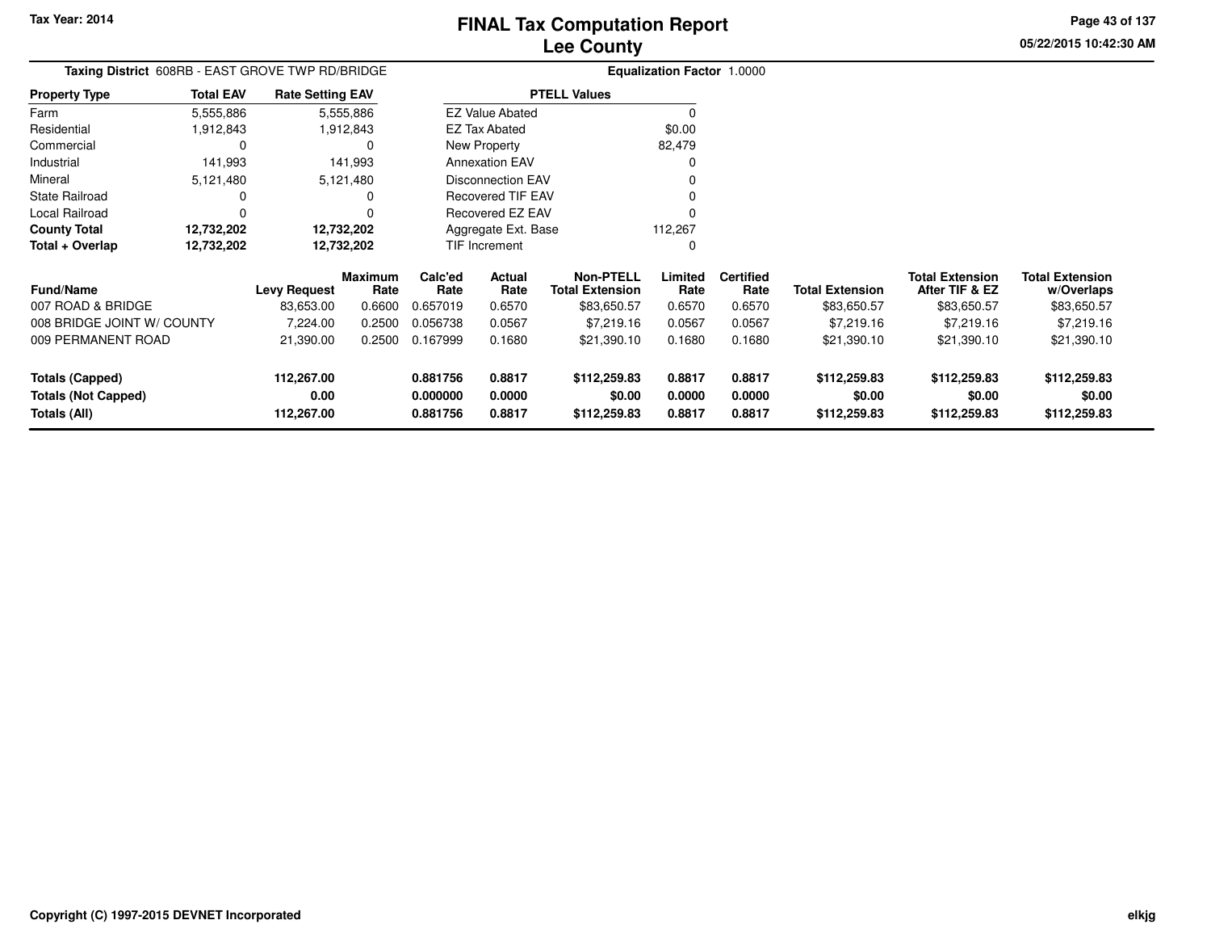**Tax Year: 2014**

# FINAL Tax Computation Report
## Lee County

05/22/2015 10:42:30 AM

**Taxing District** 608RB - EAST GROVE TWP RD/BRIDGE

**Equalization Factor** 1.0000

| Property Type | Total EAV | Rate Setting EAV |
|---|---|---|
| Farm | 5,555,886 | 5,555,886 |
| Residential | 1,912,843 | 1,912,843 |
| Commercial | 0 | 0 |
| Industrial | 141,993 | 141,993 |
| Mineral | 5,121,480 | 5,121,480 |
| State Railroad | 0 | 0 |
| Local Railroad | 0 | 0 |
| **County Total** | **12,732,202** | **12,732,202** |
| **Total + Overlap** | **12,732,202** | **12,732,202** |

| PTELL Values | |
|---|---|
| EZ Value Abated | 0 |
| EZ Tax Abated | $0.00 |
| New Property | 82,479 |
| Annexation EAV | 0 |
| Disconnection EAV | 0 |
| Recovered TIF EAV | 0 |
| Recovered EZ EAV | 0 |
| Aggregate Ext. Base | 112,267 |
| TIF Increment | 0 |

| Fund/Name | Levy Request | Maximum Rate | Calc'ed Rate | Actual Rate | Non-PTELL Total Extension | Limited Rate | Certified Rate | Total Extension | Total Extension After TIF & EZ | Total Extension w/Overlaps |
|---|---|---|---|---|---|---|---|---|---|---|
| 007 ROAD & BRIDGE | 83,653.00 | 0.6600 | 0.657019 | 0.6570 | $83,650.57 | 0.6570 | 0.6570 | $83,650.57 | $83,650.57 | $83,650.57 |
| 008 BRIDGE JOINT W/ COUNTY | 7,224.00 | 0.2500 | 0.056738 | 0.0567 | $7,219.16 | 0.0567 | 0.0567 | $7,219.16 | $7,219.16 | $7,219.16 |
| 009 PERMANENT ROAD | 21,390.00 | 0.2500 | 0.167999 | 0.1680 | $21,390.10 | 0.1680 | 0.1680 | $21,390.10 | $21,390.10 | $21,390.10 |
| **Totals (Capped)** | **112,267.00** | | **0.881756** | **0.8817** | **$112,259.83** | **0.8817** | **0.8817** | **$112,259.83** | **$112,259.83** | **$112,259.83** |
| **Totals (Not Capped)** | **0.00** | | **0.000000** | **0.0000** | **$0.00** | **0.0000** | **0.0000** | **$0.00** | **$0.00** | **$0.00** |
| **Totals (All)** | **112,267.00** | | **0.881756** | **0.8817** | **$112,259.83** | **0.8817** | **0.8817** | **$112,259.83** | **$112,259.83** | **$112,259.83** |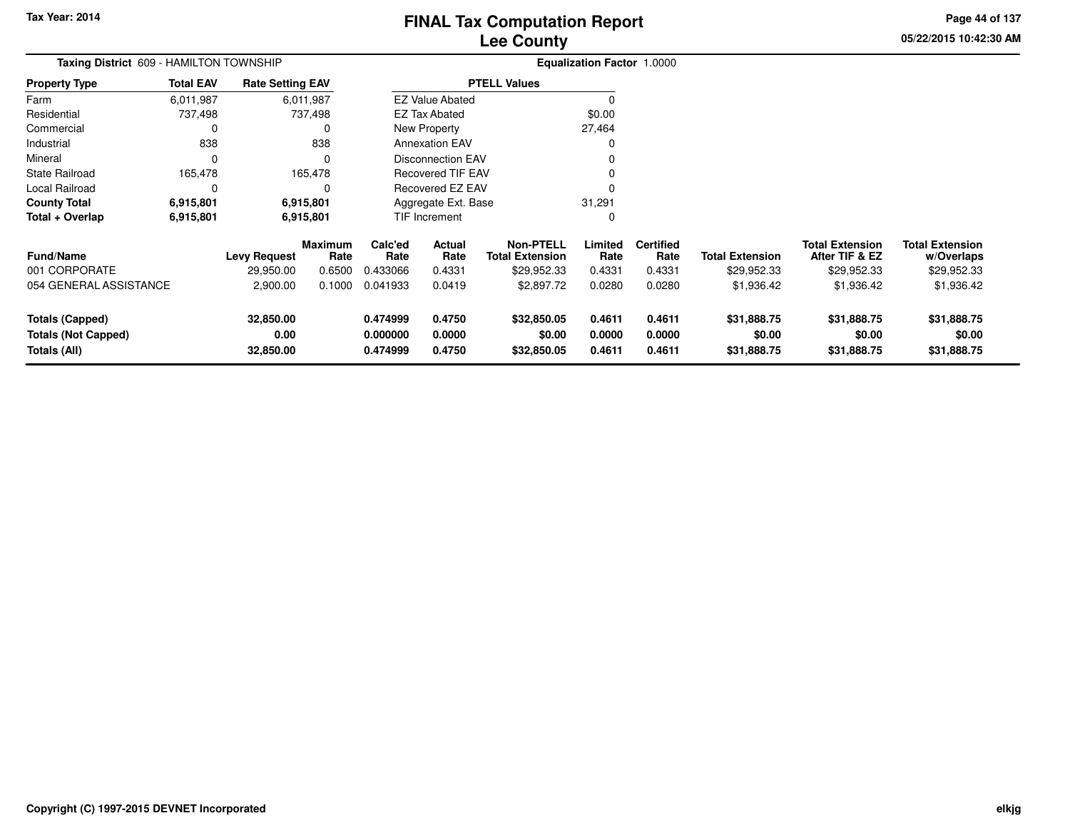Tax Year: 2014

# FINAL Tax Computation Report
## Lee County

05/22/2015 10:42:30 AM

**Taxing District** 609 - HAMILTON TOWNSHIP

**Equalization Factor** 1.0000

| Property Type | Total EAV | Rate Setting EAV |
|---|---|---|
| Farm | 6,011,987 | 6,011,987 |
| Residential | 737,498 | 737,498 |
| Commercial | 0 | 0 |
| Industrial | 838 | 838 |
| Mineral | 0 | 0 |
| State Railroad | 165,478 | 165,478 |
| Local Railroad | 0 | 0 |
| **County Total** | **6,915,801** | **6,915,801** |
| **Total + Overlap** | **6,915,801** | **6,915,801** |

| PTELL Values | |
|---|---|
| EZ Value Abated | 0 |
| EZ Tax Abated | $0.00 |
| New Property | 27,464 |
| Annexation EAV | 0 |
| Disconnection EAV | 0 |
| Recovered TIF EAV | 0 |
| Recovered EZ EAV | 0 |
| Aggregate Ext. Base | 31,291 |
| TIF Increment | 0 |

| Fund/Name | Levy Request | Maximum Rate | Calc'ed Rate | Actual Rate | Non-PTELL Total Extension | Limited Rate | Certified Rate | Total Extension | Total Extension After TIF & EZ | Total Extension w/Overlaps |
|---|---|---|---|---|---|---|---|---|---|---|
| 001 CORPORATE | 29,950.00 | 0.6500 | 0.433066 | 0.4331 | $29,952.33 | 0.4331 | 0.4331 | $29,952.33 | $29,952.33 | $29,952.33 |
| 054 GENERAL ASSISTANCE | 2,900.00 | 0.1000 | 0.041933 | 0.0419 | $2,897.72 | 0.0280 | 0.0280 | $1,936.42 | $1,936.42 | $1,936.42 |
| **Totals (Capped)** | **32,850.00** | | **0.474999** | **0.4750** | **$32,850.05** | **0.4611** | **0.4611** | **$31,888.75** | **$31,888.75** | **$31,888.75** |
| **Totals (Not Capped)** | **0.00** | | **0.000000** | **0.0000** | **$0.00** | **0.0000** | **0.0000** | **$0.00** | **$0.00** | **$0.00** |
| **Totals (All)** | **32,850.00** | | **0.474999** | **0.4750** | **$32,850.05** | **0.4611** | **0.4611** | **$31,888.75** | **$31,888.75** | **$31,888.75** |

Copyright (C) 1997-2015 DEVNET Incorporated

elkjg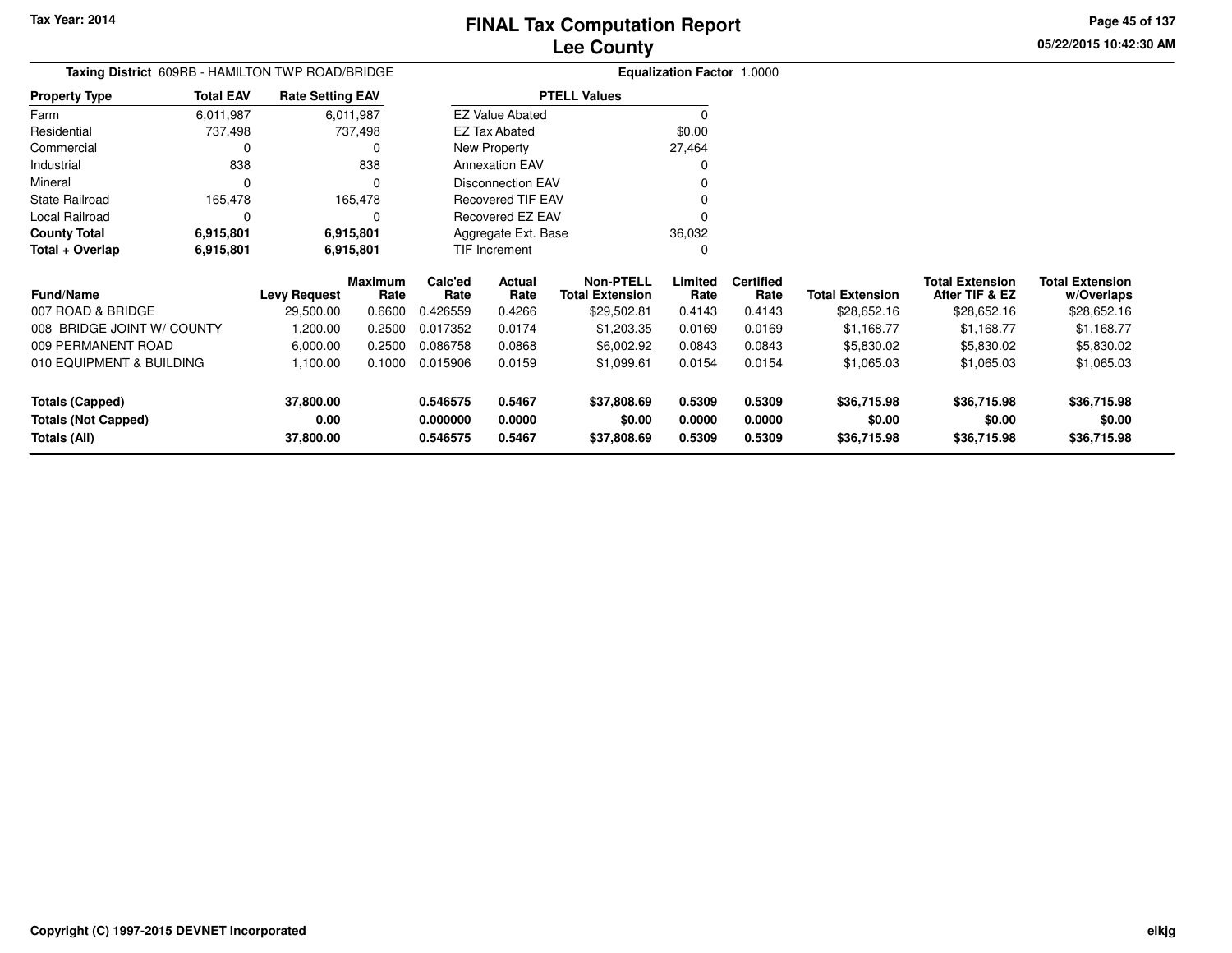**Tax Year: 2014**

# FINAL Tax Computation Report
## Lee County

05/22/2015 10:42:30 AM

**Taxing District** 609RB - HAMILTON TWP ROAD/BRIDGE

**Equalization Factor** 1.0000

| Property Type | Total EAV | Rate Setting EAV |
|---|---|---|
| Farm | 6,011,987 | 6,011,987 |
| Residential | 737,498 | 737,498 |
| Commercial | 0 | 0 |
| Industrial | 838 | 838 |
| Mineral | 0 | 0 |
| State Railroad | 165,478 | 165,478 |
| Local Railroad | 0 | 0 |
| **County Total** | **6,915,801** | **6,915,801** |
| **Total + Overlap** | **6,915,801** | **6,915,801** |

| PTELL Values | |
|---|---|
| EZ Value Abated | 0 |
| EZ Tax Abated | $0.00 |
| New Property | 27,464 |
| Annexation EAV | 0 |
| Disconnection EAV | 0 |
| Recovered TIF EAV | 0 |
| Recovered EZ EAV | 0 |
| Aggregate Ext. Base | 36,032 |
| TIF Increment | 0 |

| Fund/Name | Levy Request | Maximum Rate | Calc'ed Rate | Actual Rate | Non-PTELL Total Extension | Limited Rate | Certified Rate | Total Extension | Total Extension After TIF & EZ | Total Extension w/Overlaps |
|---|---|---|---|---|---|---|---|---|---|---|
| 007 ROAD & BRIDGE | 29,500.00 | 0.6600 | 0.426559 | 0.4266 | $29,502.81 | 0.4143 | 0.4143 | $28,652.16 | $28,652.16 | $28,652.16 |
| 008 BRIDGE JOINT W/ COUNTY | 1,200.00 | 0.2500 | 0.017352 | 0.0174 | $1,203.35 | 0.0169 | 0.0169 | $1,168.77 | $1,168.77 | $1,168.77 |
| 009 PERMANENT ROAD | 6,000.00 | 0.2500 | 0.086758 | 0.0868 | $6,002.92 | 0.0843 | 0.0843 | $5,830.02 | $5,830.02 | $5,830.02 |
| 010 EQUIPMENT & BUILDING | 1,100.00 | 0.1000 | 0.015906 | 0.0159 | $1,099.61 | 0.0154 | 0.0154 | $1,065.03 | $1,065.03 | $1,065.03 |
| **Totals (Capped)** | **37,800.00** | | **0.546575** | **0.5467** | **$37,808.69** | **0.5309** | **0.5309** | **$36,715.98** | **$36,715.98** | **$36,715.98** |
| **Totals (Not Capped)** | **0.00** | | **0.000000** | **0.0000** | **$0.00** | **0.0000** | **0.0000** | **$0.00** | **$0.00** | **$0.00** |
| **Totals (All)** | **37,800.00** | | **0.546575** | **0.5467** | **$37,808.69** | **0.5309** | **0.5309** | **$36,715.98** | **$36,715.98** | **$36,715.98** |

**Copyright (C) 1997-2015 DEVNET Incorporated**

elkjg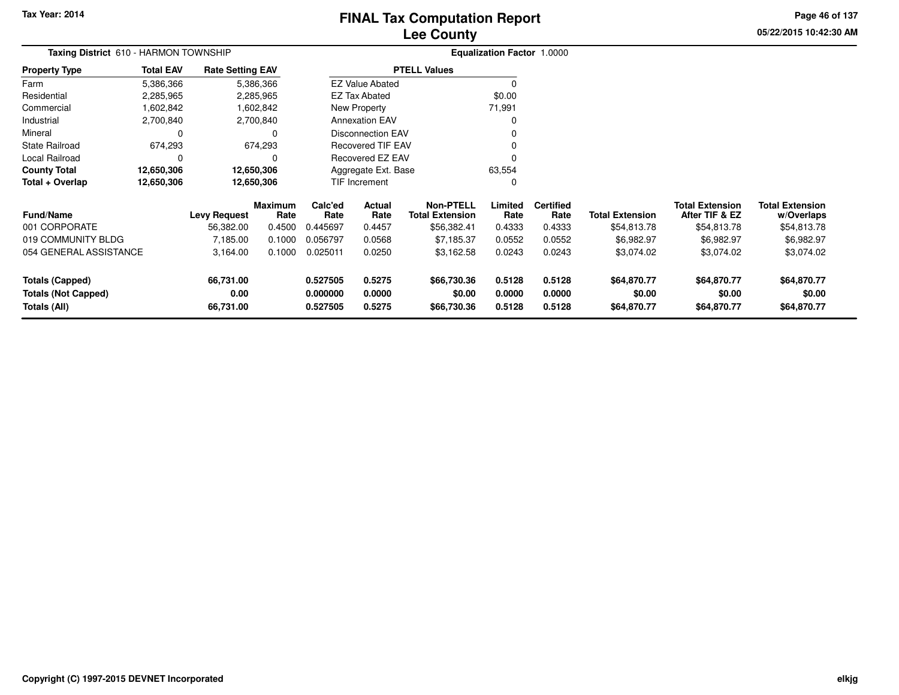Tax Year: 2014

# FINAL Tax Computation Report
## Lee County

05/22/2015 10:42:30 AM

**Taxing District** 610 - HARMON TOWNSHIP

**Equalization Factor** 1.0000

| Property Type | Total EAV | Rate Setting EAV |
|---|---|---|
| Farm | 5,386,366 | 5,386,366 |
| Residential | 2,285,965 | 2,285,965 |
| Commercial | 1,602,842 | 1,602,842 |
| Industrial | 2,700,840 | 2,700,840 |
| Mineral | 0 | 0 |
| State Railroad | 674,293 | 674,293 |
| Local Railroad | 0 | 0 |
| **County Total** | **12,650,306** | **12,650,306** |
| **Total + Overlap** | **12,650,306** | **12,650,306** |

| PTELL Values | |
|---|---|
| EZ Value Abated | 0 |
| EZ Tax Abated | $0.00 |
| New Property | 71,991 |
| Annexation EAV | 0 |
| Disconnection EAV | 0 |
| Recovered TIF EAV | 0 |
| Recovered EZ EAV | 0 |
| Aggregate Ext. Base | 63,554 |
| TIF Increment | 0 |

| Fund/Name | Levy Request | Maximum Rate | Calc'ed Rate | Actual Rate | Non-PTELL Total Extension | Limited Rate | Certified Rate | Total Extension | Total Extension After TIF & EZ | Total Extension w/Overlaps |
|---|---|---|---|---|---|---|---|---|---|---|
| 001 CORPORATE | 56,382.00 | 0.4500 | 0.445697 | 0.4457 | $56,382.41 | 0.4333 | 0.4333 | $54,813.78 | $54,813.78 | $54,813.78 |
| 019 COMMUNITY BLDG | 7,185.00 | 0.1000 | 0.056797 | 0.0568 | $7,185.37 | 0.0552 | 0.0552 | $6,982.97 | $6,982.97 | $6,982.97 |
| 054 GENERAL ASSISTANCE | 3,164.00 | 0.1000 | 0.025011 | 0.0250 | $3,162.58 | 0.0243 | 0.0243 | $3,074.02 | $3,074.02 | $3,074.02 |
| **Totals (Capped)** | **66,731.00** | | **0.527505** | **0.5275** | **$66,730.36** | **0.5128** | **0.5128** | **$64,870.77** | **$64,870.77** | **$64,870.77** |
| **Totals (Not Capped)** | **0.00** | | **0.000000** | **0.0000** | **$0.00** | **0.0000** | **0.0000** | **$0.00** | **$0.00** | **$0.00** |
| **Totals (All)** | **66,731.00** | | **0.527505** | **0.5275** | **$66,730.36** | **0.5128** | **0.5128** | **$64,870.77** | **$64,870.77** | **$64,870.77** |

Copyright (C) 1997-2015 DEVNET Incorporated

elkjg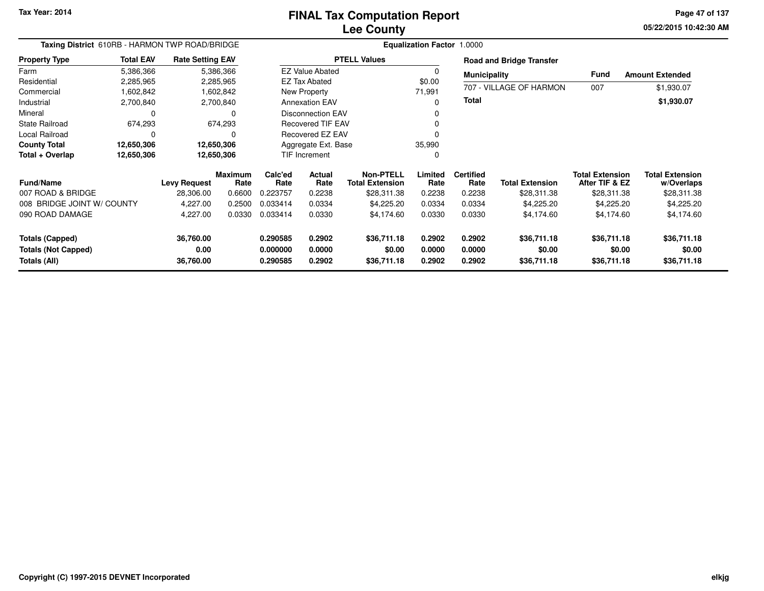Tax Year: 2014

# FINAL Tax Computation Report
## Lee County

05/22/2015 10:42:30 AM

**Taxing District** 610RB - HARMON TWP ROAD/BRIDGE

**Equalization Factor** 1.0000

| Property Type | Total EAV | Rate Setting EAV |
|---|---|---|
| Farm | 5,386,366 | 5,386,366 |
| Residential | 2,285,965 | 2,285,965 |
| Commercial | 1,602,842 | 1,602,842 |
| Industrial | 2,700,840 | 2,700,840 |
| Mineral | 0 | 0 |
| State Railroad | 674,293 | 674,293 |
| Local Railroad | 0 | 0 |
| **County Total** | **12,650,306** | **12,650,306** |
| **Total + Overlap** | **12,650,306** | **12,650,306** |

| PTELL Values | |
|---|---|
| EZ Value Abated | 0 |
| EZ Tax Abated | $0.00 |
| New Property | 71,991 |
| Annexation EAV | 0 |
| Disconnection EAV | 0 |
| Recovered TIF EAV | 0 |
| Recovered EZ EAV | 0 |
| Aggregate Ext. Base | 35,990 |
| TIF Increment | 0 |

**Road and Bridge Transfer**

| Municipality | Fund | Amount Extended |
|---|---|---|
| 707 - VILLAGE OF HARMON | 007 | $1,930.07 |
| **Total** | | **$1,930.07** |

| Fund/Name | Levy Request | Maximum Rate | Calc'ed Rate | Actual Rate | Non-PTELL Total Extension | Limited Rate | Certified Rate | Total Extension | Total Extension After TIF & EZ | Total Extension w/Overlaps |
|---|---|---|---|---|---|---|---|---|---|---|
| 007 ROAD & BRIDGE | 28,306.00 | 0.6600 | 0.223757 | 0.2238 | $28,311.38 | 0.2238 | 0.2238 | $28,311.38 | $28,311.38 | $28,311.38 |
| 008 BRIDGE JOINT W/ COUNTY | 4,227.00 | 0.2500 | 0.033414 | 0.0334 | $4,225.20 | 0.0334 | 0.0334 | $4,225.20 | $4,225.20 | $4,225.20 |
| 090 ROAD DAMAGE | 4,227.00 | 0.0330 | 0.033414 | 0.0330 | $4,174.60 | 0.0330 | 0.0330 | $4,174.60 | $4,174.60 | $4,174.60 |
| **Totals (Capped)** | **36,760.00** | | **0.290585** | **0.2902** | **$36,711.18** | **0.2902** | **0.2902** | **$36,711.18** | **$36,711.18** | **$36,711.18** |
| **Totals (Not Capped)** | **0.00** | | **0.000000** | **0.0000** | **$0.00** | **0.0000** | **0.0000** | **$0.00** | **$0.00** | **$0.00** |
| **Totals (All)** | **36,760.00** | | **0.290585** | **0.2902** | **$36,711.18** | **0.2902** | **0.2902** | **$36,711.18** | **$36,711.18** | **$36,711.18** |

Copyright (C) 1997-2015 DEVNET Incorporated

elkjg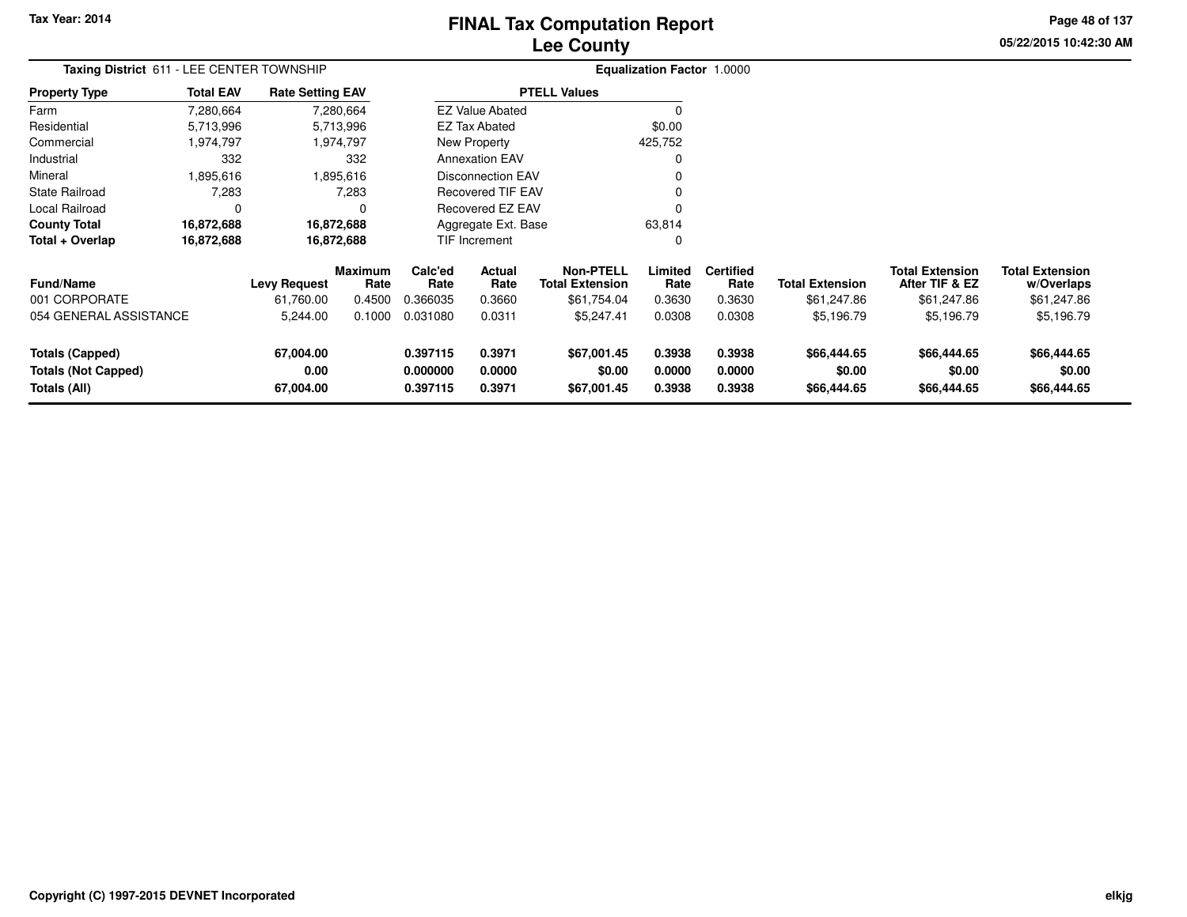Tax Year: 2014

# FINAL Tax Computation Report
## Lee County

05/22/2015 10:42:30 AM

**Taxing District** 611 - LEE CENTER TOWNSHIP

**Equalization Factor** 1.0000

| Property Type | Total EAV | Rate Setting EAV |
|---|---|---|
| Farm | 7,280,664 | 7,280,664 |
| Residential | 5,713,996 | 5,713,996 |
| Commercial | 1,974,797 | 1,974,797 |
| Industrial | 332 | 332 |
| Mineral | 1,895,616 | 1,895,616 |
| State Railroad | 7,283 | 7,283 |
| Local Railroad | 0 | 0 |
| **County Total** | **16,872,688** | **16,872,688** |
| **Total + Overlap** | **16,872,688** | **16,872,688** |

| PTELL Values | |
|---|---|
| EZ Value Abated | 0 |
| EZ Tax Abated | $0.00 |
| New Property | 425,752 |
| Annexation EAV | 0 |
| Disconnection EAV | 0 |
| Recovered TIF EAV | 0 |
| Recovered EZ EAV | 0 |
| Aggregate Ext. Base | 63,814 |
| TIF Increment | 0 |

| Fund/Name | Levy Request | Maximum Rate | Calc'ed Rate | Actual Rate | Non-PTELL Total Extension | Limited Rate | Certified Rate | Total Extension | Total Extension After TIF & EZ | Total Extension w/Overlaps |
|---|---|---|---|---|---|---|---|---|---|---|
| 001 CORPORATE | 61,760.00 | 0.4500 | 0.366035 | 0.3660 | $61,754.04 | 0.3630 | 0.3630 | $61,247.86 | $61,247.86 | $61,247.86 |
| 054 GENERAL ASSISTANCE | 5,244.00 | 0.1000 | 0.031080 | 0.0311 | $5,247.41 | 0.0308 | 0.0308 | $5,196.79 | $5,196.79 | $5,196.79 |
| **Totals (Capped)** | **67,004.00** | | **0.397115** | **0.3971** | **$67,001.45** | **0.3938** | **0.3938** | **$66,444.65** | **$66,444.65** | **$66,444.65** |
| **Totals (Not Capped)** | **0.00** | | **0.000000** | **0.0000** | **$0.00** | **0.0000** | **0.0000** | **$0.00** | **$0.00** | **$0.00** |
| **Totals (All)** | **67,004.00** | | **0.397115** | **0.3971** | **$67,001.45** | **0.3938** | **0.3938** | **$66,444.65** | **$66,444.65** | **$66,444.65** |

Copyright (C) 1997-2015 DEVNET Incorporated

elkjg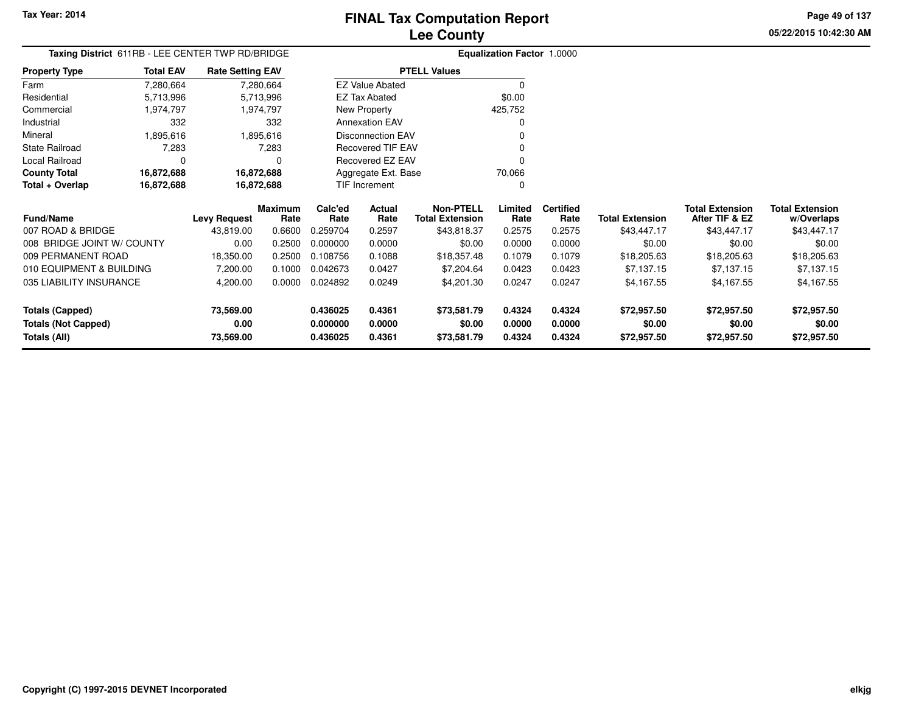# FINAL Tax Computation Report
## Lee County

Tax Year: 2014

05/22/2015 10:42:30 AM

**Taxing District** 611RB - LEE CENTER TWP RD/BRIDGE

**Equalization Factor** 1.0000

| Property Type | Total EAV | Rate Setting EAV |
|---|---|---|
| Farm | 7,280,664 | 7,280,664 |
| Residential | 5,713,996 | 5,713,996 |
| Commercial | 1,974,797 | 1,974,797 |
| Industrial | 332 | 332 |
| Mineral | 1,895,616 | 1,895,616 |
| State Railroad | 7,283 | 7,283 |
| Local Railroad | 0 | 0 |
| **County Total** | **16,872,688** | **16,872,688** |
| **Total + Overlap** | **16,872,688** | **16,872,688** |

| PTELL Values | |
|---|---|
| EZ Value Abated | 0 |
| EZ Tax Abated | $0.00 |
| New Property | 425,752 |
| Annexation EAV | 0 |
| Disconnection EAV | 0 |
| Recovered TIF EAV | 0 |
| Recovered EZ EAV | 0 |
| Aggregate Ext. Base | 70,066 |
| TIF Increment | 0 |

| Fund/Name | Levy Request | Maximum Rate | Calc'ed Rate | Actual Rate | Non-PTELL Total Extension | Limited Rate | Certified Rate | Total Extension | Total Extension After TIF & EZ | Total Extension w/Overlaps |
|---|---|---|---|---|---|---|---|---|---|---|
| 007 ROAD & BRIDGE | 43,819.00 | 0.6600 | 0.259704 | 0.2597 | $43,818.37 | 0.2575 | 0.2575 | $43,447.17 | $43,447.17 | $43,447.17 |
| 008 BRIDGE JOINT W/ COUNTY | 0.00 | 0.2500 | 0.000000 | 0.0000 | $0.00 | 0.0000 | 0.0000 | $0.00 | $0.00 | $0.00 |
| 009 PERMANENT ROAD | 18,350.00 | 0.2500 | 0.108756 | 0.1088 | $18,357.48 | 0.1079 | 0.1079 | $18,205.63 | $18,205.63 | $18,205.63 |
| 010 EQUIPMENT & BUILDING | 7,200.00 | 0.1000 | 0.042673 | 0.0427 | $7,204.64 | 0.0423 | 0.0423 | $7,137.15 | $7,137.15 | $7,137.15 |
| 035 LIABILITY INSURANCE | 4,200.00 | 0.0000 | 0.024892 | 0.0249 | $4,201.30 | 0.0247 | 0.0247 | $4,167.55 | $4,167.55 | $4,167.55 |
| **Totals (Capped)** | **73,569.00** | | **0.436025** | **0.4361** | **$73,581.79** | **0.4324** | **0.4324** | **$72,957.50** | **$72,957.50** | **$72,957.50** |
| **Totals (Not Capped)** | **0.00** | | **0.000000** | **0.0000** | **$0.00** | **0.0000** | **0.0000** | **$0.00** | **$0.00** | **$0.00** |
| **Totals (All)** | **73,569.00** | | **0.436025** | **0.4361** | **$73,581.79** | **0.4324** | **0.4324** | **$72,957.50** | **$72,957.50** | **$72,957.50** |

Copyright (C) 1997-2015 DEVNET Incorporated

elkjg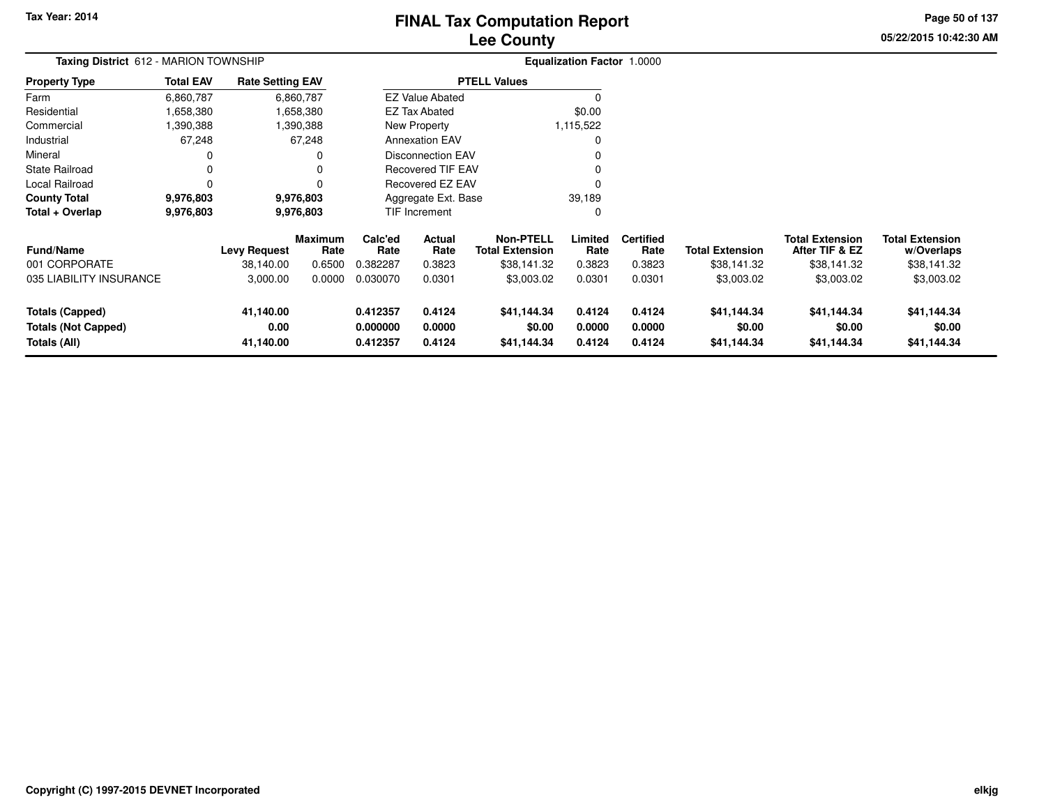Tax Year: 2014

# FINAL Tax Computation Report
## Lee County

05/22/2015 10:42:30 AM

**Taxing District** 612 - MARION TOWNSHIP

**Equalization Factor** 1.0000

| Property Type | Total EAV | Rate Setting EAV |
|---|---|---|
| Farm | 6,860,787 | 6,860,787 |
| Residential | 1,658,380 | 1,658,380 |
| Commercial | 1,390,388 | 1,390,388 |
| Industrial | 67,248 | 67,248 |
| Mineral | 0 | 0 |
| State Railroad | 0 | 0 |
| Local Railroad | 0 | 0 |
| **County Total** | **9,976,803** | **9,976,803** |
| **Total + Overlap** | **9,976,803** | **9,976,803** |

| PTELL Values | |
|---|---|
| EZ Value Abated | 0 |
| EZ Tax Abated | $0.00 |
| New Property | 1,115,522 |
| Annexation EAV | 0 |
| Disconnection EAV | 0 |
| Recovered TIF EAV | 0 |
| Recovered EZ EAV | 0 |
| Aggregate Ext. Base | 39,189 |
| TIF Increment | 0 |

| Fund/Name | Levy Request | Maximum Rate | Calc'ed Rate | Actual Rate | Non-PTELL Total Extension | Limited Rate | Certified Rate | Total Extension | Total Extension After TIF & EZ | Total Extension w/Overlaps |
|---|---|---|---|---|---|---|---|---|---|---|
| 001 CORPORATE | 38,140.00 | 0.6500 | 0.382287 | 0.3823 | $38,141.32 | 0.3823 | 0.3823 | $38,141.32 | $38,141.32 | $38,141.32 |
| 035 LIABILITY INSURANCE | 3,000.00 | 0.0000 | 0.030070 | 0.0301 | $3,003.02 | 0.0301 | 0.0301 | $3,003.02 | $3,003.02 | $3,003.02 |
| **Totals (Capped)** | **41,140.00** | | **0.412357** | **0.4124** | **$41,144.34** | **0.4124** | **0.4124** | **$41,144.34** | **$41,144.34** | **$41,144.34** |
| **Totals (Not Capped)** | **0.00** | | **0.000000** | **0.0000** | **$0.00** | **0.0000** | **0.0000** | **$0.00** | **$0.00** | **$0.00** |
| **Totals (All)** | **41,140.00** | | **0.412357** | **0.4124** | **$41,144.34** | **0.4124** | **0.4124** | **$41,144.34** | **$41,144.34** | **$41,144.34** |

Copyright (C) 1997-2015 DEVNET Incorporated

elkjg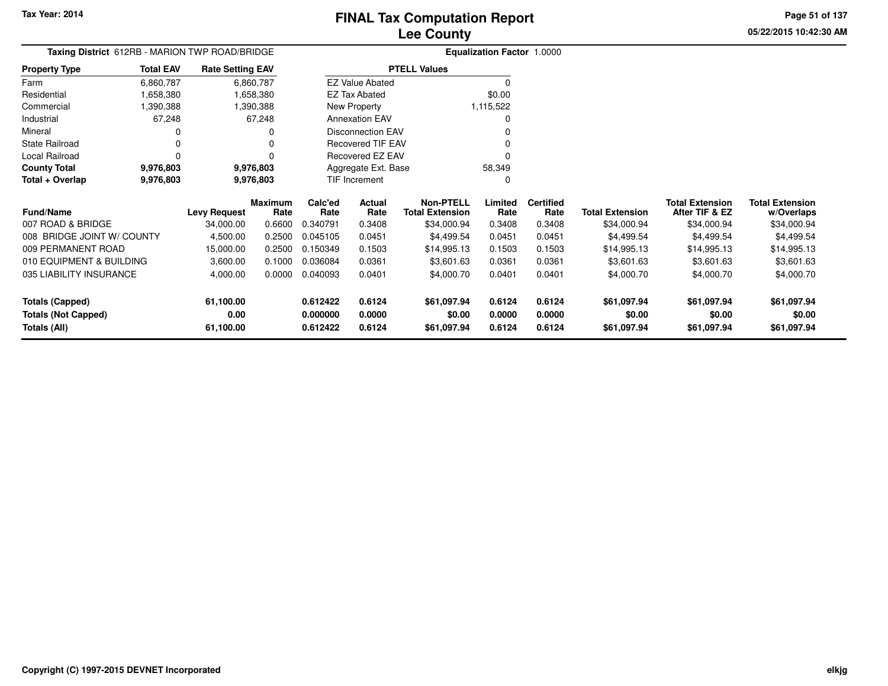# FINAL Tax Computation Report
## Lee County

Tax Year: 2014

05/22/2015 10:42:30 AM

**Taxing District** 612RB - MARION TWP ROAD/BRIDGE

**Equalization Factor** 1.0000

| Property Type | Total EAV | Rate Setting EAV |
|---|---|---|
| Farm | 6,860,787 | 6,860,787 |
| Residential | 1,658,380 | 1,658,380 |
| Commercial | 1,390,388 | 1,390,388 |
| Industrial | 67,248 | 67,248 |
| Mineral | 0 | 0 |
| State Railroad | 0 | 0 |
| Local Railroad | 0 | 0 |
| **County Total** | **9,976,803** | **9,976,803** |
| **Total + Overlap** | **9,976,803** | **9,976,803** |

| PTELL Values | |
|---|---|
| EZ Value Abated | 0 |
| EZ Tax Abated | $0.00 |
| New Property | 1,115,522 |
| Annexation EAV | 0 |
| Disconnection EAV | 0 |
| Recovered TIF EAV | 0 |
| Recovered EZ EAV | 0 |
| Aggregate Ext. Base | 58,349 |
| TIF Increment | 0 |

| Fund/Name | Levy Request | Maximum Rate | Calc'ed Rate | Actual Rate | Non-PTELL Total Extension | Limited Rate | Certified Rate | Total Extension | Total Extension After TIF & EZ | Total Extension w/Overlaps |
|---|---|---|---|---|---|---|---|---|---|---|
| 007 ROAD & BRIDGE | 34,000.00 | 0.6600 | 0.340791 | 0.3408 | $34,000.94 | 0.3408 | 0.3408 | $34,000.94 | $34,000.94 | $34,000.94 |
| 008 BRIDGE JOINT W/ COUNTY | 4,500.00 | 0.2500 | 0.045105 | 0.0451 | $4,499.54 | 0.0451 | 0.0451 | $4,499.54 | $4,499.54 | $4,499.54 |
| 009 PERMANENT ROAD | 15,000.00 | 0.2500 | 0.150349 | 0.1503 | $14,995.13 | 0.1503 | 0.1503 | $14,995.13 | $14,995.13 | $14,995.13 |
| 010 EQUIPMENT & BUILDING | 3,600.00 | 0.1000 | 0.036084 | 0.0361 | $3,601.63 | 0.0361 | 0.0361 | $3,601.63 | $3,601.63 | $3,601.63 |
| 035 LIABILITY INSURANCE | 4,000.00 | 0.0000 | 0.040093 | 0.0401 | $4,000.70 | 0.0401 | 0.0401 | $4,000.70 | $4,000.70 | $4,000.70 |
| **Totals (Capped)** | **61,100.00** | | **0.612422** | **0.6124** | **$61,097.94** | **0.6124** | **0.6124** | **$61,097.94** | **$61,097.94** | **$61,097.94** |
| **Totals (Not Capped)** | **0.00** | | **0.000000** | **0.0000** | **$0.00** | **0.0000** | **0.0000** | **$0.00** | **$0.00** | **$0.00** |
| **Totals (All)** | **61,100.00** | | **0.612422** | **0.6124** | **$61,097.94** | **0.6124** | **0.6124** | **$61,097.94** | **$61,097.94** | **$61,097.94** |

Copyright (C) 1997-2015 DEVNET Incorporated

elkjg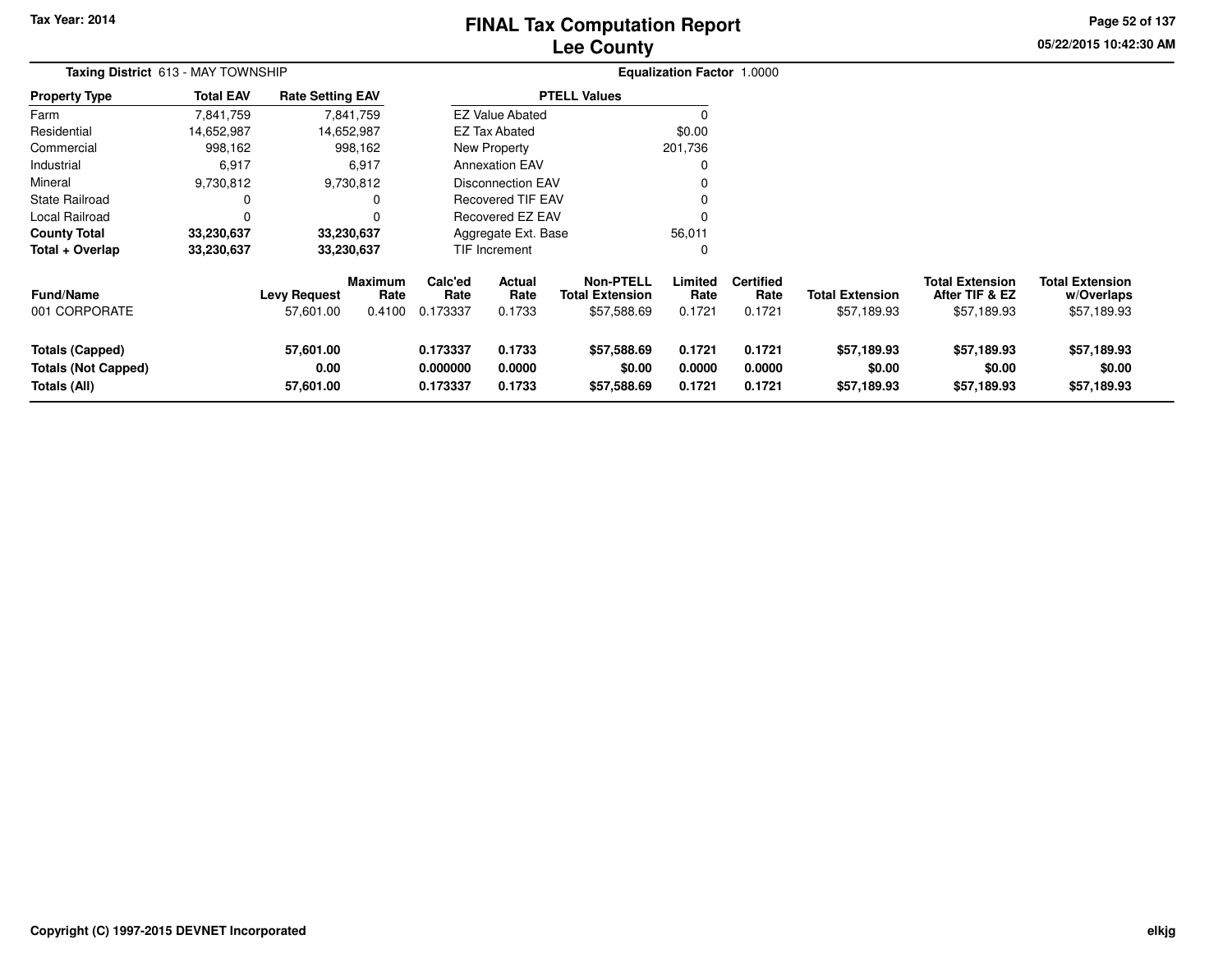Tax Year: 2014

# FINAL Tax Computation Report
## Lee County

05/22/2015 10:42:30 AM

**Taxing District** 613 - MAY TOWNSHIP

**Equalization Factor** 1.0000

| Property Type | Total EAV | Rate Setting EAV |
|---|---|---|
| Farm | 7,841,759 | 7,841,759 |
| Residential | 14,652,987 | 14,652,987 |
| Commercial | 998,162 | 998,162 |
| Industrial | 6,917 | 6,917 |
| Mineral | 9,730,812 | 9,730,812 |
| State Railroad | 0 | 0 |
| Local Railroad | 0 | 0 |
| **County Total** | **33,230,637** | **33,230,637** |
| **Total + Overlap** | **33,230,637** | **33,230,637** |

| PTELL Values | |
|---|---|
| EZ Value Abated | 0 |
| EZ Tax Abated | $0.00 |
| New Property | 201,736 |
| Annexation EAV | 0 |
| Disconnection EAV | 0 |
| Recovered TIF EAV | 0 |
| Recovered EZ EAV | 0 |
| Aggregate Ext. Base | 56,011 |
| TIF Increment | 0 |

| Fund/Name | Levy Request | Maximum Rate | Calc'ed Rate | Actual Rate | Non-PTELL Total Extension | Limited Rate | Certified Rate | Total Extension | Total Extension After TIF & EZ | Total Extension w/Overlaps |
|---|---|---|---|---|---|---|---|---|---|---|
| 001 CORPORATE | 57,601.00 | 0.4100 | 0.173337 | 0.1733 | $57,588.69 | 0.1721 | 0.1721 | $57,189.93 | $57,189.93 | $57,189.93 |
| **Totals (Capped)** | **57,601.00** | | **0.173337** | **0.1733** | **$57,588.69** | **0.1721** | **0.1721** | **$57,189.93** | **$57,189.93** | **$57,189.93** |
| **Totals (Not Capped)** | **0.00** | | **0.000000** | **0.0000** | **$0.00** | **0.0000** | **0.0000** | **$0.00** | **$0.00** | **$0.00** |
| **Totals (All)** | **57,601.00** | | **0.173337** | **0.1733** | **$57,588.69** | **0.1721** | **0.1721** | **$57,189.93** | **$57,189.93** | **$57,189.93** |

Copyright (C) 1997-2015 DEVNET Incorporated

elkjg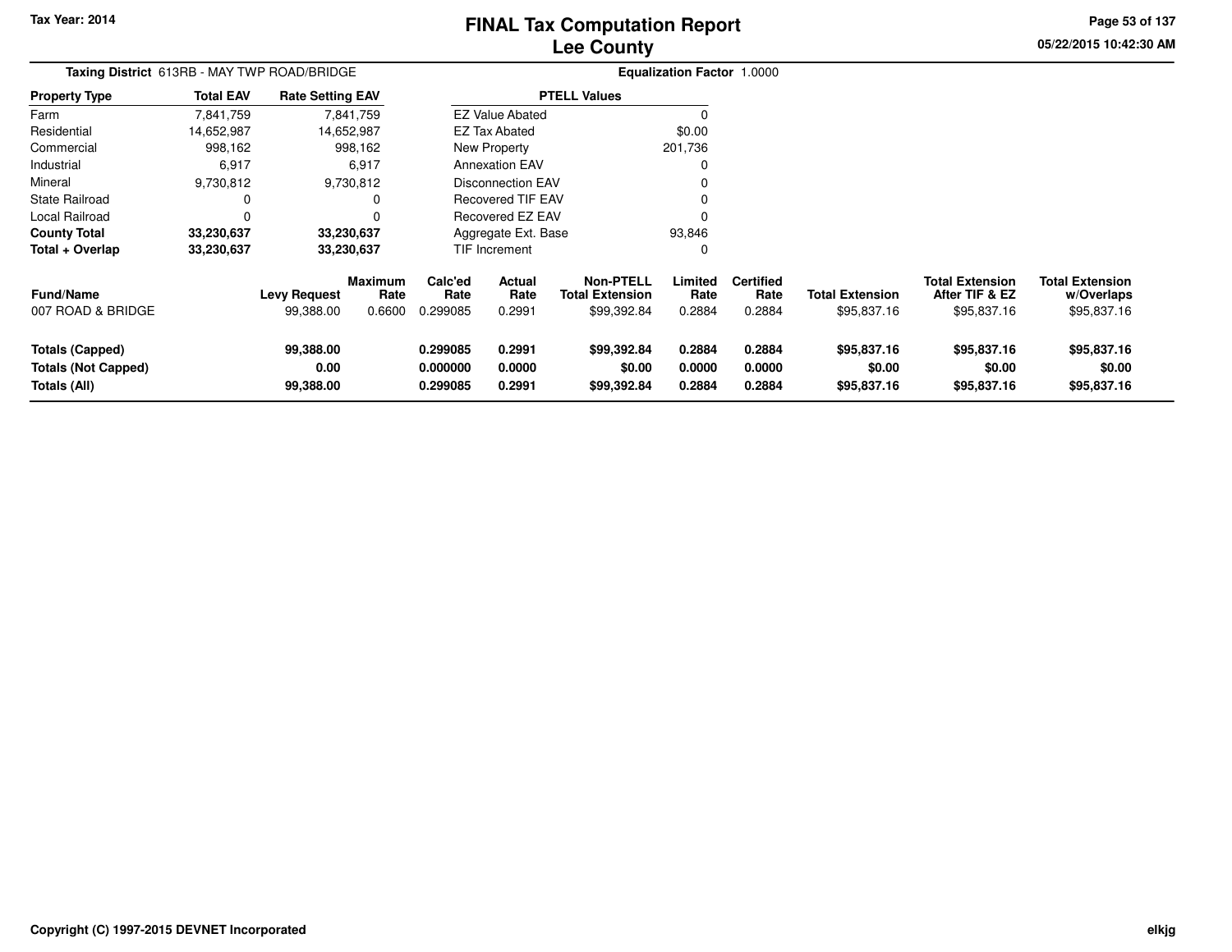Tax Year: 2014

# FINAL Tax Computation Report
## Lee County

05/22/2015 10:42:30 AM

**Taxing District** 613RB - MAY TWP ROAD/BRIDGE

**Equalization Factor** 1.0000

| Property Type | Total EAV | Rate Setting EAV |
|---|---|---|
| Farm | 7,841,759 | 7,841,759 |
| Residential | 14,652,987 | 14,652,987 |
| Commercial | 998,162 | 998,162 |
| Industrial | 6,917 | 6,917 |
| Mineral | 9,730,812 | 9,730,812 |
| State Railroad | 0 | 0 |
| Local Railroad | 0 | 0 |
| **County Total** | **33,230,637** | **33,230,637** |
| **Total + Overlap** | **33,230,637** | **33,230,637** |

| PTELL Values | |
|---|---|
| EZ Value Abated | 0 |
| EZ Tax Abated | $0.00 |
| New Property | 201,736 |
| Annexation EAV | 0 |
| Disconnection EAV | 0 |
| Recovered TIF EAV | 0 |
| Recovered EZ EAV | 0 |
| Aggregate Ext. Base | 93,846 |
| TIF Increment | 0 |

| Fund/Name | Levy Request | Maximum Rate | Calc'ed Rate | Actual Rate | Non-PTELL Total Extension | Limited Rate | Certified Rate | Total Extension | Total Extension After TIF & EZ | Total Extension w/Overlaps |
|---|---|---|---|---|---|---|---|---|---|---|
| 007 ROAD & BRIDGE | 99,388.00 | 0.6600 | 0.299085 | 0.2991 | $99,392.84 | 0.2884 | 0.2884 | $95,837.16 | $95,837.16 | $95,837.16 |
| **Totals (Capped)** | **99,388.00** | | **0.299085** | **0.2991** | **$99,392.84** | **0.2884** | **0.2884** | **$95,837.16** | **$95,837.16** | **$95,837.16** |
| **Totals (Not Capped)** | **0.00** | | **0.000000** | **0.0000** | **$0.00** | **0.0000** | **0.0000** | **$0.00** | **$0.00** | **$0.00** |
| **Totals (All)** | **99,388.00** | | **0.299085** | **0.2991** | **$99,392.84** | **0.2884** | **0.2884** | **$95,837.16** | **$95,837.16** | **$95,837.16** |

Copyright (C) 1997-2015 DEVNET Incorporated

elkjg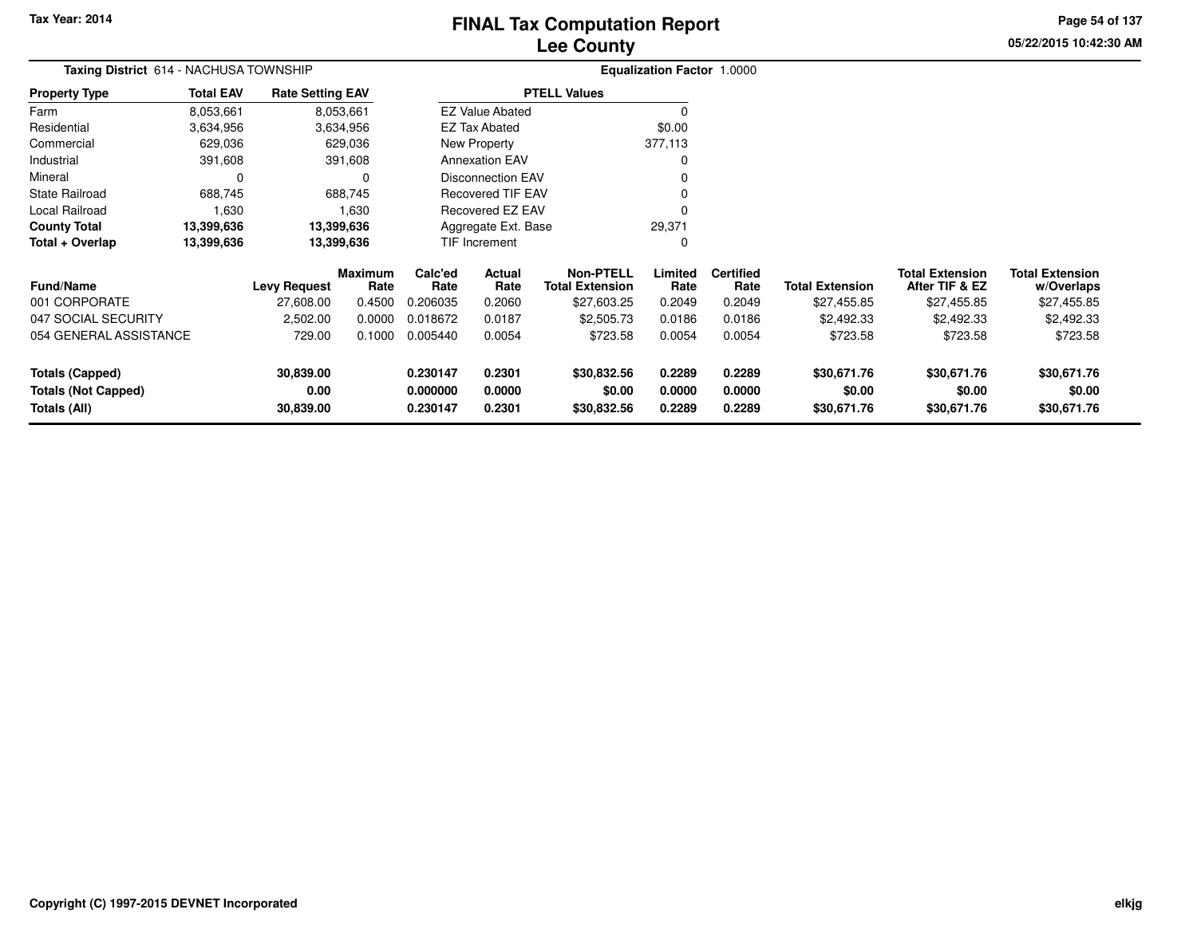Tax Year: 2014

# FINAL Tax Computation Report
## Lee County

05/22/2015 10:42:30 AM

**Taxing District** 614 - NACHUSA TOWNSHIP

**Equalization Factor** 1.0000

| Property Type | Total EAV | Rate Setting EAV |
|---|---|---|
| Farm | 8,053,661 | 8,053,661 |
| Residential | 3,634,956 | 3,634,956 |
| Commercial | 629,036 | 629,036 |
| Industrial | 391,608 | 391,608 |
| Mineral | 0 | 0 |
| State Railroad | 688,745 | 688,745 |
| Local Railroad | 1,630 | 1,630 |
| **County Total** | **13,399,636** | **13,399,636** |
| **Total + Overlap** | **13,399,636** | **13,399,636** |

| PTELL Values | |
|---|---|
| EZ Value Abated | 0 |
| EZ Tax Abated | $0.00 |
| New Property | 377,113 |
| Annexation EAV | 0 |
| Disconnection EAV | 0 |
| Recovered TIF EAV | 0 |
| Recovered EZ EAV | 0 |
| Aggregate Ext. Base | 29,371 |
| TIF Increment | 0 |

| Fund/Name | Levy Request | Maximum Rate | Calc'ed Rate | Actual Rate | Non-PTELL Total Extension | Limited Rate | Certified Rate | Total Extension | Total Extension After TIF & EZ | Total Extension w/Overlaps |
|---|---|---|---|---|---|---|---|---|---|---|
| 001 CORPORATE | 27,608.00 | 0.4500 | 0.206035 | 0.2060 | $27,603.25 | 0.2049 | 0.2049 | $27,455.85 | $27,455.85 | $27,455.85 |
| 047 SOCIAL SECURITY | 2,502.00 | 0.0000 | 0.018672 | 0.0187 | $2,505.73 | 0.0186 | 0.0186 | $2,492.33 | $2,492.33 | $2,492.33 |
| 054 GENERAL ASSISTANCE | 729.00 | 0.1000 | 0.005440 | 0.0054 | $723.58 | 0.0054 | 0.0054 | $723.58 | $723.58 | $723.58 |
| **Totals (Capped)** | **30,839.00** | | **0.230147** | **0.2301** | **$30,832.56** | **0.2289** | **0.2289** | **$30,671.76** | **$30,671.76** | **$30,671.76** |
| **Totals (Not Capped)** | **0.00** | | **0.000000** | **0.0000** | **$0.00** | **0.0000** | **0.0000** | **$0.00** | **$0.00** | **$0.00** |
| **Totals (All)** | **30,839.00** | | **0.230147** | **0.2301** | **$30,832.56** | **0.2289** | **0.2289** | **$30,671.76** | **$30,671.76** | **$30,671.76** |

Copyright (C) 1997-2015 DEVNET Incorporated

elkjg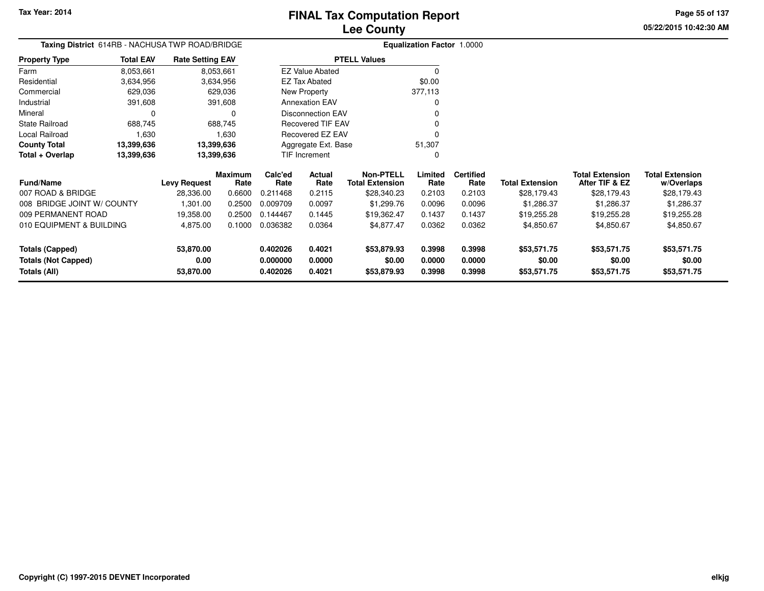# FINAL Tax Computation Report
# Lee County

Tax Year: 2014

05/22/2015 10:42:30 AM

**Taxing District** 614RB - NACHUSA TWP ROAD/BRIDGE

**Equalization Factor** 1.0000

| Property Type | Total EAV | Rate Setting EAV |
|---|---|---|
| Farm | 8,053,661 | 8,053,661 |
| Residential | 3,634,956 | 3,634,956 |
| Commercial | 629,036 | 629,036 |
| Industrial | 391,608 | 391,608 |
| Mineral | 0 | 0 |
| State Railroad | 688,745 | 688,745 |
| Local Railroad | 1,630 | 1,630 |
| **County Total** | **13,399,636** | **13,399,636** |
| **Total + Overlap** | **13,399,636** | **13,399,636** |

| PTELL Values | |
|---|---|
| EZ Value Abated | 0 |
| EZ Tax Abated | $0.00 |
| New Property | 377,113 |
| Annexation EAV | 0 |
| Disconnection EAV | 0 |
| Recovered TIF EAV | 0 |
| Recovered EZ EAV | 0 |
| Aggregate Ext. Base | 51,307 |
| TIF Increment | 0 |

| Fund/Name | Levy Request | Maximum Rate | Calc'ed Rate | Actual Rate | Non-PTELL Total Extension | Limited Rate | Certified Rate | Total Extension | Total Extension After TIF & EZ | Total Extension w/Overlaps |
|---|---|---|---|---|---|---|---|---|---|---|
| 007 ROAD & BRIDGE | 28,336.00 | 0.6600 | 0.211468 | 0.2115 | $28,340.23 | 0.2103 | 0.2103 | $28,179.43 | $28,179.43 | $28,179.43 |
| 008 BRIDGE JOINT W/ COUNTY | 1,301.00 | 0.2500 | 0.009709 | 0.0097 | $1,299.76 | 0.0096 | 0.0096 | $1,286.37 | $1,286.37 | $1,286.37 |
| 009 PERMANENT ROAD | 19,358.00 | 0.2500 | 0.144467 | 0.1445 | $19,362.47 | 0.1437 | 0.1437 | $19,255.28 | $19,255.28 | $19,255.28 |
| 010 EQUIPMENT & BUILDING | 4,875.00 | 0.1000 | 0.036382 | 0.0364 | $4,877.47 | 0.0362 | 0.0362 | $4,850.67 | $4,850.67 | $4,850.67 |
| **Totals (Capped)** | **53,870.00** | | **0.402026** | **0.4021** | **$53,879.93** | **0.3998** | **0.3998** | **$53,571.75** | **$53,571.75** | **$53,571.75** |
| **Totals (Not Capped)** | **0.00** | | **0.000000** | **0.0000** | **$0.00** | **0.0000** | **0.0000** | **$0.00** | **$0.00** | **$0.00** |
| **Totals (All)** | **53,870.00** | | **0.402026** | **0.4021** | **$53,879.93** | **0.3998** | **0.3998** | **$53,571.75** | **$53,571.75** | **$53,571.75** |

Copyright (C) 1997-2015 DEVNET Incorporated

elkjg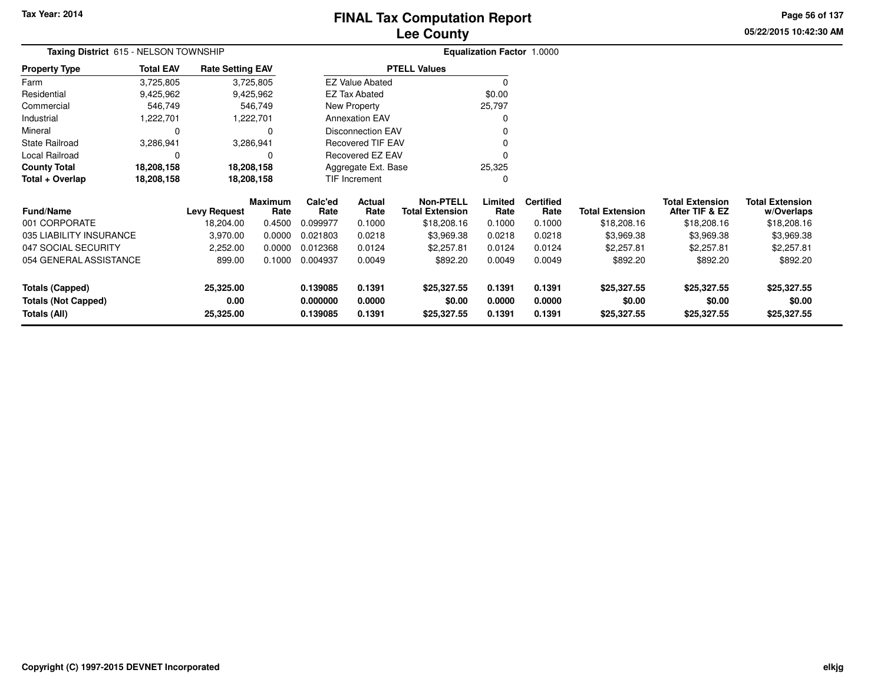Tax Year: 2014

# FINAL Tax Computation Report
## Lee County

05/22/2015 10:42:30 AM

**Taxing District** 615 - NELSON TOWNSHIP **Equalization Factor** 1.0000

| Property Type | Total EAV | Rate Setting EAV |
|---|---|---|
| Farm | 3,725,805 | 3,725,805 |
| Residential | 9,425,962 | 9,425,962 |
| Commercial | 546,749 | 546,749 |
| Industrial | 1,222,701 | 1,222,701 |
| Mineral | 0 | 0 |
| State Railroad | 3,286,941 | 3,286,941 |
| Local Railroad | 0 | 0 |
| **County Total** | **18,208,158** | **18,208,158** |
| **Total + Overlap** | **18,208,158** | **18,208,158** |

| PTELL Values | |
|---|---|
| EZ Value Abated | 0 |
| EZ Tax Abated | $0.00 |
| New Property | 25,797 |
| Annexation EAV | 0 |
| Disconnection EAV | 0 |
| Recovered TIF EAV | 0 |
| Recovered EZ EAV | 0 |
| Aggregate Ext. Base | 25,325 |
| TIF Increment | 0 |

| Fund/Name | Levy Request | Maximum Rate | Calc'ed Rate | Actual Rate | Non-PTELL Total Extension | Limited Rate | Certified Rate | Total Extension | Total Extension After TIF & EZ | Total Extension w/Overlaps |
|---|---|---|---|---|---|---|---|---|---|---|
| 001 CORPORATE | 18,204.00 | 0.4500 | 0.099977 | 0.1000 | $18,208.16 | 0.1000 | 0.1000 | $18,208.16 | $18,208.16 | $18,208.16 |
| 035 LIABILITY INSURANCE | 3,970.00 | 0.0000 | 0.021803 | 0.0218 | $3,969.38 | 0.0218 | 0.0218 | $3,969.38 | $3,969.38 | $3,969.38 |
| 047 SOCIAL SECURITY | 2,252.00 | 0.0000 | 0.012368 | 0.0124 | $2,257.81 | 0.0124 | 0.0124 | $2,257.81 | $2,257.81 | $2,257.81 |
| 054 GENERAL ASSISTANCE | 899.00 | 0.1000 | 0.004937 | 0.0049 | $892.20 | 0.0049 | 0.0049 | $892.20 | $892.20 | $892.20 |
| **Totals (Capped)** | **25,325.00** | | **0.139085** | **0.1391** | **$25,327.55** | **0.1391** | **0.1391** | **$25,327.55** | **$25,327.55** | **$25,327.55** |
| **Totals (Not Capped)** | **0.00** | | **0.000000** | **0.0000** | **$0.00** | **0.0000** | **0.0000** | **$0.00** | **$0.00** | **$0.00** |
| **Totals (All)** | **25,325.00** | | **0.139085** | **0.1391** | **$25,327.55** | **0.1391** | **0.1391** | **$25,327.55** | **$25,327.55** | **$25,327.55** |

Copyright (C) 1997-2015 DEVNET Incorporated elkjg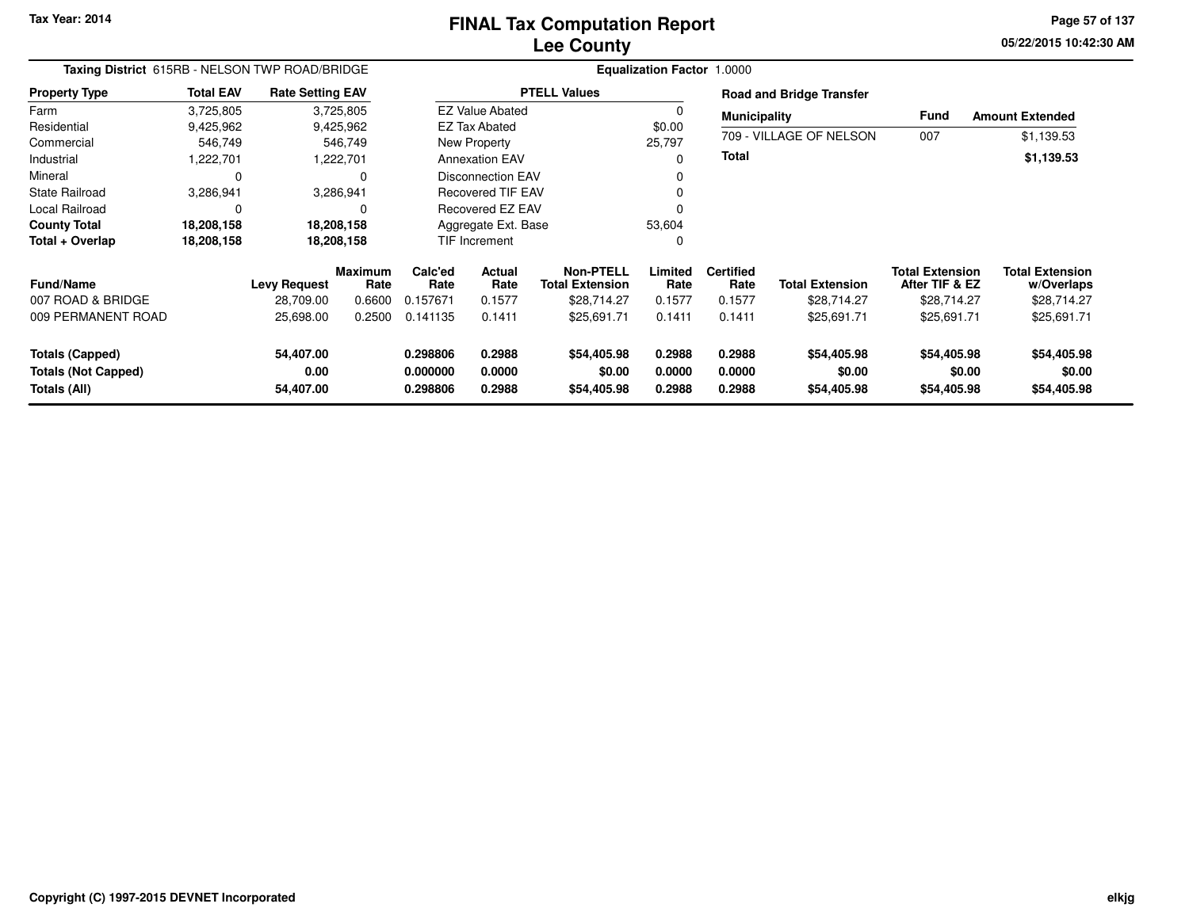# FINAL Tax Computation Report
## Lee County

Tax Year: 2014

05/22/2015 10:42:30 AM

**Taxing District** 615RB - NELSON TWP ROAD/BRIDGE

**Equalization Factor** 1.0000

| Property Type | Total EAV | Rate Setting EAV |
|---|---|---|
| Farm | 3,725,805 | 3,725,805 |
| Residential | 9,425,962 | 9,425,962 |
| Commercial | 546,749 | 546,749 |
| Industrial | 1,222,701 | 1,222,701 |
| Mineral | 0 | 0 |
| State Railroad | 3,286,941 | 3,286,941 |
| Local Railroad | 0 | 0 |
| **County Total** | **18,208,158** | **18,208,158** |
| **Total + Overlap** | **18,208,158** | **18,208,158** |

| PTELL Values | |
|---|---|
| EZ Value Abated | 0 |
| EZ Tax Abated | $0.00 |
| New Property | 25,797 |
| Annexation EAV | 0 |
| Disconnection EAV | 0 |
| Recovered TIF EAV | 0 |
| Recovered EZ EAV | 0 |
| Aggregate Ext. Base | 53,604 |
| TIF Increment | 0 |

**Road and Bridge Transfer**

| Municipality | Fund | Amount Extended |
|---|---|---|
| 709 - VILLAGE OF NELSON | 007 | $1,139.53 |
| **Total** | | **$1,139.53** |

| Fund/Name | Levy Request | Maximum Rate | Calc'ed Rate | Actual Rate | Non-PTELL Total Extension | Limited Rate | Certified Rate | Total Extension | Total Extension After TIF & EZ | Total Extension w/Overlaps |
|---|---|---|---|---|---|---|---|---|---|---|
| 007 ROAD & BRIDGE | 28,709.00 | 0.6600 | 0.157671 | 0.1577 | $28,714.27 | 0.1577 | 0.1577 | $28,714.27 | $28,714.27 | $28,714.27 |
| 009 PERMANENT ROAD | 25,698.00 | 0.2500 | 0.141135 | 0.1411 | $25,691.71 | 0.1411 | 0.1411 | $25,691.71 | $25,691.71 | $25,691.71 |
| **Totals (Capped)** | **54,407.00** | | **0.298806** | **0.2988** | **$54,405.98** | **0.2988** | **0.2988** | **$54,405.98** | **$54,405.98** | **$54,405.98** |
| **Totals (Not Capped)** | **0.00** | | **0.000000** | **0.0000** | **$0.00** | **0.0000** | **0.0000** | **$0.00** | **$0.00** | **$0.00** |
| **Totals (All)** | **54,407.00** | | **0.298806** | **0.2988** | **$54,405.98** | **0.2988** | **0.2988** | **$54,405.98** | **$54,405.98** | **$54,405.98** |

Copyright (C) 1997-2015 DEVNET Incorporated

elkjg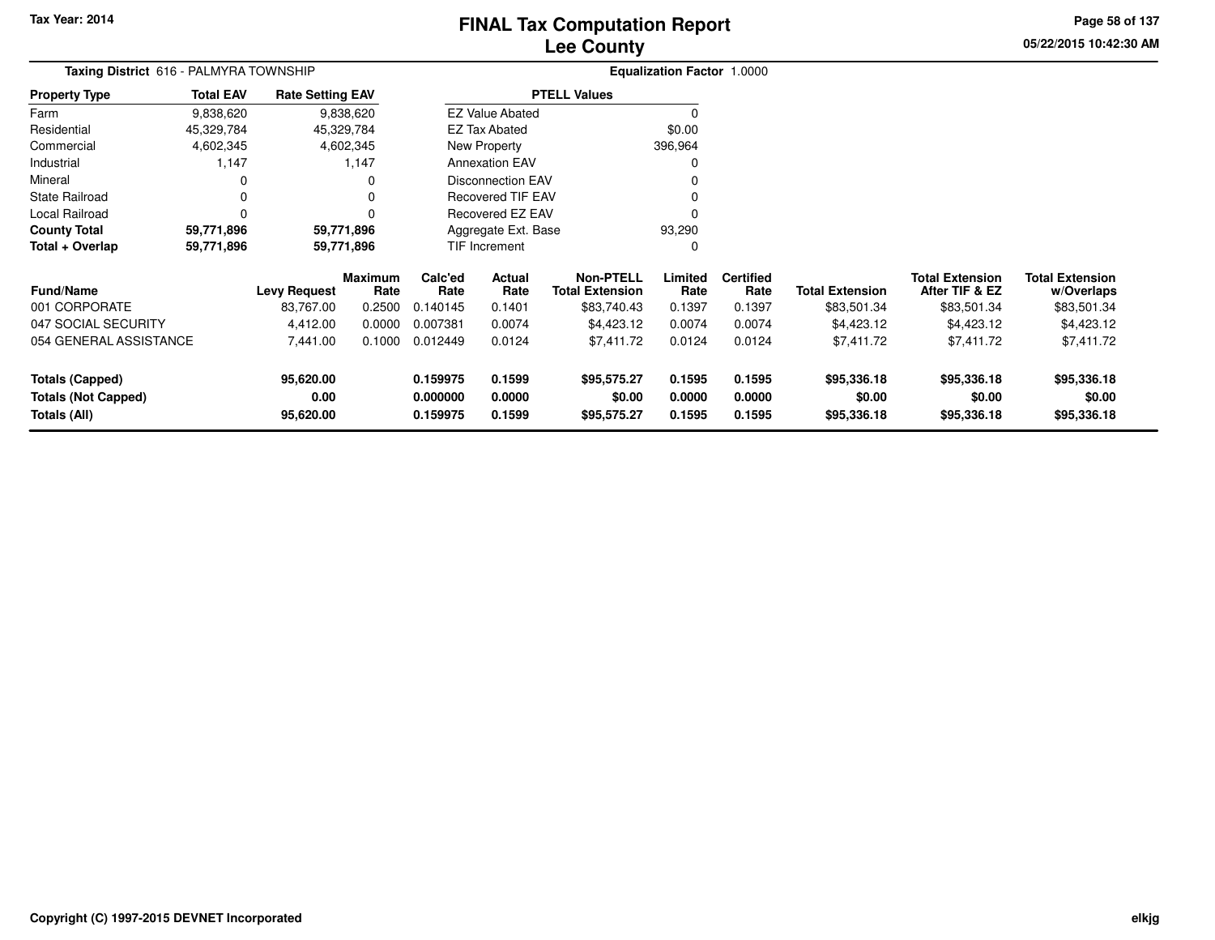Tax Year: 2014

# FINAL Tax Computation Report
## Lee County

05/22/2015 10:42:30 AM

**Taxing District** 616 - PALMYRA TOWNSHIP

**Equalization Factor** 1.0000

| Property Type | Total EAV | Rate Setting EAV |
|---|---|---|
| Farm | 9,838,620 | 9,838,620 |
| Residential | 45,329,784 | 45,329,784 |
| Commercial | 4,602,345 | 4,602,345 |
| Industrial | 1,147 | 1,147 |
| Mineral | 0 | 0 |
| State Railroad | 0 | 0 |
| Local Railroad | 0 | 0 |
| **County Total** | **59,771,896** | **59,771,896** |
| **Total + Overlap** | **59,771,896** | **59,771,896** |

| PTELL Values | |
|---|---|
| EZ Value Abated | 0 |
| EZ Tax Abated | $0.00 |
| New Property | 396,964 |
| Annexation EAV | 0 |
| Disconnection EAV | 0 |
| Recovered TIF EAV | 0 |
| Recovered EZ EAV | 0 |
| Aggregate Ext. Base | 93,290 |
| TIF Increment | 0 |

| Fund/Name | Levy Request | Maximum Rate | Calc'ed Rate | Actual Rate | Non-PTELL Total Extension | Limited Rate | Certified Rate | Total Extension | Total Extension After TIF & EZ | Total Extension w/Overlaps |
|---|---|---|---|---|---|---|---|---|---|---|
| 001 CORPORATE | 83,767.00 | 0.2500 | 0.140145 | 0.1401 | $83,740.43 | 0.1397 | 0.1397 | $83,501.34 | $83,501.34 | $83,501.34 |
| 047 SOCIAL SECURITY | 4,412.00 | 0.0000 | 0.007381 | 0.0074 | $4,423.12 | 0.0074 | 0.0074 | $4,423.12 | $4,423.12 | $4,423.12 |
| 054 GENERAL ASSISTANCE | 7,441.00 | 0.1000 | 0.012449 | 0.0124 | $7,411.72 | 0.0124 | 0.0124 | $7,411.72 | $7,411.72 | $7,411.72 |
| **Totals (Capped)** | **95,620.00** | | **0.159975** | **0.1599** | **$95,575.27** | **0.1595** | **0.1595** | **$95,336.18** | **$95,336.18** | **$95,336.18** |
| **Totals (Not Capped)** | **0.00** | | **0.000000** | **0.0000** | **$0.00** | **0.0000** | **0.0000** | **$0.00** | **$0.00** | **$0.00** |
| **Totals (All)** | **95,620.00** | | **0.159975** | **0.1599** | **$95,575.27** | **0.1595** | **0.1595** | **$95,336.18** | **$95,336.18** | **$95,336.18** |

Copyright (C) 1997-2015 DEVNET Incorporated

elkjg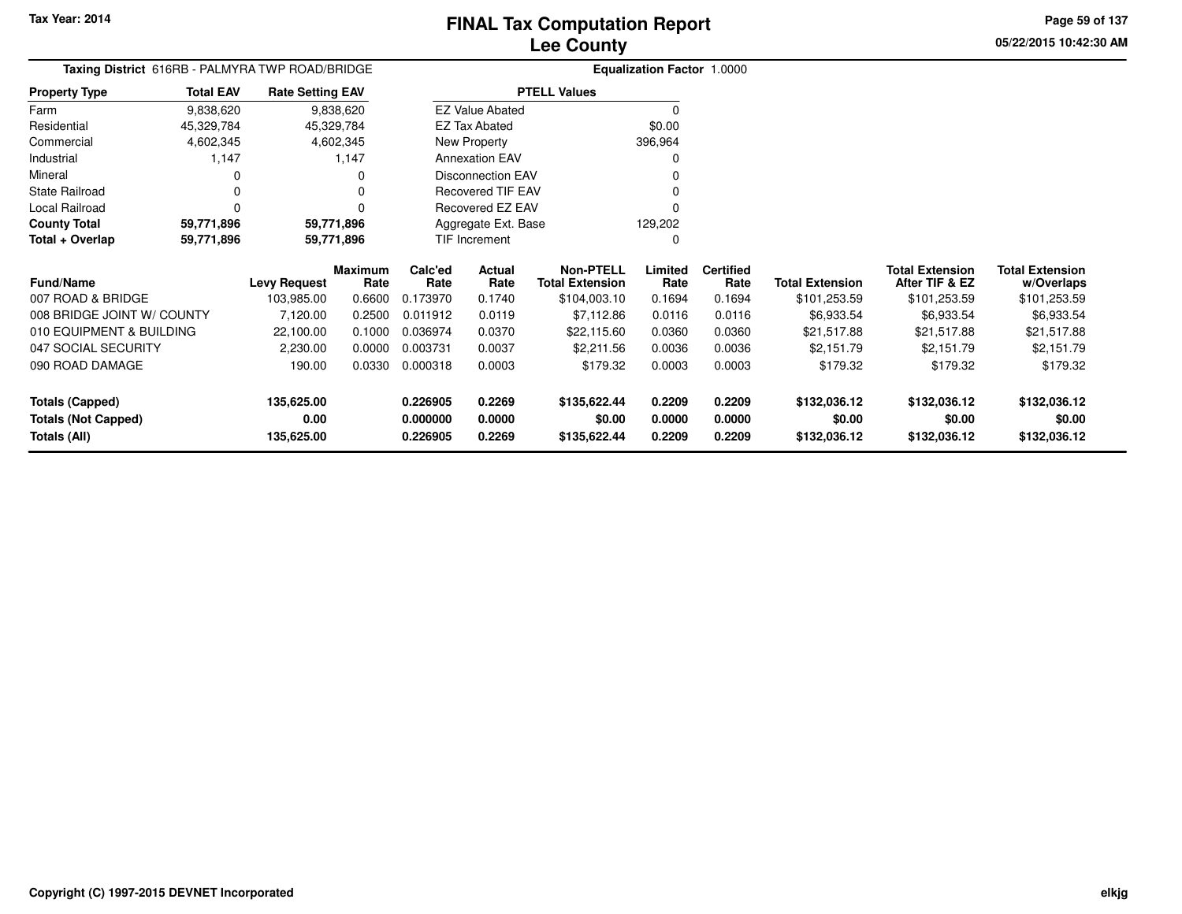# FINAL Tax Computation Report
## Lee County

Tax Year: 2014

05/22/2015 10:42:30 AM

**Taxing District** 616RB - PALMYRA TWP ROAD/BRIDGE

**Equalization Factor** 1.0000

| Property Type | Total EAV | Rate Setting EAV |
|---|---|---|
| Farm | 9,838,620 | 9,838,620 |
| Residential | 45,329,784 | 45,329,784 |
| Commercial | 4,602,345 | 4,602,345 |
| Industrial | 1,147 | 1,147 |
| Mineral | 0 | 0 |
| State Railroad | 0 | 0 |
| Local Railroad | 0 | 0 |
| **County Total** | **59,771,896** | **59,771,896** |
| **Total + Overlap** | **59,771,896** | **59,771,896** |

| PTELL Values | |
|---|---|
| EZ Value Abated | 0 |
| EZ Tax Abated | $0.00 |
| New Property | 396,964 |
| Annexation EAV | 0 |
| Disconnection EAV | 0 |
| Recovered TIF EAV | 0 |
| Recovered EZ EAV | 0 |
| Aggregate Ext. Base | 129,202 |
| TIF Increment | 0 |

| Fund/Name | Levy Request | Maximum Rate | Calc'ed Rate | Actual Rate | Non-PTELL Total Extension | Limited Rate | Certified Rate | Total Extension | Total Extension After TIF & EZ | Total Extension w/Overlaps |
|---|---|---|---|---|---|---|---|---|---|---|
| 007 ROAD & BRIDGE | 103,985.00 | 0.6600 | 0.173970 | 0.1740 | $104,003.10 | 0.1694 | 0.1694 | $101,253.59 | $101,253.59 | $101,253.59 |
| 008 BRIDGE JOINT W/ COUNTY | 7,120.00 | 0.2500 | 0.011912 | 0.0119 | $7,112.86 | 0.0116 | 0.0116 | $6,933.54 | $6,933.54 | $6,933.54 |
| 010 EQUIPMENT & BUILDING | 22,100.00 | 0.1000 | 0.036974 | 0.0370 | $22,115.60 | 0.0360 | 0.0360 | $21,517.88 | $21,517.88 | $21,517.88 |
| 047 SOCIAL SECURITY | 2,230.00 | 0.0000 | 0.003731 | 0.0037 | $2,211.56 | 0.0036 | 0.0036 | $2,151.79 | $2,151.79 | $2,151.79 |
| 090 ROAD DAMAGE | 190.00 | 0.0330 | 0.000318 | 0.0003 | $179.32 | 0.0003 | 0.0003 | $179.32 | $179.32 | $179.32 |
| **Totals (Capped)** | **135,625.00** | | **0.226905** | **0.2269** | **$135,622.44** | **0.2209** | **0.2209** | **$132,036.12** | **$132,036.12** | **$132,036.12** |
| **Totals (Not Capped)** | **0.00** | | **0.000000** | **0.0000** | **$0.00** | **0.0000** | **0.0000** | **$0.00** | **$0.00** | **$0.00** |
| **Totals (All)** | **135,625.00** | | **0.226905** | **0.2269** | **$135,622.44** | **0.2209** | **0.2209** | **$132,036.12** | **$132,036.12** | **$132,036.12** |

Copyright (C) 1997-2015 DEVNET Incorporated

elkjg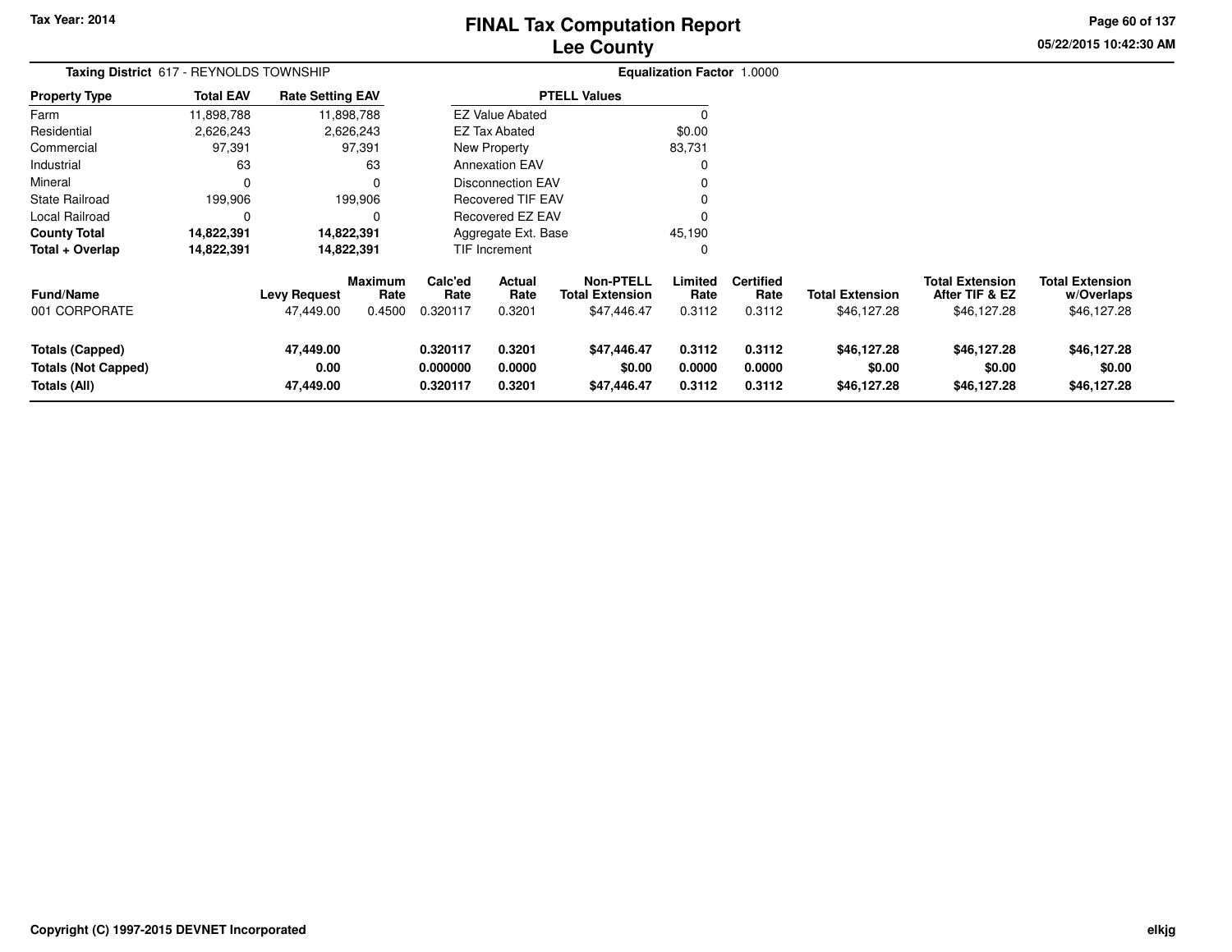Tax Year: 2014

# FINAL Tax Computation Report
## Lee County

05/22/2015 10:42:30 AM

**Taxing District** 617 - REYNOLDS TOWNSHIP

**Equalization Factor** 1.0000

| Property Type | Total EAV | Rate Setting EAV |
|---|---|---|
| Farm | 11,898,788 | 11,898,788 |
| Residential | 2,626,243 | 2,626,243 |
| Commercial | 97,391 | 97,391 |
| Industrial | 63 | 63 |
| Mineral | 0 | 0 |
| State Railroad | 199,906 | 199,906 |
| Local Railroad | 0 | 0 |
| **County Total** | **14,822,391** | **14,822,391** |
| **Total + Overlap** | **14,822,391** | **14,822,391** |

| PTELL Values | |
|---|---|
| EZ Value Abated | 0 |
| EZ Tax Abated | $0.00 |
| New Property | 83,731 |
| Annexation EAV | 0 |
| Disconnection EAV | 0 |
| Recovered TIF EAV | 0 |
| Recovered EZ EAV | 0 |
| Aggregate Ext. Base | 45,190 |
| TIF Increment | 0 |

| Fund/Name | Levy Request | Maximum Rate | Calc'ed Rate | Actual Rate | Non-PTELL Total Extension | Limited Rate | Certified Rate | Total Extension | Total Extension After TIF & EZ | Total Extension w/Overlaps |
|---|---|---|---|---|---|---|---|---|---|---|
| 001 CORPORATE | 47,449.00 | 0.4500 | 0.320117 | 0.3201 | $47,446.47 | 0.3112 | 0.3112 | $46,127.28 | $46,127.28 | $46,127.28 |
| **Totals (Capped)** | **47,449.00** | | **0.320117** | **0.3201** | **$47,446.47** | **0.3112** | **0.3112** | **$46,127.28** | **$46,127.28** | **$46,127.28** |
| **Totals (Not Capped)** | **0.00** | | **0.000000** | **0.0000** | **$0.00** | **0.0000** | **0.0000** | **$0.00** | **$0.00** | **$0.00** |
| **Totals (All)** | **47,449.00** | | **0.320117** | **0.3201** | **$47,446.47** | **0.3112** | **0.3112** | **$46,127.28** | **$46,127.28** | **$46,127.28** |

Copyright (C) 1997-2015 DEVNET Incorporated

elkjg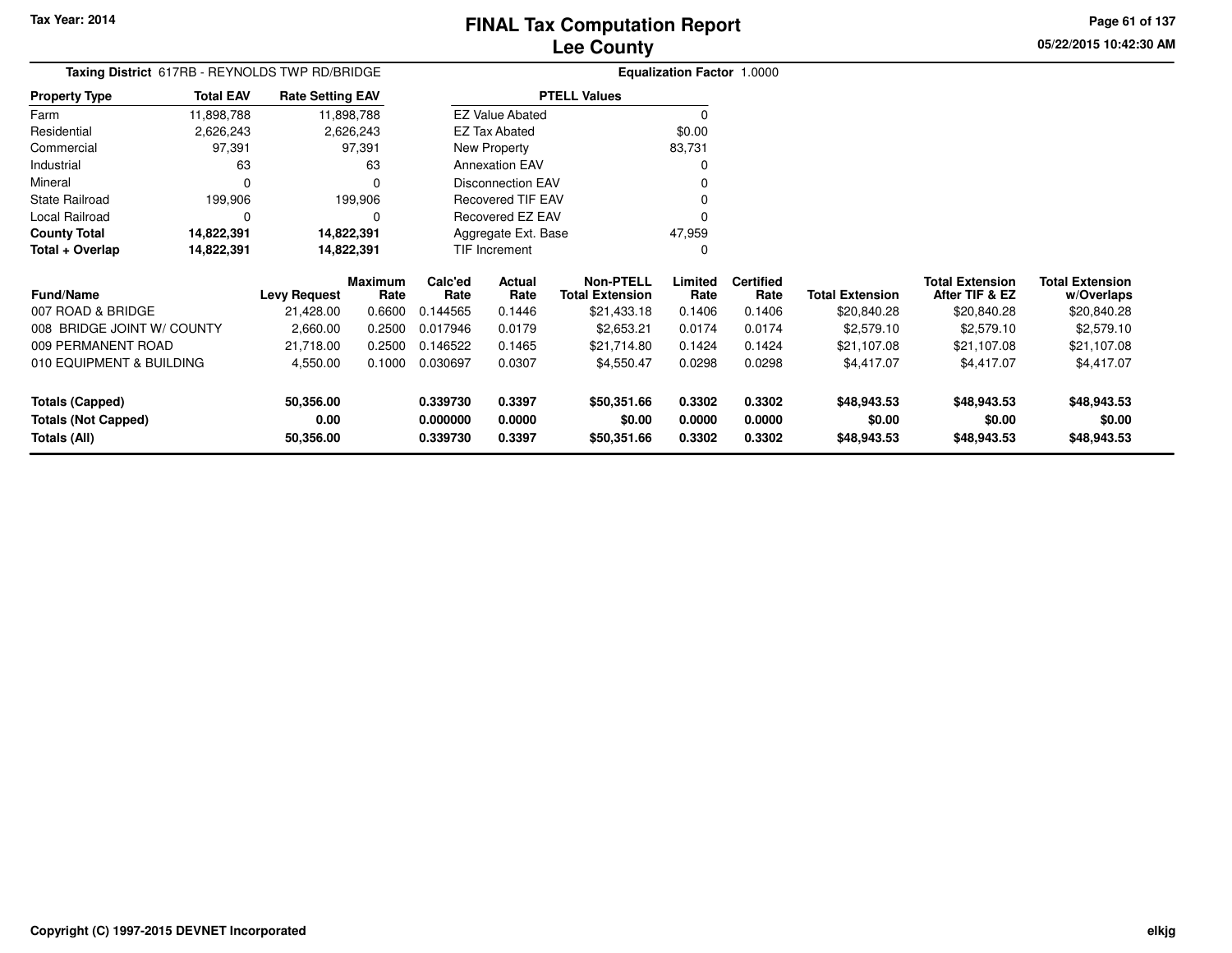**Tax Year: 2014**

# FINAL Tax Computation Report
## Lee County

05/22/2015 10:42:30 AM

**Taxing District** 617RB - REYNOLDS TWP RD/BRIDGE

**Equalization Factor** 1.0000

| Property Type | Total EAV | Rate Setting EAV |
|---|---|---|
| Farm | 11,898,788 | 11,898,788 |
| Residential | 2,626,243 | 2,626,243 |
| Commercial | 97,391 | 97,391 |
| Industrial | 63 | 63 |
| Mineral | 0 | 0 |
| State Railroad | 199,906 | 199,906 |
| Local Railroad | 0 | 0 |
| **County Total** | **14,822,391** | **14,822,391** |
| **Total + Overlap** | **14,822,391** | **14,822,391** |

| PTELL Values | |
|---|---|
| EZ Value Abated | 0 |
| EZ Tax Abated | $0.00 |
| New Property | 83,731 |
| Annexation EAV | 0 |
| Disconnection EAV | 0 |
| Recovered TIF EAV | 0 |
| Recovered EZ EAV | 0 |
| Aggregate Ext. Base | 47,959 |
| TIF Increment | 0 |

| Fund/Name | Levy Request | Maximum Rate | Calc'ed Rate | Actual Rate | Non-PTELL Total Extension | Limited Rate | Certified Rate | Total Extension | Total Extension After TIF & EZ | Total Extension w/Overlaps |
|---|---|---|---|---|---|---|---|---|---|---|
| 007 ROAD & BRIDGE | 21,428.00 | 0.6600 | 0.144565 | 0.1446 | $21,433.18 | 0.1406 | 0.1406 | $20,840.28 | $20,840.28 | $20,840.28 |
| 008 BRIDGE JOINT W/ COUNTY | 2,660.00 | 0.2500 | 0.017946 | 0.0179 | $2,653.21 | 0.0174 | 0.0174 | $2,579.10 | $2,579.10 | $2,579.10 |
| 009 PERMANENT ROAD | 21,718.00 | 0.2500 | 0.146522 | 0.1465 | $21,714.80 | 0.1424 | 0.1424 | $21,107.08 | $21,107.08 | $21,107.08 |
| 010 EQUIPMENT & BUILDING | 4,550.00 | 0.1000 | 0.030697 | 0.0307 | $4,550.47 | 0.0298 | 0.0298 | $4,417.07 | $4,417.07 | $4,417.07 |
| **Totals (Capped)** | **50,356.00** | | **0.339730** | **0.3397** | **$50,351.66** | **0.3302** | **0.3302** | **$48,943.53** | **$48,943.53** | **$48,943.53** |
| **Totals (Not Capped)** | **0.00** | | **0.000000** | **0.0000** | **$0.00** | **0.0000** | **0.0000** | **$0.00** | **$0.00** | **$0.00** |
| **Totals (All)** | **50,356.00** | | **0.339730** | **0.3397** | **$50,351.66** | **0.3302** | **0.3302** | **$48,943.53** | **$48,943.53** | **$48,943.53** |

**Copyright (C) 1997-2015 DEVNET Incorporated**

elkjg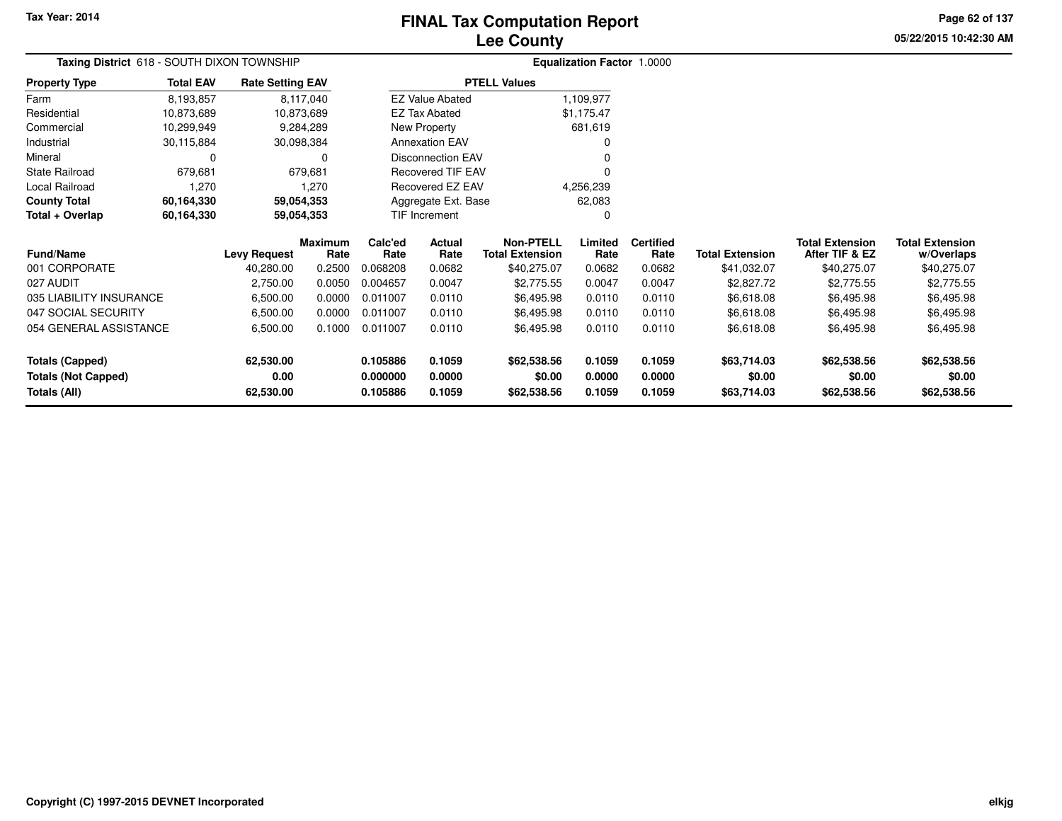**Tax Year: 2014**

# FINAL Tax Computation Report
## Lee County

05/22/2015 10:42:30 AM

**Taxing District** 618 - SOUTH DIXON TOWNSHIP

**Equalization Factor** 1.0000

| Property Type | Total EAV | Rate Setting EAV |
|---|---|---|
| Farm | 8,193,857 | 8,117,040 |
| Residential | 10,873,689 | 10,873,689 |
| Commercial | 10,299,949 | 9,284,289 |
| Industrial | 30,115,884 | 30,098,384 |
| Mineral | 0 | 0 |
| State Railroad | 679,681 | 679,681 |
| Local Railroad | 1,270 | 1,270 |
| **County Total** | **60,164,330** | **59,054,353** |
| **Total + Overlap** | **60,164,330** | **59,054,353** |

| PTELL Values | |
|---|---|
| EZ Value Abated | 1,109,977 |
| EZ Tax Abated | $1,175.47 |
| New Property | 681,619 |
| Annexation EAV | 0 |
| Disconnection EAV | 0 |
| Recovered TIF EAV | 0 |
| Recovered EZ EAV | 4,256,239 |
| Aggregate Ext. Base | 62,083 |
| TIF Increment | 0 |

| Fund/Name | Levy Request | Maximum Rate | Calc'ed Rate | Actual Rate | Non-PTELL Total Extension | Limited Rate | Certified Rate | Total Extension | Total Extension After TIF & EZ | Total Extension w/Overlaps |
|---|---|---|---|---|---|---|---|---|---|---|
| 001 CORPORATE | 40,280.00 | 0.2500 | 0.068208 | 0.0682 | $40,275.07 | 0.0682 | 0.0682 | $41,032.07 | $40,275.07 | $40,275.07 |
| 027 AUDIT | 2,750.00 | 0.0050 | 0.004657 | 0.0047 | $2,775.55 | 0.0047 | 0.0047 | $2,827.72 | $2,775.55 | $2,775.55 |
| 035 LIABILITY INSURANCE | 6,500.00 | 0.0000 | 0.011007 | 0.0110 | $6,495.98 | 0.0110 | 0.0110 | $6,618.08 | $6,495.98 | $6,495.98 |
| 047 SOCIAL SECURITY | 6,500.00 | 0.0000 | 0.011007 | 0.0110 | $6,495.98 | 0.0110 | 0.0110 | $6,618.08 | $6,495.98 | $6,495.98 |
| 054 GENERAL ASSISTANCE | 6,500.00 | 0.1000 | 0.011007 | 0.0110 | $6,495.98 | 0.0110 | 0.0110 | $6,618.08 | $6,495.98 | $6,495.98 |
| **Totals (Capped)** | **62,530.00** | | **0.105886** | **0.1059** | **$62,538.56** | **0.1059** | **0.1059** | **$63,714.03** | **$62,538.56** | **$62,538.56** |
| **Totals (Not Capped)** | **0.00** | | **0.000000** | **0.0000** | **$0.00** | **0.0000** | **0.0000** | **$0.00** | **$0.00** | **$0.00** |
| **Totals (All)** | **62,530.00** | | **0.105886** | **0.1059** | **$62,538.56** | **0.1059** | **0.1059** | **$63,714.03** | **$62,538.56** | **$62,538.56** |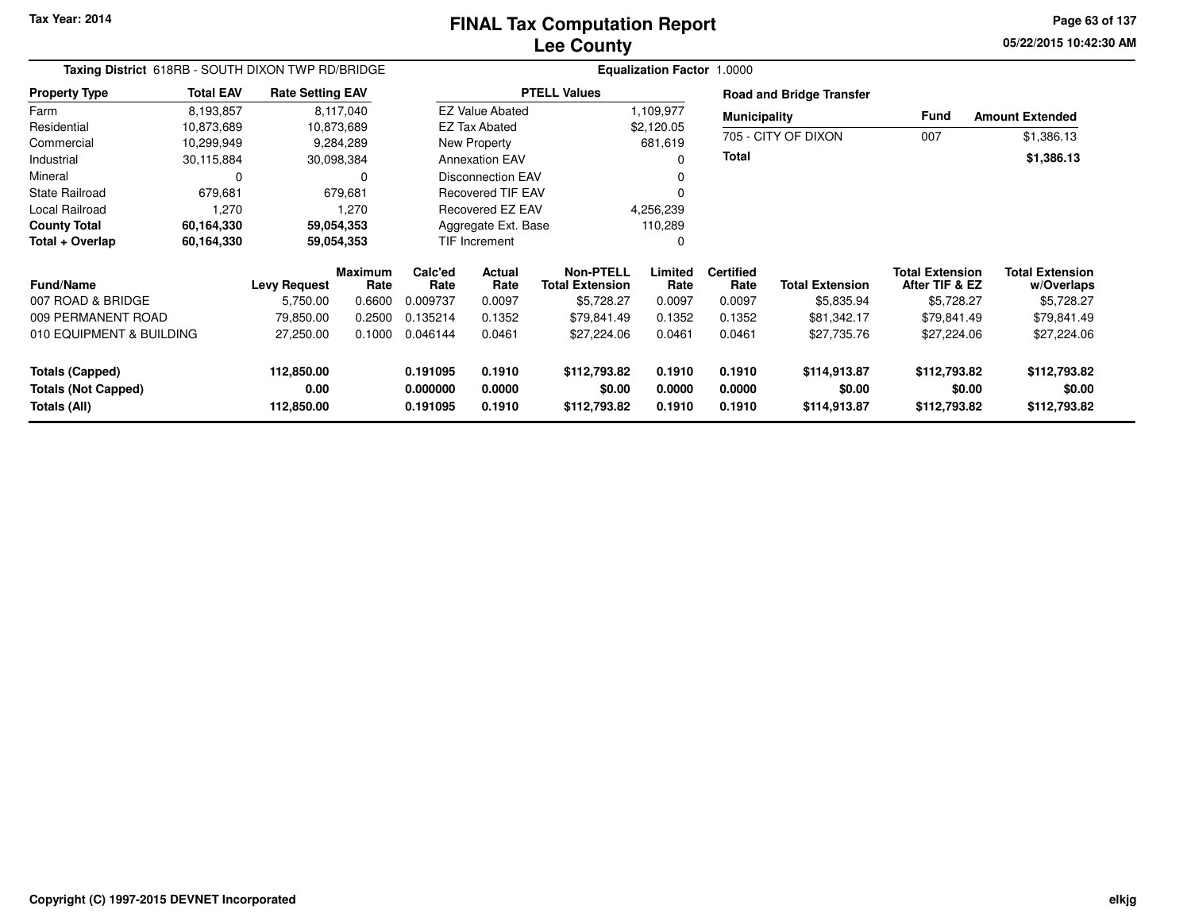Tax Year: 2014

# FINAL Tax Computation Report
## Lee County

05/22/2015 10:42:30 AM

**Taxing District** 618RB - SOUTH DIXON TWP RD/BRIDGE

**Equalization Factor** 1.0000

| Property Type | Total EAV | Rate Setting EAV |
|---|---|---|
| Farm | 8,193,857 | 8,117,040 |
| Residential | 10,873,689 | 10,873,689 |
| Commercial | 10,299,949 | 9,284,289 |
| Industrial | 30,115,884 | 30,098,384 |
| Mineral | 0 | 0 |
| State Railroad | 679,681 | 679,681 |
| Local Railroad | 1,270 | 1,270 |
| **County Total** | **60,164,330** | **59,054,353** |
| **Total + Overlap** | **60,164,330** | **59,054,353** |

| PTELL Values | |
|---|---|
| EZ Value Abated | 1,109,977 |
| EZ Tax Abated | $2,120.05 |
| New Property | 681,619 |
| Annexation EAV | 0 |
| Disconnection EAV | 0 |
| Recovered TIF EAV | 0 |
| Recovered EZ EAV | 4,256,239 |
| Aggregate Ext. Base | 110,289 |
| TIF Increment | 0 |

**Road and Bridge Transfer**

| Municipality | Fund | Amount Extended |
|---|---|---|
| 705 - CITY OF DIXON | 007 | $1,386.13 |
| **Total** | | **$1,386.13** |

| Fund/Name | Levy Request | Maximum Rate | Calc'ed Rate | Actual Rate | Non-PTELL Total Extension | Limited Rate | Certified Rate | Total Extension | Total Extension After TIF & EZ | Total Extension w/Overlaps |
|---|---|---|---|---|---|---|---|---|---|---|
| 007 ROAD & BRIDGE | 5,750.00 | 0.6600 | 0.009737 | 0.0097 | $5,728.27 | 0.0097 | 0.0097 | $5,835.94 | $5,728.27 | $5,728.27 |
| 009 PERMANENT ROAD | 79,850.00 | 0.2500 | 0.135214 | 0.1352 | $79,841.49 | 0.1352 | 0.1352 | $81,342.17 | $79,841.49 | $79,841.49 |
| 010 EQUIPMENT & BUILDING | 27,250.00 | 0.1000 | 0.046144 | 0.0461 | $27,224.06 | 0.0461 | 0.0461 | $27,735.76 | $27,224.06 | $27,224.06 |
| **Totals (Capped)** | **112,850.00** | | **0.191095** | **0.1910** | **$112,793.82** | **0.1910** | **0.1910** | **$114,913.87** | **$112,793.82** | **$112,793.82** |
| **Totals (Not Capped)** | **0.00** | | **0.000000** | **0.0000** | **$0.00** | **0.0000** | **0.0000** | **$0.00** | **$0.00** | **$0.00** |
| **Totals (All)** | **112,850.00** | | **0.191095** | **0.1910** | **$112,793.82** | **0.1910** | **0.1910** | **$114,913.87** | **$112,793.82** | **$112,793.82** |

Copyright (C) 1997-2015 DEVNET Incorporated

elkjg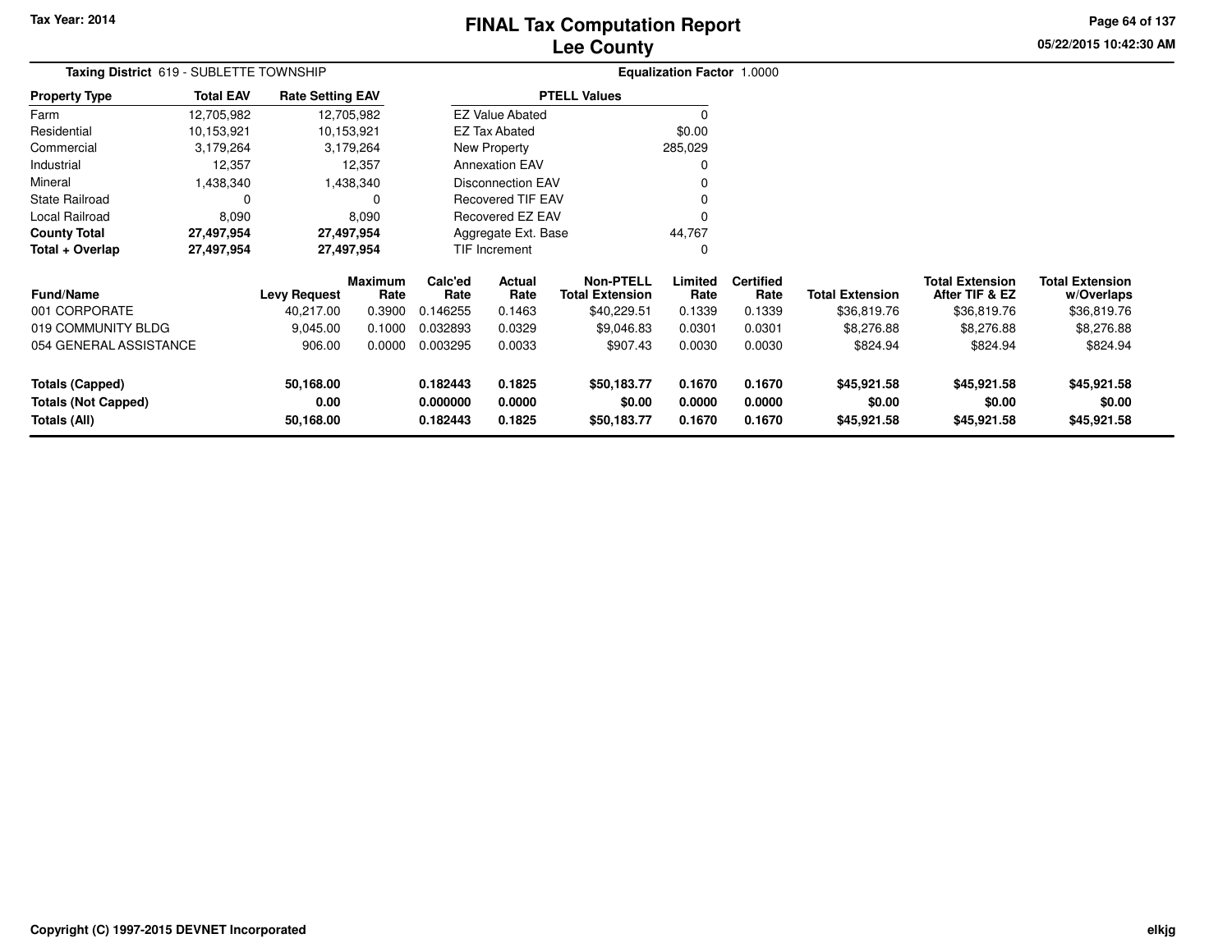Tax Year: 2014

# FINAL Tax Computation Report
## Lee County

05/22/2015 10:42:30 AM

**Taxing District** 619 - SUBLETTE TOWNSHIP

**Equalization Factor** 1.0000

| Property Type | Total EAV | Rate Setting EAV |
|---|---|---|
| Farm | 12,705,982 | 12,705,982 |
| Residential | 10,153,921 | 10,153,921 |
| Commercial | 3,179,264 | 3,179,264 |
| Industrial | 12,357 | 12,357 |
| Mineral | 1,438,340 | 1,438,340 |
| State Railroad | 0 | 0 |
| Local Railroad | 8,090 | 8,090 |
| **County Total** | **27,497,954** | **27,497,954** |
| **Total + Overlap** | **27,497,954** | **27,497,954** |

| PTELL Values | |
|---|---|
| EZ Value Abated | 0 |
| EZ Tax Abated | $0.00 |
| New Property | 285,029 |
| Annexation EAV | 0 |
| Disconnection EAV | 0 |
| Recovered TIF EAV | 0 |
| Recovered EZ EAV | 0 |
| Aggregate Ext. Base | 44,767 |
| TIF Increment | 0 |

| Fund/Name | Levy Request | Maximum Rate | Calc'ed Rate | Actual Rate | Non-PTELL Total Extension | Limited Rate | Certified Rate | Total Extension | Total Extension After TIF & EZ | Total Extension w/Overlaps |
|---|---|---|---|---|---|---|---|---|---|---|
| 001 CORPORATE | 40,217.00 | 0.3900 | 0.146255 | 0.1463 | $40,229.51 | 0.1339 | 0.1339 | $36,819.76 | $36,819.76 | $36,819.76 |
| 019 COMMUNITY BLDG | 9,045.00 | 0.1000 | 0.032893 | 0.0329 | $9,046.83 | 0.0301 | 0.0301 | $8,276.88 | $8,276.88 | $8,276.88 |
| 054 GENERAL ASSISTANCE | 906.00 | 0.0000 | 0.003295 | 0.0033 | $907.43 | 0.0030 | 0.0030 | $824.94 | $824.94 | $824.94 |
| **Totals (Capped)** | **50,168.00** | | **0.182443** | **0.1825** | **$50,183.77** | **0.1670** | **0.1670** | **$45,921.58** | **$45,921.58** | **$45,921.58** |
| **Totals (Not Capped)** | **0.00** | | **0.000000** | **0.0000** | **$0.00** | **0.0000** | **0.0000** | **$0.00** | **$0.00** | **$0.00** |
| **Totals (All)** | **50,168.00** | | **0.182443** | **0.1825** | **$50,183.77** | **0.1670** | **0.1670** | **$45,921.58** | **$45,921.58** | **$45,921.58** |

Copyright (C) 1997-2015 DEVNET Incorporated

elkjg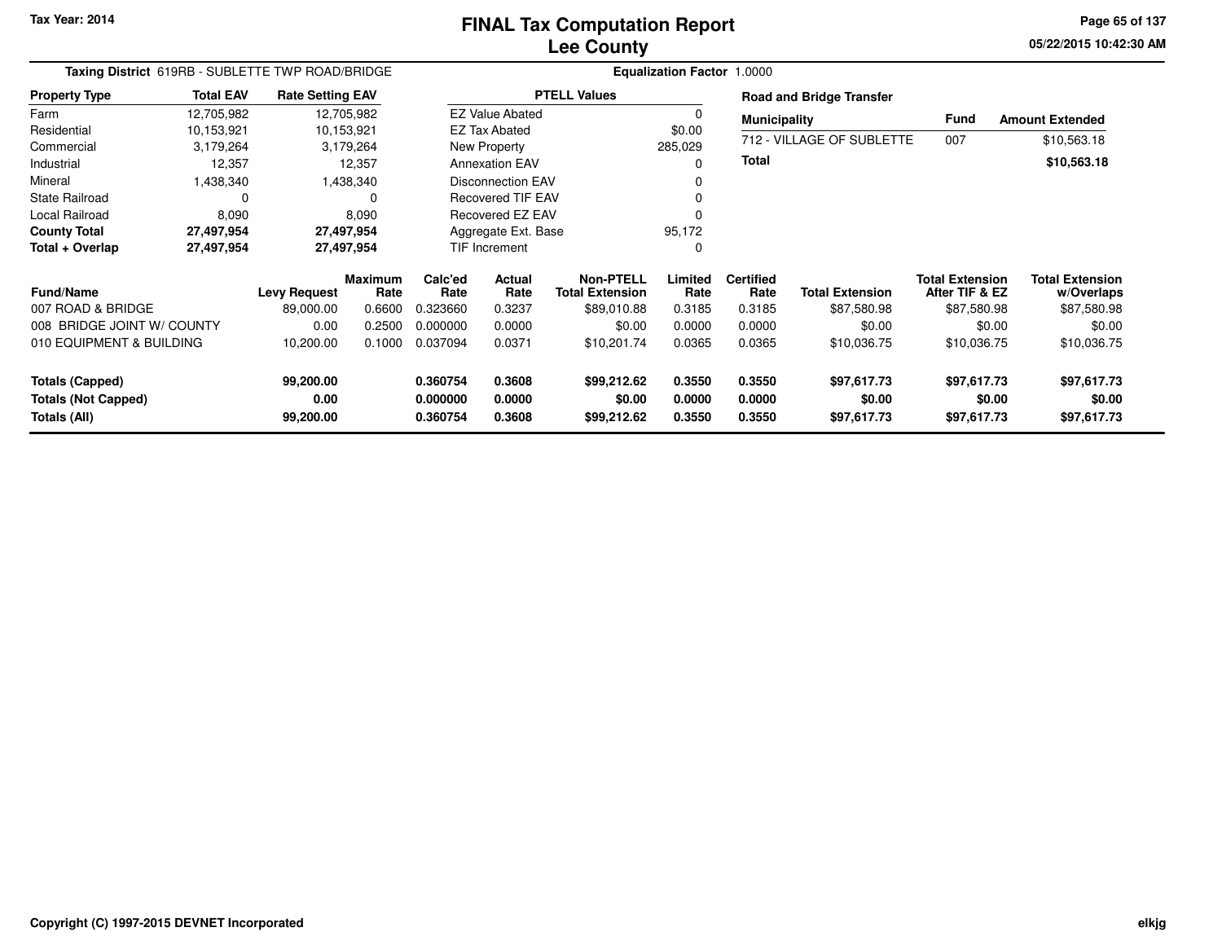Tax Year: 2014

# FINAL Tax Computation Report
# Lee County

05/22/2015 10:42:30 AM

**Taxing District** 619RB - SUBLETTE TWP ROAD/BRIDGE

**Equalization Factor** 1.0000

| Property Type | Total EAV | Rate Setting EAV |
|---|---|---|
| Farm | 12,705,982 | 12,705,982 |
| Residential | 10,153,921 | 10,153,921 |
| Commercial | 3,179,264 | 3,179,264 |
| Industrial | 12,357 | 12,357 |
| Mineral | 1,438,340 | 1,438,340 |
| State Railroad | 0 | 0 |
| Local Railroad | 8,090 | 8,090 |
| **County Total** | **27,497,954** | **27,497,954** |
| **Total + Overlap** | **27,497,954** | **27,497,954** |

| PTELL Values | |
|---|---|
| EZ Value Abated | 0 |
| EZ Tax Abated | $0.00 |
| New Property | 285,029 |
| Annexation EAV | 0 |
| Disconnection EAV | 0 |
| Recovered TIF EAV | 0 |
| Recovered EZ EAV | 0 |
| Aggregate Ext. Base | 95,172 |
| TIF Increment | 0 |

**Road and Bridge Transfer**

| Municipality | Fund | Amount Extended |
|---|---|---|
| 712 - VILLAGE OF SUBLETTE | 007 | $10,563.18 |
| **Total** | | **$10,563.18** |

| Fund/Name | Levy Request | Maximum Rate | Calc'ed Rate | Actual Rate | Non-PTELL Total Extension | Limited Rate | Certified Rate | Total Extension | Total Extension After TIF & EZ | Total Extension w/Overlaps |
|---|---|---|---|---|---|---|---|---|---|---|
| 007 ROAD & BRIDGE | 89,000.00 | 0.6600 | 0.323660 | 0.3237 | $89,010.88 | 0.3185 | 0.3185 | $87,580.98 | $87,580.98 | $87,580.98 |
| 008 BRIDGE JOINT W/ COUNTY | 0.00 | 0.2500 | 0.000000 | 0.0000 | $0.00 | 0.0000 | 0.0000 | $0.00 | $0.00 | $0.00 |
| 010 EQUIPMENT & BUILDING | 10,200.00 | 0.1000 | 0.037094 | 0.0371 | $10,201.74 | 0.0365 | 0.0365 | $10,036.75 | $10,036.75 | $10,036.75 |
| **Totals (Capped)** | **99,200.00** | | **0.360754** | **0.3608** | **$99,212.62** | **0.3550** | **0.3550** | **$97,617.73** | **$97,617.73** | **$97,617.73** |
| **Totals (Not Capped)** | **0.00** | | **0.000000** | **0.0000** | **$0.00** | **0.0000** | **0.0000** | **$0.00** | **$0.00** | **$0.00** |
| **Totals (All)** | **99,200.00** | | **0.360754** | **0.3608** | **$99,212.62** | **0.3550** | **0.3550** | **$97,617.73** | **$97,617.73** | **$97,617.73** |

Copyright (C) 1997-2015 DEVNET Incorporated

elkjg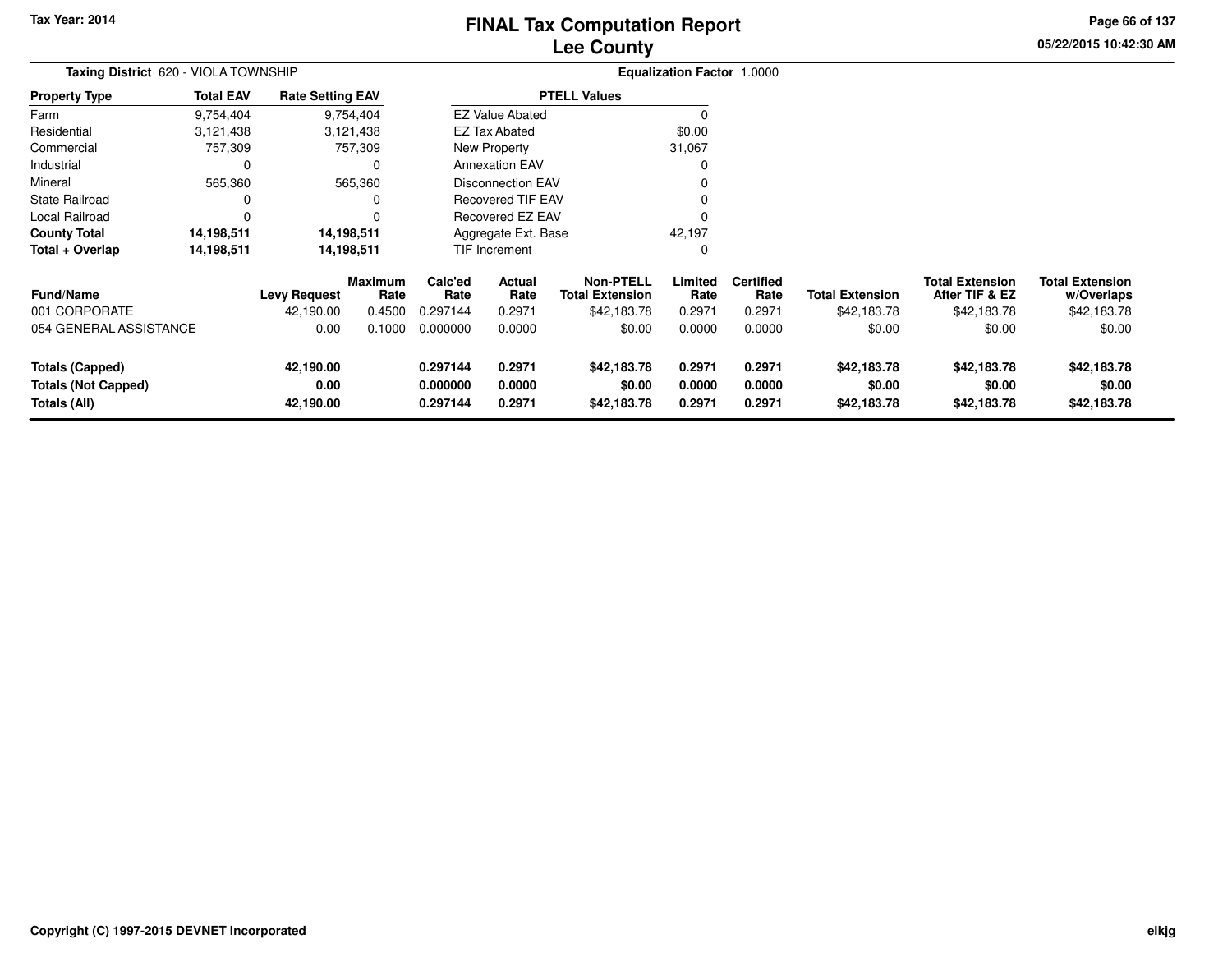# FINAL Tax Computation Report
# Lee County

Tax Year: 2014

05/22/2015 10:42:30 AM

**Taxing District** 620 - VIOLA TOWNSHIP

**Equalization Factor** 1.0000

| Property Type | Total EAV | Rate Setting EAV |
|---|---|---|
| Farm | 9,754,404 | 9,754,404 |
| Residential | 3,121,438 | 3,121,438 |
| Commercial | 757,309 | 757,309 |
| Industrial | 0 | 0 |
| Mineral | 565,360 | 565,360 |
| State Railroad | 0 | 0 |
| Local Railroad | 0 | 0 |
| **County Total** | **14,198,511** | **14,198,511** |
| **Total + Overlap** | **14,198,511** | **14,198,511** |

| PTELL Values | |
|---|---|
| EZ Value Abated | 0 |
| EZ Tax Abated | $0.00 |
| New Property | 31,067 |
| Annexation EAV | 0 |
| Disconnection EAV | 0 |
| Recovered TIF EAV | 0 |
| Recovered EZ EAV | 0 |
| Aggregate Ext. Base | 42,197 |
| TIF Increment | 0 |

| Fund/Name | Levy Request | Maximum Rate | Calc'ed Rate | Actual Rate | Non-PTELL Total Extension | Limited Rate | Certified Rate | Total Extension | Total Extension After TIF & EZ | Total Extension w/Overlaps |
|---|---|---|---|---|---|---|---|---|---|---|
| 001 CORPORATE | 42,190.00 | 0.4500 | 0.297144 | 0.2971 | $42,183.78 | 0.2971 | 0.2971 | $42,183.78 | $42,183.78 | $42,183.78 |
| 054 GENERAL ASSISTANCE | 0.00 | 0.1000 | 0.000000 | 0.0000 | $0.00 | 0.0000 | 0.0000 | $0.00 | $0.00 | $0.00 |
| **Totals (Capped)** | **42,190.00** | | **0.297144** | **0.2971** | **$42,183.78** | **0.2971** | **0.2971** | **$42,183.78** | **$42,183.78** | **$42,183.78** |
| **Totals (Not Capped)** | **0.00** | | **0.000000** | **0.0000** | **$0.00** | **0.0000** | **0.0000** | **$0.00** | **$0.00** | **$0.00** |
| **Totals (All)** | **42,190.00** | | **0.297144** | **0.2971** | **$42,183.78** | **0.2971** | **0.2971** | **$42,183.78** | **$42,183.78** | **$42,183.78** |

Copyright (C) 1997-2015 DEVNET Incorporated

elkjg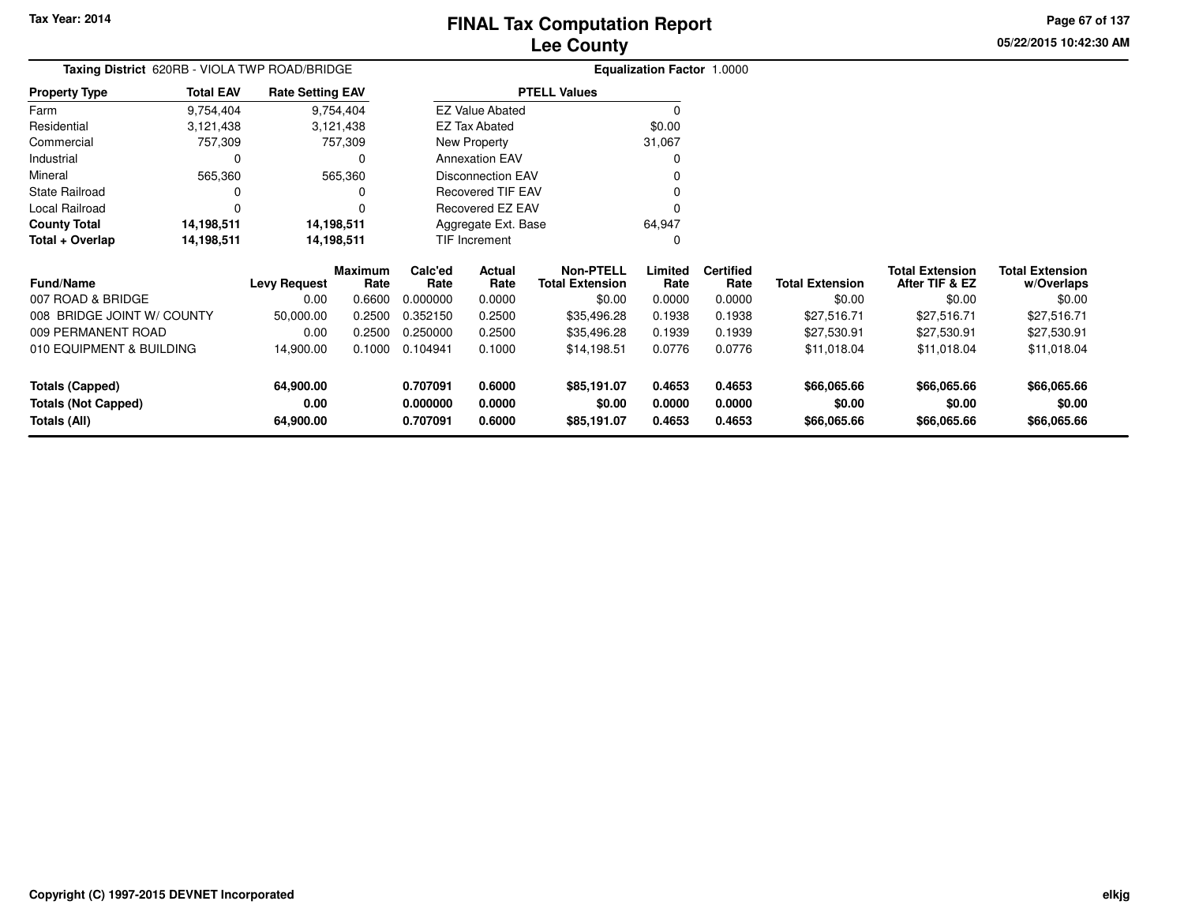Tax Year: 2014

# FINAL Tax Computation Report
## Lee County

05/22/2015 10:42:30 AM

**Taxing District** 620RB - VIOLA TWP ROAD/BRIDGE **Equalization Factor** 1.0000

| Property Type | Total EAV | Rate Setting EAV |
|---|---|---|
| Farm | 9,754,404 | 9,754,404 |
| Residential | 3,121,438 | 3,121,438 |
| Commercial | 757,309 | 757,309 |
| Industrial | 0 | 0 |
| Mineral | 565,360 | 565,360 |
| State Railroad | 0 | 0 |
| Local Railroad | 0 | 0 |
| **County Total** | **14,198,511** | **14,198,511** |
| **Total + Overlap** | **14,198,511** | **14,198,511** |

| PTELL Values | |
|---|---|
| EZ Value Abated | 0 |
| EZ Tax Abated | $0.00 |
| New Property | 31,067 |
| Annexation EAV | 0 |
| Disconnection EAV | 0 |
| Recovered TIF EAV | 0 |
| Recovered EZ EAV | 0 |
| Aggregate Ext. Base | 64,947 |
| TIF Increment | 0 |

| Fund/Name | Levy Request | Maximum Rate | Calc'ed Rate | Actual Rate | Non-PTELL Total Extension | Limited Rate | Certified Rate | Total Extension | Total Extension After TIF & EZ | Total Extension w/Overlaps |
|---|---|---|---|---|---|---|---|---|---|---|
| 007 ROAD & BRIDGE | 0.00 | 0.6600 | 0.000000 | 0.0000 | $0.00 | 0.0000 | 0.0000 | $0.00 | $0.00 | $0.00 |
| 008 BRIDGE JOINT W/ COUNTY | 50,000.00 | 0.2500 | 0.352150 | 0.2500 | $35,496.28 | 0.1938 | 0.1938 | $27,516.71 | $27,516.71 | $27,516.71 |
| 009 PERMANENT ROAD | 0.00 | 0.2500 | 0.250000 | 0.2500 | $35,496.28 | 0.1939 | 0.1939 | $27,530.91 | $27,530.91 | $27,530.91 |
| 010 EQUIPMENT & BUILDING | 14,900.00 | 0.1000 | 0.104941 | 0.1000 | $14,198.51 | 0.0776 | 0.0776 | $11,018.04 | $11,018.04 | $11,018.04 |
| **Totals (Capped)** | **64,900.00** | | **0.707091** | **0.6000** | **$85,191.07** | **0.4653** | **0.4653** | **$66,065.66** | **$66,065.66** | **$66,065.66** |
| **Totals (Not Capped)** | **0.00** | | **0.000000** | **0.0000** | **$0.00** | **0.0000** | **0.0000** | **$0.00** | **$0.00** | **$0.00** |
| **Totals (All)** | **64,900.00** | | **0.707091** | **0.6000** | **$85,191.07** | **0.4653** | **0.4653** | **$66,065.66** | **$66,065.66** | **$66,065.66** |

Copyright (C) 1997-2015 DEVNET Incorporated

elkjg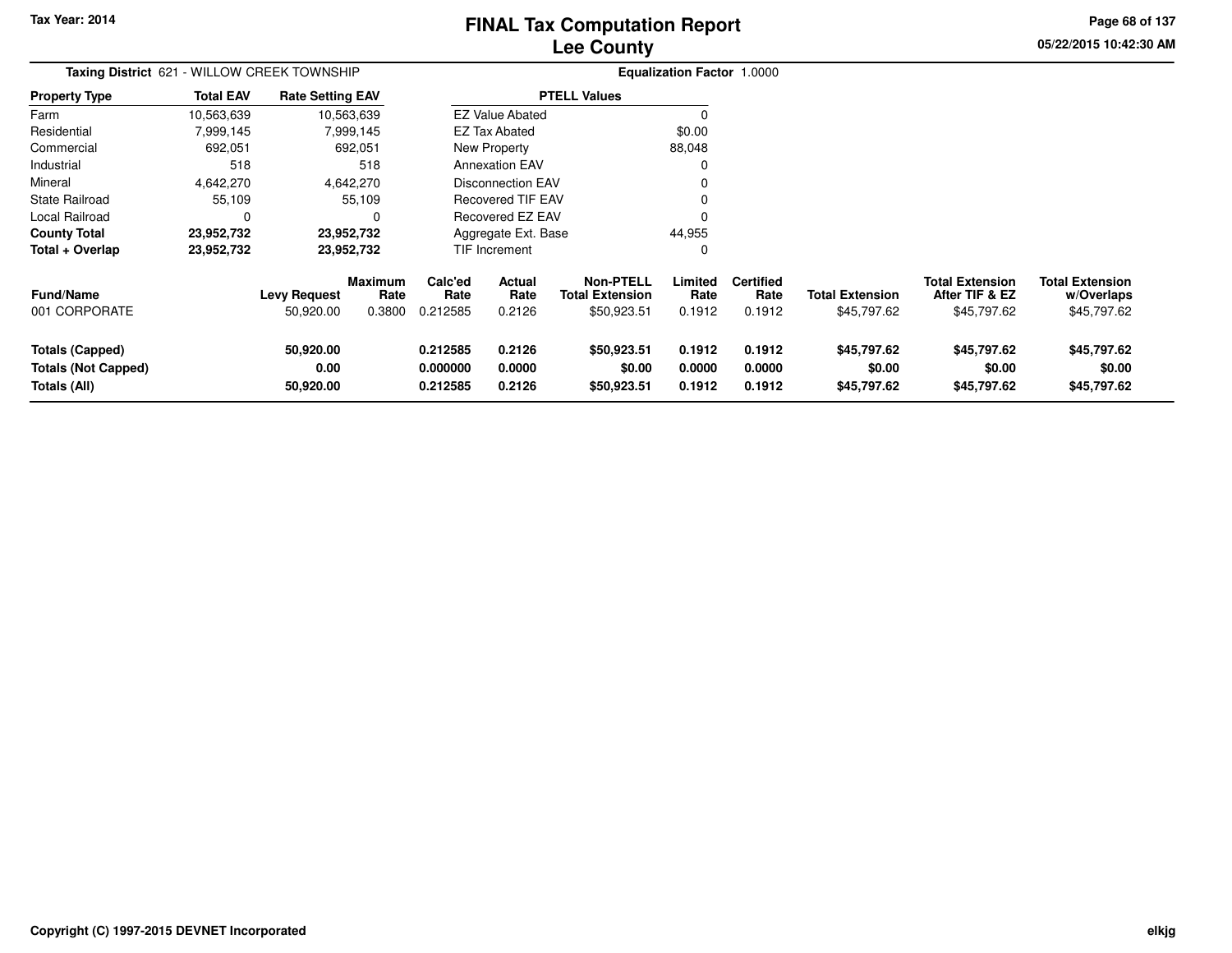Tax Year: 2014

# FINAL Tax Computation Report
## Lee County

05/22/2015 10:42:30 AM

**Taxing District** 621 - WILLOW CREEK TOWNSHIP **Equalization Factor** 1.0000

| Property Type | Total EAV | Rate Setting EAV |
|---|---|---|
| Farm | 10,563,639 | 10,563,639 |
| Residential | 7,999,145 | 7,999,145 |
| Commercial | 692,051 | 692,051 |
| Industrial | 518 | 518 |
| Mineral | 4,642,270 | 4,642,270 |
| State Railroad | 55,109 | 55,109 |
| Local Railroad | 0 | 0 |
| **County Total** | **23,952,732** | **23,952,732** |
| **Total + Overlap** | **23,952,732** | **23,952,732** |

| PTELL Values | |
|---|---|
| EZ Value Abated | 0 |
| EZ Tax Abated | $0.00 |
| New Property | 88,048 |
| Annexation EAV | 0 |
| Disconnection EAV | 0 |
| Recovered TIF EAV | 0 |
| Recovered EZ EAV | 0 |
| Aggregate Ext. Base | 44,955 |
| TIF Increment | 0 |

| Fund/Name | Levy Request | Maximum Rate | Calc'ed Rate | Actual Rate | Non-PTELL Total Extension | Limited Rate | Certified Rate | Total Extension | Total Extension After TIF & EZ | Total Extension w/Overlaps |
|---|---|---|---|---|---|---|---|---|---|---|
| 001 CORPORATE | 50,920.00 | 0.3800 | 0.212585 | 0.2126 | $50,923.51 | 0.1912 | 0.1912 | $45,797.62 | $45,797.62 | $45,797.62 |
| **Totals (Capped)** | **50,920.00** | | **0.212585** | **0.2126** | **$50,923.51** | **0.1912** | **0.1912** | **$45,797.62** | **$45,797.62** | **$45,797.62** |
| **Totals (Not Capped)** | **0.00** | | **0.000000** | **0.0000** | **$0.00** | **0.0000** | **0.0000** | **$0.00** | **$0.00** | **$0.00** |
| **Totals (All)** | **50,920.00** | | **0.212585** | **0.2126** | **$50,923.51** | **0.1912** | **0.1912** | **$45,797.62** | **$45,797.62** | **$45,797.62** |

Copyright (C) 1997-2015 DEVNET Incorporated

elkjg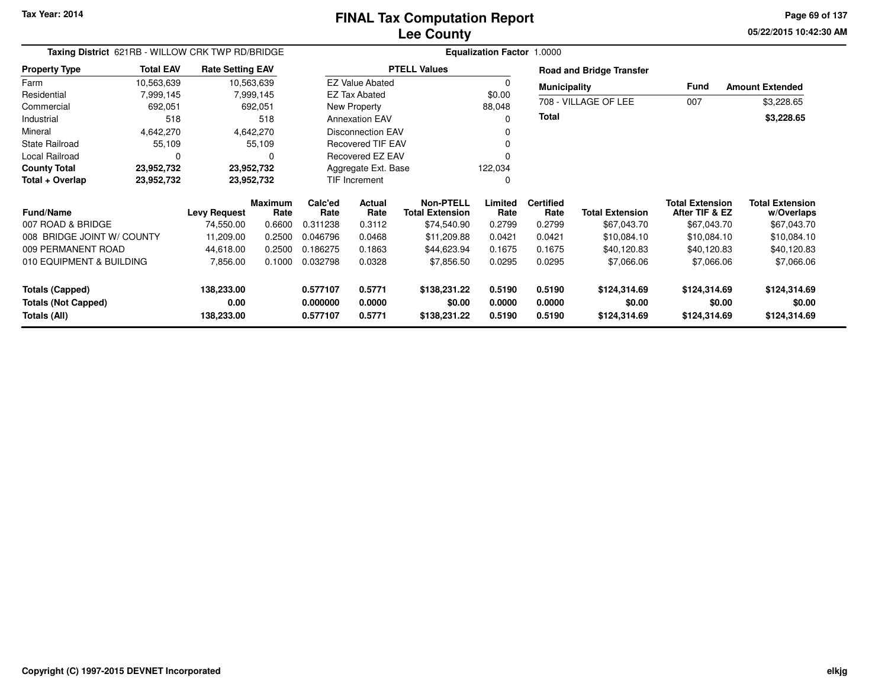Tax Year: 2014

# FINAL Tax Computation Report
## Lee County

05/22/2015 10:42:30 AM

**Taxing District** 621RB - WILLOW CRK TWP RD/BRIDGE

**Equalization Factor** 1.0000

| Property Type | Total EAV | Rate Setting EAV |
|---|---|---|
| Farm | 10,563,639 | 10,563,639 |
| Residential | 7,999,145 | 7,999,145 |
| Commercial | 692,051 | 692,051 |
| Industrial | 518 | 518 |
| Mineral | 4,642,270 | 4,642,270 |
| State Railroad | 55,109 | 55,109 |
| Local Railroad | 0 | 0 |
| **County Total** | **23,952,732** | **23,952,732** |
| **Total + Overlap** | **23,952,732** | **23,952,732** |

| PTELL Values | |
|---|---|
| EZ Value Abated | 0 |
| EZ Tax Abated | $0.00 |
| New Property | 88,048 |
| Annexation EAV | 0 |
| Disconnection EAV | 0 |
| Recovered TIF EAV | 0 |
| Recovered EZ EAV | 0 |
| Aggregate Ext. Base | 122,034 |
| TIF Increment | 0 |

**Road and Bridge Transfer**

| Municipality | Fund | Amount Extended |
|---|---|---|
| 708 - VILLAGE OF LEE | 007 | $3,228.65 |
| **Total** | | **$3,228.65** |

| Fund/Name | Levy Request | Maximum Rate | Calc'ed Rate | Actual Rate | Non-PTELL Total Extension | Limited Rate | Certified Rate | Total Extension | Total Extension After TIF & EZ | Total Extension w/Overlaps |
|---|---|---|---|---|---|---|---|---|---|---|
| 007 ROAD & BRIDGE | 74,550.00 | 0.6600 | 0.311238 | 0.3112 | $74,540.90 | 0.2799 | 0.2799 | $67,043.70 | $67,043.70 | $67,043.70 |
| 008 BRIDGE JOINT W/ COUNTY | 11,209.00 | 0.2500 | 0.046796 | 0.0468 | $11,209.88 | 0.0421 | 0.0421 | $10,084.10 | $10,084.10 | $10,084.10 |
| 009 PERMANENT ROAD | 44,618.00 | 0.2500 | 0.186275 | 0.1863 | $44,623.94 | 0.1675 | 0.1675 | $40,120.83 | $40,120.83 | $40,120.83 |
| 010 EQUIPMENT & BUILDING | 7,856.00 | 0.1000 | 0.032798 | 0.0328 | $7,856.50 | 0.0295 | 0.0295 | $7,066.06 | $7,066.06 | $7,066.06 |
| **Totals (Capped)** | **138,233.00** | | **0.577107** | **0.5771** | **$138,231.22** | **0.5190** | **0.5190** | **$124,314.69** | **$124,314.69** | **$124,314.69** |
| **Totals (Not Capped)** | **0.00** | | **0.000000** | **0.0000** | **$0.00** | **0.0000** | **0.0000** | **$0.00** | **$0.00** | **$0.00** |
| **Totals (All)** | **138,233.00** | | **0.577107** | **0.5771** | **$138,231.22** | **0.5190** | **0.5190** | **$124,314.69** | **$124,314.69** | **$124,314.69** |

Copyright (C) 1997-2015 DEVNET Incorporated

elkjg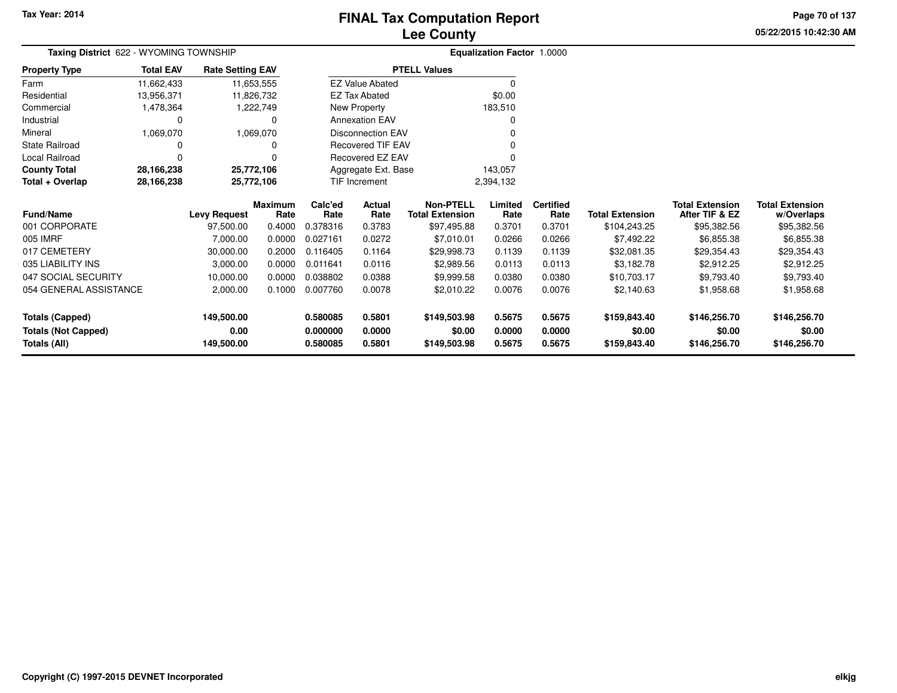Tax Year: 2014

# FINAL Tax Computation Report
## Lee County

05/22/2015 10:42:30 AM

**Taxing District** 622 - WYOMING TOWNSHIP

**Equalization Factor** 1.0000

| Property Type | Total EAV | Rate Setting EAV |
|---|---|---|
| Farm | 11,662,433 | 11,653,555 |
| Residential | 13,956,371 | 11,826,732 |
| Commercial | 1,478,364 | 1,222,749 |
| Industrial | 0 | 0 |
| Mineral | 1,069,070 | 1,069,070 |
| State Railroad | 0 | 0 |
| Local Railroad | 0 | 0 |
| **County Total** | **28,166,238** | **25,772,106** |
| **Total + Overlap** | **28,166,238** | **25,772,106** |

| PTELL Values | |
|---|---|
| EZ Value Abated | 0 |
| EZ Tax Abated | $0.00 |
| New Property | 183,510 |
| Annexation EAV | 0 |
| Disconnection EAV | 0 |
| Recovered TIF EAV | 0 |
| Recovered EZ EAV | 0 |
| Aggregate Ext. Base | 143,057 |
| TIF Increment | 2,394,132 |

| Fund/Name | Levy Request | Maximum Rate | Calc'ed Rate | Actual Rate | Non-PTELL Total Extension | Limited Rate | Certified Rate | Total Extension | Total Extension After TIF & EZ | Total Extension w/Overlaps |
|---|---|---|---|---|---|---|---|---|---|---|
| 001 CORPORATE | 97,500.00 | 0.4000 | 0.378316 | 0.3783 | $97,495.88 | 0.3701 | 0.3701 | $104,243.25 | $95,382.56 | $95,382.56 |
| 005 IMRF | 7,000.00 | 0.0000 | 0.027161 | 0.0272 | $7,010.01 | 0.0266 | 0.0266 | $7,492.22 | $6,855.38 | $6,855.38 |
| 017 CEMETERY | 30,000.00 | 0.2000 | 0.116405 | 0.1164 | $29,998.73 | 0.1139 | 0.1139 | $32,081.35 | $29,354.43 | $29,354.43 |
| 035 LIABILITY INS | 3,000.00 | 0.0000 | 0.011641 | 0.0116 | $2,989.56 | 0.0113 | 0.0113 | $3,182.78 | $2,912.25 | $2,912.25 |
| 047 SOCIAL SECURITY | 10,000.00 | 0.0000 | 0.038802 | 0.0388 | $9,999.58 | 0.0380 | 0.0380 | $10,703.17 | $9,793.40 | $9,793.40 |
| 054 GENERAL ASSISTANCE | 2,000.00 | 0.1000 | 0.007760 | 0.0078 | $2,010.22 | 0.0076 | 0.0076 | $2,140.63 | $1,958.68 | $1,958.68 |
| **Totals (Capped)** | **149,500.00** | | **0.580085** | **0.5801** | **$149,503.98** | **0.5675** | **0.5675** | **$159,843.40** | **$146,256.70** | **$146,256.70** |
| **Totals (Not Capped)** | **0.00** | | **0.000000** | **0.0000** | **$0.00** | **0.0000** | **0.0000** | **$0.00** | **$0.00** | **$0.00** |
| **Totals (All)** | **149,500.00** | | **0.580085** | **0.5801** | **$149,503.98** | **0.5675** | **0.5675** | **$159,843.40** | **$146,256.70** | **$146,256.70** |

Copyright (C) 1997-2015 DEVNET Incorporated

elkjg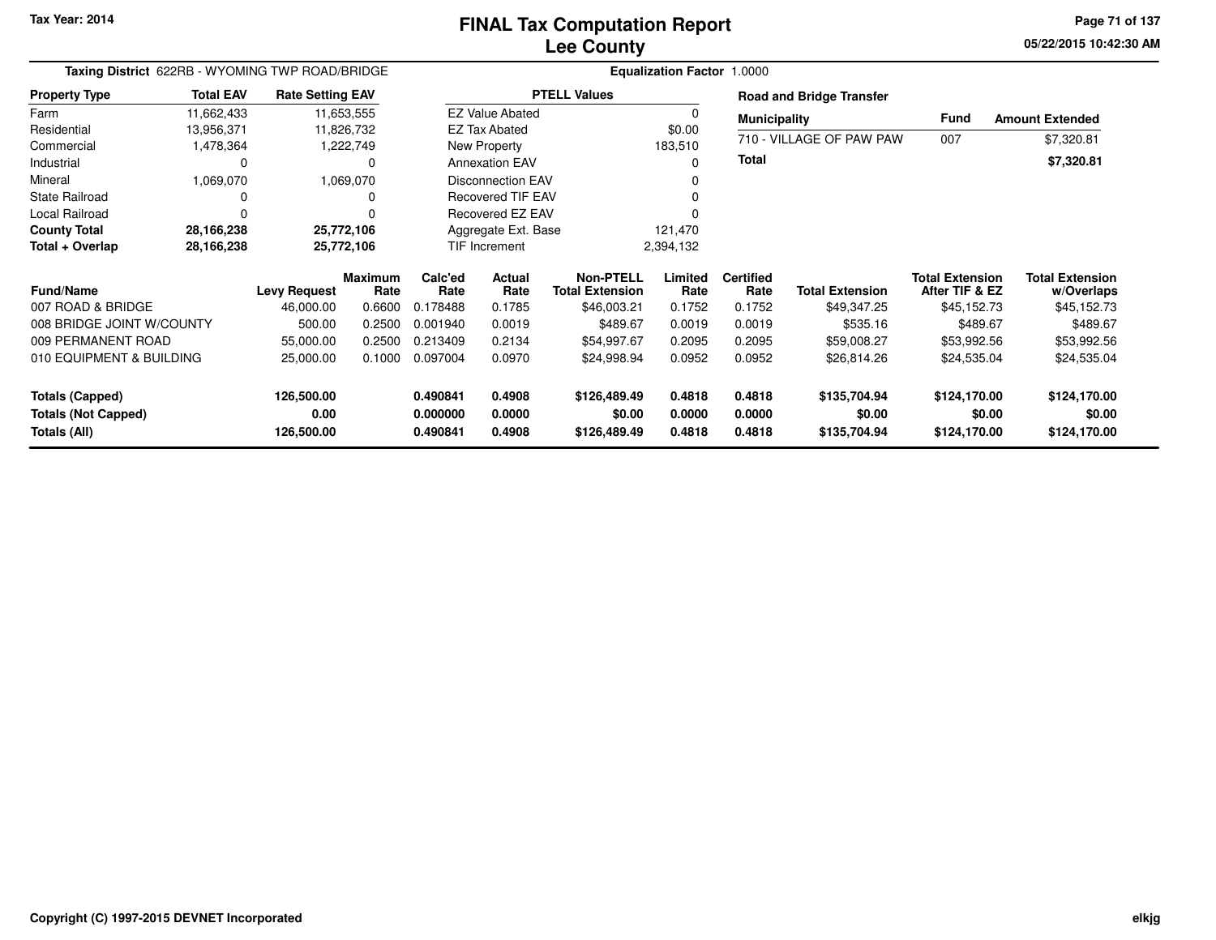# FINAL Tax Computation Report
## Lee County

Tax Year: 2014

05/22/2015 10:42:30 AM

**Taxing District** 622RB - WYOMING TWP ROAD/BRIDGE

**Equalization Factor** 1.0000

| Property Type | Total EAV | Rate Setting EAV |
|---|---|---|
| Farm | 11,662,433 | 11,653,555 |
| Residential | 13,956,371 | 11,826,732 |
| Commercial | 1,478,364 | 1,222,749 |
| Industrial | 0 | 0 |
| Mineral | 1,069,070 | 1,069,070 |
| State Railroad | 0 | 0 |
| Local Railroad | 0 | 0 |
| **County Total** | **28,166,238** | **25,772,106** |
| **Total + Overlap** | **28,166,238** | **25,772,106** |

| PTELL Values | |
|---|---|
| EZ Value Abated | 0 |
| EZ Tax Abated | $0.00 |
| New Property | 183,510 |
| Annexation EAV | 0 |
| Disconnection EAV | 0 |
| Recovered TIF EAV | 0 |
| Recovered EZ EAV | 0 |
| Aggregate Ext. Base | 121,470 |
| TIF Increment | 2,394,132 |

**Road and Bridge Transfer**

| Municipality | Fund | Amount Extended |
|---|---|---|
| 710 - VILLAGE OF PAW PAW | 007 | $7,320.81 |
| **Total** | | **$7,320.81** |

| Fund/Name | Levy Request | Maximum Rate | Calc'ed Rate | Actual Rate | Non-PTELL Total Extension | Limited Rate | Certified Rate | Total Extension | Total Extension After TIF & EZ | Total Extension w/Overlaps |
|---|---|---|---|---|---|---|---|---|---|---|
| 007 ROAD & BRIDGE | 46,000.00 | 0.6600 | 0.178488 | 0.1785 | $46,003.21 | 0.1752 | 0.1752 | $49,347.25 | $45,152.73 | $45,152.73 |
| 008 BRIDGE JOINT W/COUNTY | 500.00 | 0.2500 | 0.001940 | 0.0019 | $489.67 | 0.0019 | 0.0019 | $535.16 | $489.67 | $489.67 |
| 009 PERMANENT ROAD | 55,000.00 | 0.2500 | 0.213409 | 0.2134 | $54,997.67 | 0.2095 | 0.2095 | $59,008.27 | $53,992.56 | $53,992.56 |
| 010 EQUIPMENT & BUILDING | 25,000.00 | 0.1000 | 0.097004 | 0.0970 | $24,998.94 | 0.0952 | 0.0952 | $26,814.26 | $24,535.04 | $24,535.04 |
| **Totals (Capped)** | **126,500.00** | | **0.490841** | **0.4908** | **$126,489.49** | **0.4818** | **0.4818** | **$135,704.94** | **$124,170.00** | **$124,170.00** |
| **Totals (Not Capped)** | **0.00** | | **0.000000** | **0.0000** | **$0.00** | **0.0000** | **0.0000** | **$0.00** | **$0.00** | **$0.00** |
| **Totals (All)** | **126,500.00** | | **0.490841** | **0.4908** | **$126,489.49** | **0.4818** | **0.4818** | **$135,704.94** | **$124,170.00** | **$124,170.00** |

Copyright (C) 1997-2015 DEVNET Incorporated

elkjg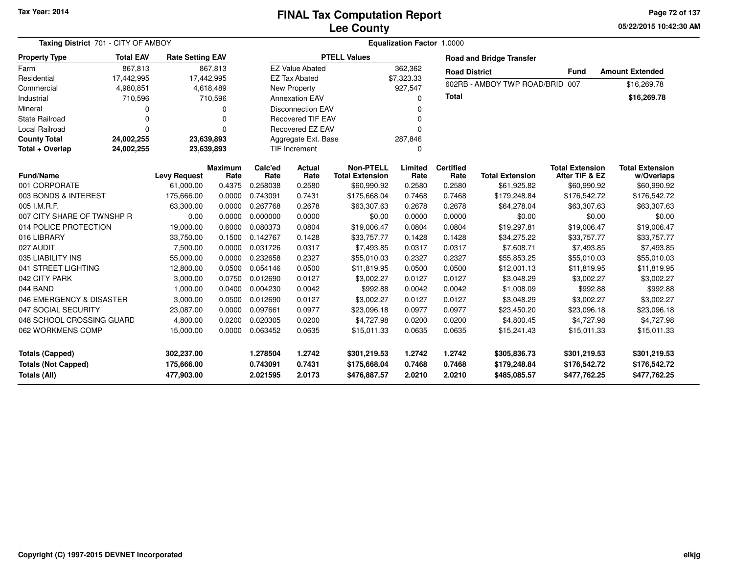Tax Year: 2014

# FINAL Tax Computation Report
## Lee County

05/22/2015 10:42:30 AM

**Taxing District** 701 - CITY OF AMBOY

**Equalization Factor** 1.0000

| Property Type | Total EAV | Rate Setting EAV |
|---|---|---|
| Farm | 867,813 | 867,813 |
| Residential | 17,442,995 | 17,442,995 |
| Commercial | 4,980,851 | 4,618,489 |
| Industrial | 710,596 | 710,596 |
| Mineral | 0 | 0 |
| State Railroad | 0 | 0 |
| Local Railroad | 0 | 0 |
| **County Total** | **24,002,255** | **23,639,893** |
| **Total + Overlap** | **24,002,255** | **23,639,893** |

| PTELL Values | |
|---|---|
| EZ Value Abated | 362,362 |
| EZ Tax Abated | $7,323.33 |
| New Property | 927,547 |
| Annexation EAV | 0 |
| Disconnection EAV | 0 |
| Recovered TIF EAV | 0 |
| Recovered EZ EAV | 0 |
| Aggregate Ext. Base | 287,846 |
| TIF Increment | 0 |

**Road and Bridge Transfer**

| Road District | Fund | Amount Extended |
|---|---|---|
| 602RB - AMBOY TWP ROAD/BRID | 007 | $16,269.78 |
| **Total** | | **$16,269.78** |

| Fund/Name | Levy Request | Maximum Rate | Calc'ed Rate | Actual Rate | Non-PTELL Total Extension | Limited Rate | Certified Rate | Total Extension | Total Extension After TIF & EZ | Total Extension w/Overlaps |
|---|---|---|---|---|---|---|---|---|---|---|
| 001 CORPORATE | 61,000.00 | 0.4375 | 0.258038 | 0.2580 | $60,990.92 | 0.2580 | 0.2580 | $61,925.82 | $60,990.92 | $60,990.92 |
| 003 BONDS & INTEREST | 175,666.00 | 0.0000 | 0.743091 | 0.7431 | $175,668.04 | 0.7468 | 0.7468 | $179,248.84 | $176,542.72 | $176,542.72 |
| 005 I.M.R.F. | 63,300.00 | 0.0000 | 0.267768 | 0.2678 | $63,307.63 | 0.2678 | 0.2678 | $64,278.04 | $63,307.63 | $63,307.63 |
| 007 CITY SHARE OF TWNSHP R | 0.00 | 0.0000 | 0.000000 | 0.0000 | $0.00 | 0.0000 | 0.0000 | $0.00 | $0.00 | $0.00 |
| 014 POLICE PROTECTION | 19,000.00 | 0.6000 | 0.080373 | 0.0804 | $19,006.47 | 0.0804 | 0.0804 | $19,297.81 | $19,006.47 | $19,006.47 |
| 016 LIBRARY | 33,750.00 | 0.1500 | 0.142767 | 0.1428 | $33,757.77 | 0.1428 | 0.1428 | $34,275.22 | $33,757.77 | $33,757.77 |
| 027 AUDIT | 7,500.00 | 0.0000 | 0.031726 | 0.0317 | $7,493.85 | 0.0317 | 0.0317 | $7,608.71 | $7,493.85 | $7,493.85 |
| 035 LIABILITY INS | 55,000.00 | 0.0000 | 0.232658 | 0.2327 | $55,010.03 | 0.2327 | 0.2327 | $55,853.25 | $55,010.03 | $55,010.03 |
| 041 STREET LIGHTING | 12,800.00 | 0.0500 | 0.054146 | 0.0500 | $11,819.95 | 0.0500 | 0.0500 | $12,001.13 | $11,819.95 | $11,819.95 |
| 042 CITY PARK | 3,000.00 | 0.0750 | 0.012690 | 0.0127 | $3,002.27 | 0.0127 | 0.0127 | $3,048.29 | $3,002.27 | $3,002.27 |
| 044 BAND | 1,000.00 | 0.0400 | 0.004230 | 0.0042 | $992.88 | 0.0042 | 0.0042 | $1,008.09 | $992.88 | $992.88 |
| 046 EMERGENCY & DISASTER | 3,000.00 | 0.0500 | 0.012690 | 0.0127 | $3,002.27 | 0.0127 | 0.0127 | $3,048.29 | $3,002.27 | $3,002.27 |
| 047 SOCIAL SECURITY | 23,087.00 | 0.0000 | 0.097661 | 0.0977 | $23,096.18 | 0.0977 | 0.0977 | $23,450.20 | $23,096.18 | $23,096.18 |
| 048 SCHOOL CROSSING GUARD | 4,800.00 | 0.0200 | 0.020305 | 0.0200 | $4,727.98 | 0.0200 | 0.0200 | $4,800.45 | $4,727.98 | $4,727.98 |
| 062 WORKMENS COMP | 15,000.00 | 0.0000 | 0.063452 | 0.0635 | $15,011.33 | 0.0635 | 0.0635 | $15,241.43 | $15,011.33 | $15,011.33 |
| **Totals (Capped)** | **302,237.00** | | **1.278504** | **1.2742** | **$301,219.53** | **1.2742** | **1.2742** | **$305,836.73** | **$301,219.53** | **$301,219.53** |
| **Totals (Not Capped)** | **175,666.00** | | **0.743091** | **0.7431** | **$175,668.04** | **0.7468** | **0.7468** | **$179,248.84** | **$176,542.72** | **$176,542.72** |
| **Totals (All)** | **477,903.00** | | **2.021595** | **2.0173** | **$476,887.57** | **2.0210** | **2.0210** | **$485,085.57** | **$477,762.25** | **$477,762.25** |

Copyright (C) 1997-2015 DEVNET Incorporated

elkjg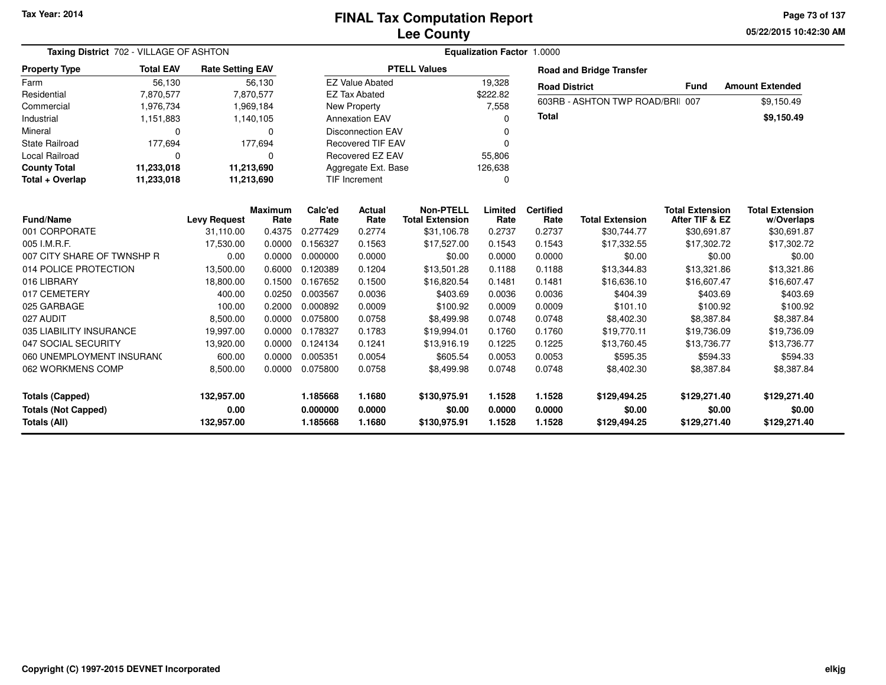Tax Year: 2014

# FINAL Tax Computation Report
## Lee County

05/22/2015 10:42:30 AM

**Taxing District** 702 - VILLAGE OF ASHTON

**Equalization Factor** 1.0000

| Property Type | Total EAV | Rate Setting EAV |
|---|---|---|
| Farm | 56,130 | 56,130 |
| Residential | 7,870,577 | 7,870,577 |
| Commercial | 1,976,734 | 1,969,184 |
| Industrial | 1,151,883 | 1,140,105 |
| Mineral | 0 | 0 |
| State Railroad | 177,694 | 177,694 |
| Local Railroad | 0 | 0 |
| **County Total** | **11,233,018** | **11,213,690** |
| **Total + Overlap** | **11,233,018** | **11,213,690** |

| PTELL Values | |
|---|---|
| EZ Value Abated | 19,328 |
| EZ Tax Abated | $222.82 |
| New Property | 7,558 |
| Annexation EAV | 0 |
| Disconnection EAV | 0 |
| Recovered TIF EAV | 0 |
| Recovered EZ EAV | 55,806 |
| Aggregate Ext. Base | 126,638 |
| TIF Increment | 0 |

**Road and Bridge Transfer**

| Road District | Fund | Amount Extended |
|---|---|---|
| 603RB - ASHTON TWP ROAD/BRII | 007 | $9,150.49 |
| **Total** | | **$9,150.49** |

| Fund/Name | Levy Request | Maximum Rate | Calc'ed Rate | Actual Rate | Non-PTELL Total Extension | Limited Rate | Certified Rate | Total Extension | Total Extension After TIF & EZ | Total Extension w/Overlaps |
|---|---|---|---|---|---|---|---|---|---|---|
| 001 CORPORATE | 31,110.00 | 0.4375 | 0.277429 | 0.2774 | $31,106.78 | 0.2737 | 0.2737 | $30,744.77 | $30,691.87 | $30,691.87 |
| 005 I.M.R.F. | 17,530.00 | 0.0000 | 0.156327 | 0.1563 | $17,527.00 | 0.1543 | 0.1543 | $17,332.55 | $17,302.72 | $17,302.72 |
| 007 CITY SHARE OF TWNSHP R | 0.00 | 0.0000 | 0.000000 | 0.0000 | $0.00 | 0.0000 | 0.0000 | $0.00 | $0.00 | $0.00 |
| 014 POLICE PROTECTION | 13,500.00 | 0.6000 | 0.120389 | 0.1204 | $13,501.28 | 0.1188 | 0.1188 | $13,344.83 | $13,321.86 | $13,321.86 |
| 016 LIBRARY | 18,800.00 | 0.1500 | 0.167652 | 0.1500 | $16,820.54 | 0.1481 | 0.1481 | $16,636.10 | $16,607.47 | $16,607.47 |
| 017 CEMETERY | 400.00 | 0.0250 | 0.003567 | 0.0036 | $403.69 | 0.0036 | 0.0036 | $404.39 | $403.69 | $403.69 |
| 025 GARBAGE | 100.00 | 0.2000 | 0.000892 | 0.0009 | $100.92 | 0.0009 | 0.0009 | $101.10 | $100.92 | $100.92 |
| 027 AUDIT | 8,500.00 | 0.0000 | 0.075800 | 0.0758 | $8,499.98 | 0.0748 | 0.0748 | $8,402.30 | $8,387.84 | $8,387.84 |
| 035 LIABILITY INSURANCE | 19,997.00 | 0.0000 | 0.178327 | 0.1783 | $19,994.01 | 0.1760 | 0.1760 | $19,770.11 | $19,736.09 | $19,736.09 |
| 047 SOCIAL SECURITY | 13,920.00 | 0.0000 | 0.124134 | 0.1241 | $13,916.19 | 0.1225 | 0.1225 | $13,760.45 | $13,736.77 | $13,736.77 |
| 060 UNEMPLOYMENT INSURANC | 600.00 | 0.0000 | 0.005351 | 0.0054 | $605.54 | 0.0053 | 0.0053 | $595.35 | $594.33 | $594.33 |
| 062 WORKMENS COMP | 8,500.00 | 0.0000 | 0.075800 | 0.0758 | $8,499.98 | 0.0748 | 0.0748 | $8,402.30 | $8,387.84 | $8,387.84 |
| **Totals (Capped)** | **132,957.00** | | **1.185668** | **1.1680** | **$130,975.91** | **1.1528** | **1.1528** | **$129,494.25** | **$129,271.40** | **$129,271.40** |
| **Totals (Not Capped)** | **0.00** | | **0.000000** | **0.0000** | **$0.00** | **0.0000** | **0.0000** | **$0.00** | **$0.00** | **$0.00** |
| **Totals (All)** | **132,957.00** | | **1.185668** | **1.1680** | **$130,975.91** | **1.1528** | **1.1528** | **$129,494.25** | **$129,271.40** | **$129,271.40** |

Copyright (C) 1997-2015 DEVNET Incorporated

elkjg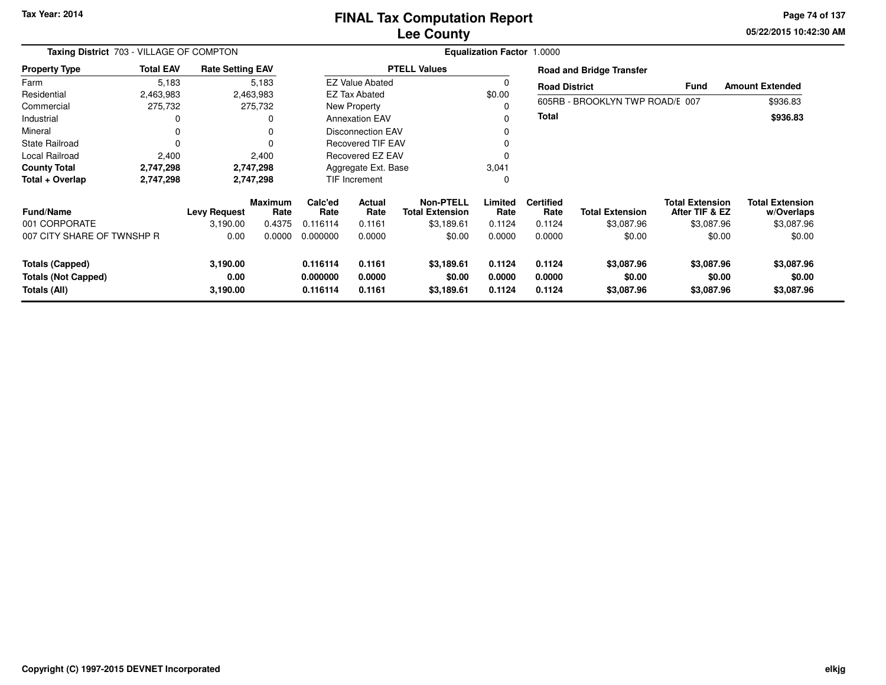Tax Year: 2014

# FINAL Tax Computation Report
## Lee County

05/22/2015 10:42:30 AM

**Taxing District** 703 - VILLAGE OF COMPTON

**Equalization Factor** 1.0000

| Property Type | Total EAV | Rate Setting EAV |
|---|---|---|
| Farm | 5,183 | 5,183 |
| Residential | 2,463,983 | 2,463,983 |
| Commercial | 275,732 | 275,732 |
| Industrial | 0 | 0 |
| Mineral | 0 | 0 |
| State Railroad | 0 | 0 |
| Local Railroad | 2,400 | 2,400 |
| **County Total** | **2,747,298** | **2,747,298** |
| **Total + Overlap** | **2,747,298** | **2,747,298** |

| PTELL Values | |
|---|---|
| EZ Value Abated | 0 |
| EZ Tax Abated | $0.00 |
| New Property | 0 |
| Annexation EAV | 0 |
| Disconnection EAV | 0 |
| Recovered TIF EAV | 0 |
| Recovered EZ EAV | 0 |
| Aggregate Ext. Base | 3,041 |
| TIF Increment | 0 |

**Road and Bridge Transfer**

| Road District | Fund | Amount Extended |
|---|---|---|
| 605RB - BROOKLYN TWP ROAD/E | 007 | $936.83 |
| **Total** | | **$936.83** |

| Fund/Name | Levy Request | Maximum Rate | Calc'ed Rate | Actual Rate | Non-PTELL Total Extension | Limited Rate | Certified Rate | Total Extension | Total Extension After TIF & EZ | Total Extension w/Overlaps |
|---|---|---|---|---|---|---|---|---|---|---|
| 001 CORPORATE | 3,190.00 | 0.4375 | 0.116114 | 0.1161 | $3,189.61 | 0.1124 | 0.1124 | $3,087.96 | $3,087.96 | $3,087.96 |
| 007 CITY SHARE OF TWNSHP R | 0.00 | 0.0000 | 0.000000 | 0.0000 | $0.00 | 0.0000 | 0.0000 | $0.00 | $0.00 | $0.00 |
| **Totals (Capped)** | **3,190.00** | | **0.116114** | **0.1161** | **$3,189.61** | **0.1124** | **0.1124** | **$3,087.96** | **$3,087.96** | **$3,087.96** |
| **Totals (Not Capped)** | **0.00** | | **0.000000** | **0.0000** | **$0.00** | **0.0000** | **0.0000** | **$0.00** | **$0.00** | **$0.00** |
| **Totals (All)** | **3,190.00** | | **0.116114** | **0.1161** | **$3,189.61** | **0.1124** | **0.1124** | **$3,087.96** | **$3,087.96** | **$3,087.96** |

Copyright (C) 1997-2015 DEVNET Incorporated

elkjg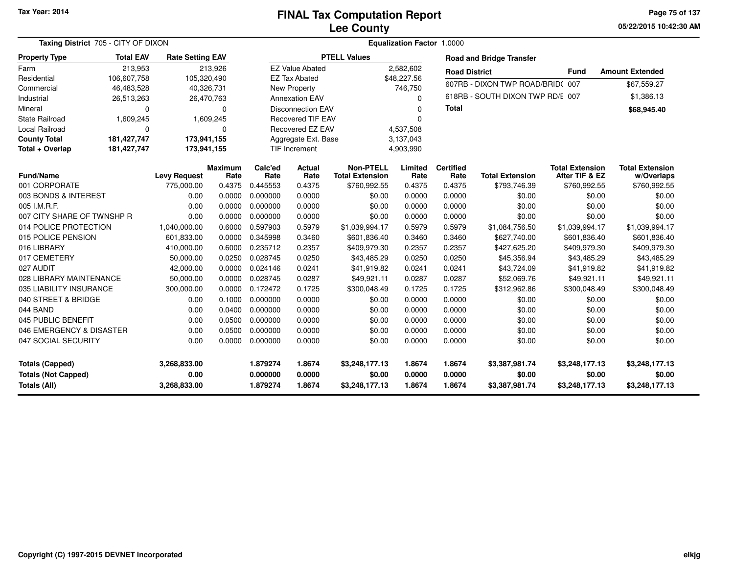Tax Year: 2014

# FINAL Tax Computation Report
## Lee County

05/22/2015 10:42:30 AM

**Taxing District** 705 - CITY OF DIXON

**Equalization Factor** 1.0000

| Property Type | Total EAV | Rate Setting EAV |
|---|---|---|
| Farm | 213,953 | 213,926 |
| Residential | 106,607,758 | 105,320,490 |
| Commercial | 46,483,528 | 40,326,731 |
| Industrial | 26,513,263 | 26,470,763 |
| Mineral | 0 | 0 |
| State Railroad | 1,609,245 | 1,609,245 |
| Local Railroad | 0 | 0 |
| **County Total** | **181,427,747** | **173,941,155** |
| **Total + Overlap** | **181,427,747** | **173,941,155** |

| PTELL Values | |
|---|---|
| EZ Value Abated | 2,582,602 |
| EZ Tax Abated | $48,227.56 |
| New Property | 746,750 |
| Annexation EAV | 0 |
| Disconnection EAV | 0 |
| Recovered TIF EAV | 0 |
| Recovered EZ EAV | 4,537,508 |
| Aggregate Ext. Base | 3,137,043 |
| TIF Increment | 4,903,990 |

**Road and Bridge Transfer**

| Road District | Fund | Amount Extended |
|---|---|---|
| 607RB - DIXON TWP ROAD/BRID( | 007 | $67,559.27 |
| 618RB - SOUTH DIXON TWP RD/E | 007 | $1,386.13 |
| **Total** | | **$68,945.40** |

| Fund/Name | Levy Request | Maximum Rate | Calc'ed Rate | Actual Rate | Non-PTELL Total Extension | Limited Rate | Certified Rate | Total Extension | Total Extension After TIF & EZ | Total Extension w/Overlaps |
|---|---|---|---|---|---|---|---|---|---|---|
| 001 CORPORATE | 775,000.00 | 0.4375 | 0.445553 | 0.4375 | $760,992.55 | 0.4375 | 0.4375 | $793,746.39 | $760,992.55 | $760,992.55 |
| 003 BONDS & INTEREST | 0.00 | 0.0000 | 0.000000 | 0.0000 | $0.00 | 0.0000 | 0.0000 | $0.00 | $0.00 | $0.00 |
| 005 I.M.R.F. | 0.00 | 0.0000 | 0.000000 | 0.0000 | $0.00 | 0.0000 | 0.0000 | $0.00 | $0.00 | $0.00 |
| 007 CITY SHARE OF TWNSHP R | 0.00 | 0.0000 | 0.000000 | 0.0000 | $0.00 | 0.0000 | 0.0000 | $0.00 | $0.00 | $0.00 |
| 014 POLICE PROTECTION | 1,040,000.00 | 0.6000 | 0.597903 | 0.5979 | $1,039,994.17 | 0.5979 | 0.5979 | $1,084,756.50 | $1,039,994.17 | $1,039,994.17 |
| 015 POLICE PENSION | 601,833.00 | 0.0000 | 0.345998 | 0.3460 | $601,836.40 | 0.3460 | 0.3460 | $627,740.00 | $601,836.40 | $601,836.40 |
| 016 LIBRARY | 410,000.00 | 0.6000 | 0.235712 | 0.2357 | $409,979.30 | 0.2357 | 0.2357 | $427,625.20 | $409,979.30 | $409,979.30 |
| 017 CEMETERY | 50,000.00 | 0.0250 | 0.028745 | 0.0250 | $43,485.29 | 0.0250 | 0.0250 | $45,356.94 | $43,485.29 | $43,485.29 |
| 027 AUDIT | 42,000.00 | 0.0000 | 0.024146 | 0.0241 | $41,919.82 | 0.0241 | 0.0241 | $43,724.09 | $41,919.82 | $41,919.82 |
| 028 LIBRARY MAINTENANCE | 50,000.00 | 0.0000 | 0.028745 | 0.0287 | $49,921.11 | 0.0287 | 0.0287 | $52,069.76 | $49,921.11 | $49,921.11 |
| 035 LIABILITY INSURANCE | 300,000.00 | 0.0000 | 0.172472 | 0.1725 | $300,048.49 | 0.1725 | 0.1725 | $312,962.86 | $300,048.49 | $300,048.49 |
| 040 STREET & BRIDGE | 0.00 | 0.1000 | 0.000000 | 0.0000 | $0.00 | 0.0000 | 0.0000 | $0.00 | $0.00 | $0.00 |
| 044 BAND | 0.00 | 0.0400 | 0.000000 | 0.0000 | $0.00 | 0.0000 | 0.0000 | $0.00 | $0.00 | $0.00 |
| 045 PUBLIC BENEFIT | 0.00 | 0.0500 | 0.000000 | 0.0000 | $0.00 | 0.0000 | 0.0000 | $0.00 | $0.00 | $0.00 |
| 046 EMERGENCY & DISASTER | 0.00 | 0.0500 | 0.000000 | 0.0000 | $0.00 | 0.0000 | 0.0000 | $0.00 | $0.00 | $0.00 |
| 047 SOCIAL SECURITY | 0.00 | 0.0000 | 0.000000 | 0.0000 | $0.00 | 0.0000 | 0.0000 | $0.00 | $0.00 | $0.00 |
| **Totals (Capped)** | **3,268,833.00** | | **1.879274** | **1.8674** | **$3,248,177.13** | **1.8674** | **1.8674** | **$3,387,981.74** | **$3,248,177.13** | **$3,248,177.13** |
| **Totals (Not Capped)** | **0.00** | | **0.000000** | **0.0000** | **$0.00** | **0.0000** | **0.0000** | **$0.00** | **$0.00** | **$0.00** |
| **Totals (All)** | **3,268,833.00** | | **1.879274** | **1.8674** | **$3,248,177.13** | **1.8674** | **1.8674** | **$3,387,981.74** | **$3,248,177.13** | **$3,248,177.13** |

Copyright (C) 1997-2015 DEVNET Incorporated

elkjg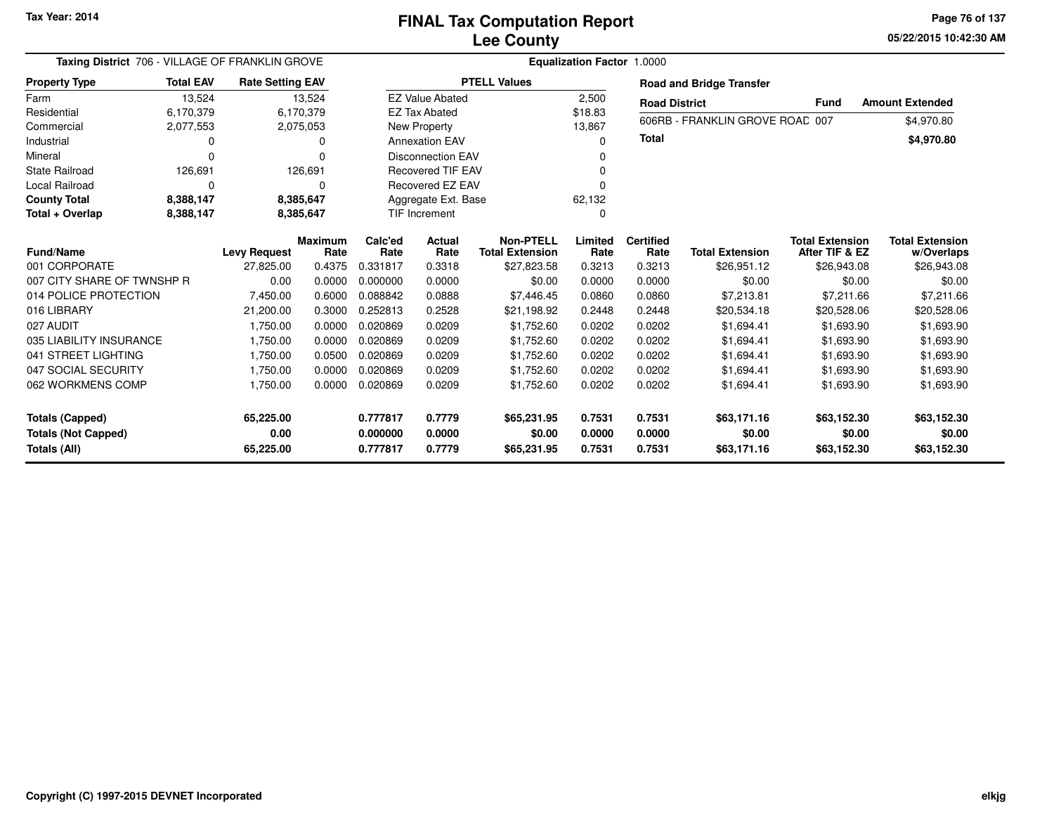# FINAL Tax Computation Report
## Lee County

Tax Year: 2014

05/22/2015 10:42:30 AM

**Taxing District** 706 - VILLAGE OF FRANKLIN GROVE

**Equalization Factor** 1.0000

| Property Type | Total EAV | Rate Setting EAV |
|---|---|---|
| Farm | 13,524 | 13,524 |
| Residential | 6,170,379 | 6,170,379 |
| Commercial | 2,077,553 | 2,075,053 |
| Industrial | 0 | 0 |
| Mineral | 0 | 0 |
| State Railroad | 126,691 | 126,691 |
| Local Railroad | 0 | 0 |
| **County Total** | **8,388,147** | **8,385,647** |
| **Total + Overlap** | **8,388,147** | **8,385,647** |

| PTELL Values | |
|---|---|
| EZ Value Abated | 2,500 |
| EZ Tax Abated | $18.83 |
| New Property | 13,867 |
| Annexation EAV | 0 |
| Disconnection EAV | 0 |
| Recovered TIF EAV | 0 |
| Recovered EZ EAV | 0 |
| Aggregate Ext. Base | 62,132 |
| TIF Increment | 0 |

**Road and Bridge Transfer**

| Road District | Fund | Amount Extended |
|---|---|---|
| 606RB - FRANKLIN GROVE ROAD | 007 | $4,970.80 |
| **Total** | | **$4,970.80** |

| Fund/Name | Levy Request | Maximum Rate | Calc'ed Rate | Actual Rate | Non-PTELL Total Extension | Limited Rate | Certified Rate | Total Extension | Total Extension After TIF & EZ | Total Extension w/Overlaps |
|---|---|---|---|---|---|---|---|---|---|---|
| 001 CORPORATE | 27,825.00 | 0.4375 | 0.331817 | 0.3318 | $27,823.58 | 0.3213 | 0.3213 | $26,951.12 | $26,943.08 | $26,943.08 |
| 007 CITY SHARE OF TWNSHP R | 0.00 | 0.0000 | 0.000000 | 0.0000 | $0.00 | 0.0000 | 0.0000 | $0.00 | $0.00 | $0.00 |
| 014 POLICE PROTECTION | 7,450.00 | 0.6000 | 0.088842 | 0.0888 | $7,446.45 | 0.0860 | 0.0860 | $7,213.81 | $7,211.66 | $7,211.66 |
| 016 LIBRARY | 21,200.00 | 0.3000 | 0.252813 | 0.2528 | $21,198.92 | 0.2448 | 0.2448 | $20,534.18 | $20,528.06 | $20,528.06 |
| 027 AUDIT | 1,750.00 | 0.0000 | 0.020869 | 0.0209 | $1,752.60 | 0.0202 | 0.0202 | $1,694.41 | $1,693.90 | $1,693.90 |
| 035 LIABILITY INSURANCE | 1,750.00 | 0.0000 | 0.020869 | 0.0209 | $1,752.60 | 0.0202 | 0.0202 | $1,694.41 | $1,693.90 | $1,693.90 |
| 041 STREET LIGHTING | 1,750.00 | 0.0500 | 0.020869 | 0.0209 | $1,752.60 | 0.0202 | 0.0202 | $1,694.41 | $1,693.90 | $1,693.90 |
| 047 SOCIAL SECURITY | 1,750.00 | 0.0000 | 0.020869 | 0.0209 | $1,752.60 | 0.0202 | 0.0202 | $1,694.41 | $1,693.90 | $1,693.90 |
| 062 WORKMENS COMP | 1,750.00 | 0.0000 | 0.020869 | 0.0209 | $1,752.60 | 0.0202 | 0.0202 | $1,694.41 | $1,693.90 | $1,693.90 |
| **Totals (Capped)** | **65,225.00** | | **0.777817** | **0.7779** | **$65,231.95** | **0.7531** | **0.7531** | **$63,171.16** | **$63,152.30** | **$63,152.30** |
| **Totals (Not Capped)** | **0.00** | | **0.000000** | **0.0000** | **$0.00** | **0.0000** | **0.0000** | **$0.00** | **$0.00** | **$0.00** |
| **Totals (All)** | **65,225.00** | | **0.777817** | **0.7779** | **$65,231.95** | **0.7531** | **0.7531** | **$63,171.16** | **$63,152.30** | **$63,152.30** |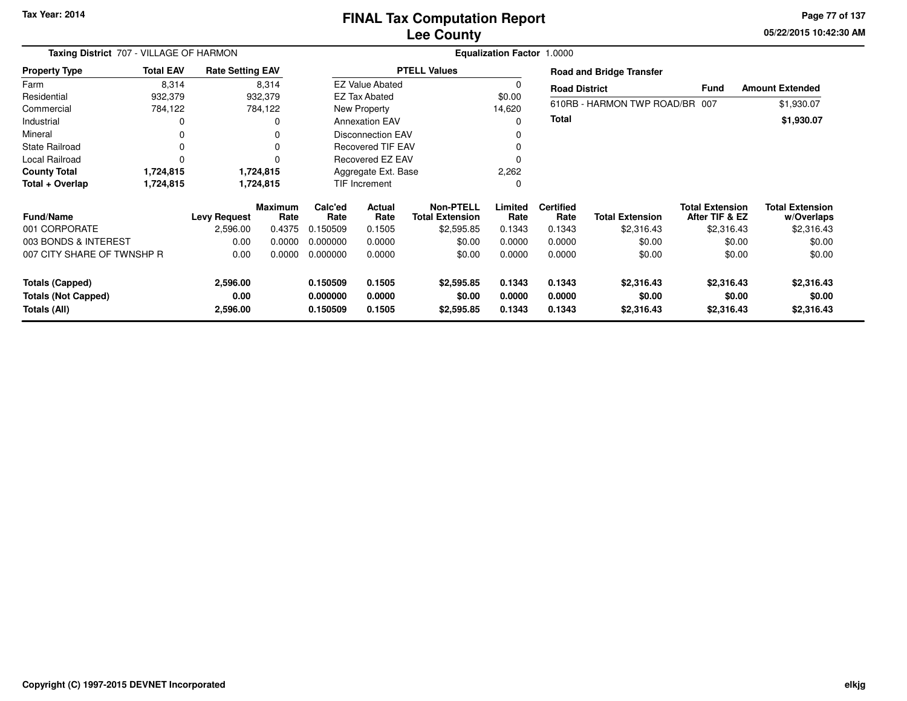Tax Year: 2014

# FINAL Tax Computation Report
## Lee County

05/22/2015 10:42:30 AM

**Taxing District** 707 - VILLAGE OF HARMON

**Equalization Factor** 1.0000

| Property Type | Total EAV | Rate Setting EAV |
|---|---|---|
| Farm | 8,314 | 8,314 |
| Residential | 932,379 | 932,379 |
| Commercial | 784,122 | 784,122 |
| Industrial | 0 | 0 |
| Mineral | 0 | 0 |
| State Railroad | 0 | 0 |
| Local Railroad | 0 | 0 |
| **County Total** | **1,724,815** | **1,724,815** |
| **Total + Overlap** | **1,724,815** | **1,724,815** |

| PTELL Values | |
|---|---|
| EZ Value Abated | 0 |
| EZ Tax Abated | $0.00 |
| New Property | 14,620 |
| Annexation EAV | 0 |
| Disconnection EAV | 0 |
| Recovered TIF EAV | 0 |
| Recovered EZ EAV | 0 |
| Aggregate Ext. Base | 2,262 |
| TIF Increment | 0 |

**Road and Bridge Transfer**

| Road District | Fund | Amount Extended |
|---|---|---|
| 610RB - HARMON TWP ROAD/BR | 007 | $1,930.07 |
| **Total** | | **$1,930.07** |

| Fund/Name | Levy Request | Maximum Rate | Calc'ed Rate | Actual Rate | Non-PTELL Total Extension | Limited Rate | Certified Rate | Total Extension | Total Extension After TIF & EZ | Total Extension w/Overlaps |
|---|---|---|---|---|---|---|---|---|---|---|
| 001 CORPORATE | 2,596.00 | 0.4375 | 0.150509 | 0.1505 | $2,595.85 | 0.1343 | 0.1343 | $2,316.43 | $2,316.43 | $2,316.43 |
| 003 BONDS & INTEREST | 0.00 | 0.0000 | 0.000000 | 0.0000 | $0.00 | 0.0000 | 0.0000 | $0.00 | $0.00 | $0.00 |
| 007 CITY SHARE OF TWNSHP R | 0.00 | 0.0000 | 0.000000 | 0.0000 | $0.00 | 0.0000 | 0.0000 | $0.00 | $0.00 | $0.00 |
| **Totals (Capped)** | **2,596.00** | | **0.150509** | **0.1505** | **$2,595.85** | **0.1343** | **0.1343** | **$2,316.43** | **$2,316.43** | **$2,316.43** |
| **Totals (Not Capped)** | **0.00** | | **0.000000** | **0.0000** | **$0.00** | **0.0000** | **0.0000** | **$0.00** | **$0.00** | **$0.00** |
| **Totals (All)** | **2,596.00** | | **0.150509** | **0.1505** | **$2,595.85** | **0.1343** | **0.1343** | **$2,316.43** | **$2,316.43** | **$2,316.43** |

Copyright (C) 1997-2015 DEVNET Incorporated

elkjg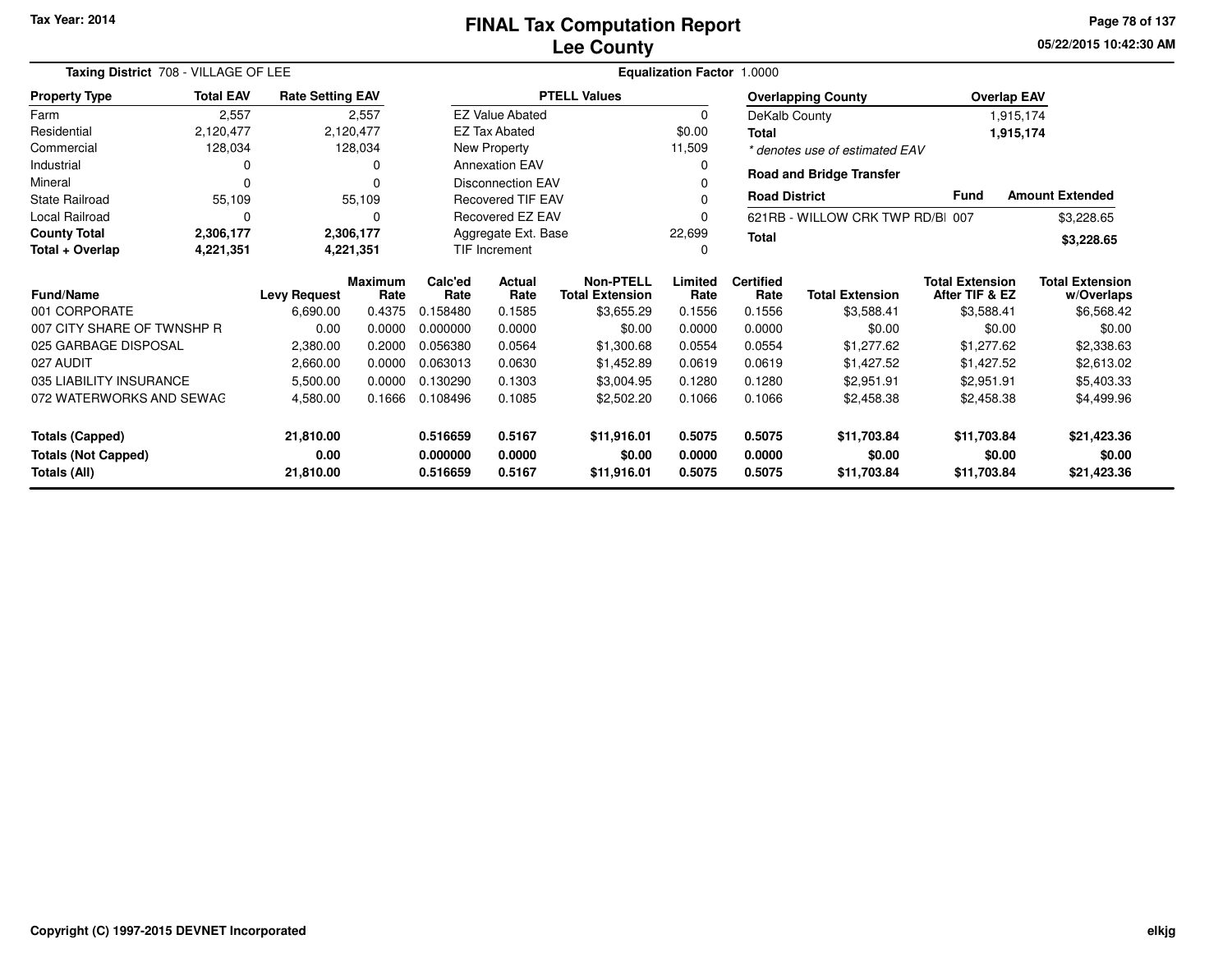Tax Year: 2014

# FINAL Tax Computation Report
## Lee County

05/22/2015 10:42:30 AM

**Taxing District** 708 - VILLAGE OF LEE | **Equalization Factor** 1.0000

| Property Type | Total EAV | Rate Setting EAV |
|---|---|---|
| Farm | 2,557 | 2,557 |
| Residential | 2,120,477 | 2,120,477 |
| Commercial | 128,034 | 128,034 |
| Industrial | 0 | 0 |
| Mineral | 0 | 0 |
| State Railroad | 55,109 | 55,109 |
| Local Railroad | 0 | 0 |
| **County Total** | **2,306,177** | **2,306,177** |
| **Total + Overlap** | **4,221,351** | **4,221,351** |

| PTELL Values | |
|---|---|
| EZ Value Abated | 0 |
| EZ Tax Abated | $0.00 |
| New Property | 11,509 |
| Annexation EAV | 0 |
| Disconnection EAV | 0 |
| Recovered TIF EAV | 0 |
| Recovered EZ EAV | 0 |
| Aggregate Ext. Base | 22,699 |
| TIF Increment | 0 |

| Overlapping County | Overlap EAV |
|---|---|
| DeKalb County | 1,915,174 |
| **Total** | **1,915,174** |

*\* denotes use of estimated EAV*

**Road and Bridge Transfer**

| Road District | Fund | Amount Extended |
|---|---|---|
| 621RB - WILLOW CRK TWP RD/BI | 007 | $3,228.65 |
| **Total** | | **$3,228.65** |

| Fund/Name | Levy Request | Maximum Rate | Calc'ed Rate | Actual Rate | Non-PTELL Total Extension | Limited Rate | Certified Rate | Total Extension | Total Extension After TIF & EZ | Total Extension w/Overlaps |
|---|---|---|---|---|---|---|---|---|---|---|
| 001 CORPORATE | 6,690.00 | 0.4375 | 0.158480 | 0.1585 | $3,655.29 | 0.1556 | 0.1556 | $3,588.41 | $3,588.41 | $6,568.42 |
| 007 CITY SHARE OF TWNSHP R | 0.00 | 0.0000 | 0.000000 | 0.0000 | $0.00 | 0.0000 | 0.0000 | $0.00 | $0.00 | $0.00 |
| 025 GARBAGE DISPOSAL | 2,380.00 | 0.2000 | 0.056380 | 0.0564 | $1,300.68 | 0.0554 | 0.0554 | $1,277.62 | $1,277.62 | $2,338.63 |
| 027 AUDIT | 2,660.00 | 0.0000 | 0.063013 | 0.0630 | $1,452.89 | 0.0619 | 0.0619 | $1,427.52 | $1,427.52 | $2,613.02 |
| 035 LIABILITY INSURANCE | 5,500.00 | 0.0000 | 0.130290 | 0.1303 | $3,004.95 | 0.1280 | 0.1280 | $2,951.91 | $2,951.91 | $5,403.33 |
| 072 WATERWORKS AND SEWAG | 4,580.00 | 0.1666 | 0.108496 | 0.1085 | $2,502.20 | 0.1066 | 0.1066 | $2,458.38 | $2,458.38 | $4,499.96 |
| **Totals (Capped)** | **21,810.00** | | **0.516659** | **0.5167** | **$11,916.01** | **0.5075** | **0.5075** | **$11,703.84** | **$11,703.84** | **$21,423.36** |
| **Totals (Not Capped)** | **0.00** | | **0.000000** | **0.0000** | **$0.00** | **0.0000** | **0.0000** | **$0.00** | **$0.00** | **$0.00** |
| **Totals (All)** | **21,810.00** | | **0.516659** | **0.5167** | **$11,916.01** | **0.5075** | **0.5075** | **$11,703.84** | **$11,703.84** | **$21,423.36** |

Copyright (C) 1997-2015 DEVNET Incorporated

elkjg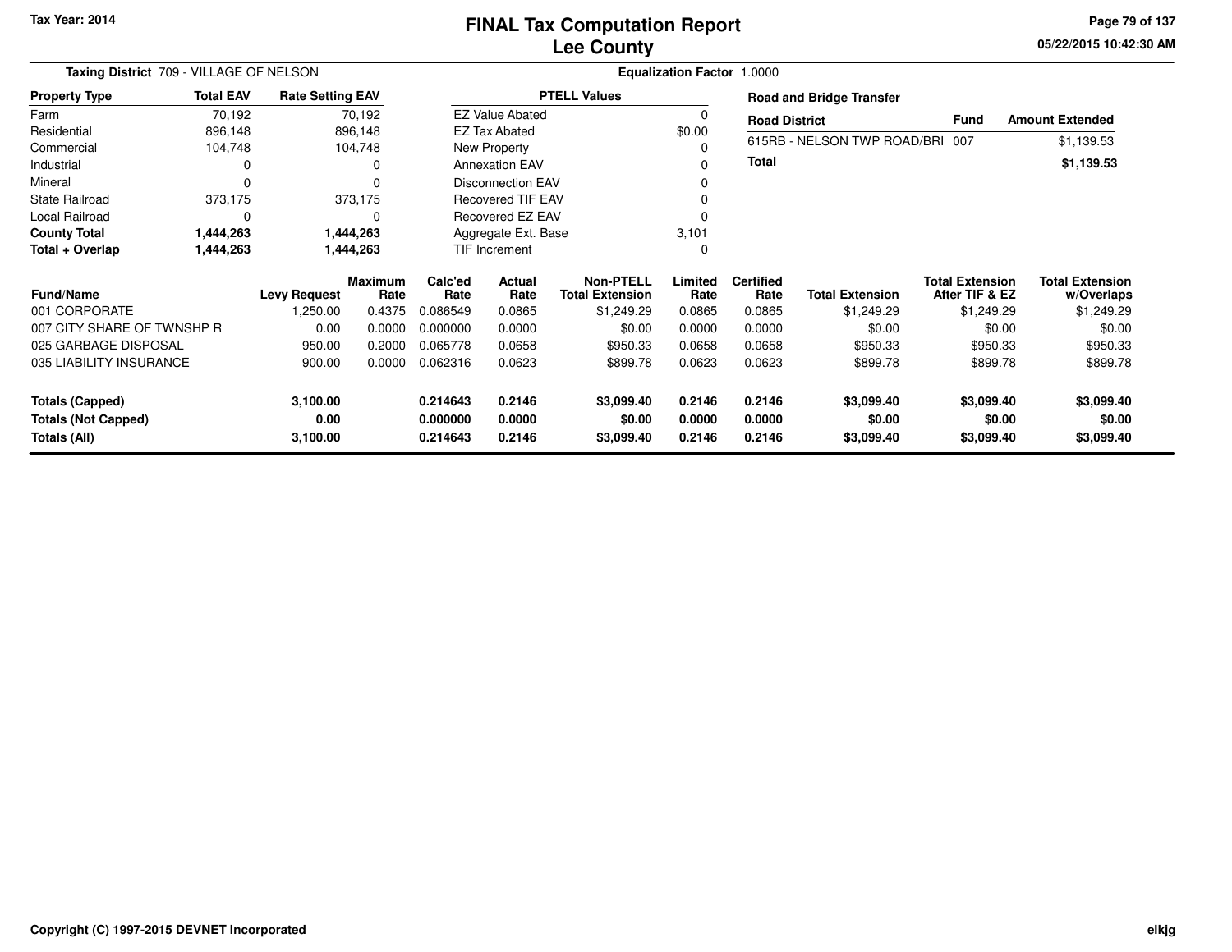**Tax Year: 2014**

# FINAL Tax Computation Report
## Lee County

05/22/2015 10:42:30 AM

**Taxing District** 709 - VILLAGE OF NELSON

**Equalization Factor** 1.0000

| Property Type | Total EAV | Rate Setting EAV |
|---|---|---|
| Farm | 70,192 | 70,192 |
| Residential | 896,148 | 896,148 |
| Commercial | 104,748 | 104,748 |
| Industrial | 0 | 0 |
| Mineral | 0 | 0 |
| State Railroad | 373,175 | 373,175 |
| Local Railroad | 0 | 0 |
| **County Total** | **1,444,263** | **1,444,263** |
| **Total + Overlap** | **1,444,263** | **1,444,263** |

| PTELL Values | |
|---|---|
| EZ Value Abated | 0 |
| EZ Tax Abated | $0.00 |
| New Property | 0 |
| Annexation EAV | 0 |
| Disconnection EAV | 0 |
| Recovered TIF EAV | 0 |
| Recovered EZ EAV | 0 |
| Aggregate Ext. Base | 3,101 |
| TIF Increment | 0 |

**Road and Bridge Transfer**

| Road District | Fund | Amount Extended |
|---|---|---|
| 615RB - NELSON TWP ROAD/BRI | 007 | $1,139.53 |
| **Total** | | **$1,139.53** |

| Fund/Name | Levy Request | Maximum Rate | Calc'ed Rate | Actual Rate | Non-PTELL Total Extension | Limited Rate | Certified Rate | Total Extension | Total Extension After TIF & EZ | Total Extension w/Overlaps |
|---|---|---|---|---|---|---|---|---|---|---|
| 001 CORPORATE | 1,250.00 | 0.4375 | 0.086549 | 0.0865 | $1,249.29 | 0.0865 | 0.0865 | $1,249.29 | $1,249.29 | $1,249.29 |
| 007 CITY SHARE OF TWNSHP R | 0.00 | 0.0000 | 0.000000 | 0.0000 | $0.00 | 0.0000 | 0.0000 | $0.00 | $0.00 | $0.00 |
| 025 GARBAGE DISPOSAL | 950.00 | 0.2000 | 0.065778 | 0.0658 | $950.33 | 0.0658 | 0.0658 | $950.33 | $950.33 | $950.33 |
| 035 LIABILITY INSURANCE | 900.00 | 0.0000 | 0.062316 | 0.0623 | $899.78 | 0.0623 | 0.0623 | $899.78 | $899.78 | $899.78 |
| **Totals (Capped)** | **3,100.00** | | **0.214643** | **0.2146** | **$3,099.40** | **0.2146** | **0.2146** | **$3,099.40** | **$3,099.40** | **$3,099.40** |
| **Totals (Not Capped)** | **0.00** | | **0.000000** | **0.0000** | **$0.00** | **0.0000** | **0.0000** | **$0.00** | **$0.00** | **$0.00** |
| **Totals (All)** | **3,100.00** | | **0.214643** | **0.2146** | **$3,099.40** | **0.2146** | **0.2146** | **$3,099.40** | **$3,099.40** | **$3,099.40** |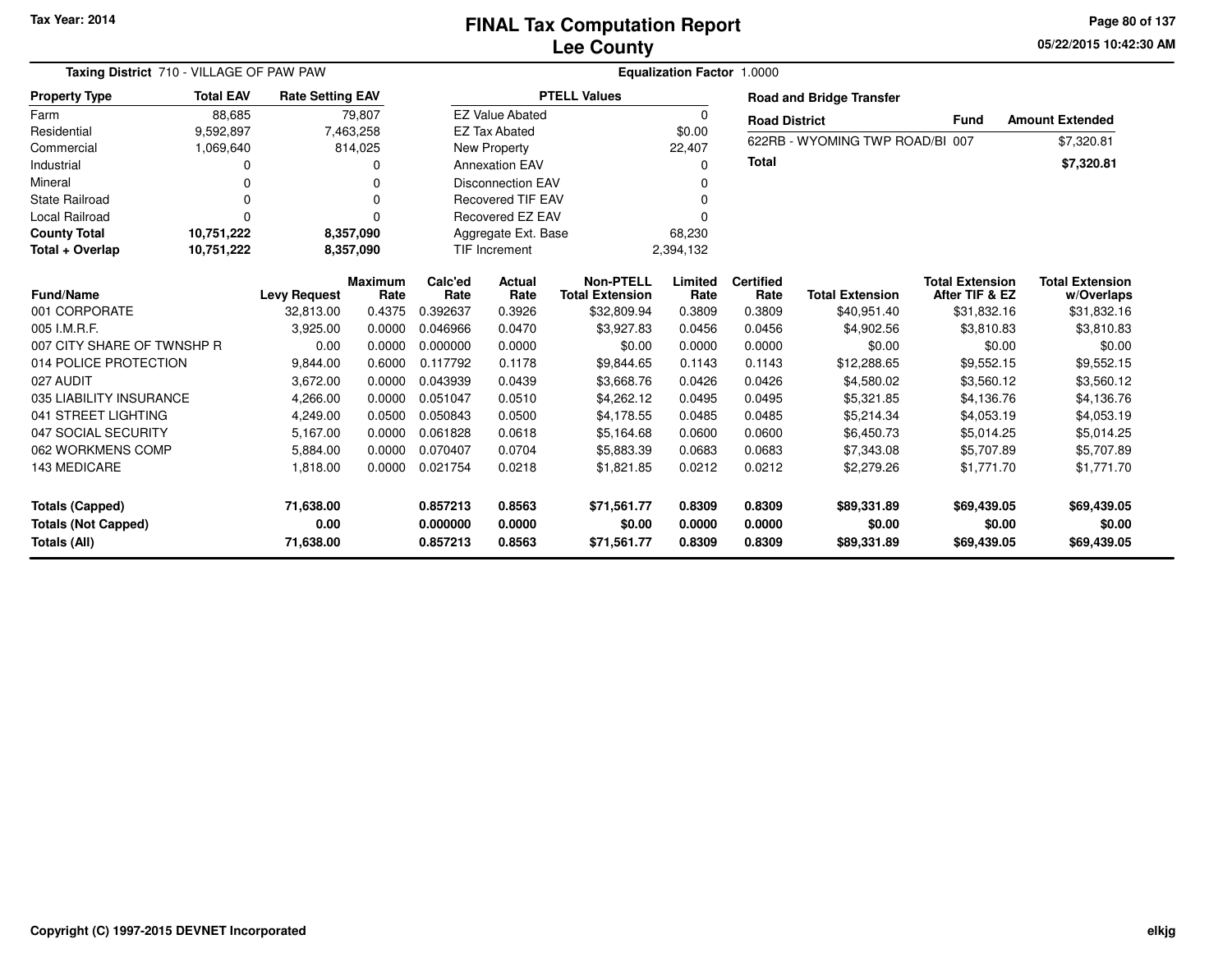Tax Year: 2014

# FINAL Tax Computation Report
## Lee County

05/22/2015 10:42:30 AM

**Taxing District** 710 - VILLAGE OF PAW PAW

**Equalization Factor** 1.0000

| Property Type | Total EAV | Rate Setting EAV |
|---|---|---|
| Farm | 88,685 | 79,807 |
| Residential | 9,592,897 | 7,463,258 |
| Commercial | 1,069,640 | 814,025 |
| Industrial | 0 | 0 |
| Mineral | 0 | 0 |
| State Railroad | 0 | 0 |
| Local Railroad | 0 | 0 |
| **County Total** | **10,751,222** | **8,357,090** |
| **Total + Overlap** | **10,751,222** | **8,357,090** |

| PTELL Values | |
|---|---|
| EZ Value Abated | 0 |
| EZ Tax Abated | $0.00 |
| New Property | 22,407 |
| Annexation EAV | 0 |
| Disconnection EAV | 0 |
| Recovered TIF EAV | 0 |
| Recovered EZ EAV | 0 |
| Aggregate Ext. Base | 68,230 |
| TIF Increment | 2,394,132 |

**Road and Bridge Transfer**

| Road District | Fund | Amount Extended |
|---|---|---|
| 622RB - WYOMING TWP ROAD/BI | 007 | $7,320.81 |
| **Total** | | **$7,320.81** |

| Fund/Name | Levy Request | Maximum Rate | Calc'ed Rate | Actual Rate | Non-PTELL Total Extension | Limited Rate | Certified Rate | Total Extension | Total Extension After TIF & EZ | Total Extension w/Overlaps |
|---|---|---|---|---|---|---|---|---|---|---|
| 001 CORPORATE | 32,813.00 | 0.4375 | 0.392637 | 0.3926 | $32,809.94 | 0.3809 | 0.3809 | $40,951.40 | $31,832.16 | $31,832.16 |
| 005 I.M.R.F. | 3,925.00 | 0.0000 | 0.046966 | 0.0470 | $3,927.83 | 0.0456 | 0.0456 | $4,902.56 | $3,810.83 | $3,810.83 |
| 007 CITY SHARE OF TWNSHP R | 0.00 | 0.0000 | 0.000000 | 0.0000 | $0.00 | 0.0000 | 0.0000 | $0.00 | $0.00 | $0.00 |
| 014 POLICE PROTECTION | 9,844.00 | 0.6000 | 0.117792 | 0.1178 | $9,844.65 | 0.1143 | 0.1143 | $12,288.65 | $9,552.15 | $9,552.15 |
| 027 AUDIT | 3,672.00 | 0.0000 | 0.043939 | 0.0439 | $3,668.76 | 0.0426 | 0.0426 | $4,580.02 | $3,560.12 | $3,560.12 |
| 035 LIABILITY INSURANCE | 4,266.00 | 0.0000 | 0.051047 | 0.0510 | $4,262.12 | 0.0495 | 0.0495 | $5,321.85 | $4,136.76 | $4,136.76 |
| 041 STREET LIGHTING | 4,249.00 | 0.0500 | 0.050843 | 0.0500 | $4,178.55 | 0.0485 | 0.0485 | $5,214.34 | $4,053.19 | $4,053.19 |
| 047 SOCIAL SECURITY | 5,167.00 | 0.0000 | 0.061828 | 0.0618 | $5,164.68 | 0.0600 | 0.0600 | $6,450.73 | $5,014.25 | $5,014.25 |
| 062 WORKMENS COMP | 5,884.00 | 0.0000 | 0.070407 | 0.0704 | $5,883.39 | 0.0683 | 0.0683 | $7,343.08 | $5,707.89 | $5,707.89 |
| 143 MEDICARE | 1,818.00 | 0.0000 | 0.021754 | 0.0218 | $1,821.85 | 0.0212 | 0.0212 | $2,279.26 | $1,771.70 | $1,771.70 |
| **Totals (Capped)** | **71,638.00** | | **0.857213** | **0.8563** | **$71,561.77** | **0.8309** | **0.8309** | **$89,331.89** | **$69,439.05** | **$69,439.05** |
| **Totals (Not Capped)** | **0.00** | | **0.000000** | **0.0000** | **$0.00** | **0.0000** | **0.0000** | **$0.00** | **$0.00** | **$0.00** |
| **Totals (All)** | **71,638.00** | | **0.857213** | **0.8563** | **$71,561.77** | **0.8309** | **0.8309** | **$89,331.89** | **$69,439.05** | **$69,439.05** |

Copyright (C) 1997-2015 DEVNET Incorporated

elkjg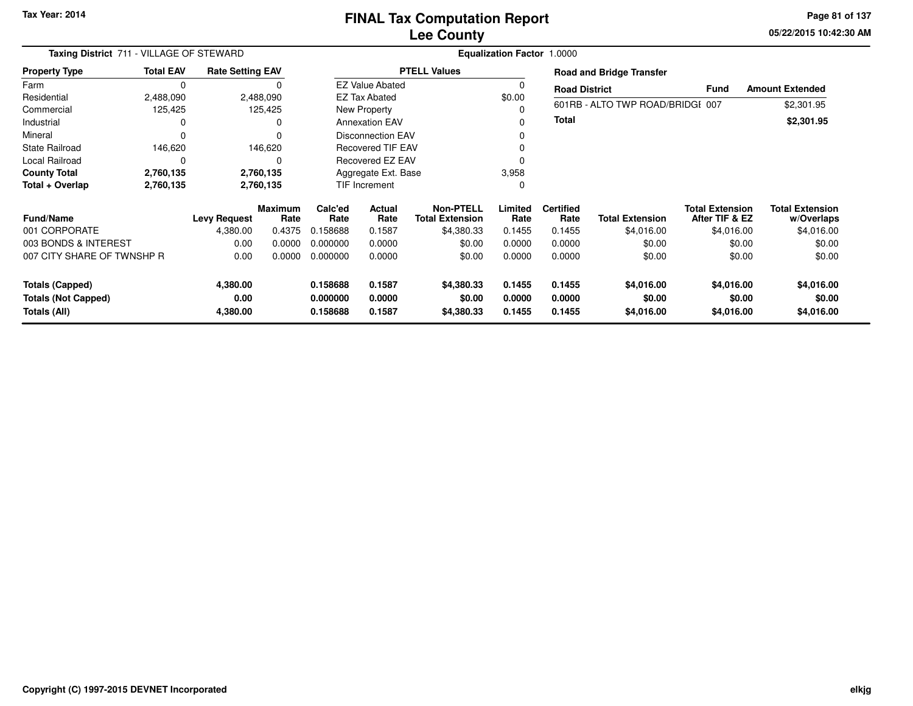Tax Year: 2014

# FINAL Tax Computation Report
## Lee County

05/22/2015 10:42:30 AM

**Taxing District** 711 - VILLAGE OF STEWARD

**Equalization Factor** 1.0000

| Property Type | Total EAV | Rate Setting EAV |
|---|---|---|
| Farm | 0 | 0 |
| Residential | 2,488,090 | 2,488,090 |
| Commercial | 125,425 | 125,425 |
| Industrial | 0 | 0 |
| Mineral | 0 | 0 |
| State Railroad | 146,620 | 146,620 |
| Local Railroad | 0 | 0 |
| **County Total** | **2,760,135** | **2,760,135** |
| **Total + Overlap** | **2,760,135** | **2,760,135** |

| PTELL Values | |
|---|---|
| EZ Value Abated | 0 |
| EZ Tax Abated | $0.00 |
| New Property | 0 |
| Annexation EAV | 0 |
| Disconnection EAV | 0 |
| Recovered TIF EAV | 0 |
| Recovered EZ EAV | 0 |
| Aggregate Ext. Base | 3,958 |
| TIF Increment | 0 |

**Road and Bridge Transfer**

| Road District | Fund | Amount Extended |
|---|---|---|
| 601RB - ALTO TWP ROAD/BRIDGI | 007 | $2,301.95 |
| **Total** | | **$2,301.95** |

| Fund/Name | Levy Request | Maximum Rate | Calc'ed Rate | Actual Rate | Non-PTELL Total Extension | Limited Rate | Certified Rate | Total Extension | Total Extension After TIF & EZ | Total Extension w/Overlaps |
|---|---|---|---|---|---|---|---|---|---|---|
| 001 CORPORATE | 4,380.00 | 0.4375 | 0.158688 | 0.1587 | $4,380.33 | 0.1455 | 0.1455 | $4,016.00 | $4,016.00 | $4,016.00 |
| 003 BONDS & INTEREST | 0.00 | 0.0000 | 0.000000 | 0.0000 | $0.00 | 0.0000 | 0.0000 | $0.00 | $0.00 | $0.00 |
| 007 CITY SHARE OF TWNSHP R | 0.00 | 0.0000 | 0.000000 | 0.0000 | $0.00 | 0.0000 | 0.0000 | $0.00 | $0.00 | $0.00 |
| **Totals (Capped)** | **4,380.00** | | **0.158688** | **0.1587** | **$4,380.33** | **0.1455** | **0.1455** | **$4,016.00** | **$4,016.00** | **$4,016.00** |
| **Totals (Not Capped)** | **0.00** | | **0.000000** | **0.0000** | **$0.00** | **0.0000** | **0.0000** | **$0.00** | **$0.00** | **$0.00** |
| **Totals (All)** | **4,380.00** | | **0.158688** | **0.1587** | **$4,380.33** | **0.1455** | **0.1455** | **$4,016.00** | **$4,016.00** | **$4,016.00** |

Copyright (C) 1997-2015 DEVNET Incorporated

elkjg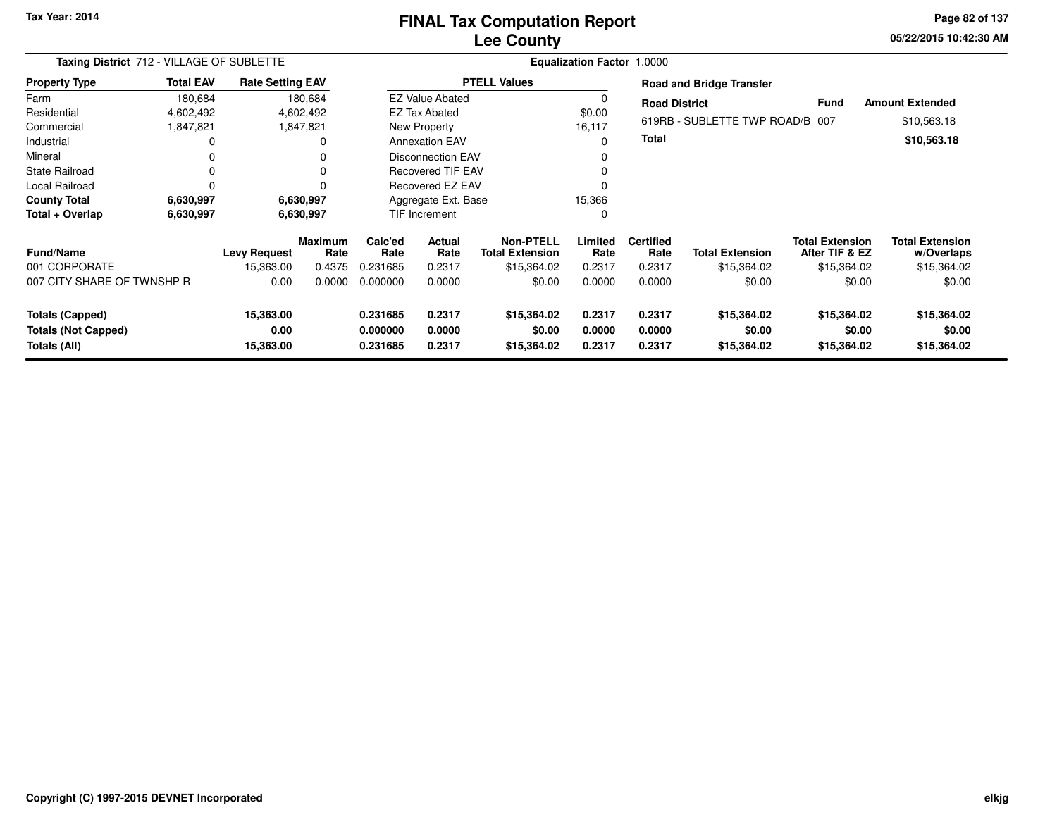Tax Year: 2014

# FINAL Tax Computation Report
## Lee County

05/22/2015 10:42:30 AM

**Taxing District** 712 - VILLAGE OF SUBLETTE

**Equalization Factor** 1.0000

| Property Type | Total EAV | Rate Setting EAV |
|---|---|---|
| Farm | 180,684 | 180,684 |
| Residential | 4,602,492 | 4,602,492 |
| Commercial | 1,847,821 | 1,847,821 |
| Industrial | 0 | 0 |
| Mineral | 0 | 0 |
| State Railroad | 0 | 0 |
| Local Railroad | 0 | 0 |
| **County Total** | **6,630,997** | **6,630,997** |
| **Total + Overlap** | **6,630,997** | **6,630,997** |

| PTELL Values | |
|---|---|
| EZ Value Abated | 0 |
| EZ Tax Abated | $0.00 |
| New Property | 16,117 |
| Annexation EAV | 0 |
| Disconnection EAV | 0 |
| Recovered TIF EAV | 0 |
| Recovered EZ EAV | 0 |
| Aggregate Ext. Base | 15,366 |
| TIF Increment | 0 |

**Road and Bridge Transfer**

| Road District | Fund | Amount Extended |
|---|---|---|
| 619RB - SUBLETTE TWP ROAD/B | 007 | $10,563.18 |
| **Total** | | **$10,563.18** |

| Fund/Name | Levy Request | Maximum Rate | Calc'ed Rate | Actual Rate | Non-PTELL Total Extension | Limited Rate | Certified Rate | Total Extension | Total Extension After TIF & EZ | Total Extension w/Overlaps |
|---|---|---|---|---|---|---|---|---|---|---|
| 001 CORPORATE | 15,363.00 | 0.4375 | 0.231685 | 0.2317 | $15,364.02 | 0.2317 | 0.2317 | $15,364.02 | $15,364.02 | $15,364.02 |
| 007 CITY SHARE OF TWNSHP R | 0.00 | 0.0000 | 0.000000 | 0.0000 | $0.00 | 0.0000 | 0.0000 | $0.00 | $0.00 | $0.00 |
| **Totals (Capped)** | **15,363.00** | | **0.231685** | **0.2317** | **$15,364.02** | **0.2317** | **0.2317** | **$15,364.02** | **$15,364.02** | **$15,364.02** |
| **Totals (Not Capped)** | **0.00** | | **0.000000** | **0.0000** | **$0.00** | **0.0000** | **0.0000** | **$0.00** | **$0.00** | **$0.00** |
| **Totals (All)** | **15,363.00** | | **0.231685** | **0.2317** | **$15,364.02** | **0.2317** | **0.2317** | **$15,364.02** | **$15,364.02** | **$15,364.02** |

Copyright (C) 1997-2015 DEVNET Incorporated

elkjg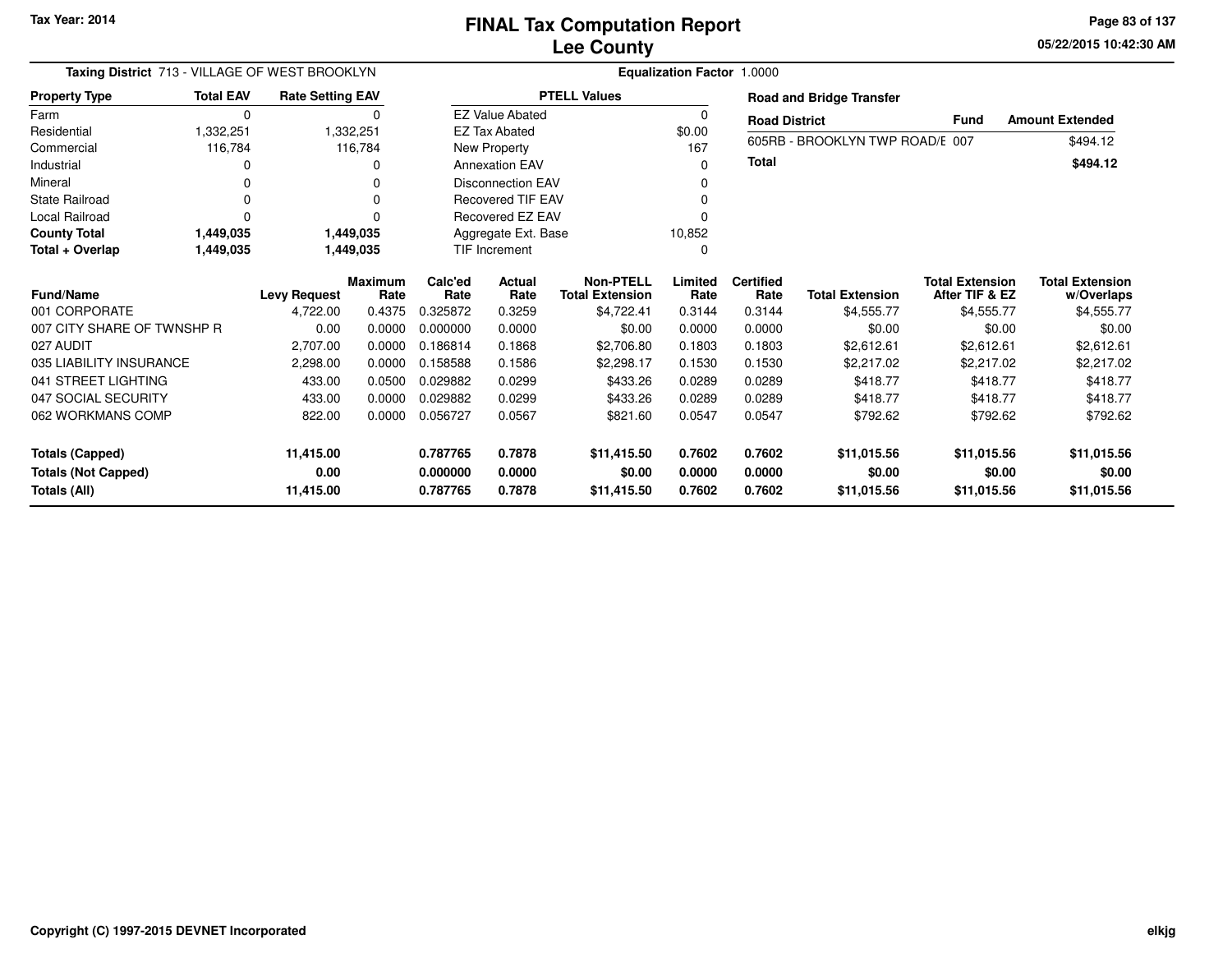# FINAL Tax Computation Report
## Lee County

Tax Year: 2014

05/22/2015 10:42:30 AM

**Taxing District** 713 - VILLAGE OF WEST BROOKLYN

**Equalization Factor** 1.0000

| Property Type | Total EAV | Rate Setting EAV |
|---|---|---|
| Farm | 0 | 0 |
| Residential | 1,332,251 | 1,332,251 |
| Commercial | 116,784 | 116,784 |
| Industrial | 0 | 0 |
| Mineral | 0 | 0 |
| State Railroad | 0 | 0 |
| Local Railroad | 0 | 0 |
| **County Total** | **1,449,035** | **1,449,035** |
| **Total + Overlap** | **1,449,035** | **1,449,035** |

| PTELL Values | |
|---|---|
| EZ Value Abated | 0 |
| EZ Tax Abated | $0.00 |
| New Property | 167 |
| Annexation EAV | 0 |
| Disconnection EAV | 0 |
| Recovered TIF EAV | 0 |
| Recovered EZ EAV | 0 |
| Aggregate Ext. Base | 10,852 |
| TIF Increment | 0 |

**Road and Bridge Transfer**

| Road District | Fund | Amount Extended |
|---|---|---|
| 605RB - BROOKLYN TWP ROAD/E | 007 | $494.12 |
| **Total** | | **$494.12** |

| Fund/Name | Levy Request | Maximum Rate | Calc'ed Rate | Actual Rate | Non-PTELL Total Extension | Limited Rate | Certified Rate | Total Extension | Total Extension After TIF & EZ | Total Extension w/Overlaps |
|---|---|---|---|---|---|---|---|---|---|---|
| 001 CORPORATE | 4,722.00 | 0.4375 | 0.325872 | 0.3259 | $4,722.41 | 0.3144 | 0.3144 | $4,555.77 | $4,555.77 | $4,555.77 |
| 007 CITY SHARE OF TWNSHP R | 0.00 | 0.0000 | 0.000000 | 0.0000 | $0.00 | 0.0000 | 0.0000 | $0.00 | $0.00 | $0.00 |
| 027 AUDIT | 2,707.00 | 0.0000 | 0.186814 | 0.1868 | $2,706.80 | 0.1803 | 0.1803 | $2,612.61 | $2,612.61 | $2,612.61 |
| 035 LIABILITY INSURANCE | 2,298.00 | 0.0000 | 0.158588 | 0.1586 | $2,298.17 | 0.1530 | 0.1530 | $2,217.02 | $2,217.02 | $2,217.02 |
| 041 STREET LIGHTING | 433.00 | 0.0500 | 0.029882 | 0.0299 | $433.26 | 0.0289 | 0.0289 | $418.77 | $418.77 | $418.77 |
| 047 SOCIAL SECURITY | 433.00 | 0.0000 | 0.029882 | 0.0299 | $433.26 | 0.0289 | 0.0289 | $418.77 | $418.77 | $418.77 |
| 062 WORKMANS COMP | 822.00 | 0.0000 | 0.056727 | 0.0567 | $821.60 | 0.0547 | 0.0547 | $792.62 | $792.62 | $792.62 |
| **Totals (Capped)** | **11,415.00** | | **0.787765** | **0.7878** | **$11,415.50** | **0.7602** | **0.7602** | **$11,015.56** | **$11,015.56** | **$11,015.56** |
| **Totals (Not Capped)** | **0.00** | | **0.000000** | **0.0000** | **$0.00** | **0.0000** | **0.0000** | **$0.00** | **$0.00** | **$0.00** |
| **Totals (All)** | **11,415.00** | | **0.787765** | **0.7878** | **$11,415.50** | **0.7602** | **0.7602** | **$11,015.56** | **$11,015.56** | **$11,015.56** |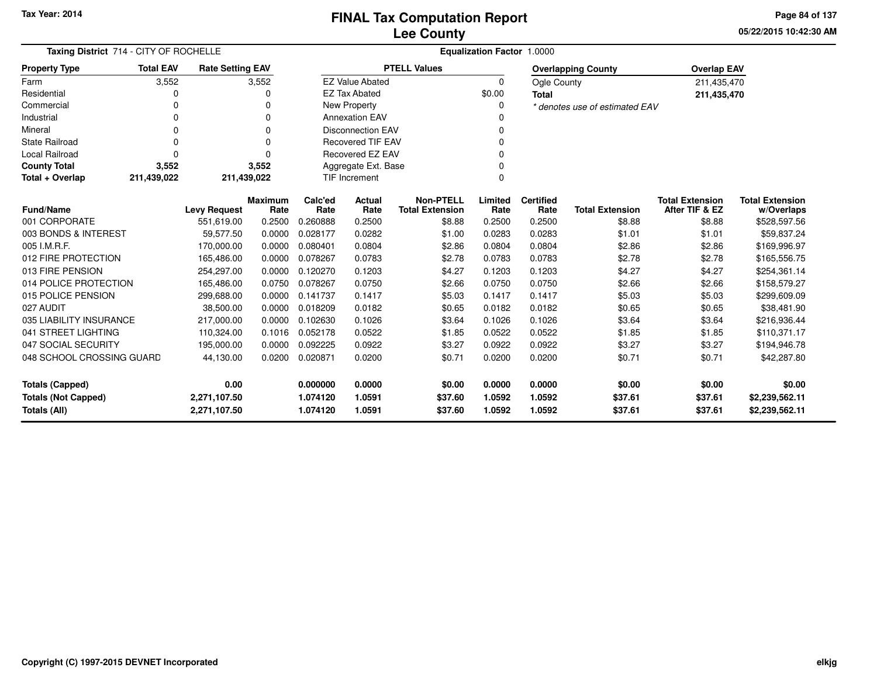Tax Year: 2014

# FINAL Tax Computation Report
## Lee County

05/22/2015 10:42:30 AM

**Taxing District** 714 - CITY OF ROCHELLE

**Equalization Factor** 1.0000

| Property Type | Total EAV | Rate Setting EAV |
|---|---|---|
| Farm | 3,552 | 3,552 |
| Residential | 0 | 0 |
| Commercial | 0 | 0 |
| Industrial | 0 | 0 |
| Mineral | 0 | 0 |
| State Railroad | 0 | 0 |
| Local Railroad | 0 | 0 |
| **County Total** | **3,552** | **3,552** |
| **Total + Overlap** | **211,439,022** | **211,439,022** |

| PTELL Values | |
|---|---|
| EZ Value Abated | 0 |
| EZ Tax Abated | $0.00 |
| New Property | 0 |
| Annexation EAV | 0 |
| Disconnection EAV | 0 |
| Recovered TIF EAV | 0 |
| Recovered EZ EAV | 0 |
| Aggregate Ext. Base | 0 |
| TIF Increment | 0 |

| Overlapping County | Overlap EAV |
|---|---|
| Ogle County | 211,435,470 |
| **Total** | **211,435,470** |

*\* denotes use of estimated EAV*

| Fund/Name | Levy Request | Maximum Rate | Calc'ed Rate | Actual Rate | Non-PTELL Total Extension | Limited Rate | Certified Rate | Total Extension | Total Extension After TIF & EZ | Total Extension w/Overlaps |
|---|---|---|---|---|---|---|---|---|---|---|
| 001 CORPORATE | 551,619.00 | 0.2500 | 0.260888 | 0.2500 | $8.88 | 0.2500 | 0.2500 | $8.88 | $8.88 | $528,597.56 |
| 003 BONDS & INTEREST | 59,577.50 | 0.0000 | 0.028177 | 0.0282 | $1.00 | 0.0283 | 0.0283 | $1.01 | $1.01 | $59,837.24 |
| 005 I.M.R.F. | 170,000.00 | 0.0000 | 0.080401 | 0.0804 | $2.86 | 0.0804 | 0.0804 | $2.86 | $2.86 | $169,996.97 |
| 012 FIRE PROTECTION | 165,486.00 | 0.0000 | 0.078267 | 0.0783 | $2.78 | 0.0783 | 0.0783 | $2.78 | $2.78 | $165,556.75 |
| 013 FIRE PENSION | 254,297.00 | 0.0000 | 0.120270 | 0.1203 | $4.27 | 0.1203 | 0.1203 | $4.27 | $4.27 | $254,361.14 |
| 014 POLICE PROTECTION | 165,486.00 | 0.0750 | 0.078267 | 0.0750 | $2.66 | 0.0750 | 0.0750 | $2.66 | $2.66 | $158,579.27 |
| 015 POLICE PENSION | 299,688.00 | 0.0000 | 0.141737 | 0.1417 | $5.03 | 0.1417 | 0.1417 | $5.03 | $5.03 | $299,609.09 |
| 027 AUDIT | 38,500.00 | 0.0000 | 0.018209 | 0.0182 | $0.65 | 0.0182 | 0.0182 | $0.65 | $0.65 | $38,481.90 |
| 035 LIABILITY INSURANCE | 217,000.00 | 0.0000 | 0.102630 | 0.1026 | $3.64 | 0.1026 | 0.1026 | $3.64 | $3.64 | $216,936.44 |
| 041 STREET LIGHTING | 110,324.00 | 0.1016 | 0.052178 | 0.0522 | $1.85 | 0.0522 | 0.0522 | $1.85 | $1.85 | $110,371.17 |
| 047 SOCIAL SECURITY | 195,000.00 | 0.0000 | 0.092225 | 0.0922 | $3.27 | 0.0922 | 0.0922 | $3.27 | $3.27 | $194,946.78 |
| 048 SCHOOL CROSSING GUARD | 44,130.00 | 0.0200 | 0.020871 | 0.0200 | $0.71 | 0.0200 | 0.0200 | $0.71 | $0.71 | $42,287.80 |
| **Totals (Capped)** | **0.00** | | **0.000000** | **0.0000** | **$0.00** | **0.0000** | **0.0000** | **$0.00** | **$0.00** | **$0.00** |
| **Totals (Not Capped)** | **2,271,107.50** | | **1.074120** | **1.0591** | **$37.60** | **1.0592** | **1.0592** | **$37.61** | **$37.61** | **$2,239,562.11** |
| **Totals (All)** | **2,271,107.50** | | **1.074120** | **1.0591** | **$37.60** | **1.0592** | **1.0592** | **$37.61** | **$37.61** | **$2,239,562.11** |

Copyright (C) 1997-2015 DEVNET Incorporated

elkjg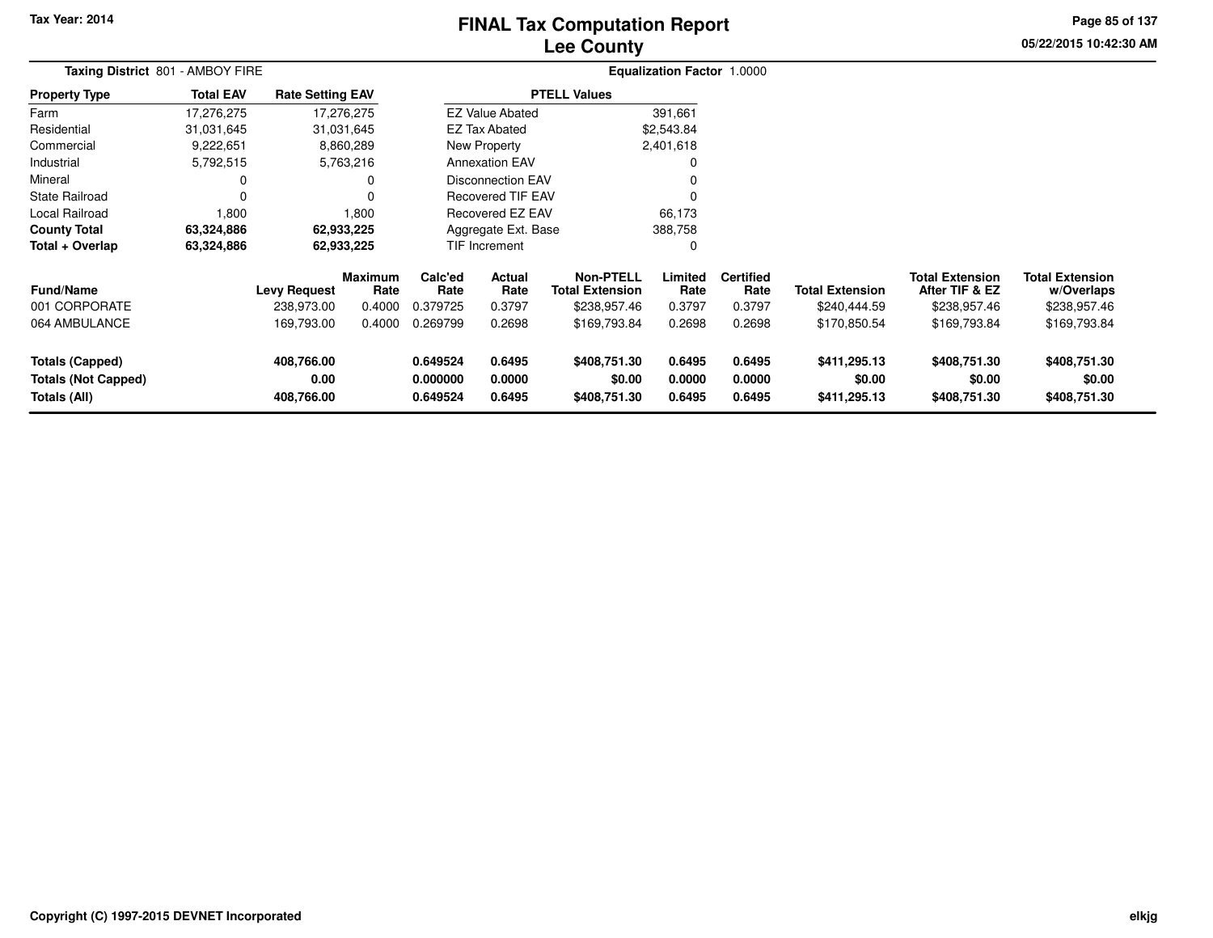**Tax Year: 2014**

# FINAL Tax Computation Report
## Lee County

05/22/2015 10:42:30 AM

**Taxing District** 801 - AMBOY FIRE

**Equalization Factor** 1.0000

| Property Type | Total EAV | Rate Setting EAV |
|---|---|---|
| Farm | 17,276,275 | 17,276,275 |
| Residential | 31,031,645 | 31,031,645 |
| Commercial | 9,222,651 | 8,860,289 |
| Industrial | 5,792,515 | 5,763,216 |
| Mineral | 0 | 0 |
| State Railroad | 0 | 0 |
| Local Railroad | 1,800 | 1,800 |
| **County Total** | **63,324,886** | **62,933,225** |
| **Total + Overlap** | **63,324,886** | **62,933,225** |

| PTELL Values | |
|---|---|
| EZ Value Abated | 391,661 |
| EZ Tax Abated | $2,543.84 |
| New Property | 2,401,618 |
| Annexation EAV | 0 |
| Disconnection EAV | 0 |
| Recovered TIF EAV | 0 |
| Recovered EZ EAV | 66,173 |
| Aggregate Ext. Base | 388,758 |
| TIF Increment | 0 |

| Fund/Name | Levy Request | Maximum Rate | Calc'ed Rate | Actual Rate | Non-PTELL Total Extension | Limited Rate | Certified Rate | Total Extension | Total Extension After TIF & EZ | Total Extension w/Overlaps |
|---|---|---|---|---|---|---|---|---|---|---|
| 001 CORPORATE | 238,973.00 | 0.4000 | 0.379725 | 0.3797 | $238,957.46 | 0.3797 | 0.3797 | $240,444.59 | $238,957.46 | $238,957.46 |
| 064 AMBULANCE | 169,793.00 | 0.4000 | 0.269799 | 0.2698 | $169,793.84 | 0.2698 | 0.2698 | $170,850.54 | $169,793.84 | $169,793.84 |
| **Totals (Capped)** | **408,766.00** | | **0.649524** | **0.6495** | **$408,751.30** | **0.6495** | **0.6495** | **$411,295.13** | **$408,751.30** | **$408,751.30** |
| **Totals (Not Capped)** | **0.00** | | **0.000000** | **0.0000** | **$0.00** | **0.0000** | **0.0000** | **$0.00** | **$0.00** | **$0.00** |
| **Totals (All)** | **408,766.00** | | **0.649524** | **0.6495** | **$408,751.30** | **0.6495** | **0.6495** | **$411,295.13** | **$408,751.30** | **$408,751.30** |

Copyright (C) 1997-2015 DEVNET Incorporated

elkjg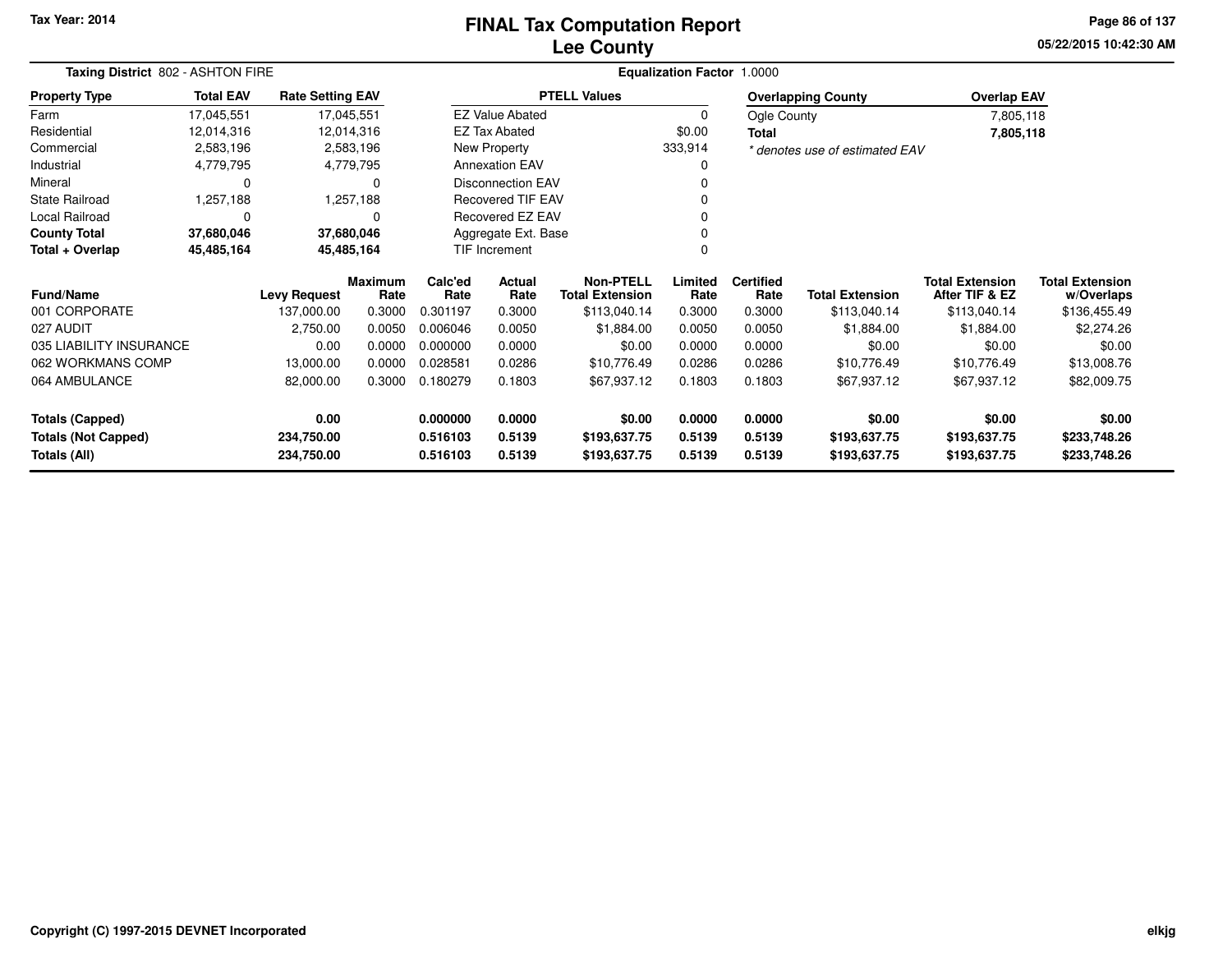Tax Year: 2014

# FINAL Tax Computation Report
## Lee County

05/22/2015 10:42:30 AM

**Taxing District** 802 - ASHTON FIRE

**Equalization Factor** 1.0000

| Property Type | Total EAV | Rate Setting EAV |
|---|---|---|
| Farm | 17,045,551 | 17,045,551 |
| Residential | 12,014,316 | 12,014,316 |
| Commercial | 2,583,196 | 2,583,196 |
| Industrial | 4,779,795 | 4,779,795 |
| Mineral | 0 | 0 |
| State Railroad | 1,257,188 | 1,257,188 |
| Local Railroad | 0 | 0 |
| **County Total** | **37,680,046** | **37,680,046** |
| **Total + Overlap** | **45,485,164** | **45,485,164** |

| PTELL Values | |
|---|---|
| EZ Value Abated | 0 |
| EZ Tax Abated | $0.00 |
| New Property | 333,914 |
| Annexation EAV | 0 |
| Disconnection EAV | 0 |
| Recovered TIF EAV | 0 |
| Recovered EZ EAV | 0 |
| Aggregate Ext. Base | 0 |
| TIF Increment | 0 |

| Overlapping County | Overlap EAV |
|---|---|
| Ogle County | 7,805,118 |
| **Total** | **7,805,118** |

*\* denotes use of estimated EAV*

| Fund/Name | Levy Request | Maximum Rate | Calc'ed Rate | Actual Rate | Non-PTELL Total Extension | Limited Rate | Certified Rate | Total Extension | Total Extension After TIF & EZ | Total Extension w/Overlaps |
|---|---|---|---|---|---|---|---|---|---|---|
| 001 CORPORATE | 137,000.00 | 0.3000 | 0.301197 | 0.3000 | $113,040.14 | 0.3000 | 0.3000 | $113,040.14 | $113,040.14 | $136,455.49 |
| 027 AUDIT | 2,750.00 | 0.0050 | 0.006046 | 0.0050 | $1,884.00 | 0.0050 | 0.0050 | $1,884.00 | $1,884.00 | $2,274.26 |
| 035 LIABILITY INSURANCE | 0.00 | 0.0000 | 0.000000 | 0.0000 | $0.00 | 0.0000 | 0.0000 | $0.00 | $0.00 | $0.00 |
| 062 WORKMANS COMP | 13,000.00 | 0.0000 | 0.028581 | 0.0286 | $10,776.49 | 0.0286 | 0.0286 | $10,776.49 | $10,776.49 | $13,008.76 |
| 064 AMBULANCE | 82,000.00 | 0.3000 | 0.180279 | 0.1803 | $67,937.12 | 0.1803 | 0.1803 | $67,937.12 | $67,937.12 | $82,009.75 |
| **Totals (Capped)** | **0.00** | | **0.000000** | **0.0000** | **$0.00** | **0.0000** | **0.0000** | **$0.00** | **$0.00** | **$0.00** |
| **Totals (Not Capped)** | **234,750.00** | | **0.516103** | **0.5139** | **$193,637.75** | **0.5139** | **0.5139** | **$193,637.75** | **$193,637.75** | **$233,748.26** |
| **Totals (All)** | **234,750.00** | | **0.516103** | **0.5139** | **$193,637.75** | **0.5139** | **0.5139** | **$193,637.75** | **$193,637.75** | **$233,748.26** |

Copyright (C) 1997-2015 DEVNET Incorporated

elkjg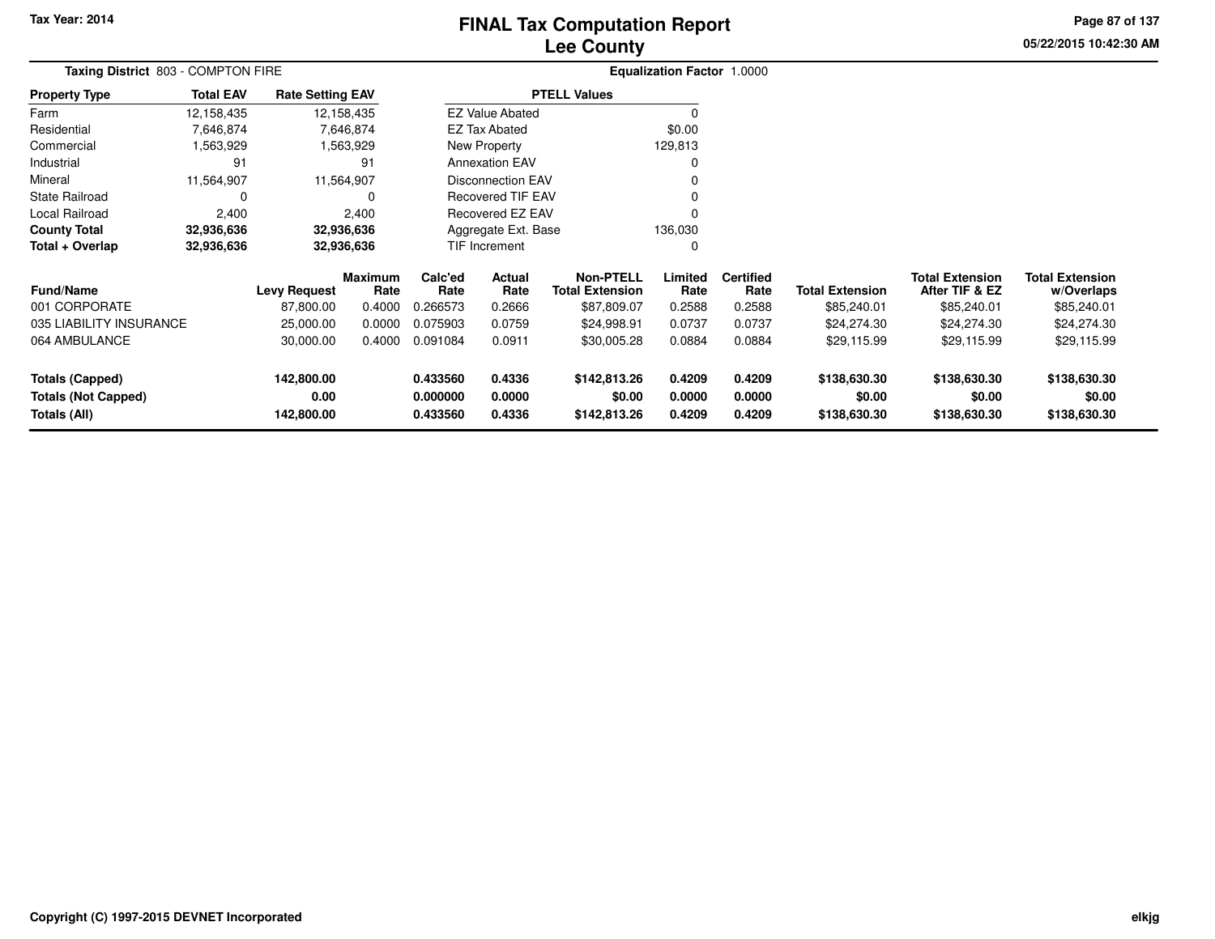Tax Year: 2014

# FINAL Tax Computation Report
## Lee County

05/22/2015 10:42:30 AM

**Taxing District** 803 - COMPTON FIRE

**Equalization Factor** 1.0000

| Property Type | Total EAV | Rate Setting EAV |
|---|---|---|
| Farm | 12,158,435 | 12,158,435 |
| Residential | 7,646,874 | 7,646,874 |
| Commercial | 1,563,929 | 1,563,929 |
| Industrial | 91 | 91 |
| Mineral | 11,564,907 | 11,564,907 |
| State Railroad | 0 | 0 |
| Local Railroad | 2,400 | 2,400 |
| **County Total** | **32,936,636** | **32,936,636** |
| **Total + Overlap** | **32,936,636** | **32,936,636** |

| PTELL Values | |
|---|---|
| EZ Value Abated | 0 |
| EZ Tax Abated | $0.00 |
| New Property | 129,813 |
| Annexation EAV | 0 |
| Disconnection EAV | 0 |
| Recovered TIF EAV | 0 |
| Recovered EZ EAV | 0 |
| Aggregate Ext. Base | 136,030 |
| TIF Increment | 0 |

| Fund/Name | Levy Request | Maximum Rate | Calc'ed Rate | Actual Rate | Non-PTELL Total Extension | Limited Rate | Certified Rate | Total Extension | Total Extension After TIF & EZ | Total Extension w/Overlaps |
|---|---|---|---|---|---|---|---|---|---|---|
| 001 CORPORATE | 87,800.00 | 0.4000 | 0.266573 | 0.2666 | $87,809.07 | 0.2588 | 0.2588 | $85,240.01 | $85,240.01 | $85,240.01 |
| 035 LIABILITY INSURANCE | 25,000.00 | 0.0000 | 0.075903 | 0.0759 | $24,998.91 | 0.0737 | 0.0737 | $24,274.30 | $24,274.30 | $24,274.30 |
| 064 AMBULANCE | 30,000.00 | 0.4000 | 0.091084 | 0.0911 | $30,005.28 | 0.0884 | 0.0884 | $29,115.99 | $29,115.99 | $29,115.99 |
| **Totals (Capped)** | **142,800.00** | | **0.433560** | **0.4336** | **$142,813.26** | **0.4209** | **0.4209** | **$138,630.30** | **$138,630.30** | **$138,630.30** |
| **Totals (Not Capped)** | **0.00** | | **0.000000** | **0.0000** | **$0.00** | **0.0000** | **0.0000** | **$0.00** | **$0.00** | **$0.00** |
| **Totals (All)** | **142,800.00** | | **0.433560** | **0.4336** | **$142,813.26** | **0.4209** | **0.4209** | **$138,630.30** | **$138,630.30** | **$138,630.30** |

Copyright (C) 1997-2015 DEVNET Incorporated

elkjg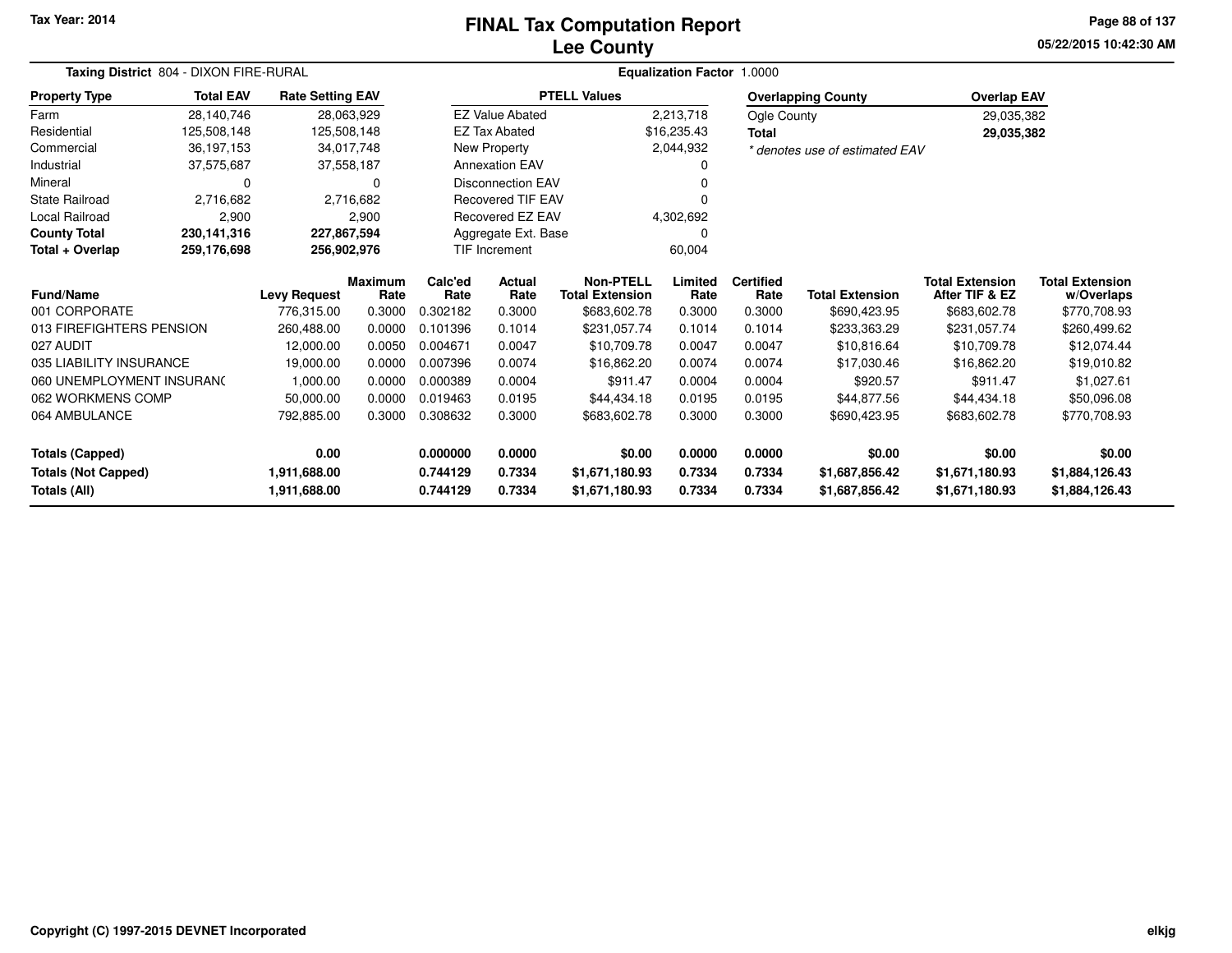# FINAL Tax Computation Report
## Lee County

Tax Year: 2014

05/22/2015 10:42:30 AM

**Taxing District** 804 - DIXON FIRE-RURAL

**Equalization Factor** 1.0000

| Property Type | Total EAV | Rate Setting EAV |
|---|---|---|
| Farm | 28,140,746 | 28,063,929 |
| Residential | 125,508,148 | 125,508,148 |
| Commercial | 36,197,153 | 34,017,748 |
| Industrial | 37,575,687 | 37,558,187 |
| Mineral | 0 | 0 |
| State Railroad | 2,716,682 | 2,716,682 |
| Local Railroad | 2,900 | 2,900 |
| **County Total** | **230,141,316** | **227,867,594** |
| **Total + Overlap** | **259,176,698** | **256,902,976** |

| PTELL Values | |
|---|---|
| EZ Value Abated | 2,213,718 |
| EZ Tax Abated | $16,235.43 |
| New Property | 2,044,932 |
| Annexation EAV | 0 |
| Disconnection EAV | 0 |
| Recovered TIF EAV | 0 |
| Recovered EZ EAV | 4,302,692 |
| Aggregate Ext. Base | 0 |
| TIF Increment | 60,004 |

| Overlapping County | Overlap EAV |
|---|---|
| Ogle County | 29,035,382 |
| **Total** | **29,035,382** |

*\* denotes use of estimated EAV*

| Fund/Name | Levy Request | Maximum Rate | Calc'ed Rate | Actual Rate | Non-PTELL Total Extension | Limited Rate | Certified Rate | Total Extension | Total Extension After TIF & EZ | Total Extension w/Overlaps |
|---|---|---|---|---|---|---|---|---|---|---|
| 001 CORPORATE | 776,315.00 | 0.3000 | 0.302182 | 0.3000 | $683,602.78 | 0.3000 | 0.3000 | $690,423.95 | $683,602.78 | $770,708.93 |
| 013 FIREFIGHTERS PENSION | 260,488.00 | 0.0000 | 0.101396 | 0.1014 | $231,057.74 | 0.1014 | 0.1014 | $233,363.29 | $231,057.74 | $260,499.62 |
| 027 AUDIT | 12,000.00 | 0.0050 | 0.004671 | 0.0047 | $10,709.78 | 0.0047 | 0.0047 | $10,816.64 | $10,709.78 | $12,074.44 |
| 035 LIABILITY INSURANCE | 19,000.00 | 0.0000 | 0.007396 | 0.0074 | $16,862.20 | 0.0074 | 0.0074 | $17,030.46 | $16,862.20 | $19,010.82 |
| 060 UNEMPLOYMENT INSURANC | 1,000.00 | 0.0000 | 0.000389 | 0.0004 | $911.47 | 0.0004 | 0.0004 | $920.57 | $911.47 | $1,027.61 |
| 062 WORKMENS COMP | 50,000.00 | 0.0000 | 0.019463 | 0.0195 | $44,434.18 | 0.0195 | 0.0195 | $44,877.56 | $44,434.18 | $50,096.08 |
| 064 AMBULANCE | 792,885.00 | 0.3000 | 0.308632 | 0.3000 | $683,602.78 | 0.3000 | 0.3000 | $690,423.95 | $683,602.78 | $770,708.93 |
| **Totals (Capped)** | **0.00** | | **0.000000** | **0.0000** | **$0.00** | **0.0000** | **0.0000** | **$0.00** | **$0.00** | **$0.00** |
| **Totals (Not Capped)** | **1,911,688.00** | | **0.744129** | **0.7334** | **$1,671,180.93** | **0.7334** | **0.7334** | **$1,687,856.42** | **$1,671,180.93** | **$1,884,126.43** |
| **Totals (All)** | **1,911,688.00** | | **0.744129** | **0.7334** | **$1,671,180.93** | **0.7334** | **0.7334** | **$1,687,856.42** | **$1,671,180.93** | **$1,884,126.43** |

Copyright (C) 1997-2015 DEVNET Incorporated

elkjg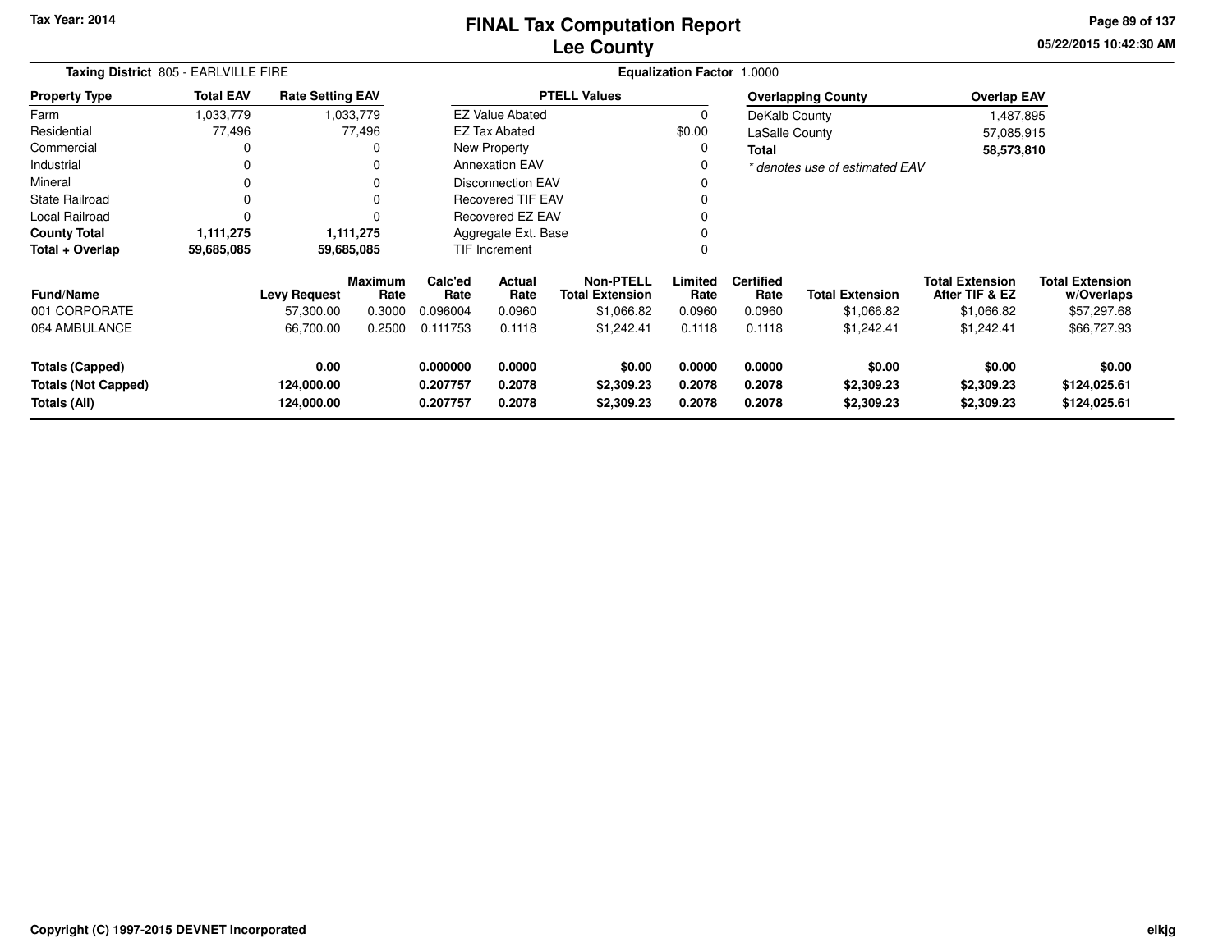Tax Year: 2014

# FINAL Tax Computation Report
## Lee County

05/22/2015 10:42:30 AM

**Taxing District** 805 - EARLVILLE FIRE

**Equalization Factor** 1.0000

| Property Type | Total EAV | Rate Setting EAV |
|---|---|---|
| Farm | 1,033,779 | 1,033,779 |
| Residential | 77,496 | 77,496 |
| Commercial | 0 | 0 |
| Industrial | 0 | 0 |
| Mineral | 0 | 0 |
| State Railroad | 0 | 0 |
| Local Railroad | 0 | 0 |
| **County Total** | **1,111,275** | **1,111,275** |
| **Total + Overlap** | **59,685,085** | **59,685,085** |

| PTELL Values | |
|---|---|
| EZ Value Abated | 0 |
| EZ Tax Abated | $0.00 |
| New Property | 0 |
| Annexation EAV | 0 |
| Disconnection EAV | 0 |
| Recovered TIF EAV | 0 |
| Recovered EZ EAV | 0 |
| Aggregate Ext. Base | 0 |
| TIF Increment | 0 |

| Overlapping County | Overlap EAV |
|---|---|
| DeKalb County | 1,487,895 |
| LaSalle County | 57,085,915 |
| **Total** | **58,573,810** |

*\* denotes use of estimated EAV*

| Fund/Name | Levy Request | Maximum Rate | Calc'ed Rate | Actual Rate | Non-PTELL Total Extension | Limited Rate | Certified Rate | Total Extension | Total Extension After TIF & EZ | Total Extension w/Overlaps |
|---|---|---|---|---|---|---|---|---|---|---|
| 001 CORPORATE | 57,300.00 | 0.3000 | 0.096004 | 0.0960 | $1,066.82 | 0.0960 | 0.0960 | $1,066.82 | $1,066.82 | $57,297.68 |
| 064 AMBULANCE | 66,700.00 | 0.2500 | 0.111753 | 0.1118 | $1,242.41 | 0.1118 | 0.1118 | $1,242.41 | $1,242.41 | $66,727.93 |
| **Totals (Capped)** | **0.00** | | **0.000000** | **0.0000** | **$0.00** | **0.0000** | **0.0000** | **$0.00** | **$0.00** | **$0.00** |
| **Totals (Not Capped)** | **124,000.00** | | **0.207757** | **0.2078** | **$2,309.23** | **0.2078** | **0.2078** | **$2,309.23** | **$2,309.23** | **$124,025.61** |
| **Totals (All)** | **124,000.00** | | **0.207757** | **0.2078** | **$2,309.23** | **0.2078** | **0.2078** | **$2,309.23** | **$2,309.23** | **$124,025.61** |

Copyright (C) 1997-2015 DEVNET Incorporated

elkjg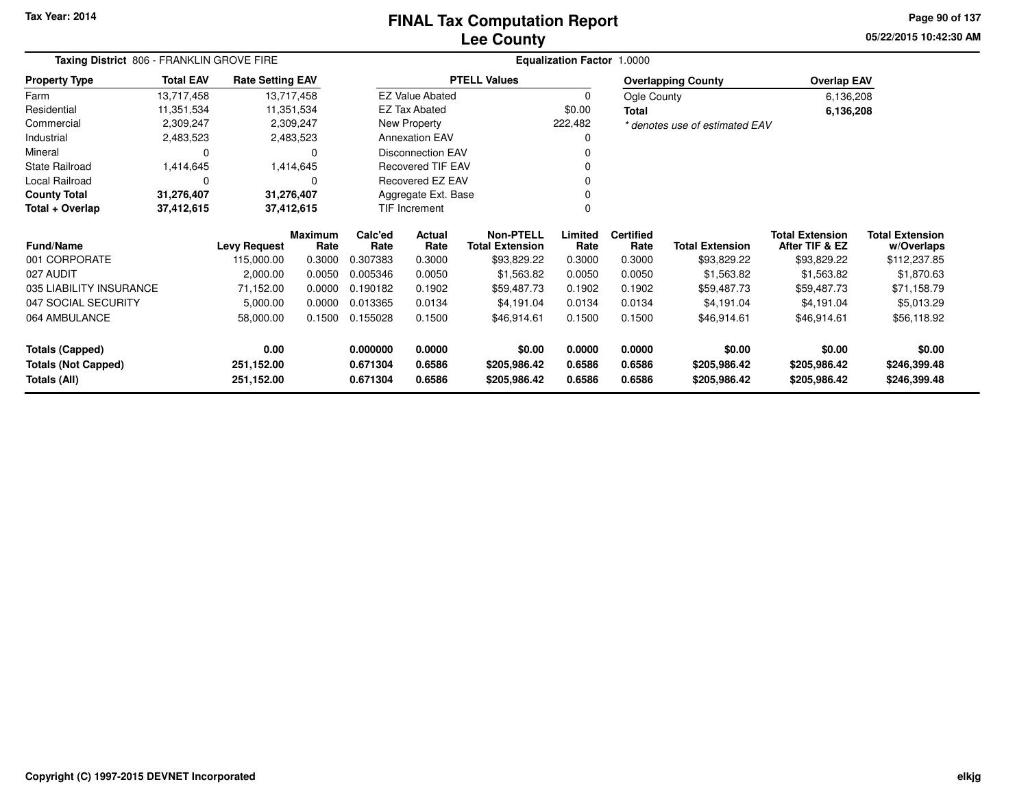Tax Year: 2014

# FINAL Tax Computation Report
## Lee County

05/22/2015 10:42:30 AM

**Taxing District** 806 - FRANKLIN GROVE FIRE | **Equalization Factor** 1.0000

| Property Type | Total EAV | Rate Setting EAV |
|---|---|---|
| Farm | 13,717,458 | 13,717,458 |
| Residential | 11,351,534 | 11,351,534 |
| Commercial | 2,309,247 | 2,309,247 |
| Industrial | 2,483,523 | 2,483,523 |
| Mineral | 0 | 0 |
| State Railroad | 1,414,645 | 1,414,645 |
| Local Railroad | 0 | 0 |
| **County Total** | **31,276,407** | **31,276,407** |
| **Total + Overlap** | **37,412,615** | **37,412,615** |

| PTELL Values | |
|---|---|
| EZ Value Abated | 0 |
| EZ Tax Abated | $0.00 |
| New Property | 222,482 |
| Annexation EAV | 0 |
| Disconnection EAV | 0 |
| Recovered TIF EAV | 0 |
| Recovered EZ EAV | 0 |
| Aggregate Ext. Base | 0 |
| TIF Increment | 0 |

| Overlapping County | Overlap EAV |
|---|---|
| Ogle County | 6,136,208 |
| **Total** | **6,136,208** |

*\* denotes use of estimated EAV*

| Fund/Name | Levy Request | Maximum Rate | Calc'ed Rate | Actual Rate | Non-PTELL Total Extension | Limited Rate | Certified Rate | Total Extension | Total Extension After TIF & EZ | Total Extension w/Overlaps |
|---|---|---|---|---|---|---|---|---|---|---|
| 001 CORPORATE | 115,000.00 | 0.3000 | 0.307383 | 0.3000 | $93,829.22 | 0.3000 | 0.3000 | $93,829.22 | $93,829.22 | $112,237.85 |
| 027 AUDIT | 2,000.00 | 0.0050 | 0.005346 | 0.0050 | $1,563.82 | 0.0050 | 0.0050 | $1,563.82 | $1,563.82 | $1,870.63 |
| 035 LIABILITY INSURANCE | 71,152.00 | 0.0000 | 0.190182 | 0.1902 | $59,487.73 | 0.1902 | 0.1902 | $59,487.73 | $59,487.73 | $71,158.79 |
| 047 SOCIAL SECURITY | 5,000.00 | 0.0000 | 0.013365 | 0.0134 | $4,191.04 | 0.0134 | 0.0134 | $4,191.04 | $4,191.04 | $5,013.29 |
| 064 AMBULANCE | 58,000.00 | 0.1500 | 0.155028 | 0.1500 | $46,914.61 | 0.1500 | 0.1500 | $46,914.61 | $46,914.61 | $56,118.92 |
| **Totals (Capped)** | **0.00** | | **0.000000** | **0.0000** | **$0.00** | **0.0000** | **0.0000** | **$0.00** | **$0.00** | **$0.00** |
| **Totals (Not Capped)** | **251,152.00** | | **0.671304** | **0.6586** | **$205,986.42** | **0.6586** | **0.6586** | **$205,986.42** | **$205,986.42** | **$246,399.48** |
| **Totals (All)** | **251,152.00** | | **0.671304** | **0.6586** | **$205,986.42** | **0.6586** | **0.6586** | **$205,986.42** | **$205,986.42** | **$246,399.48** |

Copyright (C) 1997-2015 DEVNET Incorporated

elkjg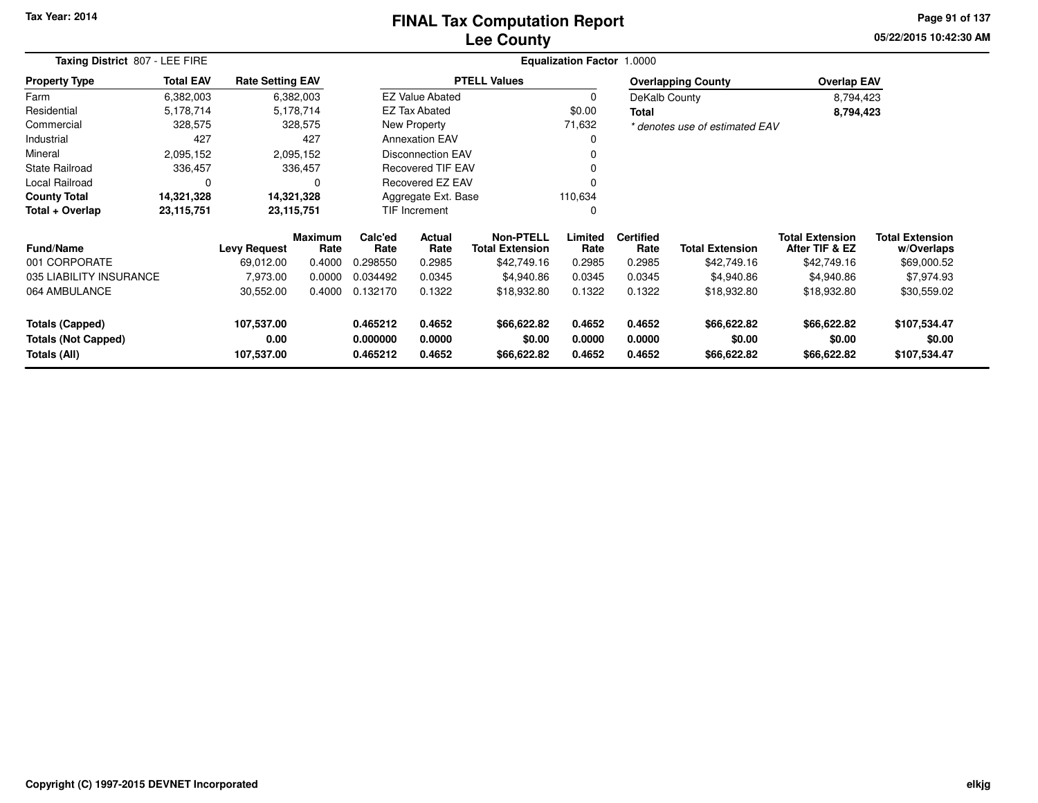Tax Year: 2014

# FINAL Tax Computation Report
# Lee County

05/22/2015 10:42:30 AM

**Taxing District** 807 - LEE FIRE

**Equalization Factor** 1.0000

| Property Type | Total EAV | Rate Setting EAV |
|---|---|---|
| Farm | 6,382,003 | 6,382,003 |
| Residential | 5,178,714 | 5,178,714 |
| Commercial | 328,575 | 328,575 |
| Industrial | 427 | 427 |
| Mineral | 2,095,152 | 2,095,152 |
| State Railroad | 336,457 | 336,457 |
| Local Railroad | 0 | 0 |
| **County Total** | **14,321,328** | **14,321,328** |
| **Total + Overlap** | **23,115,751** | **23,115,751** |

| PTELL Values | |
|---|---|
| EZ Value Abated | 0 |
| EZ Tax Abated | $0.00 |
| New Property | 71,632 |
| Annexation EAV | 0 |
| Disconnection EAV | 0 |
| Recovered TIF EAV | 0 |
| Recovered EZ EAV | 0 |
| Aggregate Ext. Base | 110,634 |
| TIF Increment | 0 |

| Overlapping County | Overlap EAV |
|---|---|
| DeKalb County | 8,794,423 |
| **Total** | **8,794,423** |

*\* denotes use of estimated EAV*

| Fund/Name | Levy Request | Maximum Rate | Calc'ed Rate | Actual Rate | Non-PTELL Total Extension | Limited Rate | Certified Rate | Total Extension | Total Extension After TIF & EZ | Total Extension w/Overlaps |
|---|---|---|---|---|---|---|---|---|---|---|
| 001 CORPORATE | 69,012.00 | 0.4000 | 0.298550 | 0.2985 | $42,749.16 | 0.2985 | 0.2985 | $42,749.16 | $42,749.16 | $69,000.52 |
| 035 LIABILITY INSURANCE | 7,973.00 | 0.0000 | 0.034492 | 0.0345 | $4,940.86 | 0.0345 | 0.0345 | $4,940.86 | $4,940.86 | $7,974.93 |
| 064 AMBULANCE | 30,552.00 | 0.4000 | 0.132170 | 0.1322 | $18,932.80 | 0.1322 | 0.1322 | $18,932.80 | $18,932.80 | $30,559.02 |
| **Totals (Capped)** | **107,537.00** | | **0.465212** | **0.4652** | **$66,622.82** | **0.4652** | **0.4652** | **$66,622.82** | **$66,622.82** | **$107,534.47** |
| **Totals (Not Capped)** | **0.00** | | **0.000000** | **0.0000** | **$0.00** | **0.0000** | **0.0000** | **$0.00** | **$0.00** | **$0.00** |
| **Totals (All)** | **107,537.00** | | **0.465212** | **0.4652** | **$66,622.82** | **0.4652** | **0.4652** | **$66,622.82** | **$66,622.82** | **$107,534.47** |

Copyright (C) 1997-2015 DEVNET Incorporated

elkjg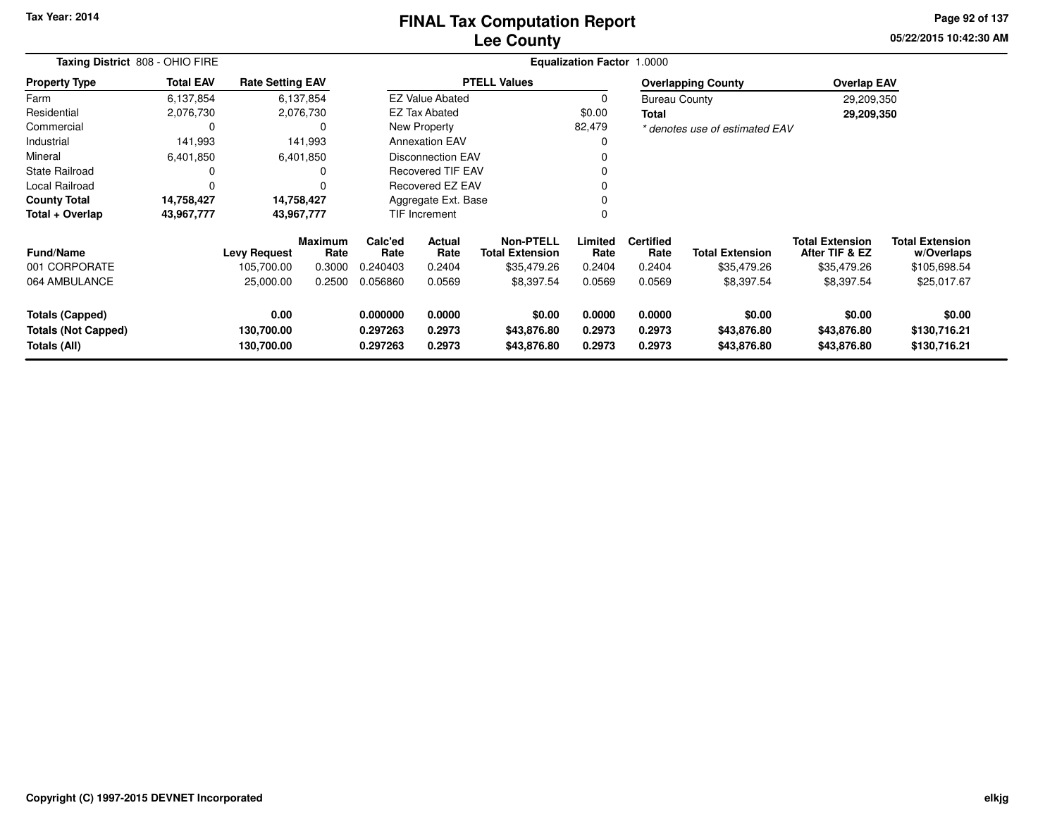Tax Year: 2014

# FINAL Tax Computation Report
## Lee County

05/22/2015 10:42:30 AM

**Taxing District** 808 - OHIO FIRE

**Equalization Factor** 1.0000

| Property Type | Total EAV | Rate Setting EAV |
|---|---|---|
| Farm | 6,137,854 | 6,137,854 |
| Residential | 2,076,730 | 2,076,730 |
| Commercial | 0 | 0 |
| Industrial | 141,993 | 141,993 |
| Mineral | 6,401,850 | 6,401,850 |
| State Railroad | 0 | 0 |
| Local Railroad | 0 | 0 |
| **County Total** | **14,758,427** | **14,758,427** |
| **Total + Overlap** | **43,967,777** | **43,967,777** |

| PTELL Values | |
|---|---|
| EZ Value Abated | 0 |
| EZ Tax Abated | $0.00 |
| New Property | 82,479 |
| Annexation EAV | 0 |
| Disconnection EAV | 0 |
| Recovered TIF EAV | 0 |
| Recovered EZ EAV | 0 |
| Aggregate Ext. Base | 0 |
| TIF Increment | 0 |

| Overlapping County | Overlap EAV |
|---|---|
| Bureau County | 29,209,350 |
| **Total** | **29,209,350** |

*\* denotes use of estimated EAV*

| Fund/Name | Levy Request | Maximum Rate | Calc'ed Rate | Actual Rate | Non-PTELL Total Extension | Limited Rate | Certified Rate | Total Extension | Total Extension After TIF & EZ | Total Extension w/Overlaps |
|---|---|---|---|---|---|---|---|---|---|---|
| 001 CORPORATE | 105,700.00 | 0.3000 | 0.240403 | 0.2404 | $35,479.26 | 0.2404 | 0.2404 | $35,479.26 | $35,479.26 | $105,698.54 |
| 064 AMBULANCE | 25,000.00 | 0.2500 | 0.056860 | 0.0569 | $8,397.54 | 0.0569 | 0.0569 | $8,397.54 | $8,397.54 | $25,017.67 |
| **Totals (Capped)** | **0.00** | | **0.000000** | **0.0000** | **$0.00** | **0.0000** | **0.0000** | **$0.00** | **$0.00** | **$0.00** |
| **Totals (Not Capped)** | **130,700.00** | | **0.297263** | **0.2973** | **$43,876.80** | **0.2973** | **0.2973** | **$43,876.80** | **$43,876.80** | **$130,716.21** |
| **Totals (All)** | **130,700.00** | | **0.297263** | **0.2973** | **$43,876.80** | **0.2973** | **0.2973** | **$43,876.80** | **$43,876.80** | **$130,716.21** |

Copyright (C) 1997-2015 DEVNET Incorporated

elkjg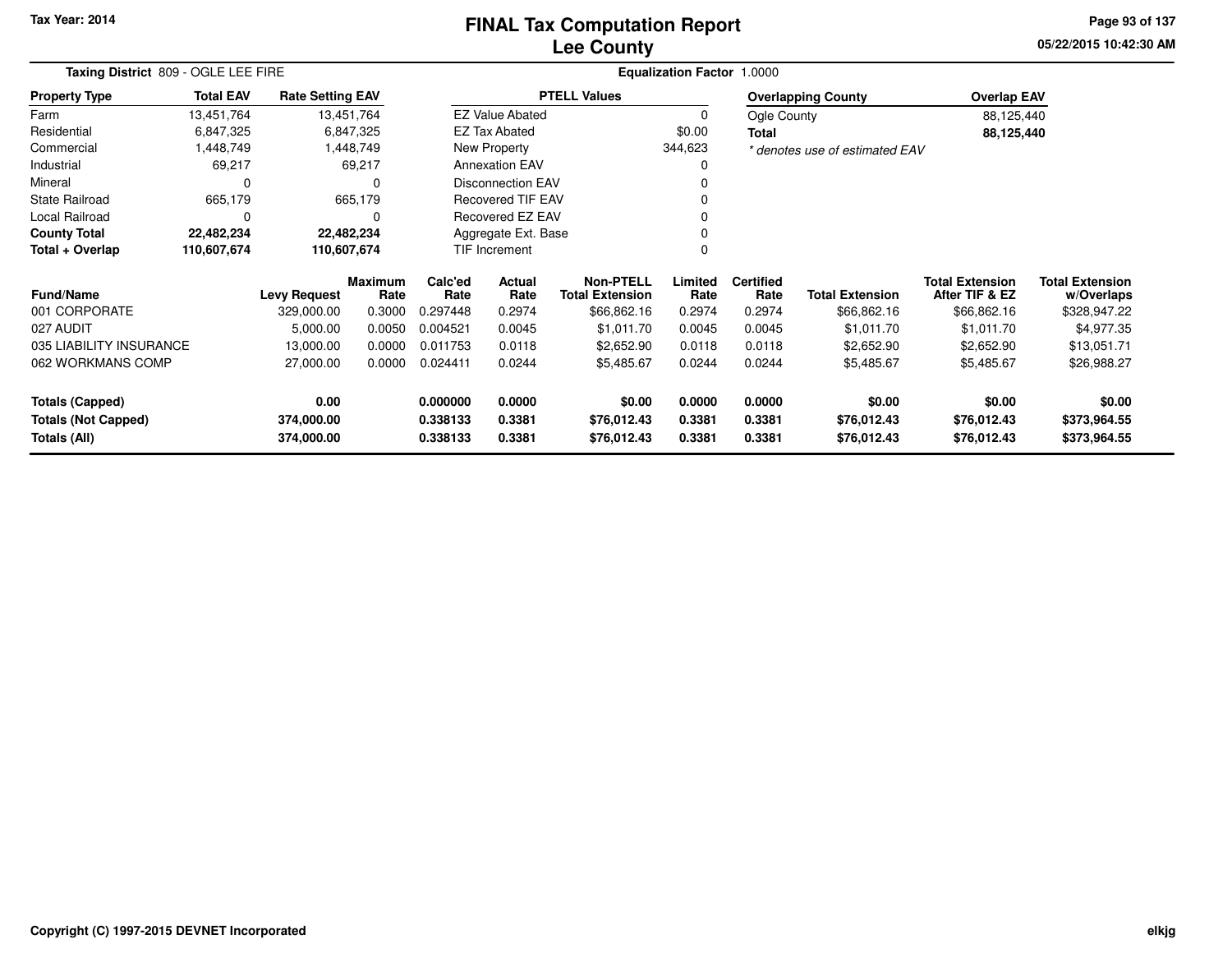# FINAL Tax Computation Report
# Lee County

Tax Year: 2014

05/22/2015 10:42:30 AM

**Taxing District** 809 - OGLE LEE FIRE

**Equalization Factor** 1.0000

| Property Type | Total EAV | Rate Setting EAV |
|---|---|---|
| Farm | 13,451,764 | 13,451,764 |
| Residential | 6,847,325 | 6,847,325 |
| Commercial | 1,448,749 | 1,448,749 |
| Industrial | 69,217 | 69,217 |
| Mineral | 0 | 0 |
| State Railroad | 665,179 | 665,179 |
| Local Railroad | 0 | 0 |
| **County Total** | **22,482,234** | **22,482,234** |
| **Total + Overlap** | **110,607,674** | **110,607,674** |

| PTELL Values | |
|---|---|
| EZ Value Abated | 0 |
| EZ Tax Abated | $0.00 |
| New Property | 344,623 |
| Annexation EAV | 0 |
| Disconnection EAV | 0 |
| Recovered TIF EAV | 0 |
| Recovered EZ EAV | 0 |
| Aggregate Ext. Base | 0 |
| TIF Increment | 0 |

| Overlapping County | Overlap EAV |
|---|---|
| Ogle County | 88,125,440 |
| **Total** | **88,125,440** |

*\* denotes use of estimated EAV*

| Fund/Name | Levy Request | Maximum Rate | Calc'ed Rate | Actual Rate | Non-PTELL Total Extension | Limited Rate | Certified Rate | Total Extension | Total Extension After TIF & EZ | Total Extension w/Overlaps |
|---|---|---|---|---|---|---|---|---|---|---|
| 001 CORPORATE | 329,000.00 | 0.3000 | 0.297448 | 0.2974 | $66,862.16 | 0.2974 | 0.2974 | $66,862.16 | $66,862.16 | $328,947.22 |
| 027 AUDIT | 5,000.00 | 0.0050 | 0.004521 | 0.0045 | $1,011.70 | 0.0045 | 0.0045 | $1,011.70 | $1,011.70 | $4,977.35 |
| 035 LIABILITY INSURANCE | 13,000.00 | 0.0000 | 0.011753 | 0.0118 | $2,652.90 | 0.0118 | 0.0118 | $2,652.90 | $2,652.90 | $13,051.71 |
| 062 WORKMANS COMP | 27,000.00 | 0.0000 | 0.024411 | 0.0244 | $5,485.67 | 0.0244 | 0.0244 | $5,485.67 | $5,485.67 | $26,988.27 |
| **Totals (Capped)** | **0.00** | | **0.000000** | **0.0000** | **$0.00** | **0.0000** | **0.0000** | **$0.00** | **$0.00** | **$0.00** |
| **Totals (Not Capped)** | **374,000.00** | | **0.338133** | **0.3381** | **$76,012.43** | **0.3381** | **0.3381** | **$76,012.43** | **$76,012.43** | **$373,964.55** |
| **Totals (All)** | **374,000.00** | | **0.338133** | **0.3381** | **$76,012.43** | **0.3381** | **0.3381** | **$76,012.43** | **$76,012.43** | **$373,964.55** |

Copyright (C) 1997-2015 DEVNET Incorporated

elkjg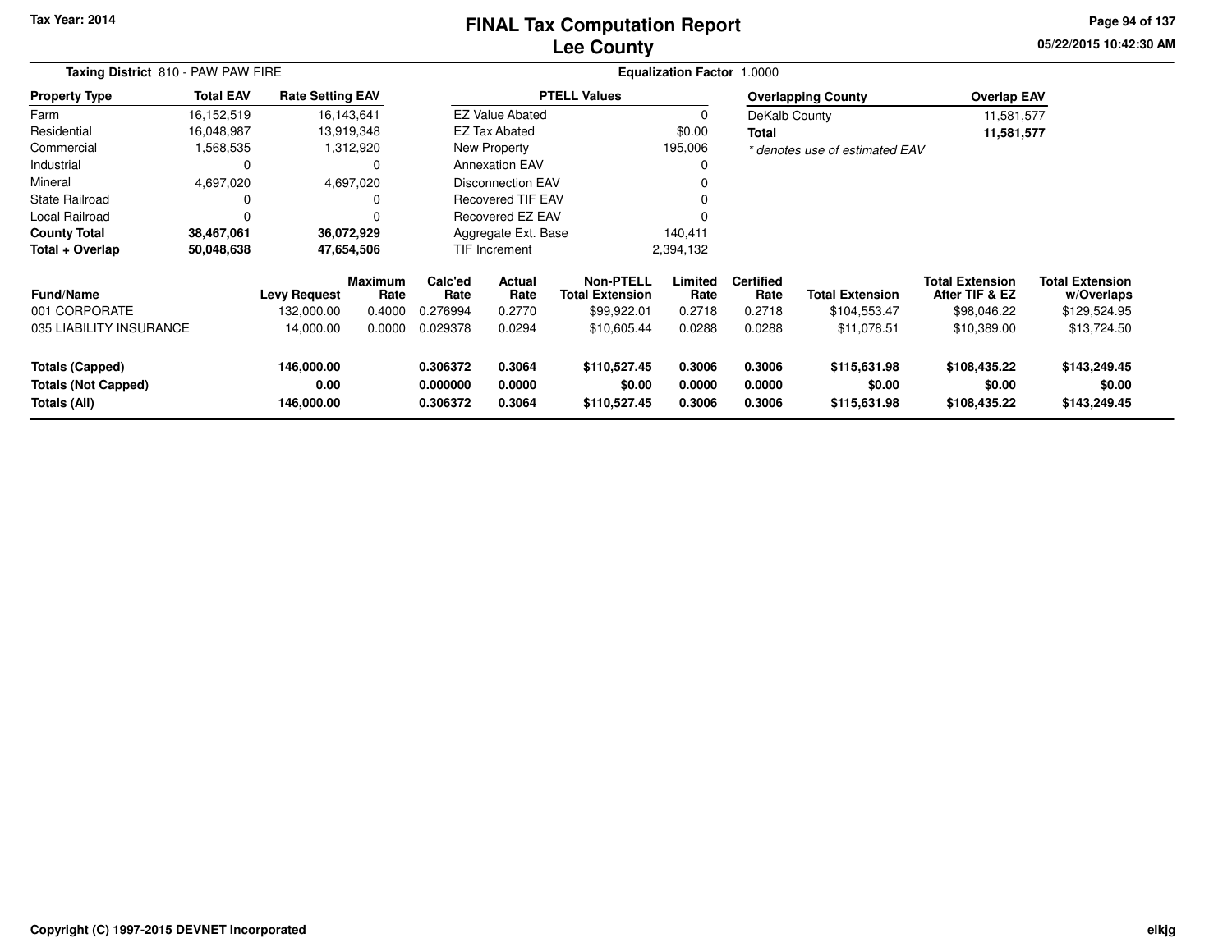Tax Year: 2014

# FINAL Tax Computation Report
# Lee County

05/22/2015 10:42:30 AM

**Taxing District** 810 - PAW PAW FIRE

**Equalization Factor** 1.0000

| Property Type | Total EAV | Rate Setting EAV |
|---|---|---|
| Farm | 16,152,519 | 16,143,641 |
| Residential | 16,048,987 | 13,919,348 |
| Commercial | 1,568,535 | 1,312,920 |
| Industrial | 0 | 0 |
| Mineral | 4,697,020 | 4,697,020 |
| State Railroad | 0 | 0 |
| Local Railroad | 0 | 0 |
| **County Total** | **38,467,061** | **36,072,929** |
| **Total + Overlap** | **50,048,638** | **47,654,506** |

| PTELL Values | |
|---|---|
| EZ Value Abated | 0 |
| EZ Tax Abated | $0.00 |
| New Property | 195,006 |
| Annexation EAV | 0 |
| Disconnection EAV | 0 |
| Recovered TIF EAV | 0 |
| Recovered EZ EAV | 0 |
| Aggregate Ext. Base | 140,411 |
| TIF Increment | 2,394,132 |

| Overlapping County | Overlap EAV |
|---|---|
| DeKalb County | 11,581,577 |
| **Total** | **11,581,577** |

*\* denotes use of estimated EAV*

| Fund/Name | Levy Request | Maximum Rate | Calc'ed Rate | Actual Rate | Non-PTELL Total Extension | Limited Rate | Certified Rate | Total Extension | Total Extension After TIF & EZ | Total Extension w/Overlaps |
|---|---|---|---|---|---|---|---|---|---|---|
| 001 CORPORATE | 132,000.00 | 0.4000 | 0.276994 | 0.2770 | $99,922.01 | 0.2718 | 0.2718 | $104,553.47 | $98,046.22 | $129,524.95 |
| 035 LIABILITY INSURANCE | 14,000.00 | 0.0000 | 0.029378 | 0.0294 | $10,605.44 | 0.0288 | 0.0288 | $11,078.51 | $10,389.00 | $13,724.50 |
| **Totals (Capped)** | **146,000.00** | | **0.306372** | **0.3064** | **$110,527.45** | **0.3006** | **0.3006** | **$115,631.98** | **$108,435.22** | **$143,249.45** |
| **Totals (Not Capped)** | **0.00** | | **0.000000** | **0.0000** | **$0.00** | **0.0000** | **0.0000** | **$0.00** | **$0.00** | **$0.00** |
| **Totals (All)** | **146,000.00** | | **0.306372** | **0.3064** | **$110,527.45** | **0.3006** | **0.3006** | **$115,631.98** | **$108,435.22** | **$143,249.45** |

Copyright (C) 1997-2015 DEVNET Incorporated

elkjg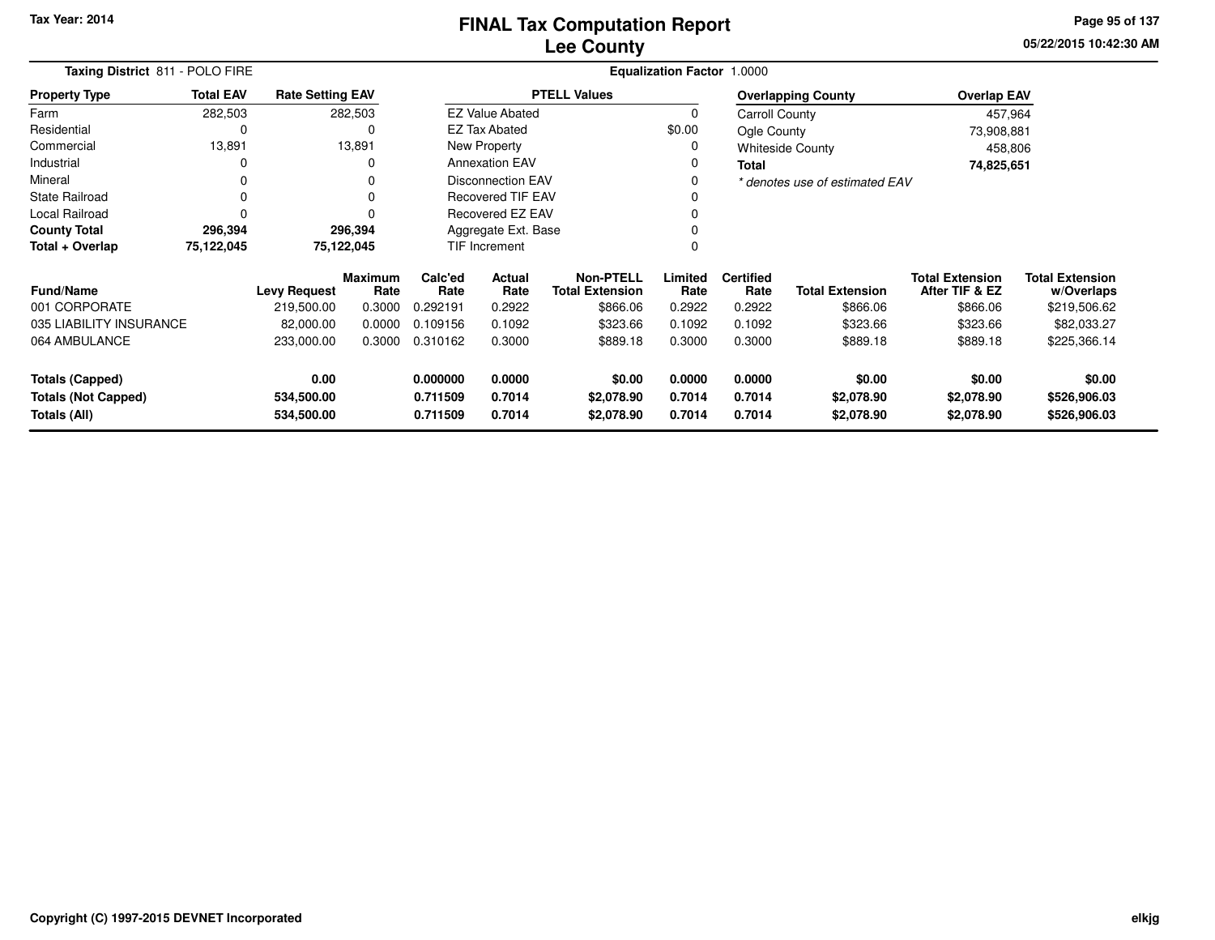# FINAL Tax Computation Report
## Lee County

Tax Year: 2014

05/22/2015 10:42:30 AM

**Taxing District** 811 - POLO FIRE

**Equalization Factor** 1.0000

| Property Type | Total EAV | Rate Setting EAV |
|---|---|---|
| Farm | 282,503 | 282,503 |
| Residential | 0 | 0 |
| Commercial | 13,891 | 13,891 |
| Industrial | 0 | 0 |
| Mineral | 0 | 0 |
| State Railroad | 0 | 0 |
| Local Railroad | 0 | 0 |
| **County Total** | **296,394** | **296,394** |
| **Total + Overlap** | **75,122,045** | **75,122,045** |

| PTELL Values | |
|---|---|
| EZ Value Abated | 0 |
| EZ Tax Abated | $0.00 |
| New Property | 0 |
| Annexation EAV | 0 |
| Disconnection EAV | 0 |
| Recovered TIF EAV | 0 |
| Recovered EZ EAV | 0 |
| Aggregate Ext. Base | 0 |
| TIF Increment | 0 |

| Overlapping County | Overlap EAV |
|---|---|
| Carroll County | 457,964 |
| Ogle County | 73,908,881 |
| Whiteside County | 458,806 |
| **Total** | **74,825,651** |

*\* denotes use of estimated EAV*

| Fund/Name | Levy Request | Maximum Rate | Calc'ed Rate | Actual Rate | Non-PTELL Total Extension | Limited Rate | Certified Rate | Total Extension | Total Extension After TIF & EZ | Total Extension w/Overlaps |
|---|---|---|---|---|---|---|---|---|---|---|
| 001 CORPORATE | 219,500.00 | 0.3000 | 0.292191 | 0.2922 | $866.06 | 0.2922 | 0.2922 | $866.06 | $866.06 | $219,506.62 |
| 035 LIABILITY INSURANCE | 82,000.00 | 0.0000 | 0.109156 | 0.1092 | $323.66 | 0.1092 | 0.1092 | $323.66 | $323.66 | $82,033.27 |
| 064 AMBULANCE | 233,000.00 | 0.3000 | 0.310162 | 0.3000 | $889.18 | 0.3000 | 0.3000 | $889.18 | $889.18 | $225,366.14 |
| **Totals (Capped)** | **0.00** | | **0.000000** | **0.0000** | **$0.00** | **0.0000** | **0.0000** | **$0.00** | **$0.00** | **$0.00** |
| **Totals (Not Capped)** | **534,500.00** | | **0.711509** | **0.7014** | **$2,078.90** | **0.7014** | **0.7014** | **$2,078.90** | **$2,078.90** | **$526,906.03** |
| **Totals (All)** | **534,500.00** | | **0.711509** | **0.7014** | **$2,078.90** | **0.7014** | **0.7014** | **$2,078.90** | **$2,078.90** | **$526,906.03** |

Copyright (C) 1997-2015 DEVNET Incorporated

elkjg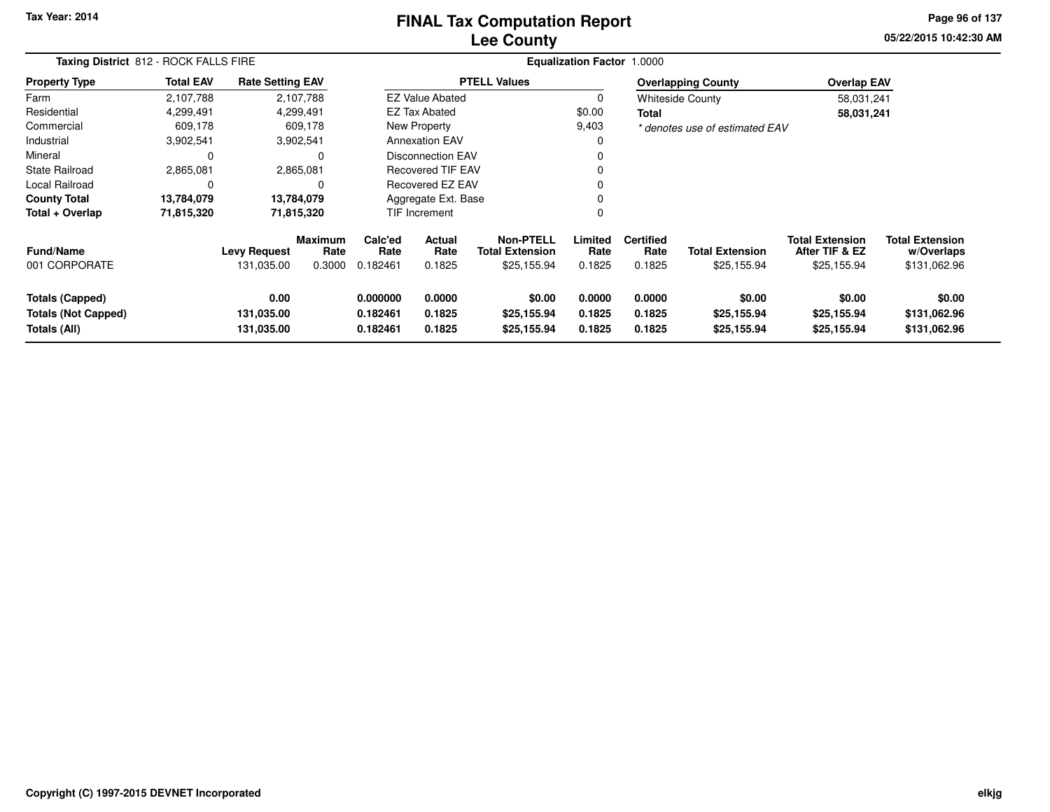Tax Year: 2014

# FINAL Tax Computation Report
## Lee County

05/22/2015 10:42:30 AM

**Taxing District** 812 - ROCK FALLS FIRE **Equalization Factor** 1.0000

| Property Type | Total EAV | Rate Setting EAV |
|---|---|---|
| Farm | 2,107,788 | 2,107,788 |
| Residential | 4,299,491 | 4,299,491 |
| Commercial | 609,178 | 609,178 |
| Industrial | 3,902,541 | 3,902,541 |
| Mineral | 0 | 0 |
| State Railroad | 2,865,081 | 2,865,081 |
| Local Railroad | 0 | 0 |
| **County Total** | **13,784,079** | **13,784,079** |
| **Total + Overlap** | **71,815,320** | **71,815,320** |

| PTELL Values | |
|---|---|
| EZ Value Abated | 0 |
| EZ Tax Abated | $0.00 |
| New Property | 9,403 |
| Annexation EAV | 0 |
| Disconnection EAV | 0 |
| Recovered TIF EAV | 0 |
| Recovered EZ EAV | 0 |
| Aggregate Ext. Base | 0 |
| TIF Increment | 0 |

| Overlapping County | Overlap EAV |
|---|---|
| Whiteside County | 58,031,241 |
| **Total** | **58,031,241** |

*\* denotes use of estimated EAV*

| Fund/Name | Levy Request | Maximum Rate | Calc'ed Rate | Actual Rate | Non-PTELL Total Extension | Limited Rate | Certified Rate | Total Extension | Total Extension After TIF & EZ | Total Extension w/Overlaps |
|---|---|---|---|---|---|---|---|---|---|---|
| 001 CORPORATE | 131,035.00 | 0.3000 | 0.182461 | 0.1825 | $25,155.94 | 0.1825 | 0.1825 | $25,155.94 | $25,155.94 | $131,062.96 |
| **Totals (Capped)** | **0.00** | | **0.000000** | **0.0000** | **$0.00** | **0.0000** | **0.0000** | **$0.00** | **$0.00** | **$0.00** |
| **Totals (Not Capped)** | **131,035.00** | | **0.182461** | **0.1825** | **$25,155.94** | **0.1825** | **0.1825** | **$25,155.94** | **$25,155.94** | **$131,062.96** |
| **Totals (All)** | **131,035.00** | | **0.182461** | **0.1825** | **$25,155.94** | **0.1825** | **0.1825** | **$25,155.94** | **$25,155.94** | **$131,062.96** |

Copyright (C) 1997-2015 DEVNET Incorporated elkjg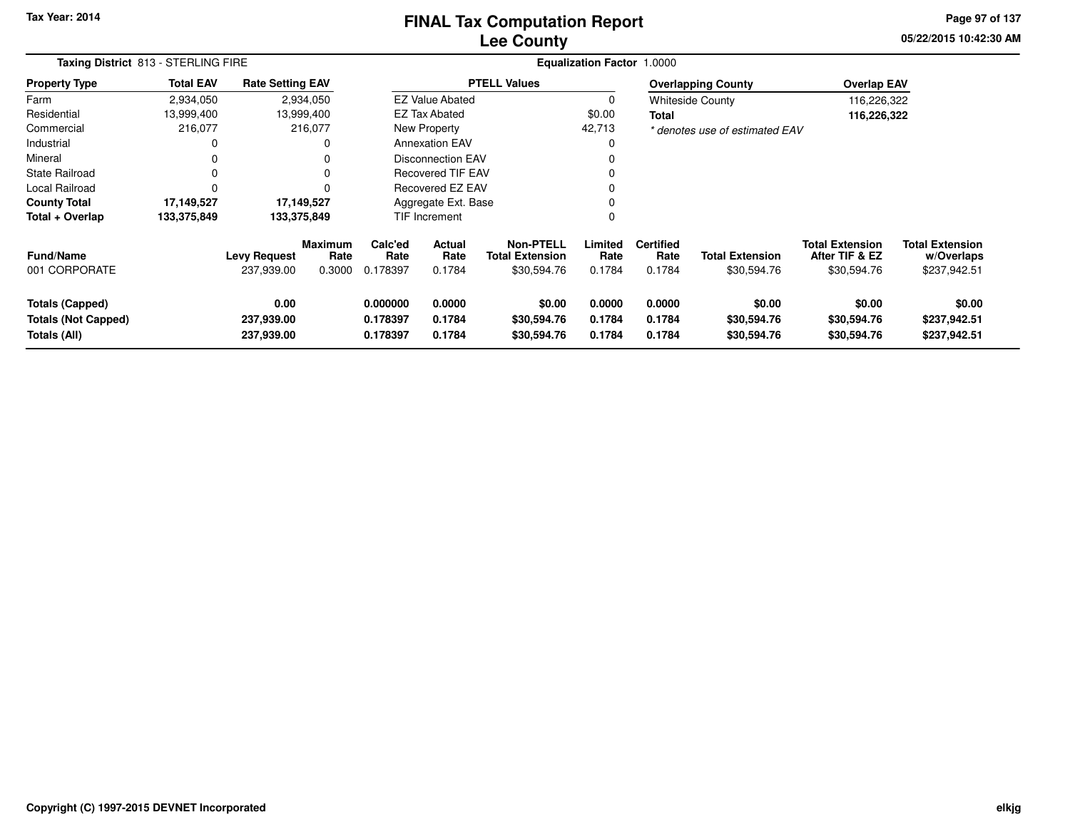# FINAL Tax Computation Report
## Lee County

Tax Year: 2014

05/22/2015 10:42:30 AM

**Taxing District** 813 - STERLING FIRE

**Equalization Factor** 1.0000

| Property Type | Total EAV | Rate Setting EAV |
|---|---|---|
| Farm | 2,934,050 | 2,934,050 |
| Residential | 13,999,400 | 13,999,400 |
| Commercial | 216,077 | 216,077 |
| Industrial | 0 | 0 |
| Mineral | 0 | 0 |
| State Railroad | 0 | 0 |
| Local Railroad | 0 | 0 |
| **County Total** | **17,149,527** | **17,149,527** |
| **Total + Overlap** | **133,375,849** | **133,375,849** |

| PTELL Values | |
|---|---|
| EZ Value Abated | 0 |
| EZ Tax Abated | $0.00 |
| New Property | 42,713 |
| Annexation EAV | 0 |
| Disconnection EAV | 0 |
| Recovered TIF EAV | 0 |
| Recovered EZ EAV | 0 |
| Aggregate Ext. Base | 0 |
| TIF Increment | 0 |

| Overlapping County | Overlap EAV |
|---|---|
| Whiteside County | 116,226,322 |
| **Total** | **116,226,322** |

*\* denotes use of estimated EAV*

| Fund/Name | Levy Request | Maximum Rate | Calc'ed Rate | Actual Rate | Non-PTELL Total Extension | Limited Rate | Certified Rate | Total Extension | Total Extension After TIF & EZ | Total Extension w/Overlaps |
|---|---|---|---|---|---|---|---|---|---|---|
| 001 CORPORATE | 237,939.00 | 0.3000 | 0.178397 | 0.1784 | $30,594.76 | 0.1784 | 0.1784 | $30,594.76 | $30,594.76 | $237,942.51 |
| **Totals (Capped)** | **0.00** | | **0.000000** | **0.0000** | **$0.00** | **0.0000** | **0.0000** | **$0.00** | **$0.00** | **$0.00** |
| **Totals (Not Capped)** | **237,939.00** | | **0.178397** | **0.1784** | **$30,594.76** | **0.1784** | **0.1784** | **$30,594.76** | **$30,594.76** | **$237,942.51** |
| **Totals (All)** | **237,939.00** | | **0.178397** | **0.1784** | **$30,594.76** | **0.1784** | **0.1784** | **$30,594.76** | **$30,594.76** | **$237,942.51** |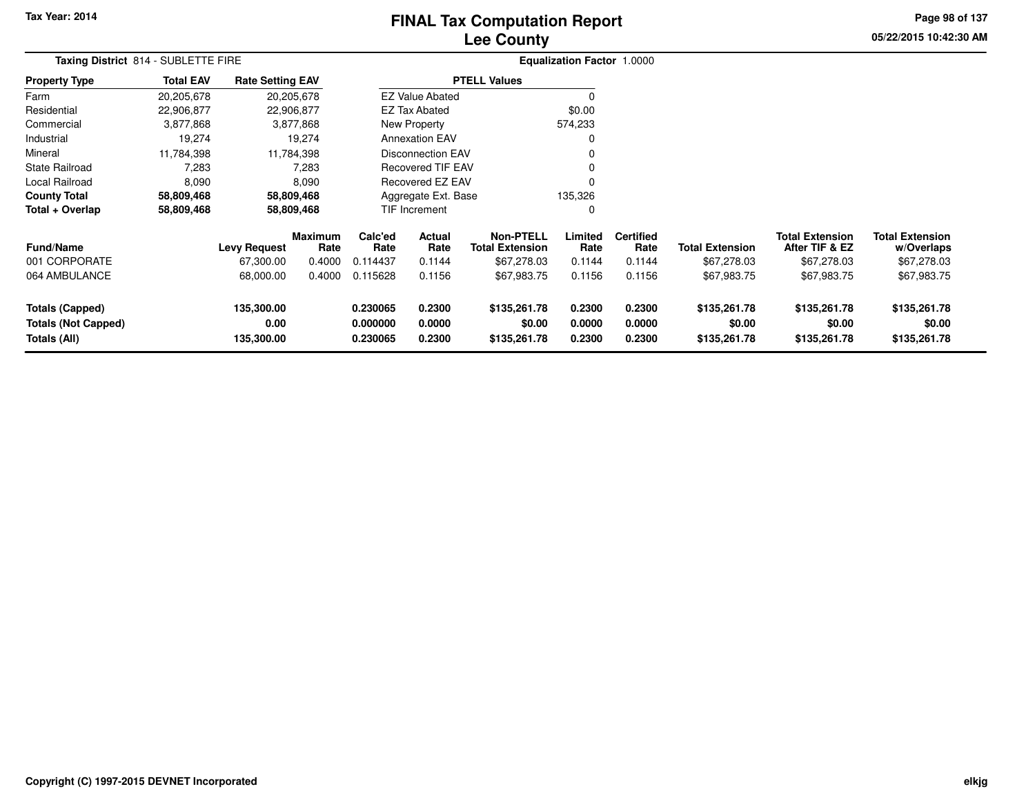Tax Year: 2014

# FINAL Tax Computation Report
## Lee County

05/22/2015 10:42:30 AM

**Taxing District** 814 - SUBLETTE FIRE

**Equalization Factor** 1.0000

| Property Type | Total EAV | Rate Setting EAV |
|---|---|---|
| Farm | 20,205,678 | 20,205,678 |
| Residential | 22,906,877 | 22,906,877 |
| Commercial | 3,877,868 | 3,877,868 |
| Industrial | 19,274 | 19,274 |
| Mineral | 11,784,398 | 11,784,398 |
| State Railroad | 7,283 | 7,283 |
| Local Railroad | 8,090 | 8,090 |
| **County Total** | **58,809,468** | **58,809,468** |
| **Total + Overlap** | **58,809,468** | **58,809,468** |

| PTELL Values | |
|---|---|
| EZ Value Abated | 0 |
| EZ Tax Abated | $0.00 |
| New Property | 574,233 |
| Annexation EAV | 0 |
| Disconnection EAV | 0 |
| Recovered TIF EAV | 0 |
| Recovered EZ EAV | 0 |
| Aggregate Ext. Base | 135,326 |
| TIF Increment | 0 |

| Fund/Name | Levy Request | Maximum Rate | Calc'ed Rate | Actual Rate | Non-PTELL Total Extension | Limited Rate | Certified Rate | Total Extension | Total Extension After TIF & EZ | Total Extension w/Overlaps |
|---|---|---|---|---|---|---|---|---|---|---|
| 001 CORPORATE | 67,300.00 | 0.4000 | 0.114437 | 0.1144 | $67,278.03 | 0.1144 | 0.1144 | $67,278.03 | $67,278.03 | $67,278.03 |
| 064 AMBULANCE | 68,000.00 | 0.4000 | 0.115628 | 0.1156 | $67,983.75 | 0.1156 | 0.1156 | $67,983.75 | $67,983.75 | $67,983.75 |
| **Totals (Capped)** | **135,300.00** | | **0.230065** | **0.2300** | **$135,261.78** | **0.2300** | **0.2300** | **$135,261.78** | **$135,261.78** | **$135,261.78** |
| **Totals (Not Capped)** | **0.00** | | **0.000000** | **0.0000** | **$0.00** | **0.0000** | **0.0000** | **$0.00** | **$0.00** | **$0.00** |
| **Totals (All)** | **135,300.00** | | **0.230065** | **0.2300** | **$135,261.78** | **0.2300** | **0.2300** | **$135,261.78** | **$135,261.78** | **$135,261.78** |

Copyright (C) 1997-2015 DEVNET Incorporated

elkjg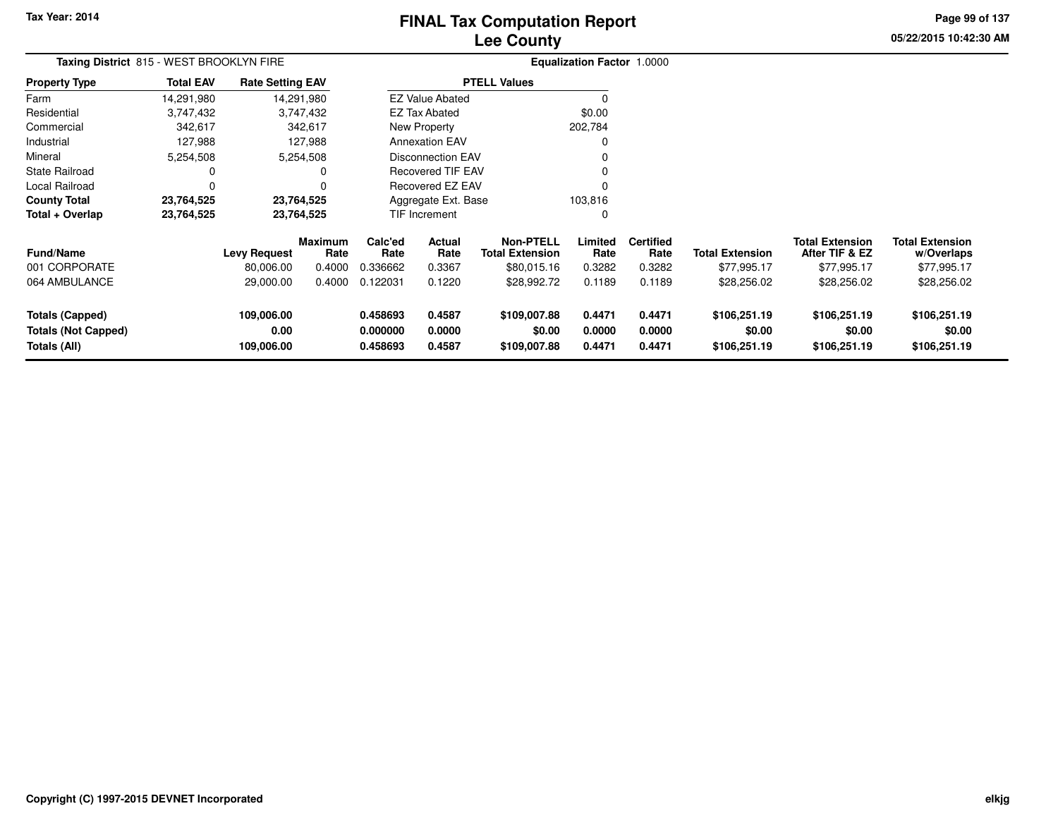Tax Year: 2014

# FINAL Tax Computation Report
## Lee County

05/22/2015 10:42:30 AM

**Taxing District** 815 - WEST BROOKLYN FIRE

**Equalization Factor** 1.0000

| Property Type | Total EAV | Rate Setting EAV |
|---|---|---|
| Farm | 14,291,980 | 14,291,980 |
| Residential | 3,747,432 | 3,747,432 |
| Commercial | 342,617 | 342,617 |
| Industrial | 127,988 | 127,988 |
| Mineral | 5,254,508 | 5,254,508 |
| State Railroad | 0 | 0 |
| Local Railroad | 0 | 0 |
| **County Total** | **23,764,525** | **23,764,525** |
| **Total + Overlap** | **23,764,525** | **23,764,525** |

| PTELL Values | |
|---|---|
| EZ Value Abated | 0 |
| EZ Tax Abated | $0.00 |
| New Property | 202,784 |
| Annexation EAV | 0 |
| Disconnection EAV | 0 |
| Recovered TIF EAV | 0 |
| Recovered EZ EAV | 0 |
| Aggregate Ext. Base | 103,816 |
| TIF Increment | 0 |

| Fund/Name | Levy Request | Maximum Rate | Calc'ed Rate | Actual Rate | Non-PTELL Total Extension | Limited Rate | Certified Rate | Total Extension | Total Extension After TIF & EZ | Total Extension w/Overlaps |
|---|---|---|---|---|---|---|---|---|---|---|
| 001 CORPORATE | 80,006.00 | 0.4000 | 0.336662 | 0.3367 | $80,015.16 | 0.3282 | 0.3282 | $77,995.17 | $77,995.17 | $77,995.17 |
| 064 AMBULANCE | 29,000.00 | 0.4000 | 0.122031 | 0.1220 | $28,992.72 | 0.1189 | 0.1189 | $28,256.02 | $28,256.02 | $28,256.02 |
| **Totals (Capped)** | **109,006.00** | | **0.458693** | **0.4587** | **$109,007.88** | **0.4471** | **0.4471** | **$106,251.19** | **$106,251.19** | **$106,251.19** |
| **Totals (Not Capped)** | **0.00** | | **0.000000** | **0.0000** | **$0.00** | **0.0000** | **0.0000** | **$0.00** | **$0.00** | **$0.00** |
| **Totals (All)** | **109,006.00** | | **0.458693** | **0.4587** | **$109,007.88** | **0.4471** | **0.4471** | **$106,251.19** | **$106,251.19** | **$106,251.19** |

Copyright (C) 1997-2015 DEVNET Incorporated

elkjg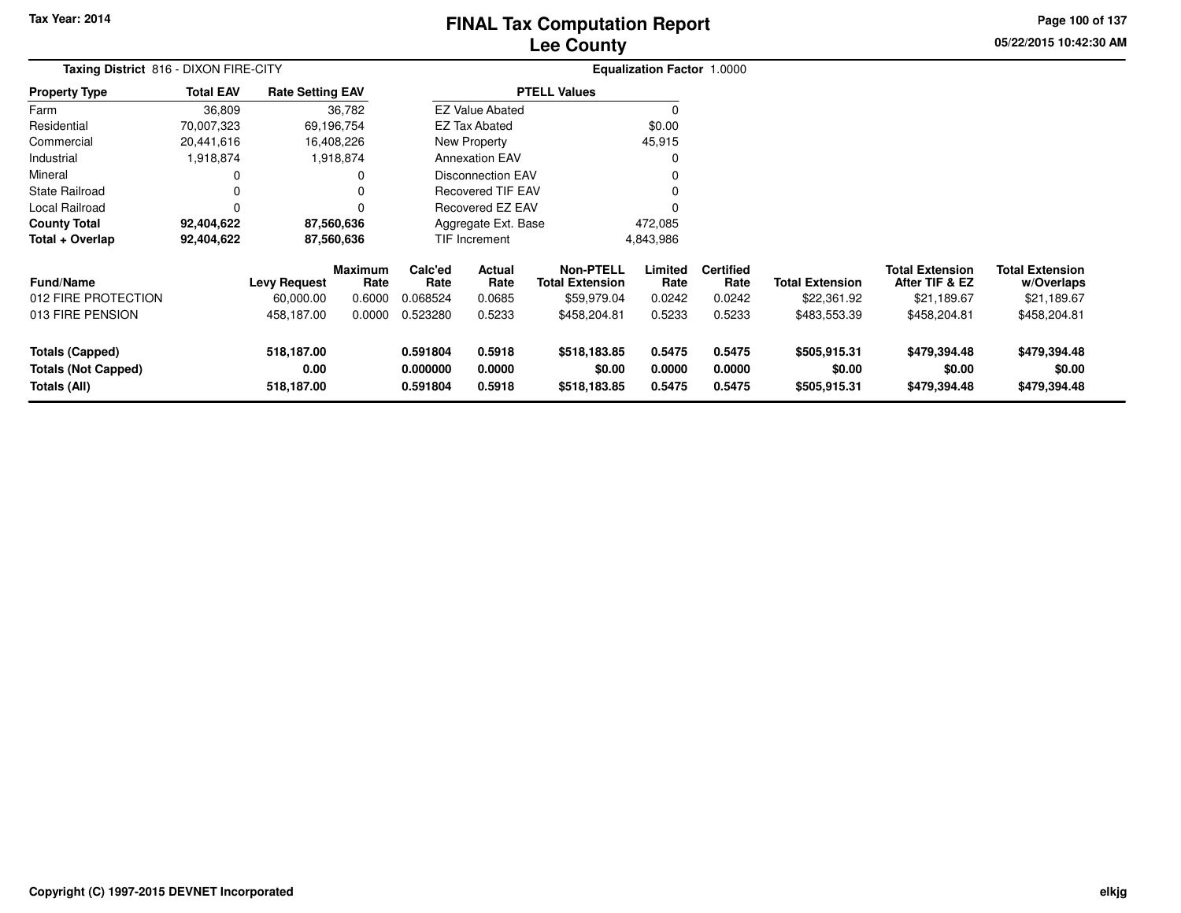# FINAL Tax Computation Report
## Lee County

Tax Year: 2014

05/22/2015 10:42:30 AM

**Taxing District** 816 - DIXON FIRE-CITY

**Equalization Factor** 1.0000

| Property Type | Total EAV | Rate Setting EAV |
|---|---|---|
| Farm | 36,809 | 36,782 |
| Residential | 70,007,323 | 69,196,754 |
| Commercial | 20,441,616 | 16,408,226 |
| Industrial | 1,918,874 | 1,918,874 |
| Mineral | 0 | 0 |
| State Railroad | 0 | 0 |
| Local Railroad | 0 | 0 |
| **County Total** | **92,404,622** | **87,560,636** |
| **Total + Overlap** | **92,404,622** | **87,560,636** |

| PTELL Values | |
|---|---|
| EZ Value Abated | 0 |
| EZ Tax Abated | $0.00 |
| New Property | 45,915 |
| Annexation EAV | 0 |
| Disconnection EAV | 0 |
| Recovered TIF EAV | 0 |
| Recovered EZ EAV | 0 |
| Aggregate Ext. Base | 472,085 |
| TIF Increment | 4,843,986 |

| Fund/Name | Levy Request | Maximum Rate | Calc'ed Rate | Actual Rate | Non-PTELL Total Extension | Limited Rate | Certified Rate | Total Extension | Total Extension After TIF & EZ | Total Extension w/Overlaps |
|---|---|---|---|---|---|---|---|---|---|---|
| 012 FIRE PROTECTION | 60,000.00 | 0.6000 | 0.068524 | 0.0685 | $59,979.04 | 0.0242 | 0.0242 | $22,361.92 | $21,189.67 | $21,189.67 |
| 013 FIRE PENSION | 458,187.00 | 0.0000 | 0.523280 | 0.5233 | $458,204.81 | 0.5233 | 0.5233 | $483,553.39 | $458,204.81 | $458,204.81 |
| **Totals (Capped)** | **518,187.00** | | **0.591804** | **0.5918** | **$518,183.85** | **0.5475** | **0.5475** | **$505,915.31** | **$479,394.48** | **$479,394.48** |
| **Totals (Not Capped)** | **0.00** | | **0.000000** | **0.0000** | **$0.00** | **0.0000** | **0.0000** | **$0.00** | **$0.00** | **$0.00** |
| **Totals (All)** | **518,187.00** | | **0.591804** | **0.5918** | **$518,183.85** | **0.5475** | **0.5475** | **$505,915.31** | **$479,394.48** | **$479,394.48** |

Copyright (C) 1997-2015 DEVNET Incorporated

elkjg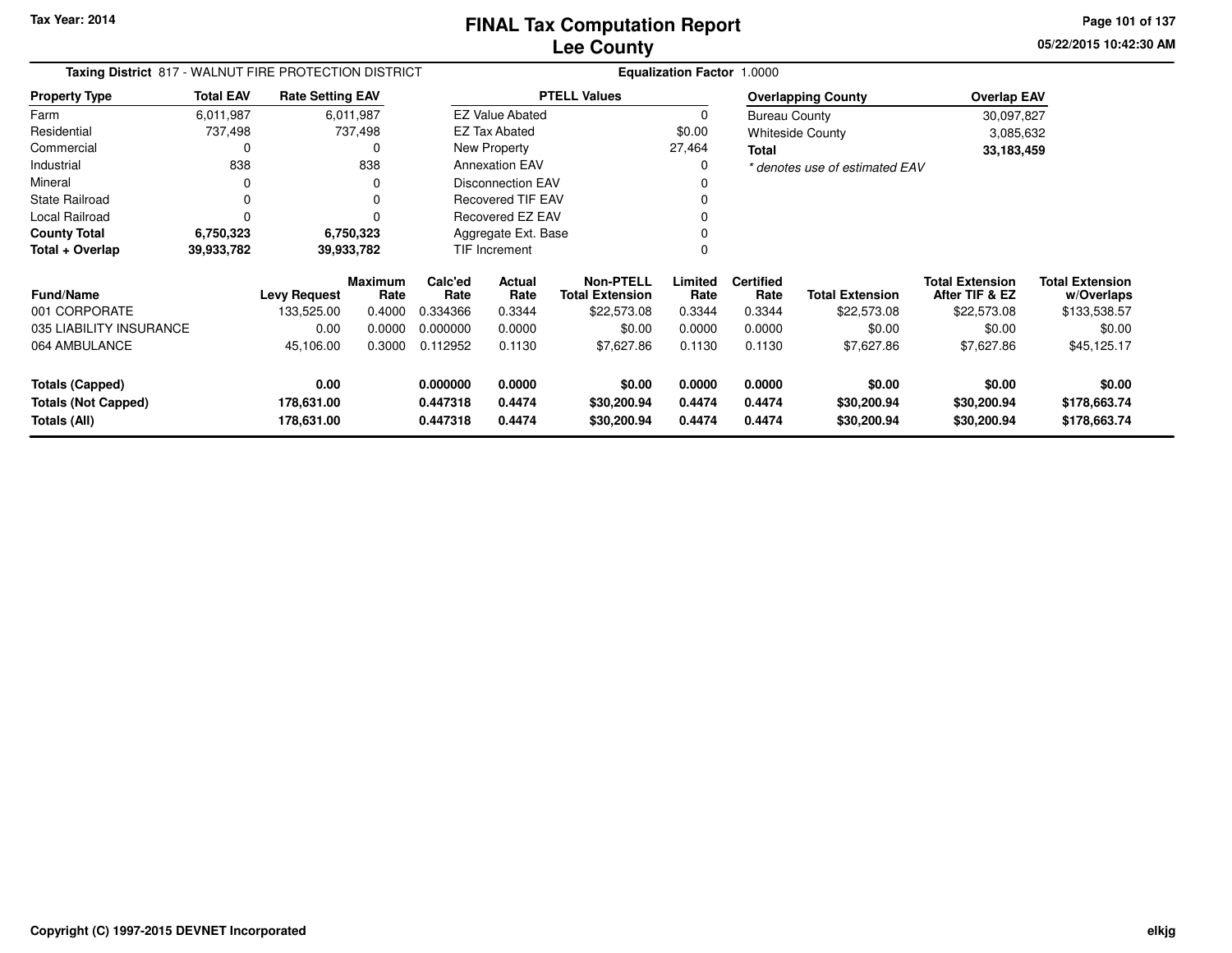# FINAL Tax Computation Report
# Lee County

Tax Year: 2014

05/22/2015 10:42:30 AM

**Taxing District** 817 - WALNUT FIRE PROTECTION DISTRICT **Equalization Factor** 1.0000

| Property Type | Total EAV | Rate Setting EAV |
|---|---|---|
| Farm | 6,011,987 | 6,011,987 |
| Residential | 737,498 | 737,498 |
| Commercial | 0 | 0 |
| Industrial | 838 | 838 |
| Mineral | 0 | 0 |
| State Railroad | 0 | 0 |
| Local Railroad | 0 | 0 |
| **County Total** | **6,750,323** | **6,750,323** |
| **Total + Overlap** | **39,933,782** | **39,933,782** |

| PTELL Values | |
|---|---|
| EZ Value Abated | 0 |
| EZ Tax Abated | $0.00 |
| New Property | 27,464 |
| Annexation EAV | 0 |
| Disconnection EAV | 0 |
| Recovered TIF EAV | 0 |
| Recovered EZ EAV | 0 |
| Aggregate Ext. Base | 0 |
| TIF Increment | 0 |

| Overlapping County | Overlap EAV |
|---|---|
| Bureau County | 30,097,827 |
| Whiteside County | 3,085,632 |
| **Total** | **33,183,459** |

*\* denotes use of estimated EAV*

| Fund/Name | Levy Request | Maximum Rate | Calc'ed Rate | Actual Rate | Non-PTELL Total Extension | Limited Rate | Certified Rate | Total Extension | Total Extension After TIF & EZ | Total Extension w/Overlaps |
|---|---|---|---|---|---|---|---|---|---|---|
| 001 CORPORATE | 133,525.00 | 0.4000 | 0.334366 | 0.3344 | $22,573.08 | 0.3344 | 0.3344 | $22,573.08 | $22,573.08 | $133,538.57 |
| 035 LIABILITY INSURANCE | 0.00 | 0.0000 | 0.000000 | 0.0000 | $0.00 | 0.0000 | 0.0000 | $0.00 | $0.00 | $0.00 |
| 064 AMBULANCE | 45,106.00 | 0.3000 | 0.112952 | 0.1130 | $7,627.86 | 0.1130 | 0.1130 | $7,627.86 | $7,627.86 | $45,125.17 |
| **Totals (Capped)** | **0.00** | | **0.000000** | **0.0000** | **$0.00** | **0.0000** | **0.0000** | **$0.00** | **$0.00** | **$0.00** |
| **Totals (Not Capped)** | **178,631.00** | | **0.447318** | **0.4474** | **$30,200.94** | **0.4474** | **0.4474** | **$30,200.94** | **$30,200.94** | **$178,663.74** |
| **Totals (All)** | **178,631.00** | | **0.447318** | **0.4474** | **$30,200.94** | **0.4474** | **0.4474** | **$30,200.94** | **$30,200.94** | **$178,663.74** |

Copyright (C) 1997-2015 DEVNET Incorporated

elkjg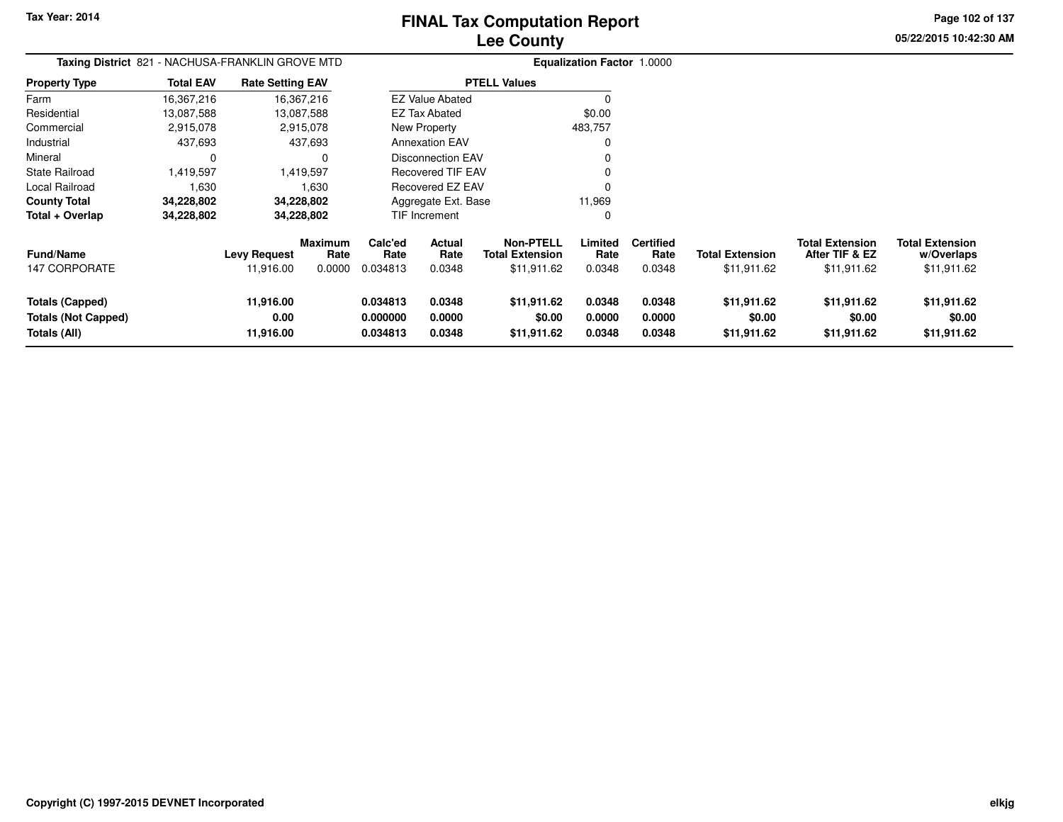Tax Year: 2014

# FINAL Tax Computation Report
## Lee County

05/22/2015 10:42:30 AM

**Taxing District** 821 - NACHUSA-FRANKLIN GROVE MTD

**Equalization Factor** 1.0000

| Property Type | Total EAV | Rate Setting EAV |
|---|---|---|
| Farm | 16,367,216 | 16,367,216 |
| Residential | 13,087,588 | 13,087,588 |
| Commercial | 2,915,078 | 2,915,078 |
| Industrial | 437,693 | 437,693 |
| Mineral | 0 | 0 |
| State Railroad | 1,419,597 | 1,419,597 |
| Local Railroad | 1,630 | 1,630 |
| **County Total** | **34,228,802** | **34,228,802** |
| **Total + Overlap** | **34,228,802** | **34,228,802** |

| PTELL Values | |
|---|---|
| EZ Value Abated | 0 |
| EZ Tax Abated | $0.00 |
| New Property | 483,757 |
| Annexation EAV | 0 |
| Disconnection EAV | 0 |
| Recovered TIF EAV | 0 |
| Recovered EZ EAV | 0 |
| Aggregate Ext. Base | 11,969 |
| TIF Increment | 0 |

| Fund/Name | Levy Request | Maximum Rate | Calc'ed Rate | Actual Rate | Non-PTELL Total Extension | Limited Rate | Certified Rate | Total Extension | Total Extension After TIF & EZ | Total Extension w/Overlaps |
|---|---|---|---|---|---|---|---|---|---|---|
| 147 CORPORATE | 11,916.00 | 0.0000 | 0.034813 | 0.0348 | $11,911.62 | 0.0348 | 0.0348 | $11,911.62 | $11,911.62 | $11,911.62 |
| **Totals (Capped)** | **11,916.00** | | **0.034813** | **0.0348** | **$11,911.62** | **0.0348** | **0.0348** | **$11,911.62** | **$11,911.62** | **$11,911.62** |
| **Totals (Not Capped)** | **0.00** | | **0.000000** | **0.0000** | **$0.00** | **0.0000** | **0.0000** | **$0.00** | **$0.00** | **$0.00** |
| **Totals (All)** | **11,916.00** | | **0.034813** | **0.0348** | **$11,911.62** | **0.0348** | **0.0348** | **$11,911.62** | **$11,911.62** | **$11,911.62** |

Copyright (C) 1997-2015 DEVNET Incorporated

elkjg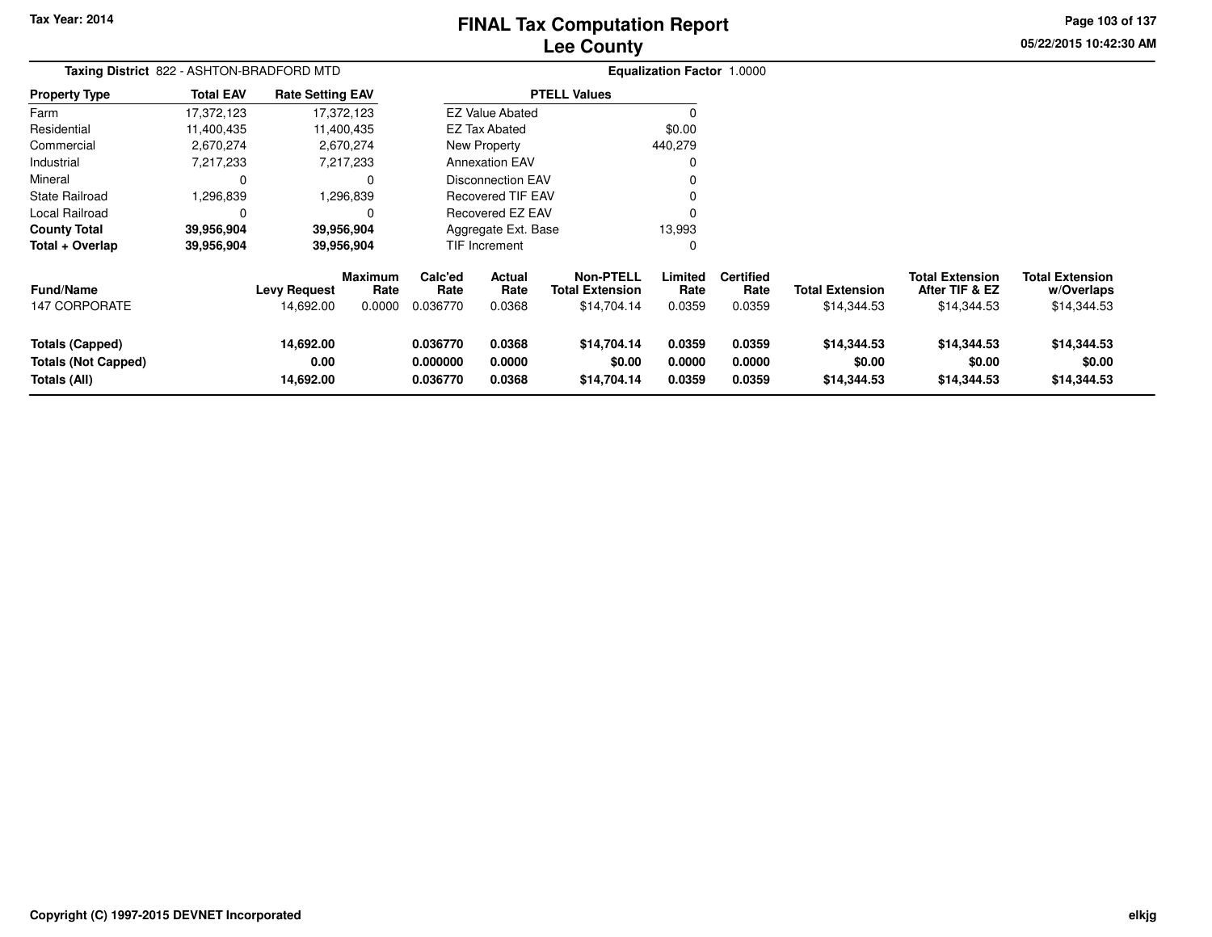**Tax Year: 2014**

# FINAL Tax Computation Report
## Lee County

05/22/2015 10:42:30 AM

**Taxing District** 822 - ASHTON-BRADFORD MTD **Equalization Factor** 1.0000

| Property Type | Total EAV | Rate Setting EAV |
|---|---|---|
| Farm | 17,372,123 | 17,372,123 |
| Residential | 11,400,435 | 11,400,435 |
| Commercial | 2,670,274 | 2,670,274 |
| Industrial | 7,217,233 | 7,217,233 |
| Mineral | 0 | 0 |
| State Railroad | 1,296,839 | 1,296,839 |
| Local Railroad | 0 | 0 |
| **County Total** | **39,956,904** | **39,956,904** |
| **Total + Overlap** | **39,956,904** | **39,956,904** |

| PTELL Values | |
|---|---|
| EZ Value Abated | 0 |
| EZ Tax Abated | $0.00 |
| New Property | 440,279 |
| Annexation EAV | 0 |
| Disconnection EAV | 0 |
| Recovered TIF EAV | 0 |
| Recovered EZ EAV | 0 |
| Aggregate Ext. Base | 13,993 |
| TIF Increment | 0 |

| Fund/Name | Levy Request | Maximum Rate | Calc'ed Rate | Actual Rate | Non-PTELL Total Extension | Limited Rate | Certified Rate | Total Extension | Total Extension After TIF & EZ | Total Extension w/Overlaps |
|---|---|---|---|---|---|---|---|---|---|---|
| 147 CORPORATE | 14,692.00 | 0.0000 | 0.036770 | 0.0368 | $14,704.14 | 0.0359 | 0.0359 | $14,344.53 | $14,344.53 | $14,344.53 |
| **Totals (Capped)** | **14,692.00** | | **0.036770** | **0.0368** | **$14,704.14** | **0.0359** | **0.0359** | **$14,344.53** | **$14,344.53** | **$14,344.53** |
| **Totals (Not Capped)** | **0.00** | | **0.000000** | **0.0000** | **$0.00** | **0.0000** | **0.0000** | **$0.00** | **$0.00** | **$0.00** |
| **Totals (All)** | **14,692.00** | | **0.036770** | **0.0368** | **$14,704.14** | **0.0359** | **0.0359** | **$14,344.53** | **$14,344.53** | **$14,344.53** |

**Copyright (C) 1997-2015 DEVNET Incorporated** elkjg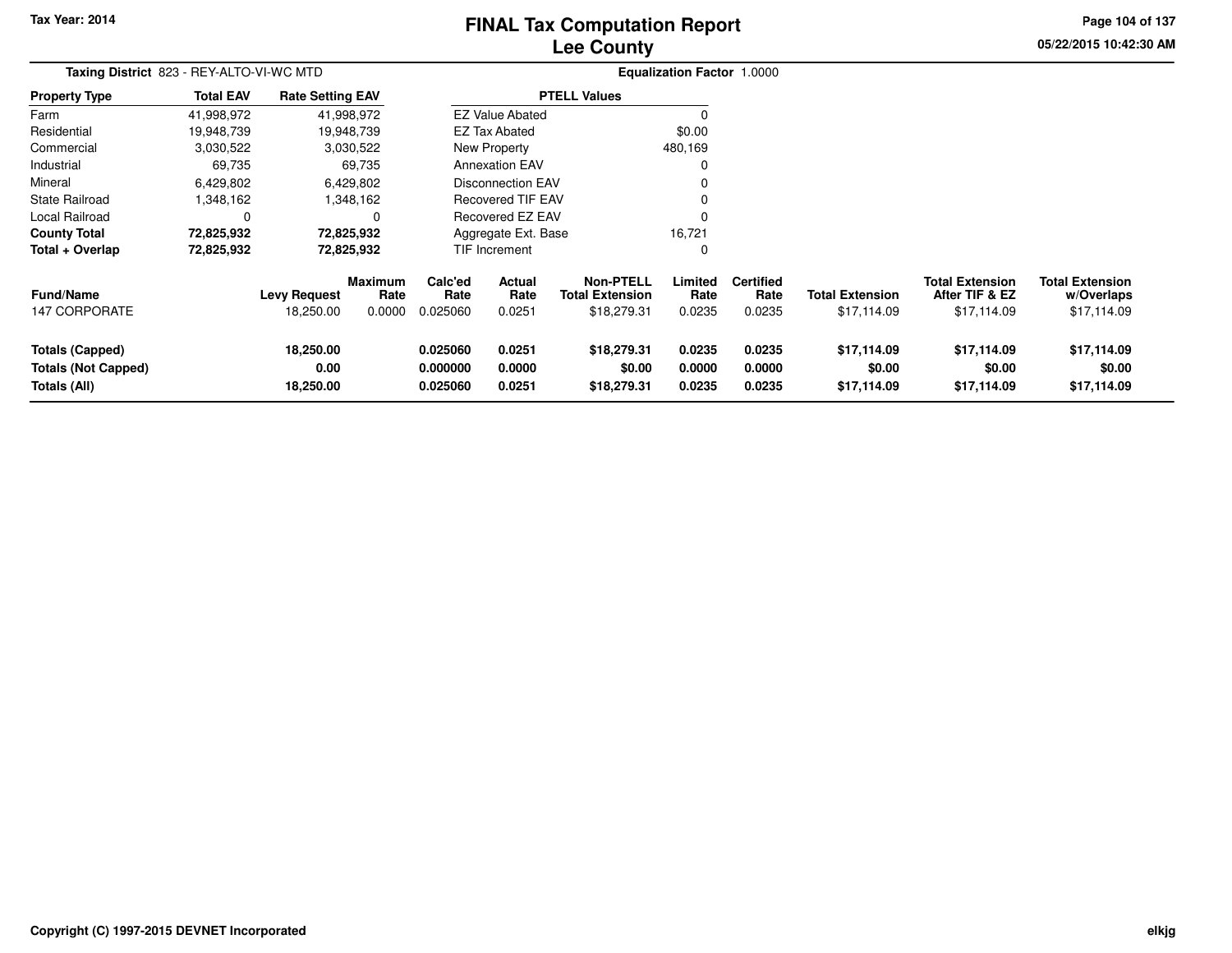# FINAL Tax Computation Report
## Lee County

**Tax Year: 2014**

**Taxing District** 823 - REY-ALTO-VI-WC MTD

**Equalization Factor** 1.0000

| Property Type | Total EAV | Rate Setting EAV |
|---|---|---|
| Farm | 41,998,972 | 41,998,972 |
| Residential | 19,948,739 | 19,948,739 |
| Commercial | 3,030,522 | 3,030,522 |
| Industrial | 69,735 | 69,735 |
| Mineral | 6,429,802 | 6,429,802 |
| State Railroad | 1,348,162 | 1,348,162 |
| Local Railroad | 0 | 0 |
| **County Total** | **72,825,932** | **72,825,932** |
| **Total + Overlap** | **72,825,932** | **72,825,932** |

| PTELL Values | |
|---|---|
| EZ Value Abated | 0 |
| EZ Tax Abated | $0.00 |
| New Property | 480,169 |
| Annexation EAV | 0 |
| Disconnection EAV | 0 |
| Recovered TIF EAV | 0 |
| Recovered EZ EAV | 0 |
| Aggregate Ext. Base | 16,721 |
| TIF Increment | 0 |

| Fund/Name | Levy Request | Maximum Rate | Calc'ed Rate | Actual Rate | Non-PTELL Total Extension | Limited Rate | Certified Rate | Total Extension | Total Extension After TIF & EZ | Total Extension w/Overlaps |
|---|---|---|---|---|---|---|---|---|---|---|
| 147 CORPORATE | 18,250.00 | 0.0000 | 0.025060 | 0.0251 | $18,279.31 | 0.0235 | 0.0235 | $17,114.09 | $17,114.09 | $17,114.09 |
| **Totals (Capped)** | **18,250.00** | | **0.025060** | **0.0251** | **$18,279.31** | **0.0235** | **0.0235** | **$17,114.09** | **$17,114.09** | **$17,114.09** |
| **Totals (Not Capped)** | **0.00** | | **0.000000** | **0.0000** | **$0.00** | **0.0000** | **0.0000** | **$0.00** | **$0.00** | **$0.00** |
| **Totals (All)** | **18,250.00** | | **0.025060** | **0.0251** | **$18,279.31** | **0.0235** | **0.0235** | **$17,114.09** | **$17,114.09** | **$17,114.09** |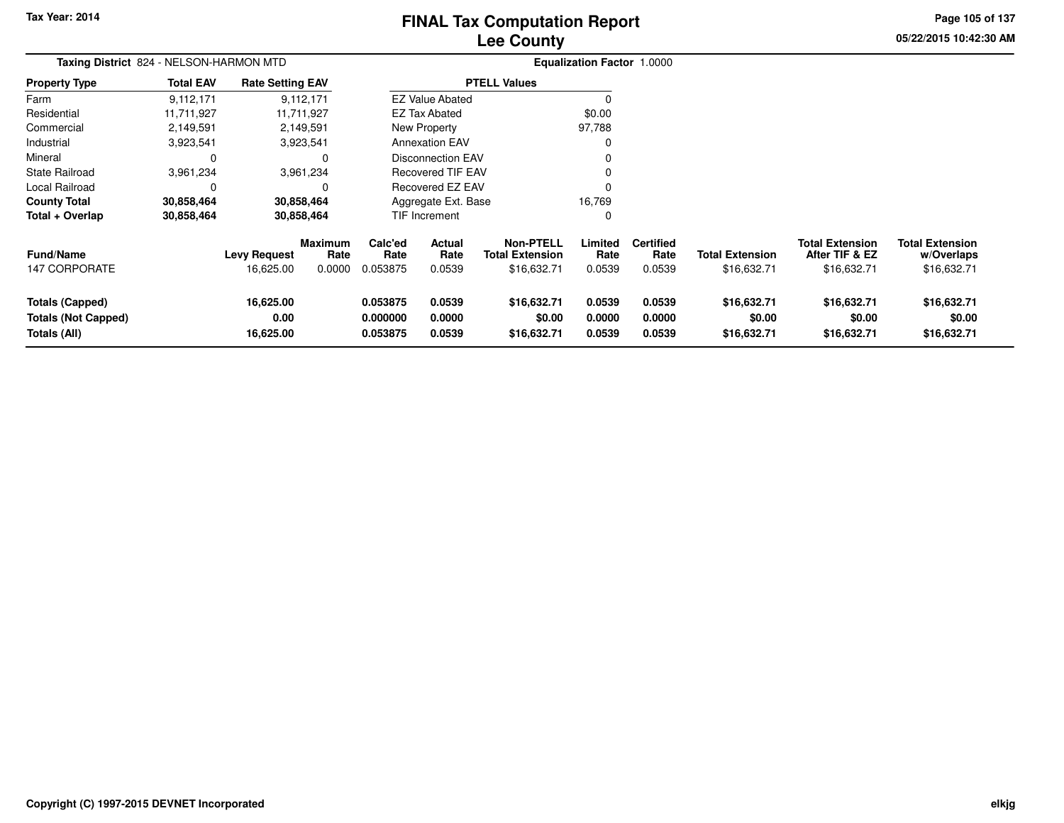# FINAL Tax Computation Report
## Lee County

Tax Year: 2014

05/22/2015 10:42:30 AM

**Taxing District** 824 - NELSON-HARMON MTD

**Equalization Factor** 1.0000

| Property Type | Total EAV | Rate Setting EAV |
|---|---|---|
| Farm | 9,112,171 | 9,112,171 |
| Residential | 11,711,927 | 11,711,927 |
| Commercial | 2,149,591 | 2,149,591 |
| Industrial | 3,923,541 | 3,923,541 |
| Mineral | 0 | 0 |
| State Railroad | 3,961,234 | 3,961,234 |
| Local Railroad | 0 | 0 |
| **County Total** | **30,858,464** | **30,858,464** |
| **Total + Overlap** | **30,858,464** | **30,858,464** |

| PTELL Values | |
|---|---|
| EZ Value Abated | 0 |
| EZ Tax Abated | $0.00 |
| New Property | 97,788 |
| Annexation EAV | 0 |
| Disconnection EAV | 0 |
| Recovered TIF EAV | 0 |
| Recovered EZ EAV | 0 |
| Aggregate Ext. Base | 16,769 |
| TIF Increment | 0 |

| Fund/Name | Levy Request | Maximum Rate | Calc'ed Rate | Actual Rate | Non-PTELL Total Extension | Limited Rate | Certified Rate | Total Extension | Total Extension After TIF & EZ | Total Extension w/Overlaps |
|---|---|---|---|---|---|---|---|---|---|---|
| 147 CORPORATE | 16,625.00 | 0.0000 | 0.053875 | 0.0539 | $16,632.71 | 0.0539 | 0.0539 | $16,632.71 | $16,632.71 | $16,632.71 |
| **Totals (Capped)** | **16,625.00** | | **0.053875** | **0.0539** | **$16,632.71** | **0.0539** | **0.0539** | **$16,632.71** | **$16,632.71** | **$16,632.71** |
| **Totals (Not Capped)** | **0.00** | | **0.000000** | **0.0000** | **$0.00** | **0.0000** | **0.0000** | **$0.00** | **$0.00** | **$0.00** |
| **Totals (All)** | **16,625.00** | | **0.053875** | **0.0539** | **$16,632.71** | **0.0539** | **0.0539** | **$16,632.71** | **$16,632.71** | **$16,632.71** |

Copyright (C) 1997-2015 DEVNET Incorporated

elkjg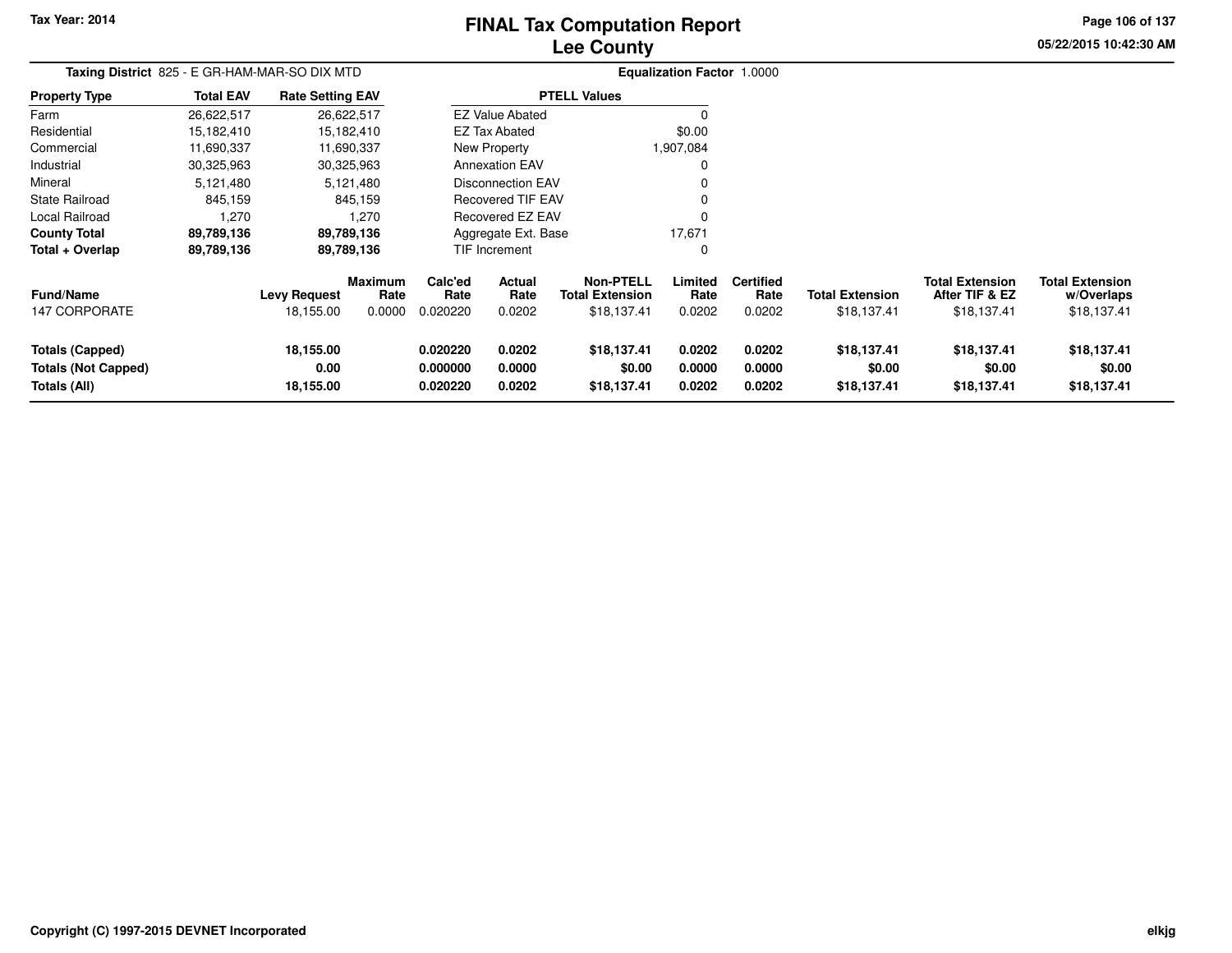**Tax Year: 2014**

# FINAL Tax Computation Report
## Lee County

05/22/2015 10:42:30 AM

**Taxing District** 825 - E GR-HAM-MAR-SO DIX MTD

**Equalization Factor** 1.0000

| Property Type | Total EAV | Rate Setting EAV |
|---|---|---|
| Farm | 26,622,517 | 26,622,517 |
| Residential | 15,182,410 | 15,182,410 |
| Commercial | 11,690,337 | 11,690,337 |
| Industrial | 30,325,963 | 30,325,963 |
| Mineral | 5,121,480 | 5,121,480 |
| State Railroad | 845,159 | 845,159 |
| Local Railroad | 1,270 | 1,270 |
| **County Total** | **89,789,136** | **89,789,136** |
| **Total + Overlap** | **89,789,136** | **89,789,136** |

| PTELL Values | |
|---|---|
| EZ Value Abated | 0 |
| EZ Tax Abated | $0.00 |
| New Property | 1,907,084 |
| Annexation EAV | 0 |
| Disconnection EAV | 0 |
| Recovered TIF EAV | 0 |
| Recovered EZ EAV | 0 |
| Aggregate Ext. Base | 17,671 |
| TIF Increment | 0 |

| Fund/Name | Levy Request | Maximum Rate | Calc'ed Rate | Actual Rate | Non-PTELL Total Extension | Limited Rate | Certified Rate | Total Extension | Total Extension After TIF & EZ | Total Extension w/Overlaps |
|---|---|---|---|---|---|---|---|---|---|---|
| 147 CORPORATE | 18,155.00 | 0.0000 | 0.020220 | 0.0202 | $18,137.41 | 0.0202 | 0.0202 | $18,137.41 | $18,137.41 | $18,137.41 |
| **Totals (Capped)** | **18,155.00** | | **0.020220** | **0.0202** | **$18,137.41** | **0.0202** | **0.0202** | **$18,137.41** | **$18,137.41** | **$18,137.41** |
| **Totals (Not Capped)** | **0.00** | | **0.000000** | **0.0000** | **$0.00** | **0.0000** | **0.0000** | **$0.00** | **$0.00** | **$0.00** |
| **Totals (All)** | **18,155.00** | | **0.020220** | **0.0202** | **$18,137.41** | **0.0202** | **0.0202** | **$18,137.41** | **$18,137.41** | **$18,137.41** |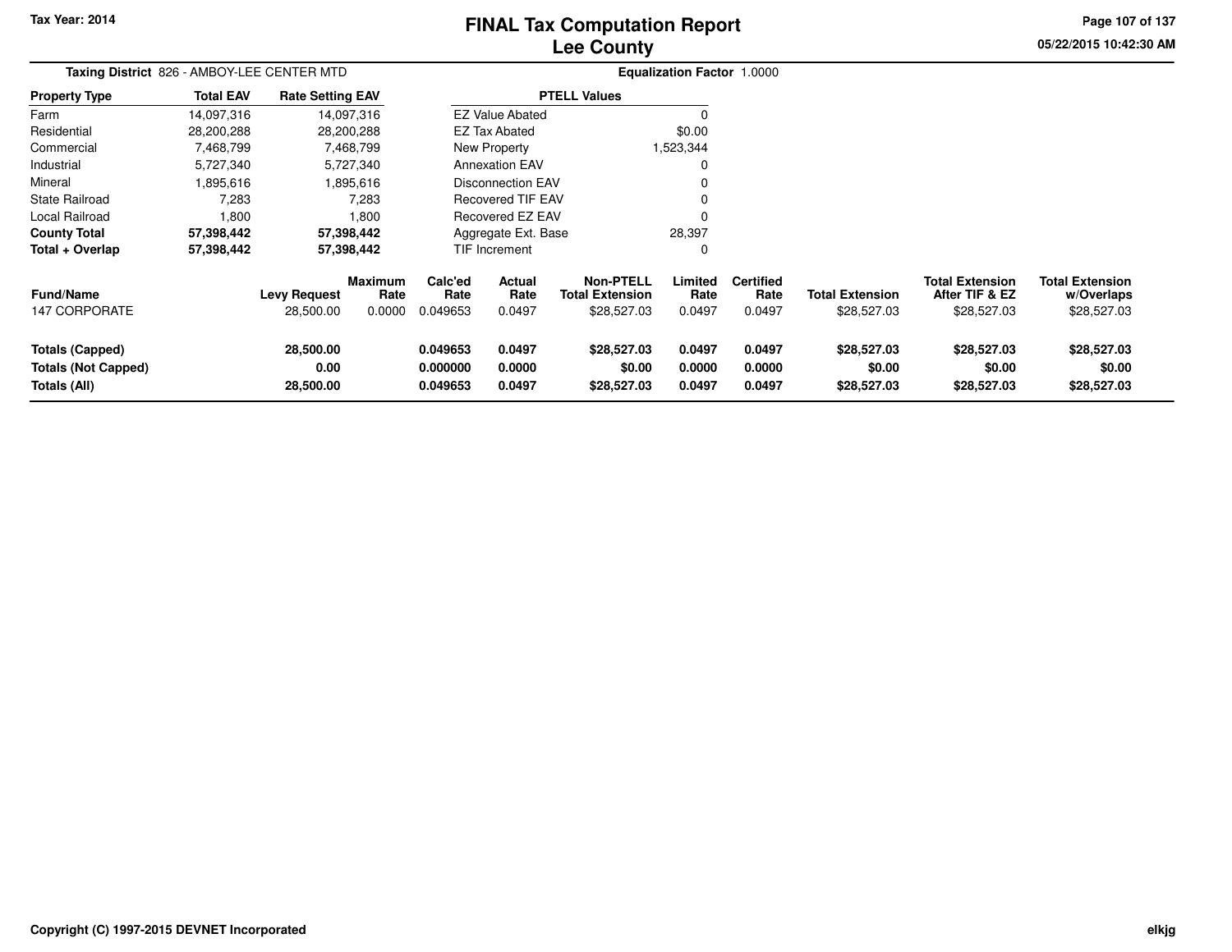**Tax Year: 2014**

# FINAL Tax Computation Report
## Lee County

05/22/2015 10:42:30 AM

**Taxing District** 826 - AMBOY-LEE CENTER MTD

**Equalization Factor** 1.0000

| Property Type | Total EAV | Rate Setting EAV |
|---|---|---|
| Farm | 14,097,316 | 14,097,316 |
| Residential | 28,200,288 | 28,200,288 |
| Commercial | 7,468,799 | 7,468,799 |
| Industrial | 5,727,340 | 5,727,340 |
| Mineral | 1,895,616 | 1,895,616 |
| State Railroad | 7,283 | 7,283 |
| Local Railroad | 1,800 | 1,800 |
| **County Total** | **57,398,442** | **57,398,442** |
| **Total + Overlap** | **57,398,442** | **57,398,442** |

| PTELL Values | |
|---|---|
| EZ Value Abated | 0 |
| EZ Tax Abated | $0.00 |
| New Property | 1,523,344 |
| Annexation EAV | 0 |
| Disconnection EAV | 0 |
| Recovered TIF EAV | 0 |
| Recovered EZ EAV | 0 |
| Aggregate Ext. Base | 28,397 |
| TIF Increment | 0 |

| Fund/Name | Levy Request | Maximum Rate | Calc'ed Rate | Actual Rate | Non-PTELL Total Extension | Limited Rate | Certified Rate | Total Extension | Total Extension After TIF & EZ | Total Extension w/Overlaps |
|---|---|---|---|---|---|---|---|---|---|---|
| 147 CORPORATE | 28,500.00 | 0.0000 | 0.049653 | 0.0497 | $28,527.03 | 0.0497 | 0.0497 | $28,527.03 | $28,527.03 | $28,527.03 |
| **Totals (Capped)** | **28,500.00** | | **0.049653** | **0.0497** | **$28,527.03** | **0.0497** | **0.0497** | **$28,527.03** | **$28,527.03** | **$28,527.03** |
| **Totals (Not Capped)** | **0.00** | | **0.000000** | **0.0000** | **$0.00** | **0.0000** | **0.0000** | **$0.00** | **$0.00** | **$0.00** |
| **Totals (All)** | **28,500.00** | | **0.049653** | **0.0497** | **$28,527.03** | **0.0497** | **0.0497** | **$28,527.03** | **$28,527.03** | **$28,527.03** |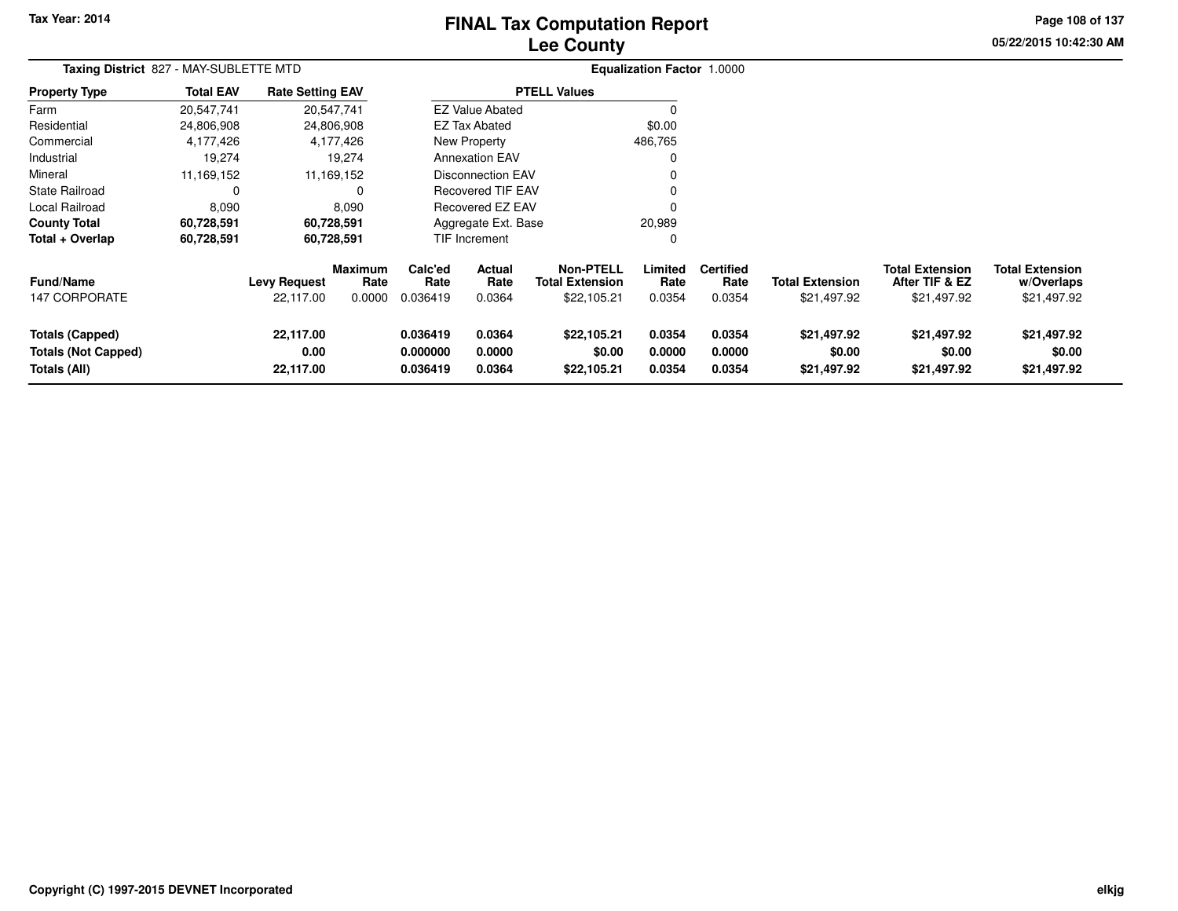# FINAL Tax Computation Report
## Lee County

Tax Year: 2014

05/22/2015 10:42:30 AM

**Taxing District** 827 - MAY-SUBLETTE MTD

**Equalization Factor** 1.0000

| Property Type | Total EAV | Rate Setting EAV |
|---|---|---|
| Farm | 20,547,741 | 20,547,741 |
| Residential | 24,806,908 | 24,806,908 |
| Commercial | 4,177,426 | 4,177,426 |
| Industrial | 19,274 | 19,274 |
| Mineral | 11,169,152 | 11,169,152 |
| State Railroad | 0 | 0 |
| Local Railroad | 8,090 | 8,090 |
| **County Total** | **60,728,591** | **60,728,591** |
| **Total + Overlap** | **60,728,591** | **60,728,591** |

| PTELL Values | |
|---|---|
| EZ Value Abated | 0 |
| EZ Tax Abated | $0.00 |
| New Property | 486,765 |
| Annexation EAV | 0 |
| Disconnection EAV | 0 |
| Recovered TIF EAV | 0 |
| Recovered EZ EAV | 0 |
| Aggregate Ext. Base | 20,989 |
| TIF Increment | 0 |

| Fund/Name | Levy Request | Maximum Rate | Calc'ed Rate | Actual Rate | Non-PTELL Total Extension | Limited Rate | Certified Rate | Total Extension | Total Extension After TIF & EZ | Total Extension w/Overlaps |
|---|---|---|---|---|---|---|---|---|---|---|
| 147 CORPORATE | 22,117.00 | 0.0000 | 0.036419 | 0.0364 | $22,105.21 | 0.0354 | 0.0354 | $21,497.92 | $21,497.92 | $21,497.92 |
| **Totals (Capped)** | **22,117.00** | | **0.036419** | **0.0364** | **$22,105.21** | **0.0354** | **0.0354** | **$21,497.92** | **$21,497.92** | **$21,497.92** |
| **Totals (Not Capped)** | **0.00** | | **0.000000** | **0.0000** | **$0.00** | **0.0000** | **0.0000** | **$0.00** | **$0.00** | **$0.00** |
| **Totals (All)** | **22,117.00** | | **0.036419** | **0.0364** | **$22,105.21** | **0.0354** | **0.0354** | **$21,497.92** | **$21,497.92** | **$21,497.92** |

Copyright (C) 1997-2015 DEVNET Incorporated

elkjg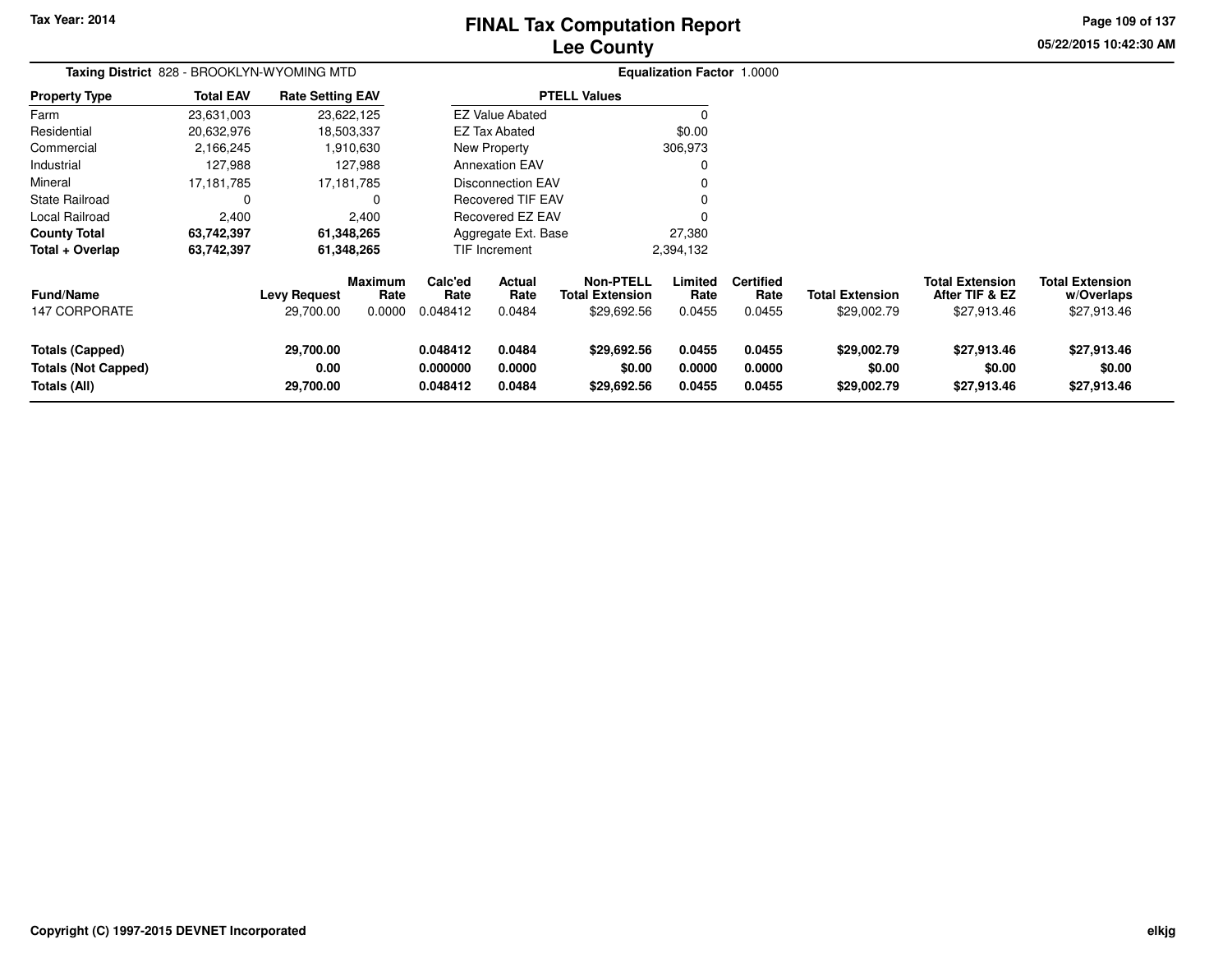# FINAL Tax Computation Report
## Lee County

Tax Year: 2014

05/22/2015 10:42:30 AM

**Taxing District** 828 - BROOKLYN-WYOMING MTD

**Equalization Factor** 1.0000

| Property Type | Total EAV | Rate Setting EAV |
|---|---|---|
| Farm | 23,631,003 | 23,622,125 |
| Residential | 20,632,976 | 18,503,337 |
| Commercial | 2,166,245 | 1,910,630 |
| Industrial | 127,988 | 127,988 |
| Mineral | 17,181,785 | 17,181,785 |
| State Railroad | 0 | 0 |
| Local Railroad | 2,400 | 2,400 |
| **County Total** | **63,742,397** | **61,348,265** |
| **Total + Overlap** | **63,742,397** | **61,348,265** |

| PTELL Values | |
|---|---|
| EZ Value Abated | 0 |
| EZ Tax Abated | $0.00 |
| New Property | 306,973 |
| Annexation EAV | 0 |
| Disconnection EAV | 0 |
| Recovered TIF EAV | 0 |
| Recovered EZ EAV | 0 |
| Aggregate Ext. Base | 27,380 |
| TIF Increment | 2,394,132 |

| Fund/Name | Levy Request | Maximum Rate | Calc'ed Rate | Actual Rate | Non-PTELL Total Extension | Limited Rate | Certified Rate | Total Extension | Total Extension After TIF & EZ | Total Extension w/Overlaps |
|---|---|---|---|---|---|---|---|---|---|---|
| 147 CORPORATE | 29,700.00 | 0.0000 | 0.048412 | 0.0484 | $29,692.56 | 0.0455 | 0.0455 | $29,002.79 | $27,913.46 | $27,913.46 |
| **Totals (Capped)** | **29,700.00** | | **0.048412** | **0.0484** | **$29,692.56** | **0.0455** | **0.0455** | **$29,002.79** | **$27,913.46** | **$27,913.46** |
| **Totals (Not Capped)** | **0.00** | | **0.000000** | **0.0000** | **$0.00** | **0.0000** | **0.0000** | **$0.00** | **$0.00** | **$0.00** |
| **Totals (All)** | **29,700.00** | | **0.048412** | **0.0484** | **$29,692.56** | **0.0455** | **0.0455** | **$29,002.79** | **$27,913.46** | **$27,913.46** |

Copyright (C) 1997-2015 DEVNET Incorporated

elkjg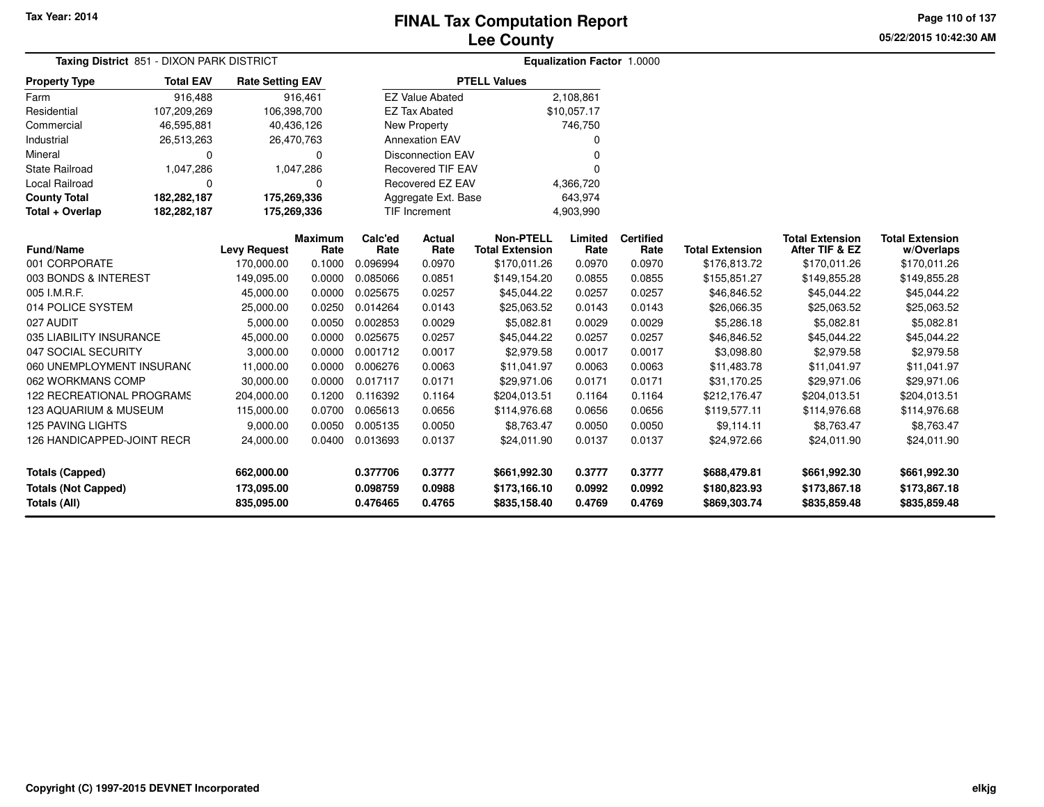Tax Year: 2014

# FINAL Tax Computation Report
## Lee County

05/22/2015 10:42:30 AM

**Taxing District** 851 - DIXON PARK DISTRICT

**Equalization Factor** 1.0000

| Property Type | Total EAV | Rate Setting EAV |
|---|---|---|
| Farm | 916,488 | 916,461 |
| Residential | 107,209,269 | 106,398,700 |
| Commercial | 46,595,881 | 40,436,126 |
| Industrial | 26,513,263 | 26,470,763 |
| Mineral | 0 | 0 |
| State Railroad | 1,047,286 | 1,047,286 |
| Local Railroad | 0 | 0 |
| **County Total** | **182,282,187** | **175,269,336** |
| **Total + Overlap** | **182,282,187** | **175,269,336** |

| PTELL Values | |
|---|---|
| EZ Value Abated | 2,108,861 |
| EZ Tax Abated | $10,057.17 |
| New Property | 746,750 |
| Annexation EAV | 0 |
| Disconnection EAV | 0 |
| Recovered TIF EAV | 0 |
| Recovered EZ EAV | 4,366,720 |
| Aggregate Ext. Base | 643,974 |
| TIF Increment | 4,903,990 |

| Fund/Name | Levy Request | Maximum Rate | Calc'ed Rate | Actual Rate | Non-PTELL Total Extension | Limited Rate | Certified Rate | Total Extension | Total Extension After TIF & EZ | Total Extension w/Overlaps |
|---|---|---|---|---|---|---|---|---|---|---|
| 001 CORPORATE | 170,000.00 | 0.1000 | 0.096994 | 0.0970 | $170,011.26 | 0.0970 | 0.0970 | $176,813.72 | $170,011.26 | $170,011.26 |
| 003 BONDS & INTEREST | 149,095.00 | 0.0000 | 0.085066 | 0.0851 | $149,154.20 | 0.0855 | 0.0855 | $155,851.27 | $149,855.28 | $149,855.28 |
| 005 I.M.R.F. | 45,000.00 | 0.0000 | 0.025675 | 0.0257 | $45,044.22 | 0.0257 | 0.0257 | $46,846.52 | $45,044.22 | $45,044.22 |
| 014 POLICE SYSTEM | 25,000.00 | 0.0250 | 0.014264 | 0.0143 | $25,063.52 | 0.0143 | 0.0143 | $26,066.35 | $25,063.52 | $25,063.52 |
| 027 AUDIT | 5,000.00 | 0.0050 | 0.002853 | 0.0029 | $5,082.81 | 0.0029 | 0.0029 | $5,286.18 | $5,082.81 | $5,082.81 |
| 035 LIABILITY INSURANCE | 45,000.00 | 0.0000 | 0.025675 | 0.0257 | $45,044.22 | 0.0257 | 0.0257 | $46,846.52 | $45,044.22 | $45,044.22 |
| 047 SOCIAL SECURITY | 3,000.00 | 0.0000 | 0.001712 | 0.0017 | $2,979.58 | 0.0017 | 0.0017 | $3,098.80 | $2,979.58 | $2,979.58 |
| 060 UNEMPLOYMENT INSURANC | 11,000.00 | 0.0000 | 0.006276 | 0.0063 | $11,041.97 | 0.0063 | 0.0063 | $11,483.78 | $11,041.97 | $11,041.97 |
| 062 WORKMANS COMP | 30,000.00 | 0.0000 | 0.017117 | 0.0171 | $29,971.06 | 0.0171 | 0.0171 | $31,170.25 | $29,971.06 | $29,971.06 |
| 122 RECREATIONAL PROGRAMS | 204,000.00 | 0.1200 | 0.116392 | 0.1164 | $204,013.51 | 0.1164 | 0.1164 | $212,176.47 | $204,013.51 | $204,013.51 |
| 123 AQUARIUM & MUSEUM | 115,000.00 | 0.0700 | 0.065613 | 0.0656 | $114,976.68 | 0.0656 | 0.0656 | $119,577.11 | $114,976.68 | $114,976.68 |
| 125 PAVING LIGHTS | 9,000.00 | 0.0050 | 0.005135 | 0.0050 | $8,763.47 | 0.0050 | 0.0050 | $9,114.11 | $8,763.47 | $8,763.47 |
| 126 HANDICAPPED-JOINT RECR | 24,000.00 | 0.0400 | 0.013693 | 0.0137 | $24,011.90 | 0.0137 | 0.0137 | $24,972.66 | $24,011.90 | $24,011.90 |
| **Totals (Capped)** | **662,000.00** | | **0.377706** | **0.3777** | **$661,992.30** | **0.3777** | **0.3777** | **$688,479.81** | **$661,992.30** | **$661,992.30** |
| **Totals (Not Capped)** | **173,095.00** | | **0.098759** | **0.0988** | **$173,166.10** | **0.0992** | **0.0992** | **$180,823.93** | **$173,867.18** | **$173,867.18** |
| **Totals (All)** | **835,095.00** | | **0.476465** | **0.4765** | **$835,158.40** | **0.4769** | **0.4769** | **$869,303.74** | **$835,859.48** | **$835,859.48** |

Copyright (C) 1997-2015 DEVNET Incorporated

elkjg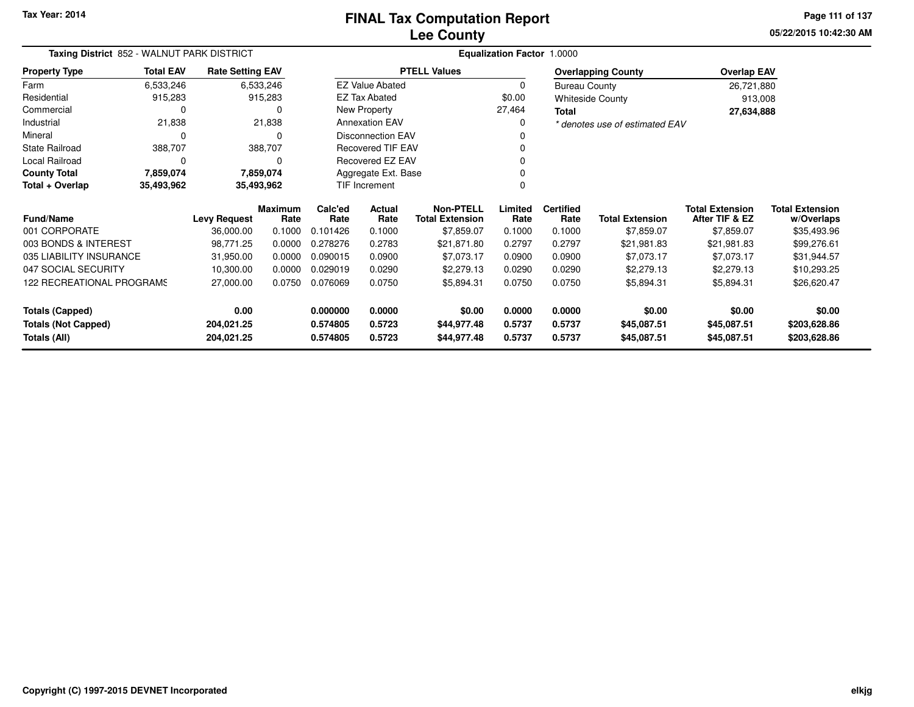Tax Year: 2014

# FINAL Tax Computation Report
## Lee County

05/22/2015 10:42:30 AM

**Taxing District** 852 - WALNUT PARK DISTRICT

**Equalization Factor** 1.0000

| Property Type | Total EAV | Rate Setting EAV |
|---|---|---|
| Farm | 6,533,246 | 6,533,246 |
| Residential | 915,283 | 915,283 |
| Commercial | 0 | 0 |
| Industrial | 21,838 | 21,838 |
| Mineral | 0 | 0 |
| State Railroad | 388,707 | 388,707 |
| Local Railroad | 0 | 0 |
| **County Total** | **7,859,074** | **7,859,074** |
| **Total + Overlap** | **35,493,962** | **35,493,962** |

| PTELL Values | |
|---|---|
| EZ Value Abated | 0 |
| EZ Tax Abated | $0.00 |
| New Property | 27,464 |
| Annexation EAV | 0 |
| Disconnection EAV | 0 |
| Recovered TIF EAV | 0 |
| Recovered EZ EAV | 0 |
| Aggregate Ext. Base | 0 |
| TIF Increment | 0 |

| Overlapping County | Overlap EAV |
|---|---|
| Bureau County | 26,721,880 |
| Whiteside County | 913,008 |
| **Total** | **27,634,888** |

*\* denotes use of estimated EAV*

| Fund/Name | Levy Request | Maximum Rate | Calc'ed Rate | Actual Rate | Non-PTELL Total Extension | Limited Rate | Certified Rate | Total Extension | Total Extension After TIF & EZ | Total Extension w/Overlaps |
|---|---|---|---|---|---|---|---|---|---|---|
| 001 CORPORATE | 36,000.00 | 0.1000 | 0.101426 | 0.1000 | $7,859.07 | 0.1000 | 0.1000 | $7,859.07 | $7,859.07 | $35,493.96 |
| 003 BONDS & INTEREST | 98,771.25 | 0.0000 | 0.278276 | 0.2783 | $21,871.80 | 0.2797 | 0.2797 | $21,981.83 | $21,981.83 | $99,276.61 |
| 035 LIABILITY INSURANCE | 31,950.00 | 0.0000 | 0.090015 | 0.0900 | $7,073.17 | 0.0900 | 0.0900 | $7,073.17 | $7,073.17 | $31,944.57 |
| 047 SOCIAL SECURITY | 10,300.00 | 0.0000 | 0.029019 | 0.0290 | $2,279.13 | 0.0290 | 0.0290 | $2,279.13 | $2,279.13 | $10,293.25 |
| 122 RECREATIONAL PROGRAMS | 27,000.00 | 0.0750 | 0.076069 | 0.0750 | $5,894.31 | 0.0750 | 0.0750 | $5,894.31 | $5,894.31 | $26,620.47 |
| **Totals (Capped)** | **0.00** | | **0.000000** | **0.0000** | **$0.00** | **0.0000** | **0.0000** | **$0.00** | **$0.00** | **$0.00** |
| **Totals (Not Capped)** | **204,021.25** | | **0.574805** | **0.5723** | **$44,977.48** | **0.5737** | **0.5737** | **$45,087.51** | **$45,087.51** | **$203,628.86** |
| **Totals (All)** | **204,021.25** | | **0.574805** | **0.5723** | **$44,977.48** | **0.5737** | **0.5737** | **$45,087.51** | **$45,087.51** | **$203,628.86** |

Copyright (C) 1997-2015 DEVNET Incorporated

elkjg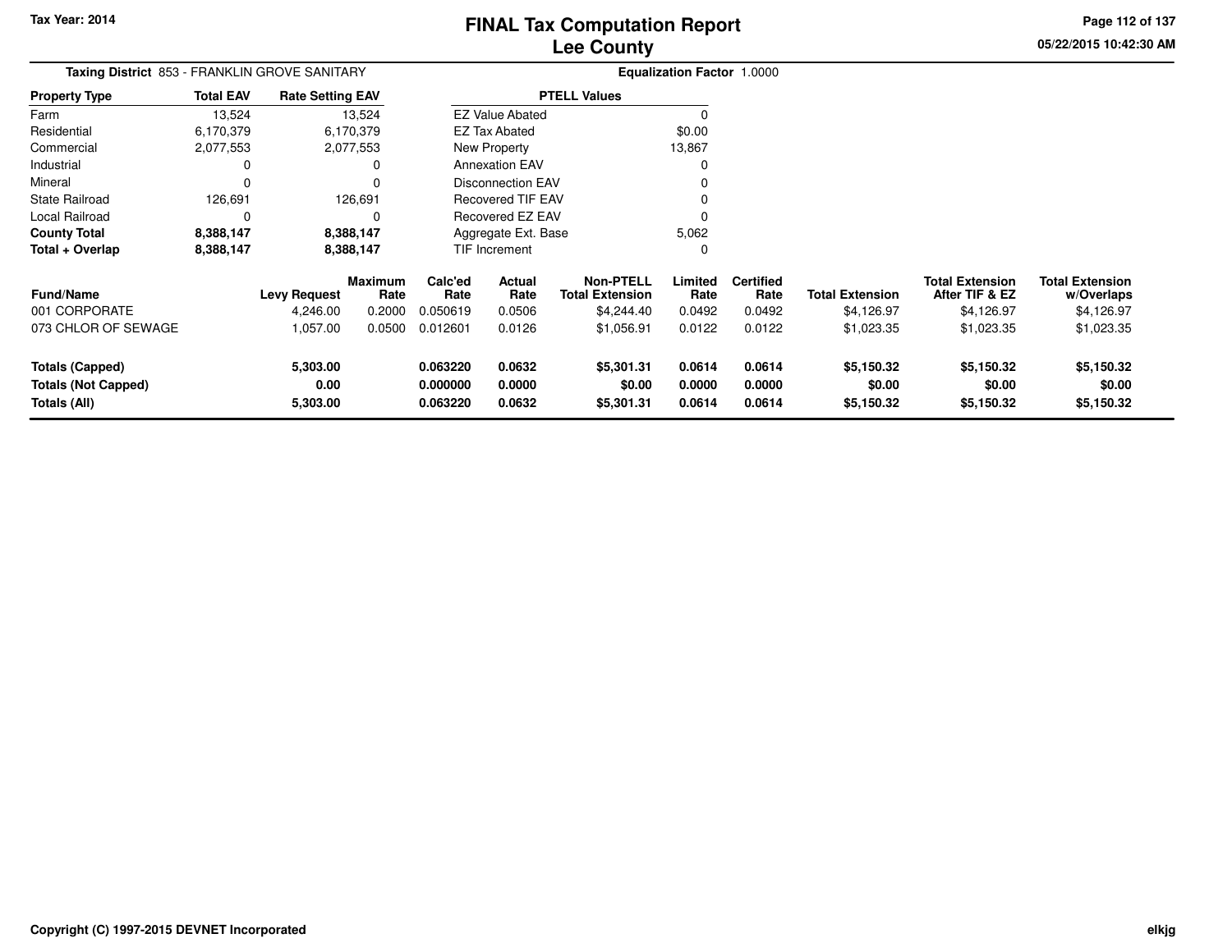# FINAL Tax Computation Report
# Lee County

**Tax Year: 2014**

**Taxing District** 853 - FRANKLIN GROVE SANITARY

**Equalization Factor** 1.0000

| Property Type | Total EAV | Rate Setting EAV |
|---|---|---|
| Farm | 13,524 | 13,524 |
| Residential | 6,170,379 | 6,170,379 |
| Commercial | 2,077,553 | 2,077,553 |
| Industrial | 0 | 0 |
| Mineral | 0 | 0 |
| State Railroad | 126,691 | 126,691 |
| Local Railroad | 0 | 0 |
| **County Total** | **8,388,147** | **8,388,147** |
| **Total + Overlap** | **8,388,147** | **8,388,147** |

| PTELL Values | |
|---|---|
| EZ Value Abated | 0 |
| EZ Tax Abated | $0.00 |
| New Property | 13,867 |
| Annexation EAV | 0 |
| Disconnection EAV | 0 |
| Recovered TIF EAV | 0 |
| Recovered EZ EAV | 0 |
| Aggregate Ext. Base | 5,062 |
| TIF Increment | 0 |

| Fund/Name | Levy Request | Maximum Rate | Calc'ed Rate | Actual Rate | Non-PTELL Total Extension | Limited Rate | Certified Rate | Total Extension | Total Extension After TIF & EZ | Total Extension w/Overlaps |
|---|---|---|---|---|---|---|---|---|---|---|
| 001 CORPORATE | 4,246.00 | 0.2000 | 0.050619 | 0.0506 | $4,244.40 | 0.0492 | 0.0492 | $4,126.97 | $4,126.97 | $4,126.97 |
| 073 CHLOR OF SEWAGE | 1,057.00 | 0.0500 | 0.012601 | 0.0126 | $1,056.91 | 0.0122 | 0.0122 | $1,023.35 | $1,023.35 | $1,023.35 |
| **Totals (Capped)** | **5,303.00** | | **0.063220** | **0.0632** | **$5,301.31** | **0.0614** | **0.0614** | **$5,150.32** | **$5,150.32** | **$5,150.32** |
| **Totals (Not Capped)** | **0.00** | | **0.000000** | **0.0000** | **$0.00** | **0.0000** | **0.0000** | **$0.00** | **$0.00** | **$0.00** |
| **Totals (All)** | **5,303.00** | | **0.063220** | **0.0632** | **$5,301.31** | **0.0614** | **0.0614** | **$5,150.32** | **$5,150.32** | **$5,150.32** |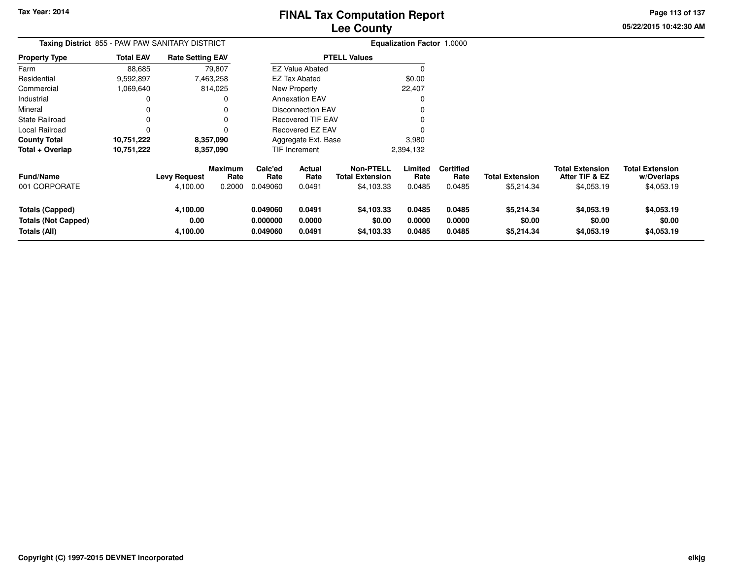Tax Year: 2014

# FINAL Tax Computation Report
## Lee County

05/22/2015 10:42:30 AM

**Taxing District** 855 - PAW PAW SANITARY DISTRICT **Equalization Factor** 1.0000

| Property Type | Total EAV | Rate Setting EAV |
|---|---|---|
| Farm | 88,685 | 79,807 |
| Residential | 9,592,897 | 7,463,258 |
| Commercial | 1,069,640 | 814,025 |
| Industrial | 0 | 0 |
| Mineral | 0 | 0 |
| State Railroad | 0 | 0 |
| Local Railroad | 0 | 0 |
| **County Total** | **10,751,222** | **8,357,090** |
| **Total + Overlap** | **10,751,222** | **8,357,090** |

| PTELL Values | |
|---|---|
| EZ Value Abated | 0 |
| EZ Tax Abated | $0.00 |
| New Property | 22,407 |
| Annexation EAV | 0 |
| Disconnection EAV | 0 |
| Recovered TIF EAV | 0 |
| Recovered EZ EAV | 0 |
| Aggregate Ext. Base | 3,980 |
| TIF Increment | 2,394,132 |

| Fund/Name | Levy Request | Maximum Rate | Calc'ed Rate | Actual Rate | Non-PTELL Total Extension | Limited Rate | Certified Rate | Total Extension | Total Extension After TIF & EZ | Total Extension w/Overlaps |
|---|---|---|---|---|---|---|---|---|---|---|
| 001 CORPORATE | 4,100.00 | 0.2000 | 0.049060 | 0.0491 | $4,103.33 | 0.0485 | 0.0485 | $5,214.34 | $4,053.19 | $4,053.19 |
| **Totals (Capped)** | **4,100.00** | | **0.049060** | **0.0491** | **$4,103.33** | **0.0485** | **0.0485** | **$5,214.34** | **$4,053.19** | **$4,053.19** |
| **Totals (Not Capped)** | **0.00** | | **0.000000** | **0.0000** | **$0.00** | **0.0000** | **0.0000** | **$0.00** | **$0.00** | **$0.00** |
| **Totals (All)** | **4,100.00** | | **0.049060** | **0.0491** | **$4,103.33** | **0.0485** | **0.0485** | **$5,214.34** | **$4,053.19** | **$4,053.19** |

Copyright (C) 1997-2015 DEVNET Incorporated

elkjg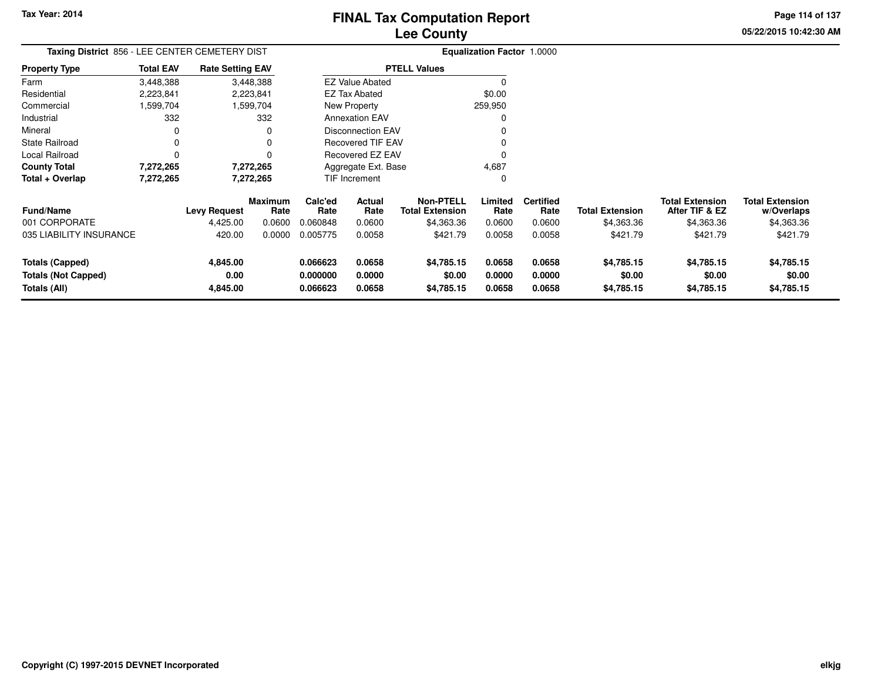Tax Year: 2014

# FINAL Tax Computation Report
## Lee County

05/22/2015 10:42:30 AM

**Taxing District** 856 - LEE CENTER CEMETERY DIST

**Equalization Factor** 1.0000

| Property Type | Total EAV | Rate Setting EAV |
|---|---|---|
| Farm | 3,448,388 | 3,448,388 |
| Residential | 2,223,841 | 2,223,841 |
| Commercial | 1,599,704 | 1,599,704 |
| Industrial | 332 | 332 |
| Mineral | 0 | 0 |
| State Railroad | 0 | 0 |
| Local Railroad | 0 | 0 |
| **County Total** | **7,272,265** | **7,272,265** |
| **Total + Overlap** | **7,272,265** | **7,272,265** |

| PTELL Values | |
|---|---|
| EZ Value Abated | 0 |
| EZ Tax Abated | $0.00 |
| New Property | 259,950 |
| Annexation EAV | 0 |
| Disconnection EAV | 0 |
| Recovered TIF EAV | 0 |
| Recovered EZ EAV | 0 |
| Aggregate Ext. Base | 4,687 |
| TIF Increment | 0 |

| Fund/Name | Levy Request | Maximum Rate | Calc'ed Rate | Actual Rate | Non-PTELL Total Extension | Limited Rate | Certified Rate | Total Extension | Total Extension After TIF & EZ | Total Extension w/Overlaps |
|---|---|---|---|---|---|---|---|---|---|---|
| 001 CORPORATE | 4,425.00 | 0.0600 | 0.060848 | 0.0600 | $4,363.36 | 0.0600 | 0.0600 | $4,363.36 | $4,363.36 | $4,363.36 |
| 035 LIABILITY INSURANCE | 420.00 | 0.0000 | 0.005775 | 0.0058 | $421.79 | 0.0058 | 0.0058 | $421.79 | $421.79 | $421.79 |
| **Totals (Capped)** | **4,845.00** | | **0.066623** | **0.0658** | **$4,785.15** | **0.0658** | **0.0658** | **$4,785.15** | **$4,785.15** | **$4,785.15** |
| **Totals (Not Capped)** | **0.00** | | **0.000000** | **0.0000** | **$0.00** | **0.0000** | **0.0000** | **$0.00** | **$0.00** | **$0.00** |
| **Totals (All)** | **4,845.00** | | **0.066623** | **0.0658** | **$4,785.15** | **0.0658** | **0.0658** | **$4,785.15** | **$4,785.15** | **$4,785.15** |

Copyright (C) 1997-2015 DEVNET Incorporated

elkjg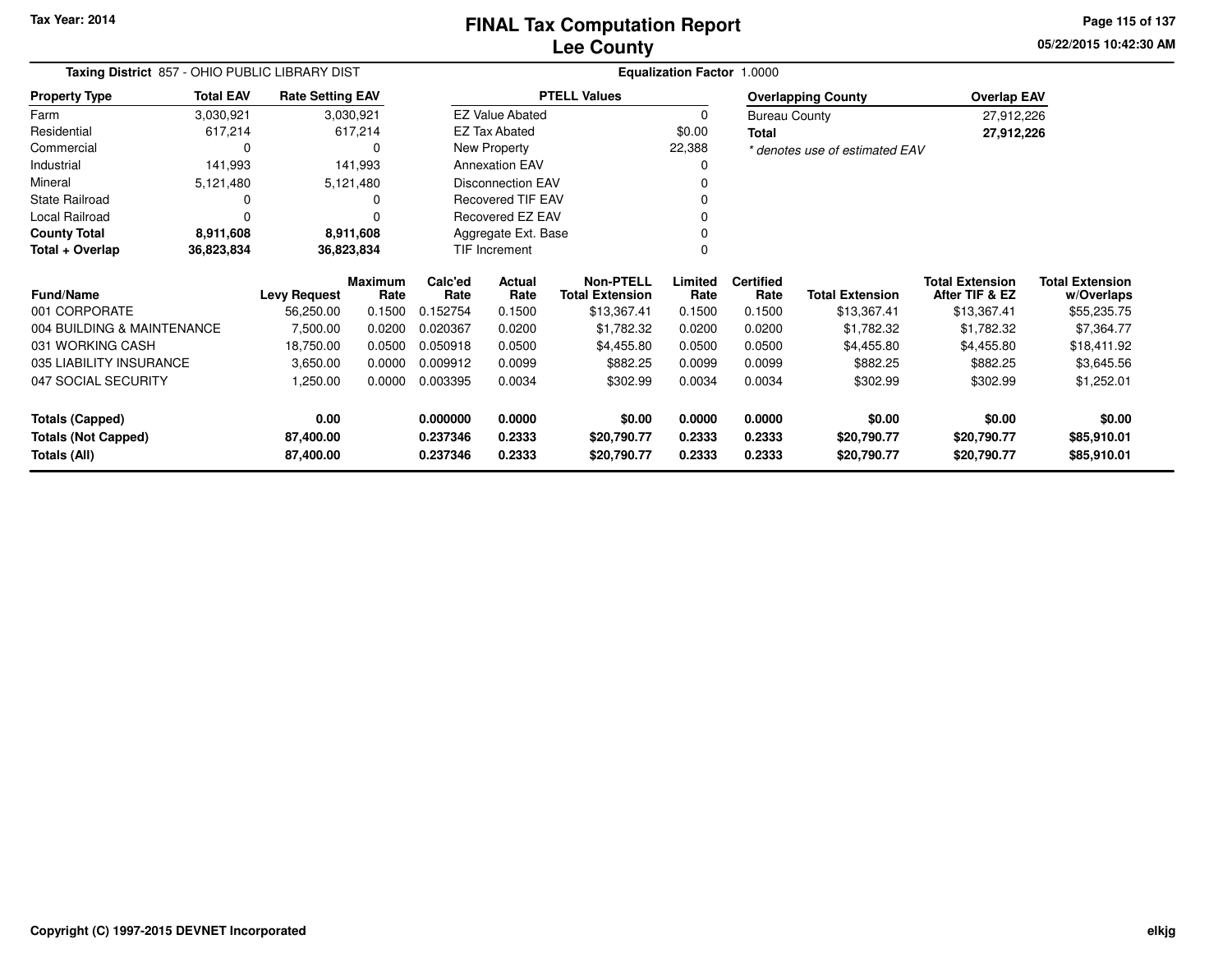Tax Year: 2014

# FINAL Tax Computation Report
## Lee County

**Taxing District** 857 - OHIO PUBLIC LIBRARY DIST

**Equalization Factor** 1.0000

| Property Type | Total EAV | Rate Setting EAV |
|---|---|---|
| Farm | 3,030,921 | 3,030,921 |
| Residential | 617,214 | 617,214 |
| Commercial | 0 | 0 |
| Industrial | 141,993 | 141,993 |
| Mineral | 5,121,480 | 5,121,480 |
| State Railroad | 0 | 0 |
| Local Railroad | 0 | 0 |
| **County Total** | **8,911,608** | **8,911,608** |
| **Total + Overlap** | **36,823,834** | **36,823,834** |

| PTELL Values | |
|---|---|
| EZ Value Abated | 0 |
| EZ Tax Abated | $0.00 |
| New Property | 22,388 |
| Annexation EAV | 0 |
| Disconnection EAV | 0 |
| Recovered TIF EAV | 0 |
| Recovered EZ EAV | 0 |
| Aggregate Ext. Base | 0 |
| TIF Increment | 0 |

| Overlapping County | Overlap EAV |
|---|---|
| Bureau County | 27,912,226 |
| **Total** | **27,912,226** |

*\* denotes use of estimated EAV*

| Fund/Name | Levy Request | Maximum Rate | Calc'ed Rate | Actual Rate | Non-PTELL Total Extension | Limited Rate | Certified Rate | Total Extension | Total Extension After TIF & EZ | Total Extension w/Overlaps |
|---|---|---|---|---|---|---|---|---|---|---|
| 001 CORPORATE | 56,250.00 | 0.1500 | 0.152754 | 0.1500 | $13,367.41 | 0.1500 | 0.1500 | $13,367.41 | $13,367.41 | $55,235.75 |
| 004 BUILDING & MAINTENANCE | 7,500.00 | 0.0200 | 0.020367 | 0.0200 | $1,782.32 | 0.0200 | 0.0200 | $1,782.32 | $1,782.32 | $7,364.77 |
| 031 WORKING CASH | 18,750.00 | 0.0500 | 0.050918 | 0.0500 | $4,455.80 | 0.0500 | 0.0500 | $4,455.80 | $4,455.80 | $18,411.92 |
| 035 LIABILITY INSURANCE | 3,650.00 | 0.0000 | 0.009912 | 0.0099 | $882.25 | 0.0099 | 0.0099 | $882.25 | $882.25 | $3,645.56 |
| 047 SOCIAL SECURITY | 1,250.00 | 0.0000 | 0.003395 | 0.0034 | $302.99 | 0.0034 | 0.0034 | $302.99 | $302.99 | $1,252.01 |
| **Totals (Capped)** | **0.00** | | **0.000000** | **0.0000** | **$0.00** | **0.0000** | **0.0000** | **$0.00** | **$0.00** | **$0.00** |
| **Totals (Not Capped)** | **87,400.00** | | **0.237346** | **0.2333** | **$20,790.77** | **0.2333** | **0.2333** | **$20,790.77** | **$20,790.77** | **$85,910.01** |
| **Totals (All)** | **87,400.00** | | **0.237346** | **0.2333** | **$20,790.77** | **0.2333** | **0.2333** | **$20,790.77** | **$20,790.77** | **$85,910.01** |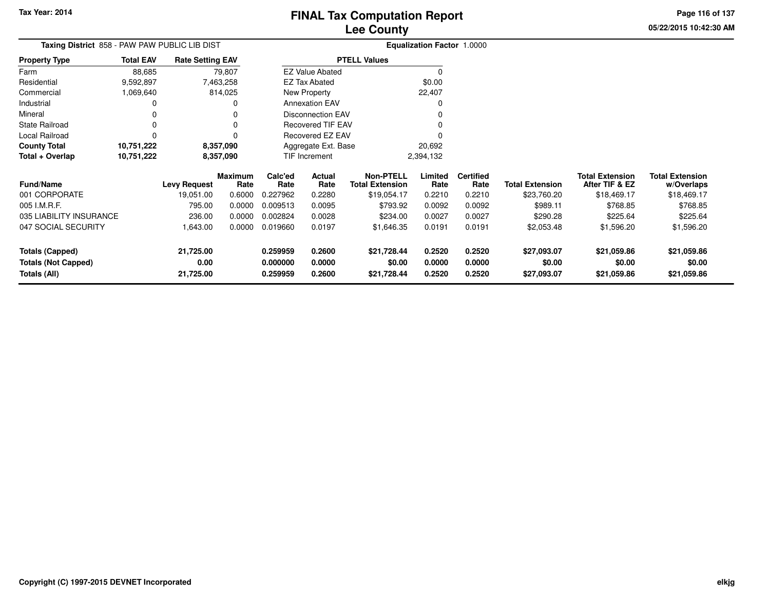# FINAL Tax Computation Report
# Lee County

**Tax Year: 2014**

**Taxing District** 858 - PAW PAW PUBLIC LIB DIST

**Equalization Factor** 1.0000

| Property Type | Total EAV | Rate Setting EAV |
|---|---|---|
| Farm | 88,685 | 79,807 |
| Residential | 9,592,897 | 7,463,258 |
| Commercial | 1,069,640 | 814,025 |
| Industrial | 0 | 0 |
| Mineral | 0 | 0 |
| State Railroad | 0 | 0 |
| Local Railroad | 0 | 0 |
| **County Total** | **10,751,222** | **8,357,090** |
| **Total + Overlap** | **10,751,222** | **8,357,090** |

| PTELL Values | |
|---|---|
| EZ Value Abated | 0 |
| EZ Tax Abated | $0.00 |
| New Property | 22,407 |
| Annexation EAV | 0 |
| Disconnection EAV | 0 |
| Recovered TIF EAV | 0 |
| Recovered EZ EAV | 0 |
| Aggregate Ext. Base | 20,692 |
| TIF Increment | 2,394,132 |

| Fund/Name | Levy Request | Maximum Rate | Calc'ed Rate | Actual Rate | Non-PTELL Total Extension | Limited Rate | Certified Rate | Total Extension | Total Extension After TIF & EZ | Total Extension w/Overlaps |
|---|---|---|---|---|---|---|---|---|---|---|
| 001 CORPORATE | 19,051.00 | 0.6000 | 0.227962 | 0.2280 | $19,054.17 | 0.2210 | 0.2210 | $23,760.20 | $18,469.17 | $18,469.17 |
| 005 I.M.R.F. | 795.00 | 0.0000 | 0.009513 | 0.0095 | $793.92 | 0.0092 | 0.0092 | $989.11 | $768.85 | $768.85 |
| 035 LIABILITY INSURANCE | 236.00 | 0.0000 | 0.002824 | 0.0028 | $234.00 | 0.0027 | 0.0027 | $290.28 | $225.64 | $225.64 |
| 047 SOCIAL SECURITY | 1,643.00 | 0.0000 | 0.019660 | 0.0197 | $1,646.35 | 0.0191 | 0.0191 | $2,053.48 | $1,596.20 | $1,596.20 |
| **Totals (Capped)** | **21,725.00** | | **0.259959** | **0.2600** | **$21,728.44** | **0.2520** | **0.2520** | **$27,093.07** | **$21,059.86** | **$21,059.86** |
| **Totals (Not Capped)** | **0.00** | | **0.000000** | **0.0000** | **$0.00** | **0.0000** | **0.0000** | **$0.00** | **$0.00** | **$0.00** |
| **Totals (All)** | **21,725.00** | | **0.259959** | **0.2600** | **$21,728.44** | **0.2520** | **0.2520** | **$27,093.07** | **$21,059.86** | **$21,059.86** |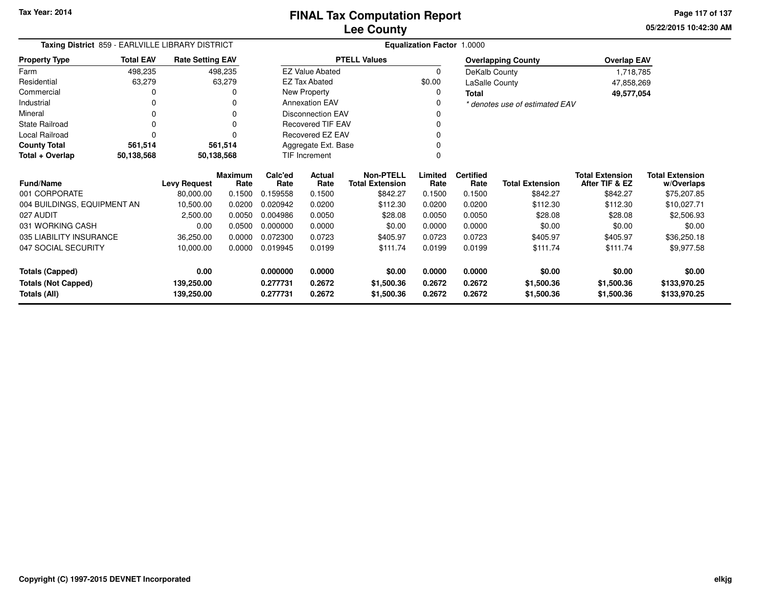Tax Year: 2014

# FINAL Tax Computation Report
## Lee County

05/22/2015 10:42:30 AM

**Taxing District** 859 - EARLVILLE LIBRARY DISTRICT

**Equalization Factor** 1.0000

| Property Type | Total EAV | Rate Setting EAV |
|---|---|---|
| Farm | 498,235 | 498,235 |
| Residential | 63,279 | 63,279 |
| Commercial | 0 | 0 |
| Industrial | 0 | 0 |
| Mineral | 0 | 0 |
| State Railroad | 0 | 0 |
| Local Railroad | 0 | 0 |
| **County Total** | **561,514** | **561,514** |
| **Total + Overlap** | **50,138,568** | **50,138,568** |

| PTELL Values | |
|---|---|
| EZ Value Abated | 0 |
| EZ Tax Abated | $0.00 |
| New Property | 0 |
| Annexation EAV | 0 |
| Disconnection EAV | 0 |
| Recovered TIF EAV | 0 |
| Recovered EZ EAV | 0 |
| Aggregate Ext. Base | 0 |
| TIF Increment | 0 |

| Overlapping County | Overlap EAV |
|---|---|
| DeKalb County | 1,718,785 |
| LaSalle County | 47,858,269 |
| **Total** | **49,577,054** |

*\* denotes use of estimated EAV*

| Fund/Name | Levy Request | Maximum Rate | Calc'ed Rate | Actual Rate | Non-PTELL Total Extension | Limited Rate | Certified Rate | Total Extension | Total Extension After TIF & EZ | Total Extension w/Overlaps |
|---|---|---|---|---|---|---|---|---|---|---|
| 001 CORPORATE | 80,000.00 | 0.1500 | 0.159558 | 0.1500 | $842.27 | 0.1500 | 0.1500 | $842.27 | $842.27 | $75,207.85 |
| 004 BUILDINGS, EQUIPMENT AN | 10,500.00 | 0.0200 | 0.020942 | 0.0200 | $112.30 | 0.0200 | 0.0200 | $112.30 | $112.30 | $10,027.71 |
| 027 AUDIT | 2,500.00 | 0.0050 | 0.004986 | 0.0050 | $28.08 | 0.0050 | 0.0050 | $28.08 | $28.08 | $2,506.93 |
| 031 WORKING CASH | 0.00 | 0.0500 | 0.000000 | 0.0000 | $0.00 | 0.0000 | 0.0000 | $0.00 | $0.00 | $0.00 |
| 035 LIABILITY INSURANCE | 36,250.00 | 0.0000 | 0.072300 | 0.0723 | $405.97 | 0.0723 | 0.0723 | $405.97 | $405.97 | $36,250.18 |
| 047 SOCIAL SECURITY | 10,000.00 | 0.0000 | 0.019945 | 0.0199 | $111.74 | 0.0199 | 0.0199 | $111.74 | $111.74 | $9,977.58 |
| **Totals (Capped)** | **0.00** | | **0.000000** | **0.0000** | **$0.00** | **0.0000** | **0.0000** | **$0.00** | **$0.00** | **$0.00** |
| **Totals (Not Capped)** | **139,250.00** | | **0.277731** | **0.2672** | **$1,500.36** | **0.2672** | **0.2672** | **$1,500.36** | **$1,500.36** | **$133,970.25** |
| **Totals (All)** | **139,250.00** | | **0.277731** | **0.2672** | **$1,500.36** | **0.2672** | **0.2672** | **$1,500.36** | **$1,500.36** | **$133,970.25** |

Copyright (C) 1997-2015 DEVNET Incorporated

elkjg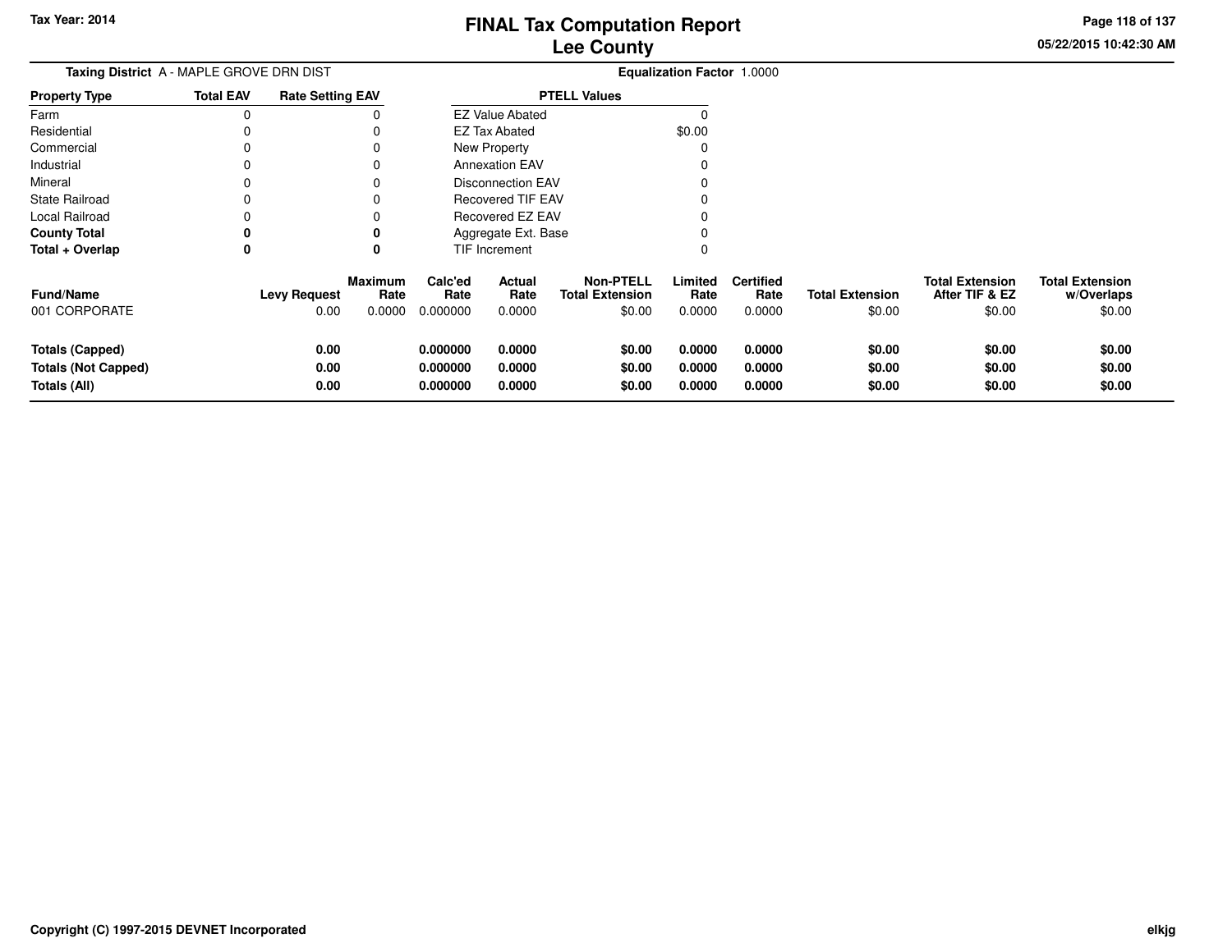Tax Year: 2014

# FINAL Tax Computation Report
## Lee County

**Taxing District** A - MAPLE GROVE DRN DIST

**Equalization Factor** 1.0000

| Property Type | Total EAV | Rate Setting EAV |
|---|---|---|
| Farm | 0 | 0 |
| Residential | 0 | 0 |
| Commercial | 0 | 0 |
| Industrial | 0 | 0 |
| Mineral | 0 | 0 |
| State Railroad | 0 | 0 |
| Local Railroad | 0 | 0 |
| **County Total** | **0** | **0** |
| **Total + Overlap** | **0** | **0** |

| PTELL Values | |
|---|---|
| EZ Value Abated | 0 |
| EZ Tax Abated | $0.00 |
| New Property | 0 |
| Annexation EAV | 0 |
| Disconnection EAV | 0 |
| Recovered TIF EAV | 0 |
| Recovered EZ EAV | 0 |
| Aggregate Ext. Base | 0 |
| TIF Increment | 0 |

| Fund/Name | Levy Request | Maximum Rate | Calc'ed Rate | Actual Rate | Non-PTELL Total Extension | Limited Rate | Certified Rate | Total Extension | Total Extension After TIF & EZ | Total Extension w/Overlaps |
|---|---|---|---|---|---|---|---|---|---|---|
| 001 CORPORATE | 0.00 | 0.0000 | 0.000000 | 0.0000 | $0.00 | 0.0000 | 0.0000 | $0.00 | $0.00 | $0.00 |
| **Totals (Capped)** | **0.00** | | **0.000000** | **0.0000** | **$0.00** | **0.0000** | **0.0000** | **$0.00** | **$0.00** | **$0.00** |
| **Totals (Not Capped)** | **0.00** | | **0.000000** | **0.0000** | **$0.00** | **0.0000** | **0.0000** | **$0.00** | **$0.00** | **$0.00** |
| **Totals (All)** | **0.00** | | **0.000000** | **0.0000** | **$0.00** | **0.0000** | **0.0000** | **$0.00** | **$0.00** | **$0.00** |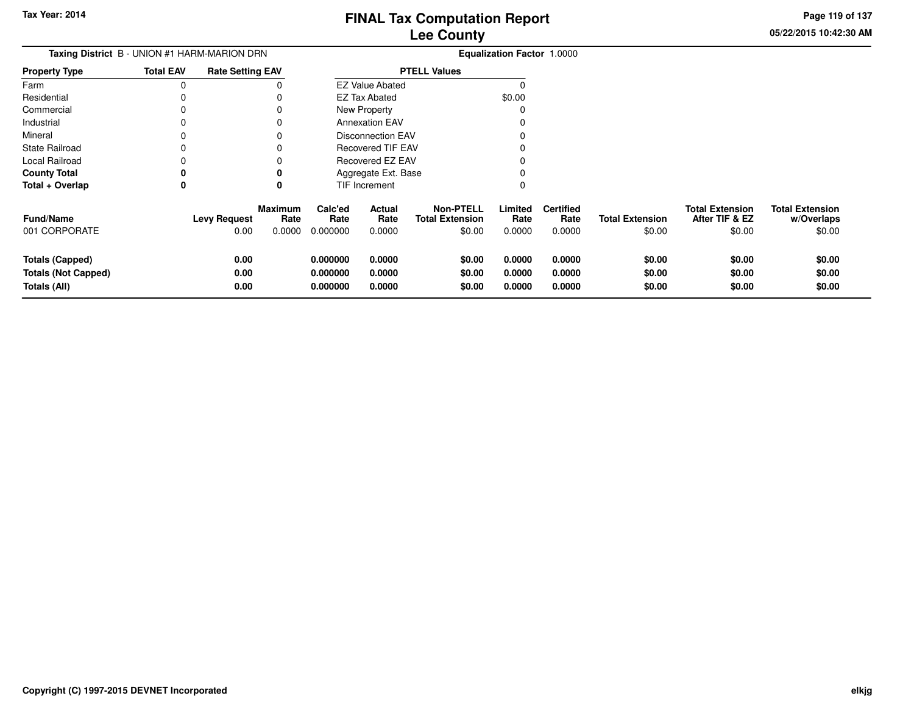**Tax Year: 2014**

# FINAL Tax Computation Report
## Lee County

05/22/2015 10:42:30 AM

**Taxing District** B - UNION #1 HARM-MARION DRN

**Equalization Factor** 1.0000

| Property Type | Total EAV | Rate Setting EAV |
|---|---|---|
| Farm | 0 | 0 |
| Residential | 0 | 0 |
| Commercial | 0 | 0 |
| Industrial | 0 | 0 |
| Mineral | 0 | 0 |
| State Railroad | 0 | 0 |
| Local Railroad | 0 | 0 |
| **County Total** | **0** | **0** |
| **Total + Overlap** | **0** | **0** |

| PTELL Values | |
|---|---|
| EZ Value Abated | 0 |
| EZ Tax Abated | $0.00 |
| New Property | 0 |
| Annexation EAV | 0 |
| Disconnection EAV | 0 |
| Recovered TIF EAV | 0 |
| Recovered EZ EAV | 0 |
| Aggregate Ext. Base | 0 |
| TIF Increment | 0 |

| Fund/Name | Levy Request | Maximum Rate | Calc'ed Rate | Actual Rate | Non-PTELL Total Extension | Limited Rate | Certified Rate | Total Extension | Total Extension After TIF & EZ | Total Extension w/Overlaps |
|---|---|---|---|---|---|---|---|---|---|---|
| 001 CORPORATE | 0.00 | 0.0000 | 0.000000 | 0.0000 | $0.00 | 0.0000 | 0.0000 | $0.00 | $0.00 | $0.00 |
| **Totals (Capped)** | **0.00** | | **0.000000** | **0.0000** | **$0.00** | **0.0000** | **0.0000** | **$0.00** | **$0.00** | **$0.00** |
| **Totals (Not Capped)** | **0.00** | | **0.000000** | **0.0000** | **$0.00** | **0.0000** | **0.0000** | **$0.00** | **$0.00** | **$0.00** |
| **Totals (All)** | **0.00** | | **0.000000** | **0.0000** | **$0.00** | **0.0000** | **0.0000** | **$0.00** | **$0.00** | **$0.00** |

**Copyright (C) 1997-2015 DEVNET Incorporated**

elkjg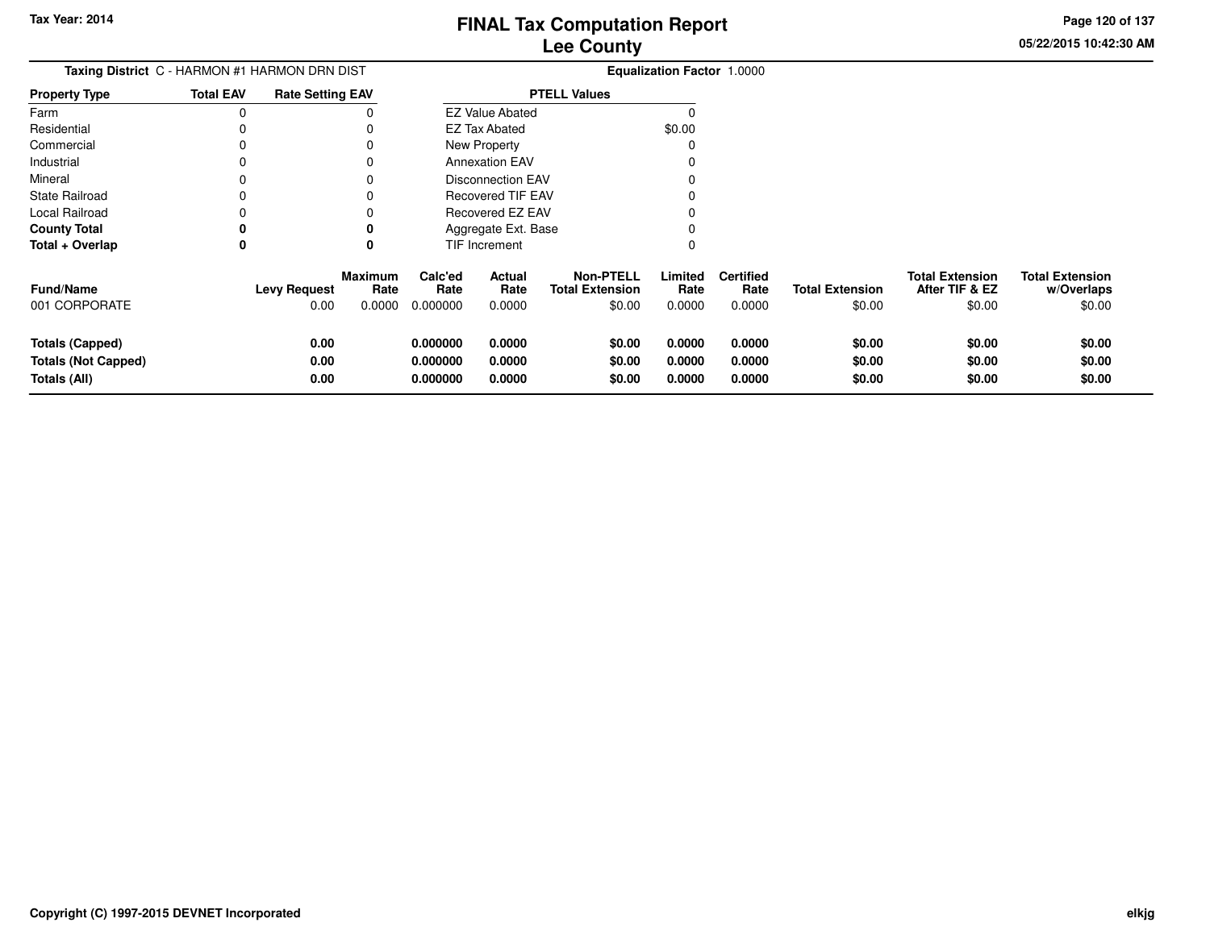Tax Year: 2014

# FINAL Tax Computation Report
## Lee County

05/22/2015 10:42:30 AM

**Taxing District** C - HARMON #1 HARMON DRN DIST

**Equalization Factor** 1.0000

| Property Type | Total EAV | Rate Setting EAV |
|---|---|---|
| Farm | 0 | 0 |
| Residential | 0 | 0 |
| Commercial | 0 | 0 |
| Industrial | 0 | 0 |
| Mineral | 0 | 0 |
| State Railroad | 0 | 0 |
| Local Railroad | 0 | 0 |
| **County Total** | **0** | **0** |
| **Total + Overlap** | **0** | **0** |

| PTELL Values | |
|---|---|
| EZ Value Abated | 0 |
| EZ Tax Abated | $0.00 |
| New Property | 0 |
| Annexation EAV | 0 |
| Disconnection EAV | 0 |
| Recovered TIF EAV | 0 |
| Recovered EZ EAV | 0 |
| Aggregate Ext. Base | 0 |
| TIF Increment | 0 |

| Fund/Name | Levy Request | Maximum Rate | Calc'ed Rate | Actual Rate | Non-PTELL Total Extension | Limited Rate | Certified Rate | Total Extension | Total Extension After TIF & EZ | Total Extension w/Overlaps |
|---|---|---|---|---|---|---|---|---|---|---|
| 001 CORPORATE | 0.00 | 0.0000 | 0.000000 | 0.0000 | $0.00 | 0.0000 | 0.0000 | $0.00 | $0.00 | $0.00 |
| **Totals (Capped)** | **0.00** | | **0.000000** | **0.0000** | **$0.00** | **0.0000** | **0.0000** | **$0.00** | **$0.00** | **$0.00** |
| **Totals (Not Capped)** | **0.00** | | **0.000000** | **0.0000** | **$0.00** | **0.0000** | **0.0000** | **$0.00** | **$0.00** | **$0.00** |
| **Totals (All)** | **0.00** | | **0.000000** | **0.0000** | **$0.00** | **0.0000** | **0.0000** | **$0.00** | **$0.00** | **$0.00** |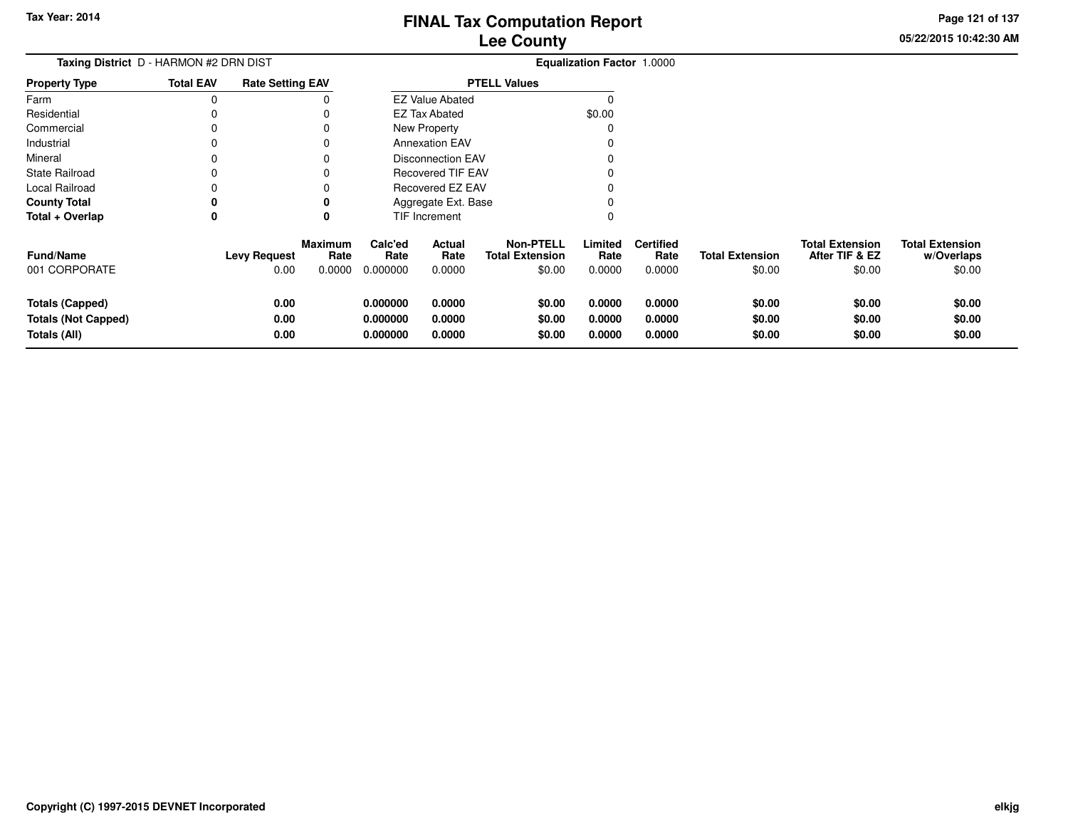# FINAL Tax Computation Report
## Lee County

**Tax Year: 2014**

**Taxing District** D - HARMON #2 DRN DIST

**Equalization Factor** 1.0000

| Property Type | Total EAV | Rate Setting EAV |
|---|---|---|
| Farm | 0 | 0 |
| Residential | 0 | 0 |
| Commercial | 0 | 0 |
| Industrial | 0 | 0 |
| Mineral | 0 | 0 |
| State Railroad | 0 | 0 |
| Local Railroad | 0 | 0 |
| **County Total** | **0** | **0** |
| **Total + Overlap** | **0** | **0** |

| PTELL Values | |
|---|---|
| EZ Value Abated | 0 |
| EZ Tax Abated | $0.00 |
| New Property | 0 |
| Annexation EAV | 0 |
| Disconnection EAV | 0 |
| Recovered TIF EAV | 0 |
| Recovered EZ EAV | 0 |
| Aggregate Ext. Base | 0 |
| TIF Increment | 0 |

| Fund/Name | Levy Request | Maximum Rate | Calc'ed Rate | Actual Rate | Non-PTELL Total Extension | Limited Rate | Certified Rate | Total Extension | Total Extension After TIF & EZ | Total Extension w/Overlaps |
|---|---|---|---|---|---|---|---|---|---|---|
| 001 CORPORATE | 0.00 | 0.0000 | 0.000000 | 0.0000 | $0.00 | 0.0000 | 0.0000 | $0.00 | $0.00 | $0.00 |
| **Totals (Capped)** | **0.00** | | **0.000000** | **0.0000** | **$0.00** | **0.0000** | **0.0000** | **$0.00** | **$0.00** | **$0.00** |
| **Totals (Not Capped)** | **0.00** | | **0.000000** | **0.0000** | **$0.00** | **0.0000** | **0.0000** | **$0.00** | **$0.00** | **$0.00** |
| **Totals (All)** | **0.00** | | **0.000000** | **0.0000** | **$0.00** | **0.0000** | **0.0000** | **$0.00** | **$0.00** | **$0.00** |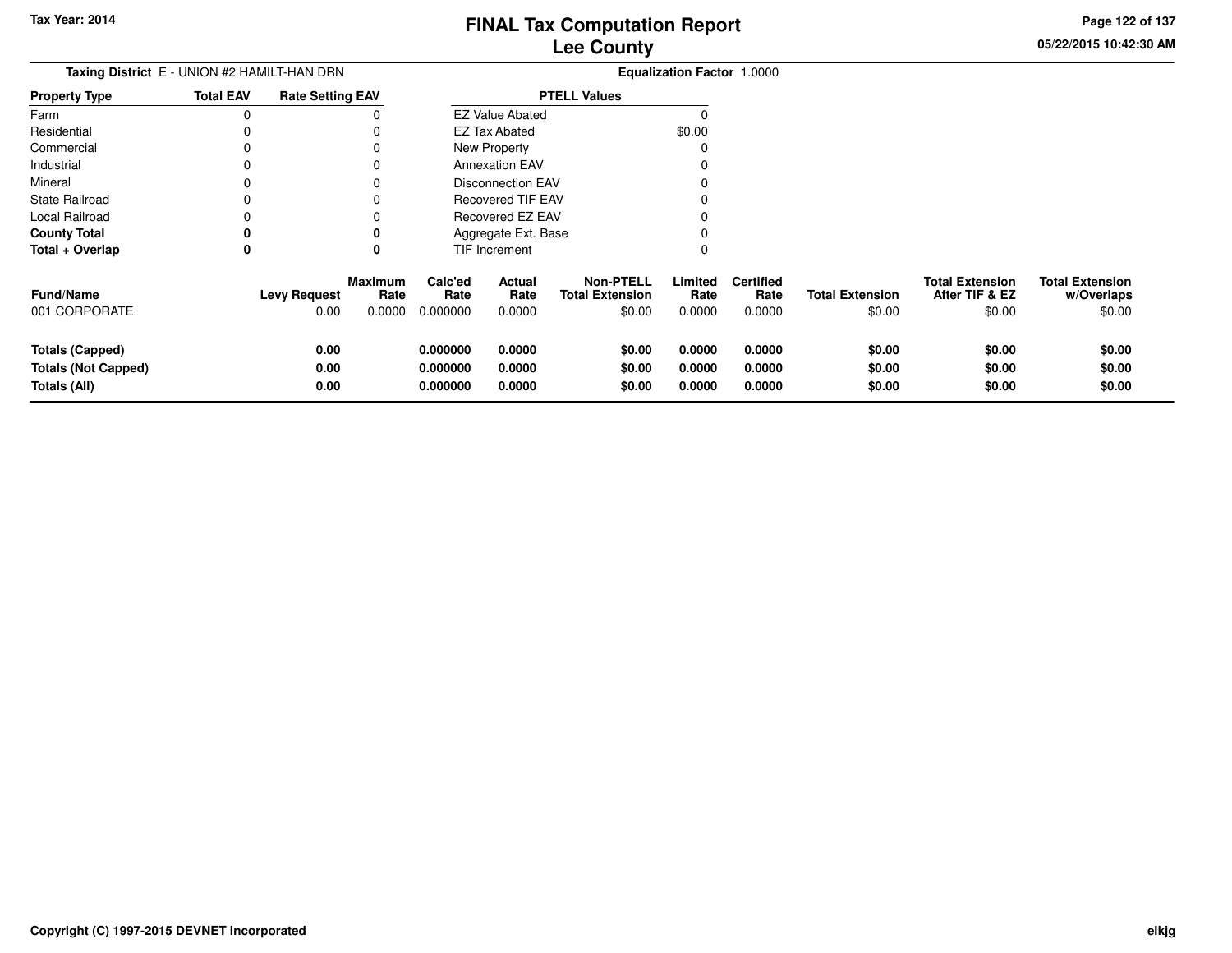**Tax Year: 2014**

# FINAL Tax Computation Report
# Lee County

05/22/2015 10:42:30 AM

**Taxing District** E - UNION #2 HAMILT-HAN DRN

**Equalization Factor** 1.0000

| Property Type | Total EAV | Rate Setting EAV |
|---|---|---|
| Farm | 0 | 0 |
| Residential | 0 | 0 |
| Commercial | 0 | 0 |
| Industrial | 0 | 0 |
| Mineral | 0 | 0 |
| State Railroad | 0 | 0 |
| Local Railroad | 0 | 0 |
| **County Total** | **0** | **0** |
| **Total + Overlap** | **0** | **0** |

| PTELL Values | |
|---|---|
| EZ Value Abated | 0 |
| EZ Tax Abated | $0.00 |
| New Property | 0 |
| Annexation EAV | 0 |
| Disconnection EAV | 0 |
| Recovered TIF EAV | 0 |
| Recovered EZ EAV | 0 |
| Aggregate Ext. Base | 0 |
| TIF Increment | 0 |

| Fund/Name | Levy Request | Maximum Rate | Calc'ed Rate | Actual Rate | Non-PTELL Total Extension | Limited Rate | Certified Rate | Total Extension | Total Extension After TIF & EZ | Total Extension w/Overlaps |
|---|---|---|---|---|---|---|---|---|---|---|
| 001 CORPORATE | 0.00 | 0.0000 | 0.000000 | 0.0000 | $0.00 | 0.0000 | 0.0000 | $0.00 | $0.00 | $0.00 |
| **Totals (Capped)** | **0.00** | | **0.000000** | **0.0000** | **$0.00** | **0.0000** | **0.0000** | **$0.00** | **$0.00** | **$0.00** |
| **Totals (Not Capped)** | **0.00** | | **0.000000** | **0.0000** | **$0.00** | **0.0000** | **0.0000** | **$0.00** | **$0.00** | **$0.00** |
| **Totals (All)** | **0.00** | | **0.000000** | **0.0000** | **$0.00** | **0.0000** | **0.0000** | **$0.00** | **$0.00** | **$0.00** |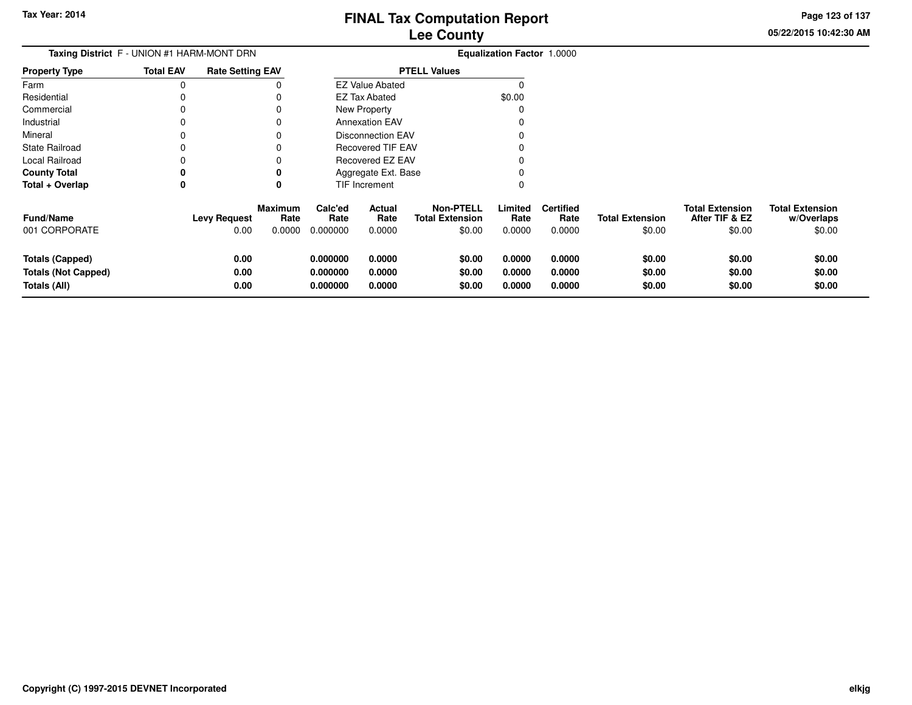Tax Year: 2014

# FINAL Tax Computation Report
## Lee County

05/22/2015 10:42:30 AM

**Taxing District** F - UNION #1 HARM-MONT DRN **Equalization Factor** 1.0000

| Property Type | Total EAV | Rate Setting EAV |
|---|---|---|
| Farm | 0 | 0 |
| Residential | 0 | 0 |
| Commercial | 0 | 0 |
| Industrial | 0 | 0 |
| Mineral | 0 | 0 |
| State Railroad | 0 | 0 |
| Local Railroad | 0 | 0 |
| **County Total** | **0** | **0** |
| **Total + Overlap** | **0** | **0** |

| PTELL Values | |
|---|---|
| EZ Value Abated | 0 |
| EZ Tax Abated | $0.00 |
| New Property | 0 |
| Annexation EAV | 0 |
| Disconnection EAV | 0 |
| Recovered TIF EAV | 0 |
| Recovered EZ EAV | 0 |
| Aggregate Ext. Base | 0 |
| TIF Increment | 0 |

| Fund/Name | Levy Request | Maximum Rate | Calc'ed Rate | Actual Rate | Non-PTELL Total Extension | Limited Rate | Certified Rate | Total Extension | Total Extension After TIF & EZ | Total Extension w/Overlaps |
|---|---|---|---|---|---|---|---|---|---|---|
| 001 CORPORATE | 0.00 | 0.0000 | 0.000000 | 0.0000 | $0.00 | 0.0000 | 0.0000 | $0.00 | $0.00 | $0.00 |
| **Totals (Capped)** | **0.00** | | **0.000000** | **0.0000** | **$0.00** | **0.0000** | **0.0000** | **$0.00** | **$0.00** | **$0.00** |
| **Totals (Not Capped)** | **0.00** | | **0.000000** | **0.0000** | **$0.00** | **0.0000** | **0.0000** | **$0.00** | **$0.00** | **$0.00** |
| **Totals (All)** | **0.00** | | **0.000000** | **0.0000** | **$0.00** | **0.0000** | **0.0000** | **$0.00** | **$0.00** | **$0.00** |

Copyright (C) 1997-2015 DEVNET Incorporated

elkjg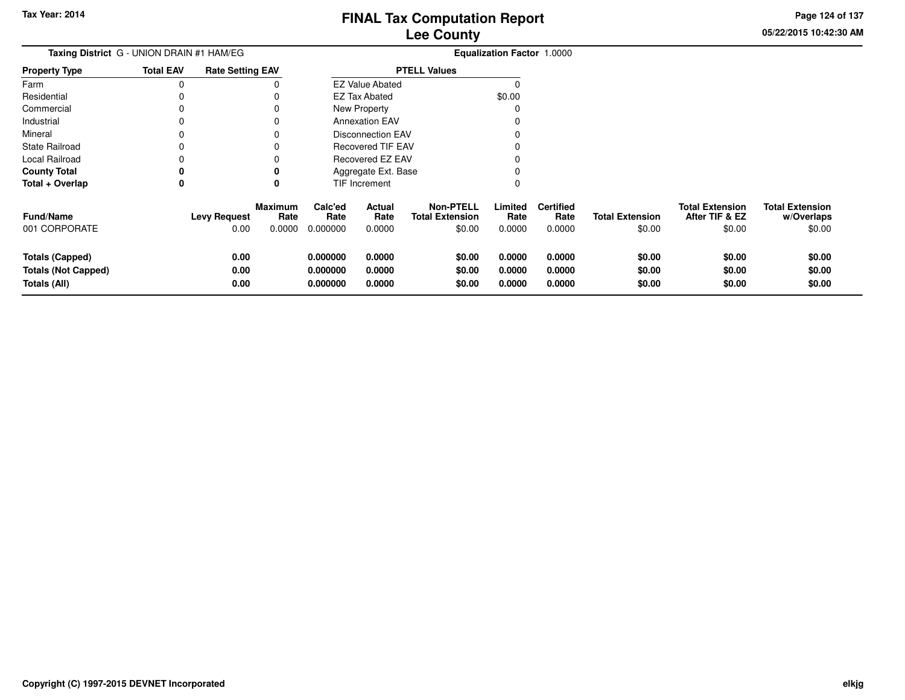# FINAL Tax Computation Report
## Lee County

Tax Year: 2014

**Taxing District** G - UNION DRAIN #1 HAM/EG

**Equalization Factor** 1.0000

| Property Type | Total EAV | Rate Setting EAV |
|---|---|---|
| Farm | 0 | 0 |
| Residential | 0 | 0 |
| Commercial | 0 | 0 |
| Industrial | 0 | 0 |
| Mineral | 0 | 0 |
| State Railroad | 0 | 0 |
| Local Railroad | 0 | 0 |
| **County Total** | **0** | **0** |
| **Total + Overlap** | **0** | **0** |

| PTELL Values | |
|---|---|
| EZ Value Abated | 0 |
| EZ Tax Abated | $0.00 |
| New Property | 0 |
| Annexation EAV | 0 |
| Disconnection EAV | 0 |
| Recovered TIF EAV | 0 |
| Recovered EZ EAV | 0 |
| Aggregate Ext. Base | 0 |
| TIF Increment | 0 |

| Fund/Name | Levy Request | Maximum Rate | Calc'ed Rate | Actual Rate | Non-PTELL Total Extension | Limited Rate | Certified Rate | Total Extension | Total Extension After TIF & EZ | Total Extension w/Overlaps |
|---|---|---|---|---|---|---|---|---|---|---|
| 001 CORPORATE | 0.00 | 0.0000 | 0.000000 | 0.0000 | $0.00 | 0.0000 | 0.0000 | $0.00 | $0.00 | $0.00 |
| **Totals (Capped)** | **0.00** | | **0.000000** | **0.0000** | **$0.00** | **0.0000** | **0.0000** | **$0.00** | **$0.00** | **$0.00** |
| **Totals (Not Capped)** | **0.00** | | **0.000000** | **0.0000** | **$0.00** | **0.0000** | **0.0000** | **$0.00** | **$0.00** | **$0.00** |
| **Totals (All)** | **0.00** | | **0.000000** | **0.0000** | **$0.00** | **0.0000** | **0.0000** | **$0.00** | **$0.00** | **$0.00** |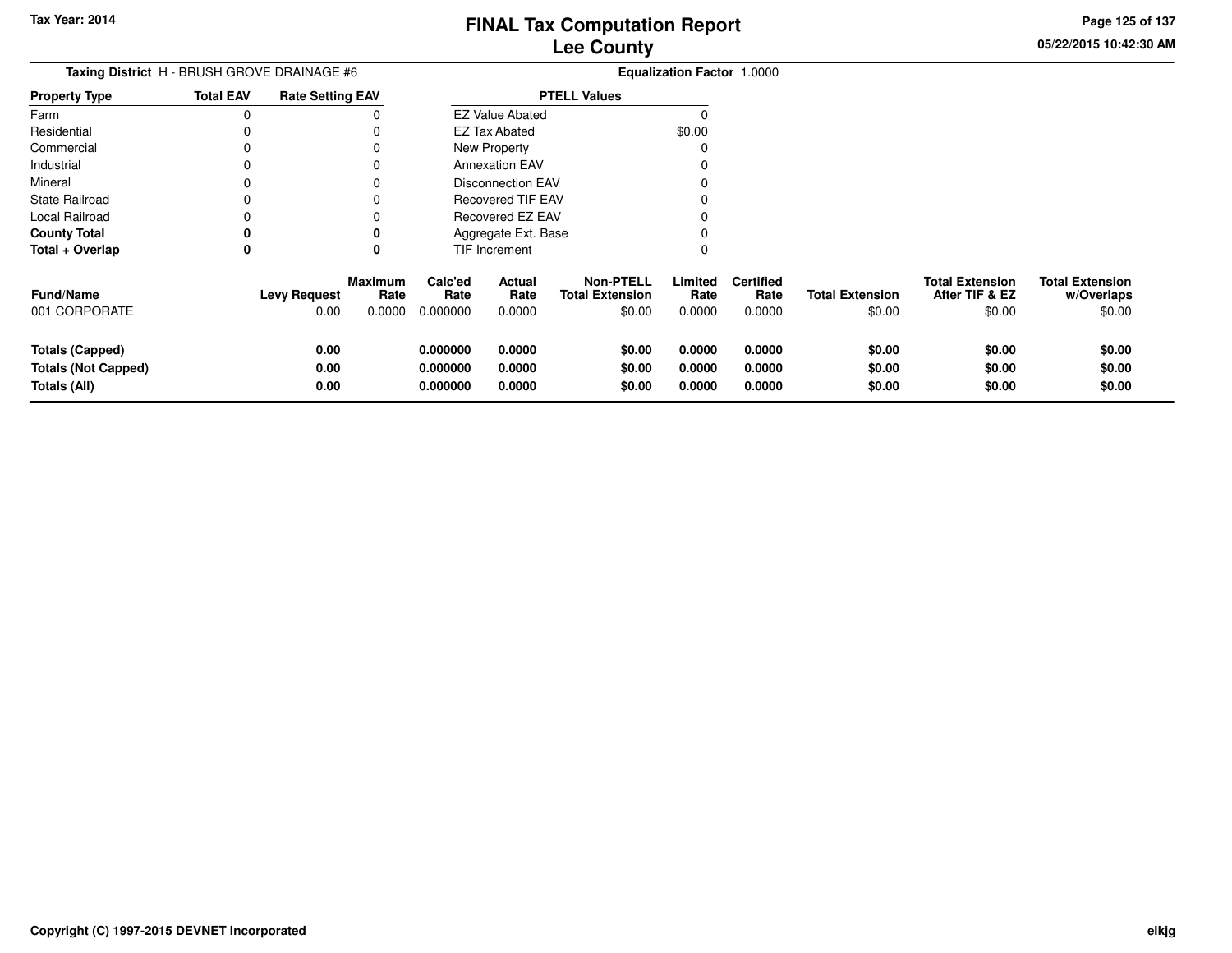Tax Year: 2014

# FINAL Tax Computation Report
## Lee County

05/22/2015 10:42:30 AM

**Taxing District** H - BRUSH GROVE DRAINAGE #6 **Equalization Factor** 1.0000

| Property Type | Total EAV | Rate Setting EAV |
|---|---|---|
| Farm | 0 | 0 |
| Residential | 0 | 0 |
| Commercial | 0 | 0 |
| Industrial | 0 | 0 |
| Mineral | 0 | 0 |
| State Railroad | 0 | 0 |
| Local Railroad | 0 | 0 |
| **County Total** | **0** | **0** |
| **Total + Overlap** | **0** | **0** |

| PTELL Values | |
|---|---|
| EZ Value Abated | 0 |
| EZ Tax Abated | $0.00 |
| New Property | 0 |
| Annexation EAV | 0 |
| Disconnection EAV | 0 |
| Recovered TIF EAV | 0 |
| Recovered EZ EAV | 0 |
| Aggregate Ext. Base | 0 |
| TIF Increment | 0 |

| Fund/Name | Levy Request | Maximum Rate | Calc'ed Rate | Actual Rate | Non-PTELL Total Extension | Limited Rate | Certified Rate | Total Extension | Total Extension After TIF & EZ | Total Extension w/Overlaps |
|---|---|---|---|---|---|---|---|---|---|---|
| 001 CORPORATE | 0.00 | 0.0000 | 0.000000 | 0.0000 | $0.00 | 0.0000 | 0.0000 | $0.00 | $0.00 | $0.00 |
| **Totals (Capped)** | **0.00** | | **0.000000** | **0.0000** | **$0.00** | **0.0000** | **0.0000** | **$0.00** | **$0.00** | **$0.00** |
| **Totals (Not Capped)** | **0.00** | | **0.000000** | **0.0000** | **$0.00** | **0.0000** | **0.0000** | **$0.00** | **$0.00** | **$0.00** |
| **Totals (All)** | **0.00** | | **0.000000** | **0.0000** | **$0.00** | **0.0000** | **0.0000** | **$0.00** | **$0.00** | **$0.00** |

Copyright (C) 1997-2015 DEVNET Incorporated

elkjg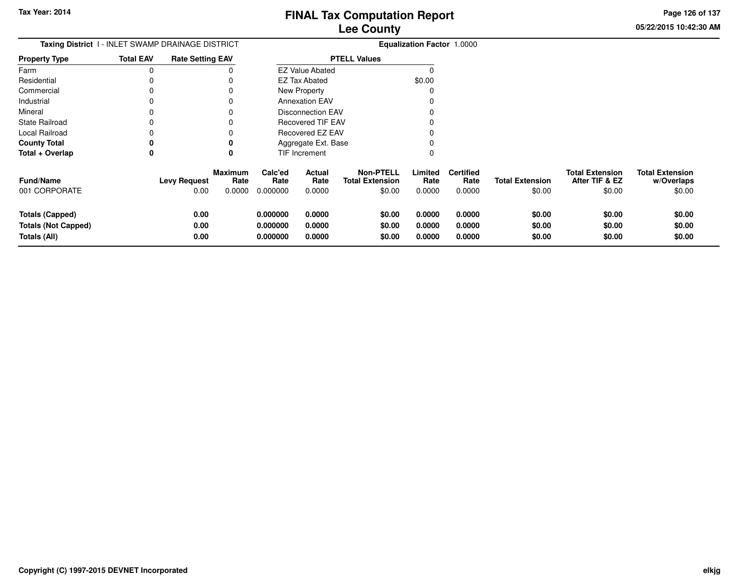# FINAL Tax Computation Report
## Lee County

Tax Year: 2014

05/22/2015 10:42:30 AM

**Taxing District** I - INLET SWAMP DRAINAGE DISTRICT

**Equalization Factor** 1.0000

| Property Type | Total EAV | Rate Setting EAV |
|---|---|---|
| Farm | 0 | 0 |
| Residential | 0 | 0 |
| Commercial | 0 | 0 |
| Industrial | 0 | 0 |
| Mineral | 0 | 0 |
| State Railroad | 0 | 0 |
| Local Railroad | 0 | 0 |
| **County Total** | **0** | **0** |
| **Total + Overlap** | **0** | **0** |

| PTELL Values | |
|---|---|
| EZ Value Abated | 0 |
| EZ Tax Abated | $0.00 |
| New Property | 0 |
| Annexation EAV | 0 |
| Disconnection EAV | 0 |
| Recovered TIF EAV | 0 |
| Recovered EZ EAV | 0 |
| Aggregate Ext. Base | 0 |
| TIF Increment | 0 |

| Fund/Name | Levy Request | Maximum Rate | Calc'ed Rate | Actual Rate | Non-PTELL Total Extension | Limited Rate | Certified Rate | Total Extension | Total Extension After TIF & EZ | Total Extension w/Overlaps |
|---|---|---|---|---|---|---|---|---|---|---|
| 001 CORPORATE | 0.00 | 0.0000 | 0.000000 | 0.0000 | $0.00 | 0.0000 | 0.0000 | $0.00 | $0.00 | $0.00 |
| **Totals (Capped)** | **0.00** | | **0.000000** | **0.0000** | **$0.00** | **0.0000** | **0.0000** | **$0.00** | **$0.00** | **$0.00** |
| **Totals (Not Capped)** | **0.00** | | **0.000000** | **0.0000** | **$0.00** | **0.0000** | **0.0000** | **$0.00** | **$0.00** | **$0.00** |
| **Totals (All)** | **0.00** | | **0.000000** | **0.0000** | **$0.00** | **0.0000** | **0.0000** | **$0.00** | **$0.00** | **$0.00** |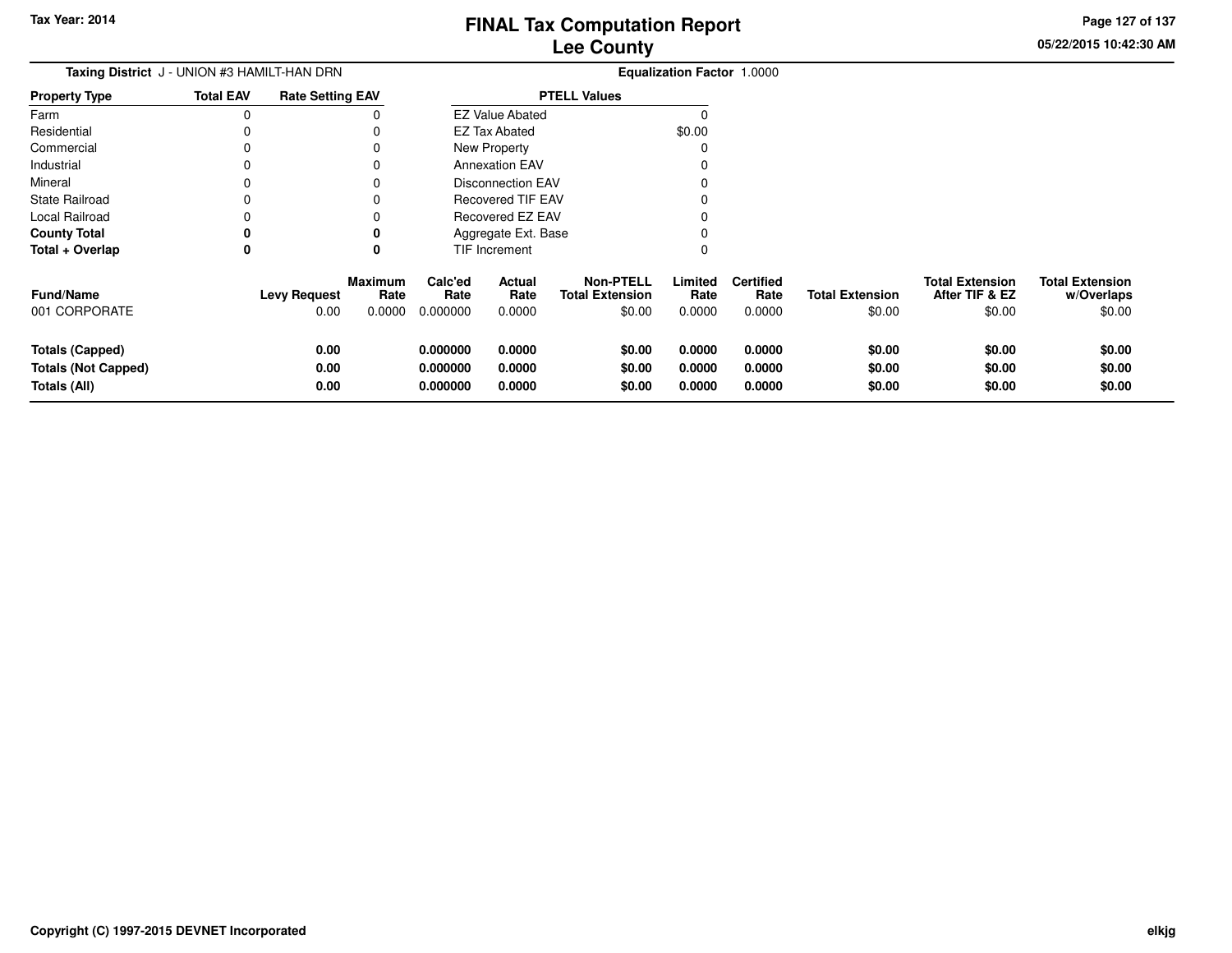# FINAL Tax Computation Report
## Lee County

Tax Year: 2014

05/22/2015 10:42:30 AM

**Taxing District** J - UNION #3 HAMILT-HAN DRN

**Equalization Factor** 1.0000

| Property Type | Total EAV | Rate Setting EAV |
|---|---|---|
| Farm | 0 | 0 |
| Residential | 0 | 0 |
| Commercial | 0 | 0 |
| Industrial | 0 | 0 |
| Mineral | 0 | 0 |
| State Railroad | 0 | 0 |
| Local Railroad | 0 | 0 |
| **County Total** | **0** | **0** |
| **Total + Overlap** | **0** | **0** |

| PTELL Values | |
|---|---|
| EZ Value Abated | 0 |
| EZ Tax Abated | $0.00 |
| New Property | 0 |
| Annexation EAV | 0 |
| Disconnection EAV | 0 |
| Recovered TIF EAV | 0 |
| Recovered EZ EAV | 0 |
| Aggregate Ext. Base | 0 |
| TIF Increment | 0 |

| Fund/Name | Levy Request | Maximum Rate | Calc'ed Rate | Actual Rate | Non-PTELL Total Extension | Limited Rate | Certified Rate | Total Extension | Total Extension After TIF & EZ | Total Extension w/Overlaps |
|---|---|---|---|---|---|---|---|---|---|---|
| 001 CORPORATE | 0.00 | 0.0000 | 0.000000 | 0.0000 | $0.00 | 0.0000 | 0.0000 | $0.00 | $0.00 | $0.00 |
| **Totals (Capped)** | **0.00** | | **0.000000** | **0.0000** | **$0.00** | **0.0000** | **0.0000** | **$0.00** | **$0.00** | **$0.00** |
| **Totals (Not Capped)** | **0.00** | | **0.000000** | **0.0000** | **$0.00** | **0.0000** | **0.0000** | **$0.00** | **$0.00** | **$0.00** |
| **Totals (All)** | **0.00** | | **0.000000** | **0.0000** | **$0.00** | **0.0000** | **0.0000** | **$0.00** | **$0.00** | **$0.00** |

Copyright (C) 1997-2015 DEVNET Incorporated

elkjg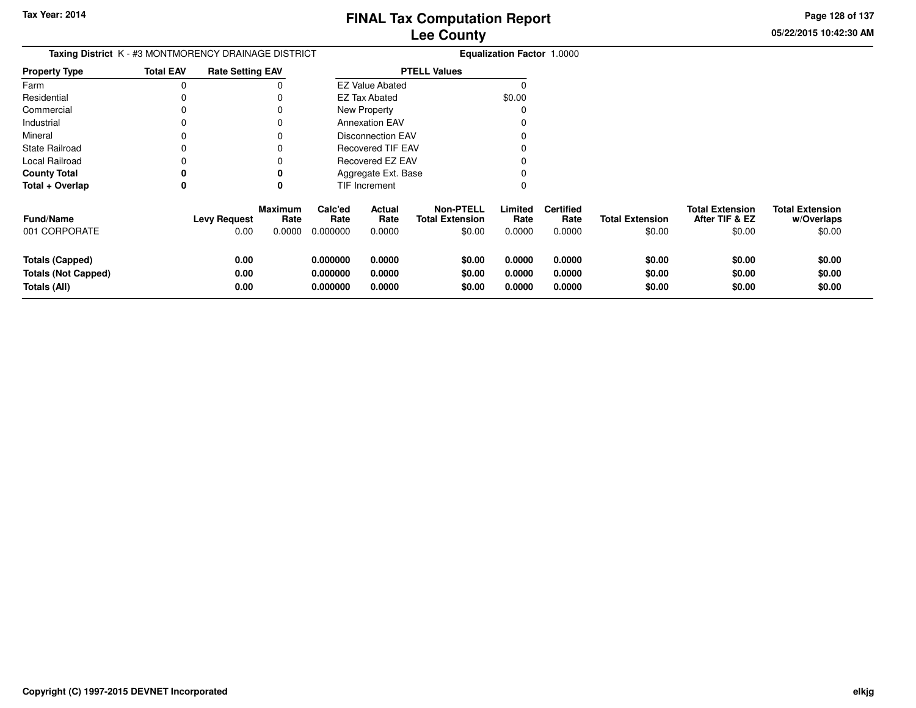**Tax Year: 2014**

# FINAL Tax Computation Report
## Lee County

05/22/2015 10:42:30 AM

**Taxing District** K - #3 MONTMORENCY DRAINAGE DISTRICT

**Equalization Factor** 1.0000

| Property Type | Total EAV | Rate Setting EAV |
|---|---|---|
| Farm | 0 | 0 |
| Residential | 0 | 0 |
| Commercial | 0 | 0 |
| Industrial | 0 | 0 |
| Mineral | 0 | 0 |
| State Railroad | 0 | 0 |
| Local Railroad | 0 | 0 |
| **County Total** | **0** | **0** |
| **Total + Overlap** | **0** | **0** |

| PTELL Values | |
|---|---|
| EZ Value Abated | 0 |
| EZ Tax Abated | $0.00 |
| New Property | 0 |
| Annexation EAV | 0 |
| Disconnection EAV | 0 |
| Recovered TIF EAV | 0 |
| Recovered EZ EAV | 0 |
| Aggregate Ext. Base | 0 |
| TIF Increment | 0 |

| Fund/Name | Levy Request | Maximum Rate | Calc'ed Rate | Actual Rate | Non-PTELL Total Extension | Limited Rate | Certified Rate | Total Extension | Total Extension After TIF & EZ | Total Extension w/Overlaps |
|---|---|---|---|---|---|---|---|---|---|---|
| 001 CORPORATE | 0.00 | 0.0000 | 0.000000 | 0.0000 | $0.00 | 0.0000 | 0.0000 | $0.00 | $0.00 | $0.00 |
| **Totals (Capped)** | **0.00** | | **0.000000** | **0.0000** | **$0.00** | **0.0000** | **0.0000** | **$0.00** | **$0.00** | **$0.00** |
| **Totals (Not Capped)** | **0.00** | | **0.000000** | **0.0000** | **$0.00** | **0.0000** | **0.0000** | **$0.00** | **$0.00** | **$0.00** |
| **Totals (All)** | **0.00** | | **0.000000** | **0.0000** | **$0.00** | **0.0000** | **0.0000** | **$0.00** | **$0.00** | **$0.00** |

**Copyright (C) 1997-2015 DEVNET Incorporated** elkjg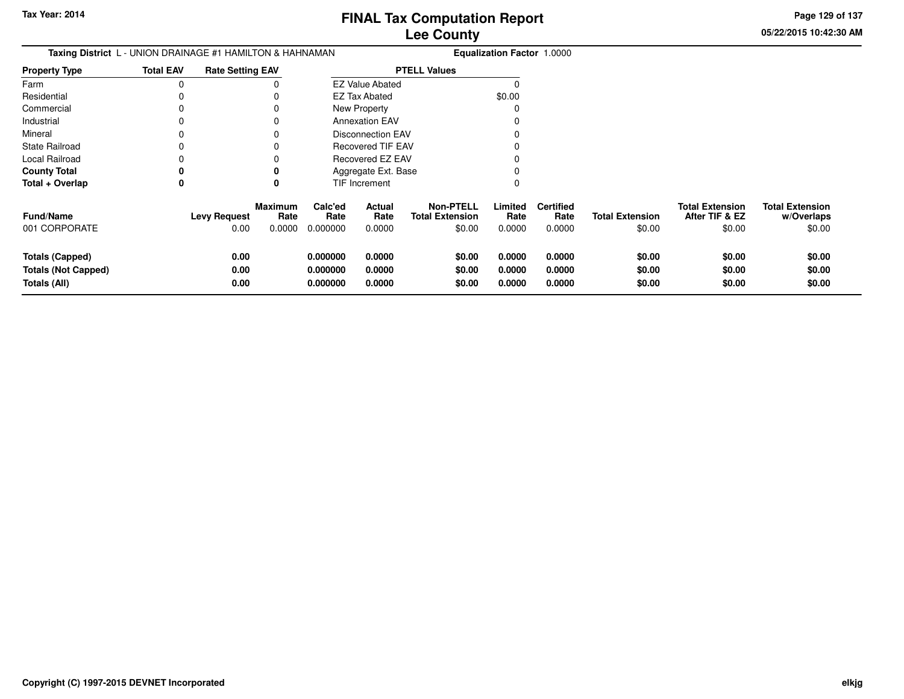Tax Year: 2014

# FINAL Tax Computation Report
## Lee County

05/22/2015 10:42:30 AM

**Taxing District** L - UNION DRAINAGE #1 HAMILTON & HAHNAMAN **Equalization Factor** 1.0000

| Property Type | Total EAV | Rate Setting EAV |
|---|---|---|
| Farm | 0 | 0 |
| Residential | 0 | 0 |
| Commercial | 0 | 0 |
| Industrial | 0 | 0 |
| Mineral | 0 | 0 |
| State Railroad | 0 | 0 |
| Local Railroad | 0 | 0 |
| **County Total** | **0** | **0** |
| **Total + Overlap** | **0** | **0** |

| PTELL Values | |
|---|---|
| EZ Value Abated | 0 |
| EZ Tax Abated | $0.00 |
| New Property | 0 |
| Annexation EAV | 0 |
| Disconnection EAV | 0 |
| Recovered TIF EAV | 0 |
| Recovered EZ EAV | 0 |
| Aggregate Ext. Base | 0 |
| TIF Increment | 0 |

| Fund/Name | Levy Request | Maximum Rate | Calc'ed Rate | Actual Rate | Non-PTELL Total Extension | Limited Rate | Certified Rate | Total Extension | Total Extension After TIF & EZ | Total Extension w/Overlaps |
|---|---|---|---|---|---|---|---|---|---|---|
| 001 CORPORATE | 0.00 | 0.0000 | 0.000000 | 0.0000 | $0.00 | 0.0000 | 0.0000 | $0.00 | $0.00 | $0.00 |
| **Totals (Capped)** | **0.00** | | **0.000000** | **0.0000** | **$0.00** | **0.0000** | **0.0000** | **$0.00** | **$0.00** | **$0.00** |
| **Totals (Not Capped)** | **0.00** | | **0.000000** | **0.0000** | **$0.00** | **0.0000** | **0.0000** | **$0.00** | **$0.00** | **$0.00** |
| **Totals (All)** | **0.00** | | **0.000000** | **0.0000** | **$0.00** | **0.0000** | **0.0000** | **$0.00** | **$0.00** | **$0.00** |

Copyright (C) 1997-2015 DEVNET Incorporated

elkjg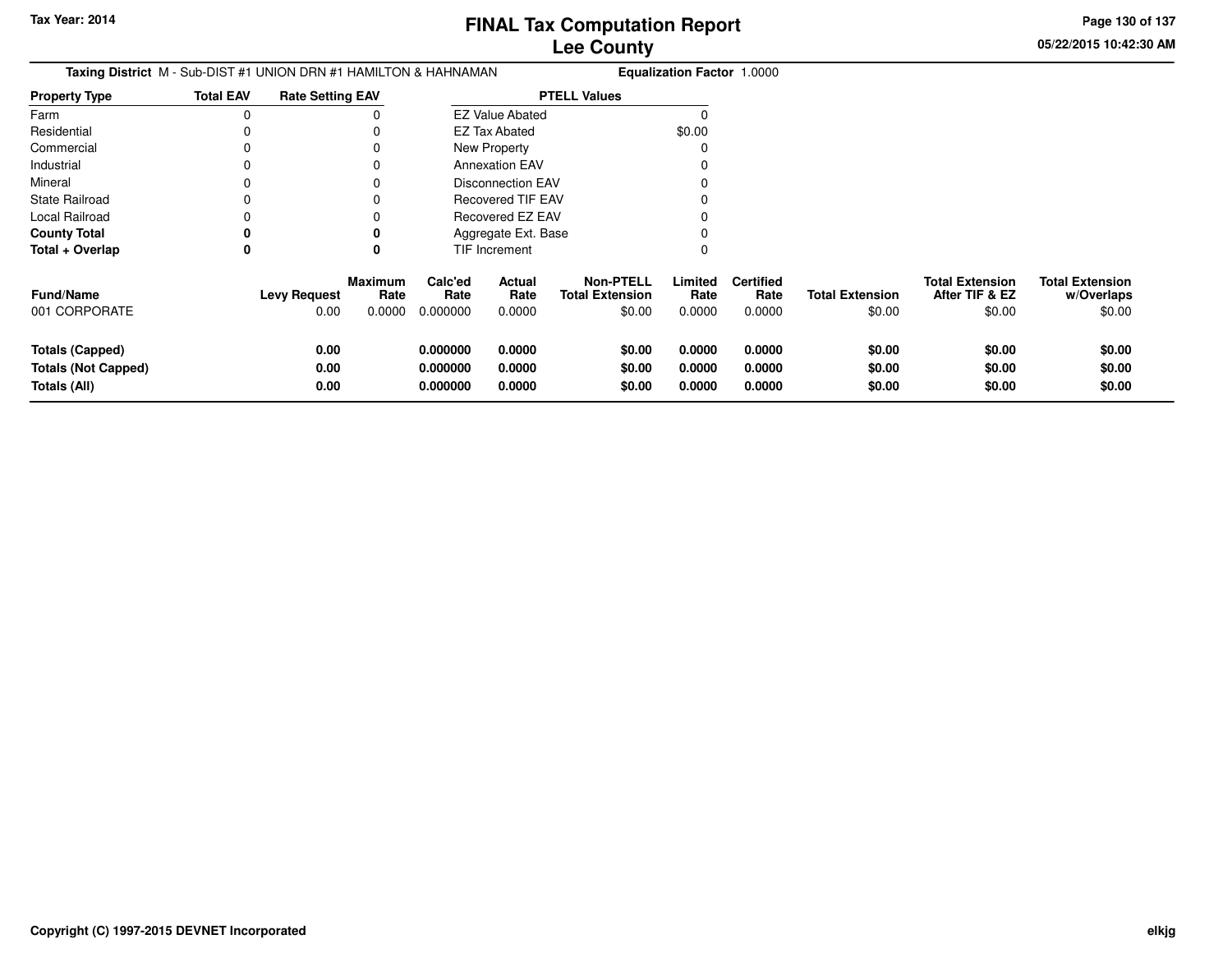# FINAL Tax Computation Report
## Lee County

**Tax Year: 2014**

05/22/2015 10:42:30 AM

**Taxing District** M - Sub-DIST #1 UNION DRN #1 HAMILTON & HAHNAMAN

**Equalization Factor** 1.0000

| Property Type | Total EAV | Rate Setting EAV |
|---|---|---|
| Farm | 0 | 0 |
| Residential | 0 | 0 |
| Commercial | 0 | 0 |
| Industrial | 0 | 0 |
| Mineral | 0 | 0 |
| State Railroad | 0 | 0 |
| Local Railroad | 0 | 0 |
| **County Total** | **0** | **0** |
| **Total + Overlap** | **0** | **0** |

| PTELL Values | |
|---|---|
| EZ Value Abated | 0 |
| EZ Tax Abated | $0.00 |
| New Property | 0 |
| Annexation EAV | 0 |
| Disconnection EAV | 0 |
| Recovered TIF EAV | 0 |
| Recovered EZ EAV | 0 |
| Aggregate Ext. Base | 0 |
| TIF Increment | 0 |

| Fund/Name | Levy Request | Maximum Rate | Calc'ed Rate | Actual Rate | Non-PTELL Total Extension | Limited Rate | Certified Rate | Total Extension | Total Extension After TIF & EZ | Total Extension w/Overlaps |
|---|---|---|---|---|---|---|---|---|---|---|
| 001 CORPORATE | 0.00 | 0.0000 | 0.000000 | 0.0000 | $0.00 | 0.0000 | 0.0000 | $0.00 | $0.00 | $0.00 |
| **Totals (Capped)** | **0.00** | | **0.000000** | **0.0000** | **$0.00** | **0.0000** | **0.0000** | **$0.00** | **$0.00** | **$0.00** |
| **Totals (Not Capped)** | **0.00** | | **0.000000** | **0.0000** | **$0.00** | **0.0000** | **0.0000** | **$0.00** | **$0.00** | **$0.00** |
| **Totals (All)** | **0.00** | | **0.000000** | **0.0000** | **$0.00** | **0.0000** | **0.0000** | **$0.00** | **$0.00** | **$0.00** |

**Copyright (C) 1997-2015 DEVNET Incorporated**

elkjg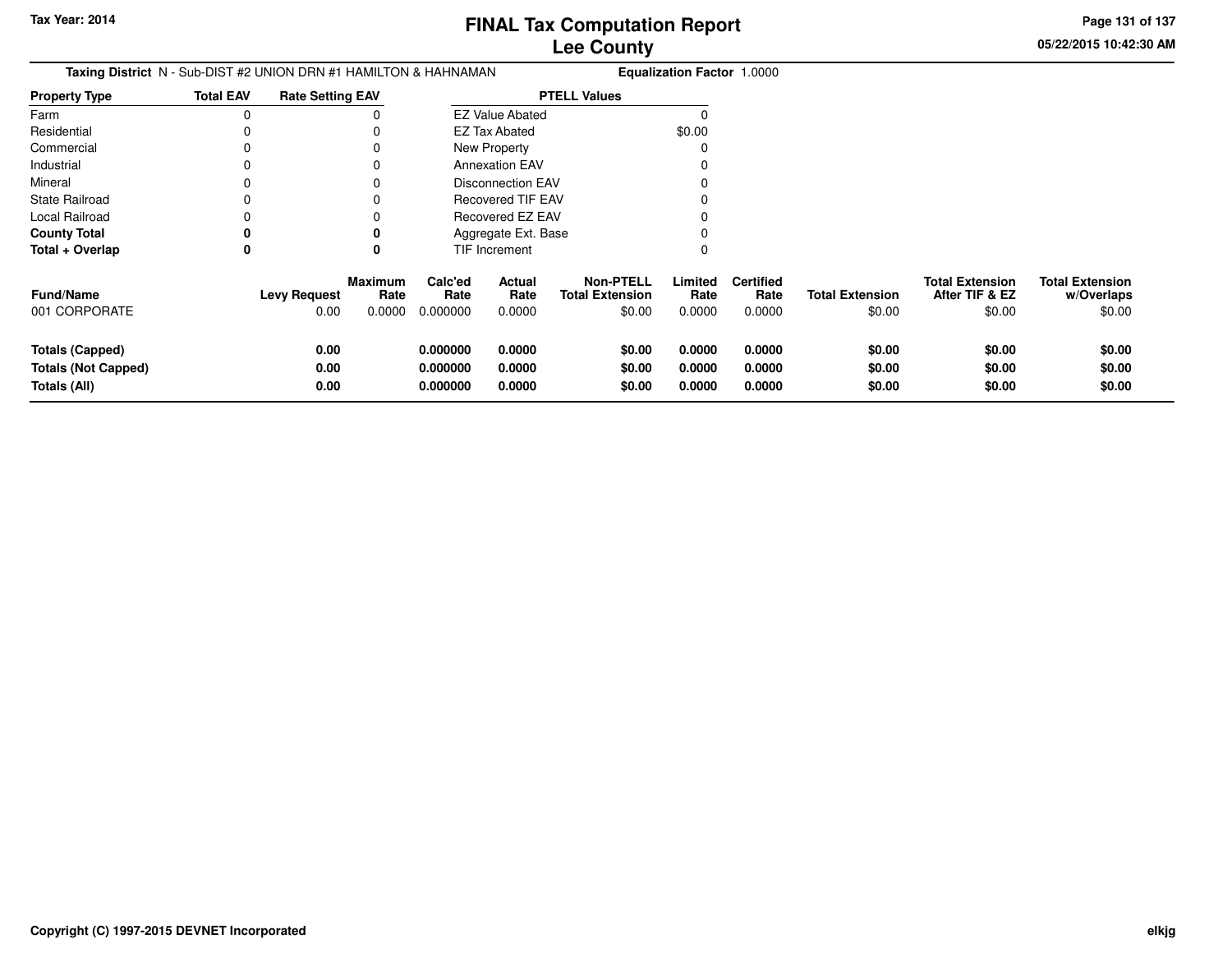# FINAL Tax Computation Report
## Lee County

Tax Year: 2014

05/22/2015 10:42:30 AM

**Taxing District** N - Sub-DIST #2 UNION DRN #1 HAMILTON & HAHNAMAN **Equalization Factor** 1.0000

| Property Type | Total EAV | Rate Setting EAV |
|---|---|---|
| Farm | 0 | 0 |
| Residential | 0 | 0 |
| Commercial | 0 | 0 |
| Industrial | 0 | 0 |
| Mineral | 0 | 0 |
| State Railroad | 0 | 0 |
| Local Railroad | 0 | 0 |
| **County Total** | **0** | **0** |
| **Total + Overlap** | **0** | **0** |

| PTELL Values | |
|---|---|
| EZ Value Abated | 0 |
| EZ Tax Abated | $0.00 |
| New Property | 0 |
| Annexation EAV | 0 |
| Disconnection EAV | 0 |
| Recovered TIF EAV | 0 |
| Recovered EZ EAV | 0 |
| Aggregate Ext. Base | 0 |
| TIF Increment | 0 |

| Fund/Name | Levy Request | Maximum Rate | Calc'ed Rate | Actual Rate | Non-PTELL Total Extension | Limited Rate | Certified Rate | Total Extension | Total Extension After TIF & EZ | Total Extension w/Overlaps |
|---|---|---|---|---|---|---|---|---|---|---|
| 001 CORPORATE | 0.00 | 0.0000 | 0.000000 | 0.0000 | $0.00 | 0.0000 | 0.0000 | $0.00 | $0.00 | $0.00 |
| **Totals (Capped)** | **0.00** | | **0.000000** | **0.0000** | **$0.00** | **0.0000** | **0.0000** | **$0.00** | **$0.00** | **$0.00** |
| **Totals (Not Capped)** | **0.00** | | **0.000000** | **0.0000** | **$0.00** | **0.0000** | **0.0000** | **$0.00** | **$0.00** | **$0.00** |
| **Totals (All)** | **0.00** | | **0.000000** | **0.0000** | **$0.00** | **0.0000** | **0.0000** | **$0.00** | **$0.00** | **$0.00** |

Copyright (C) 1997-2015 DEVNET Incorporated

elkjg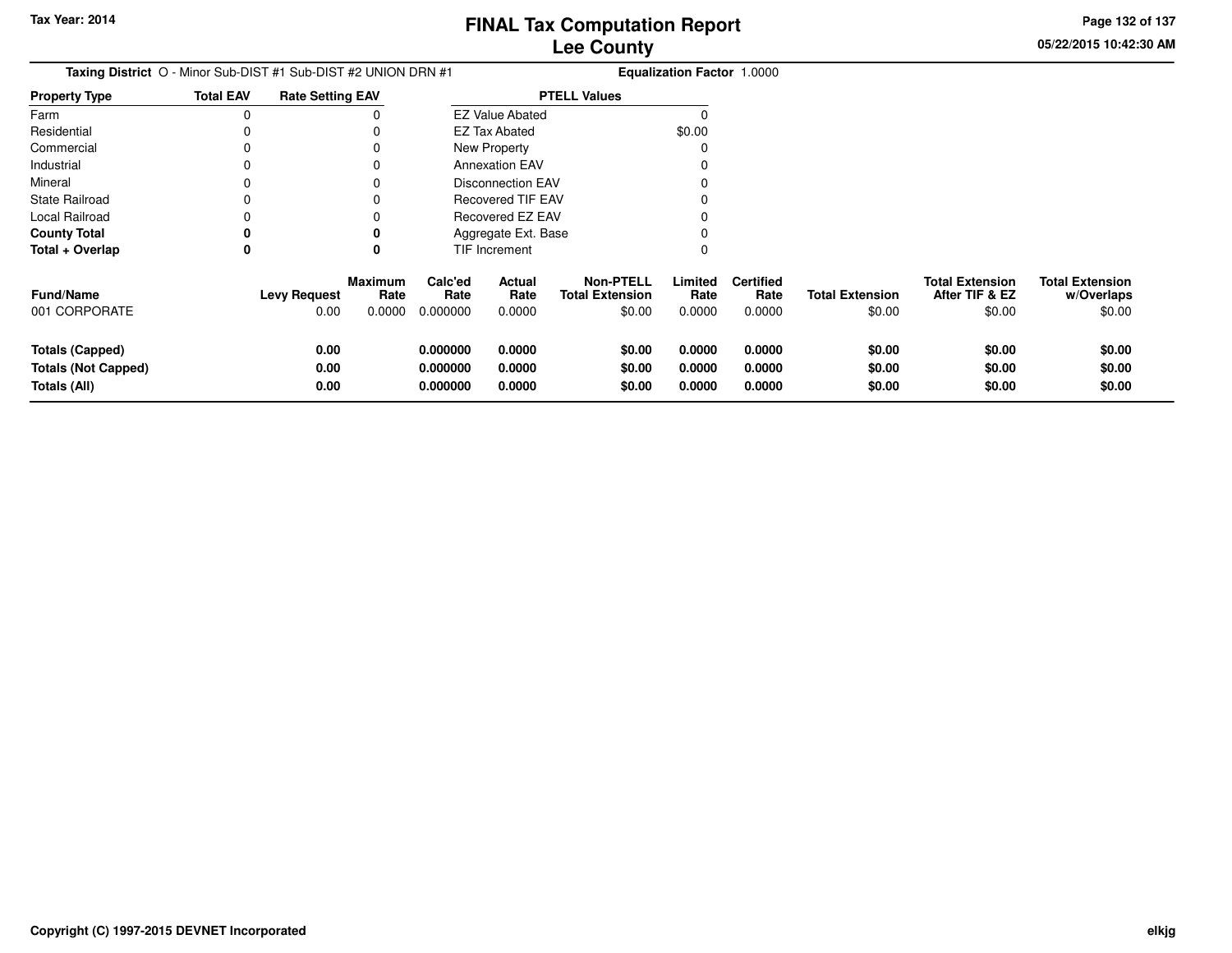Tax Year: 2014

# FINAL Tax Computation Report
## Lee County

05/22/2015 10:42:30 AM

**Taxing District** O - Minor Sub-DIST #1 Sub-DIST #2 UNION DRN #1 **Equalization Factor** 1.0000

| Property Type | Total EAV | Rate Setting EAV |
|---|---|---|
| Farm | 0 | 0 |
| Residential | 0 | 0 |
| Commercial | 0 | 0 |
| Industrial | 0 | 0 |
| Mineral | 0 | 0 |
| State Railroad | 0 | 0 |
| Local Railroad | 0 | 0 |
| **County Total** | **0** | **0** |
| **Total + Overlap** | **0** | **0** |

| PTELL Values | |
|---|---|
| EZ Value Abated | 0 |
| EZ Tax Abated | $0.00 |
| New Property | 0 |
| Annexation EAV | 0 |
| Disconnection EAV | 0 |
| Recovered TIF EAV | 0 |
| Recovered EZ EAV | 0 |
| Aggregate Ext. Base | 0 |
| TIF Increment | 0 |

| Fund/Name | Levy Request | Maximum Rate | Calc'ed Rate | Actual Rate | Non-PTELL Total Extension | Limited Rate | Certified Rate | Total Extension | Total Extension After TIF & EZ | Total Extension w/Overlaps |
|---|---|---|---|---|---|---|---|---|---|---|
| 001 CORPORATE | 0.00 | 0.0000 | 0.000000 | 0.0000 | $0.00 | 0.0000 | 0.0000 | $0.00 | $0.00 | $0.00 |
| **Totals (Capped)** | **0.00** | | **0.000000** | **0.0000** | **$0.00** | **0.0000** | **0.0000** | **$0.00** | **$0.00** | **$0.00** |
| **Totals (Not Capped)** | **0.00** | | **0.000000** | **0.0000** | **$0.00** | **0.0000** | **0.0000** | **$0.00** | **$0.00** | **$0.00** |
| **Totals (All)** | **0.00** | | **0.000000** | **0.0000** | **$0.00** | **0.0000** | **0.0000** | **$0.00** | **$0.00** | **$0.00** |

Copyright (C) 1997-2015 DEVNET Incorporated

elkjg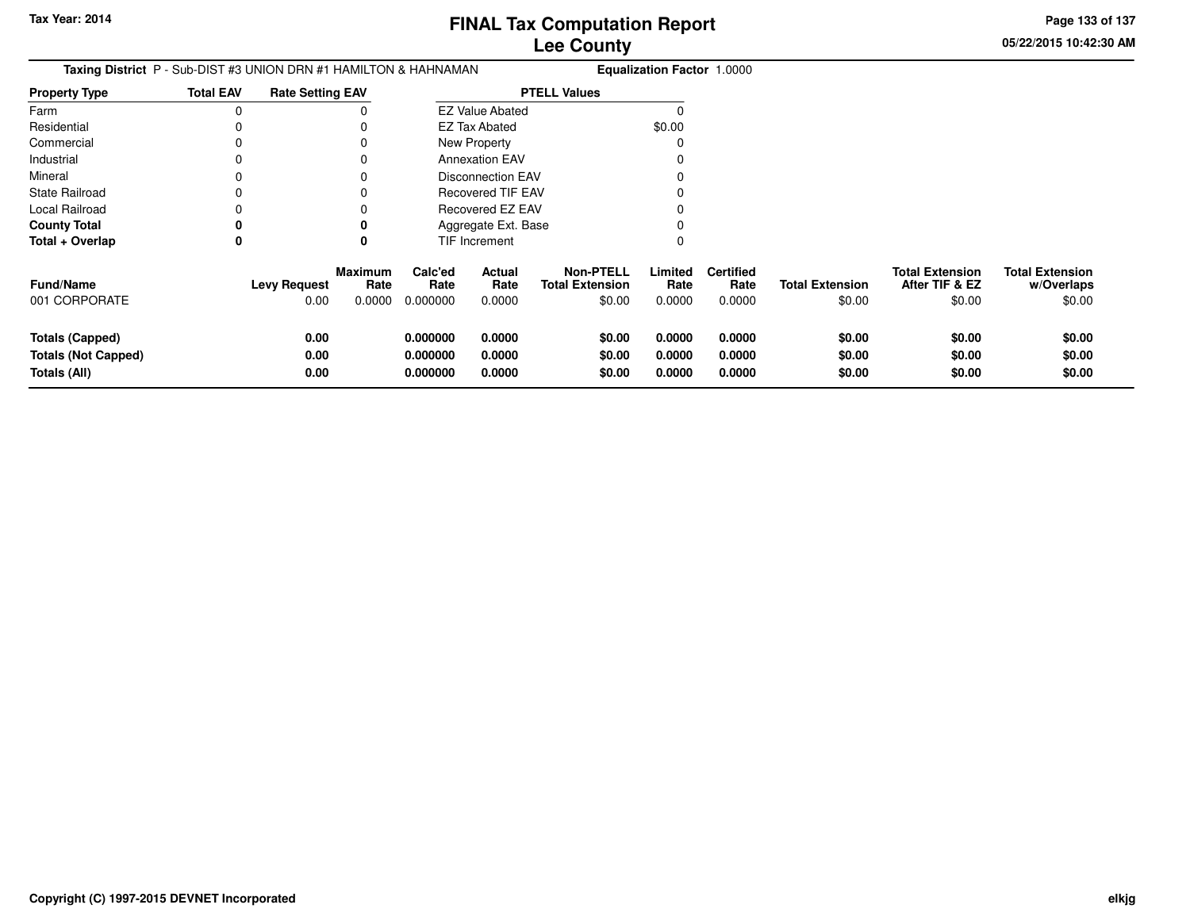Tax Year: 2014

# FINAL Tax Computation Report
## Lee County

05/22/2015 10:42:30 AM

**Taxing District** P - Sub-DIST #3 UNION DRN #1 HAMILTON & HAHNAMAN **Equalization Factor** 1.0000

| Property Type | Total EAV | Rate Setting EAV |
|---|---|---|
| Farm | 0 | 0 |
| Residential | 0 | 0 |
| Commercial | 0 | 0 |
| Industrial | 0 | 0 |
| Mineral | 0 | 0 |
| State Railroad | 0 | 0 |
| Local Railroad | 0 | 0 |
| **County Total** | **0** | **0** |
| **Total + Overlap** | **0** | **0** |

| PTELL Values | |
|---|---|
| EZ Value Abated | 0 |
| EZ Tax Abated | $0.00 |
| New Property | 0 |
| Annexation EAV | 0 |
| Disconnection EAV | 0 |
| Recovered TIF EAV | 0 |
| Recovered EZ EAV | 0 |
| Aggregate Ext. Base | 0 |
| TIF Increment | 0 |

| Fund/Name | Levy Request | Maximum Rate | Calc'ed Rate | Actual Rate | Non-PTELL Total Extension | Limited Rate | Certified Rate | Total Extension | Total Extension After TIF & EZ | Total Extension w/Overlaps |
|---|---|---|---|---|---|---|---|---|---|---|
| 001 CORPORATE | 0.00 | 0.0000 | 0.000000 | 0.0000 | $0.00 | 0.0000 | 0.0000 | $0.00 | $0.00 | $0.00 |
| **Totals (Capped)** | **0.00** | | **0.000000** | **0.0000** | **$0.00** | **0.0000** | **0.0000** | **$0.00** | **$0.00** | **$0.00** |
| **Totals (Not Capped)** | **0.00** | | **0.000000** | **0.0000** | **$0.00** | **0.0000** | **0.0000** | **$0.00** | **$0.00** | **$0.00** |
| **Totals (All)** | **0.00** | | **0.000000** | **0.0000** | **$0.00** | **0.0000** | **0.0000** | **$0.00** | **$0.00** | **$0.00** |

Copyright (C) 1997-2015 DEVNET Incorporated

elkjg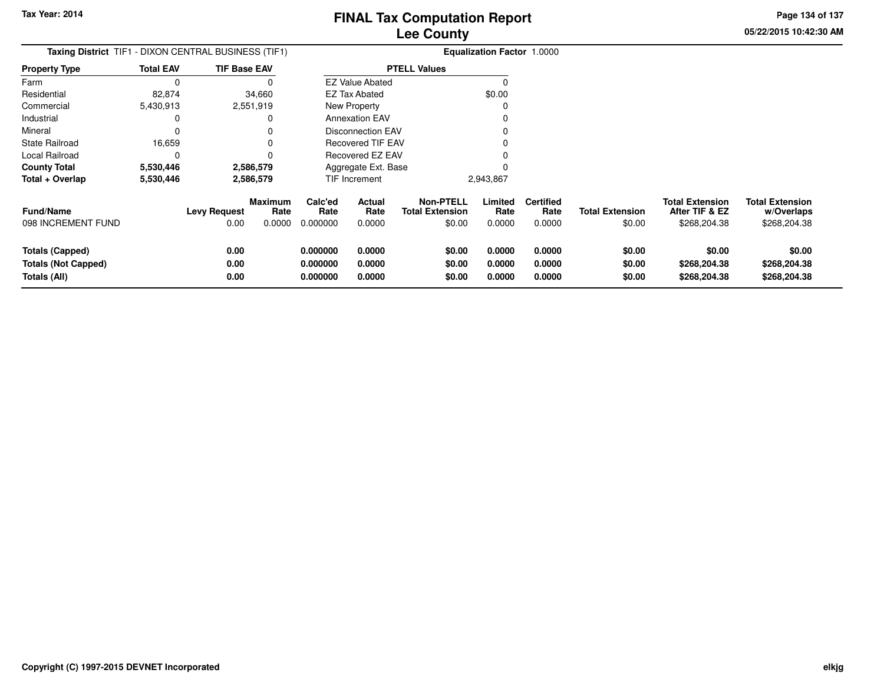Tax Year: 2014

# FINAL Tax Computation Report
## Lee County

**Taxing District** TIF1 - DIXON CENTRAL BUSINESS (TIF1) **Equalization Factor** 1.0000

| Property Type | Total EAV | TIF Base EAV |
|---|---|---|
| Farm | 0 | 0 |
| Residential | 82,874 | 34,660 |
| Commercial | 5,430,913 | 2,551,919 |
| Industrial | 0 | 0 |
| Mineral | 0 | 0 |
| State Railroad | 16,659 | 0 |
| Local Railroad | 0 | 0 |
| **County Total** | **5,530,446** | **2,586,579** |
| **Total + Overlap** | **5,530,446** | **2,586,579** |

| PTELL Values | |
|---|---|
| EZ Value Abated | 0 |
| EZ Tax Abated | $0.00 |
| New Property | 0 |
| Annexation EAV | 0 |
| Disconnection EAV | 0 |
| Recovered TIF EAV | 0 |
| Recovered EZ EAV | 0 |
| Aggregate Ext. Base | 0 |
| TIF Increment | 2,943,867 |

| Fund/Name | Levy Request | Maximum Rate | Calc'ed Rate | Actual Rate | Non-PTELL Total Extension | Limited Rate | Certified Rate | Total Extension | Total Extension After TIF & EZ | Total Extension w/Overlaps |
|---|---|---|---|---|---|---|---|---|---|---|
| 098 INCREMENT FUND | 0.00 | 0.0000 | 0.000000 | 0.0000 | $0.00 | 0.0000 | 0.0000 | $0.00 | $268,204.38 | $268,204.38 |
| **Totals (Capped)** | **0.00** | | **0.000000** | **0.0000** | **$0.00** | **0.0000** | **0.0000** | **$0.00** | **$0.00** | **$0.00** |
| **Totals (Not Capped)** | **0.00** | | **0.000000** | **0.0000** | **$0.00** | **0.0000** | **0.0000** | **$0.00** | **$268,204.38** | **$268,204.38** |
| **Totals (All)** | **0.00** | | **0.000000** | **0.0000** | **$0.00** | **0.0000** | **0.0000** | **$0.00** | **$268,204.38** | **$268,204.38** |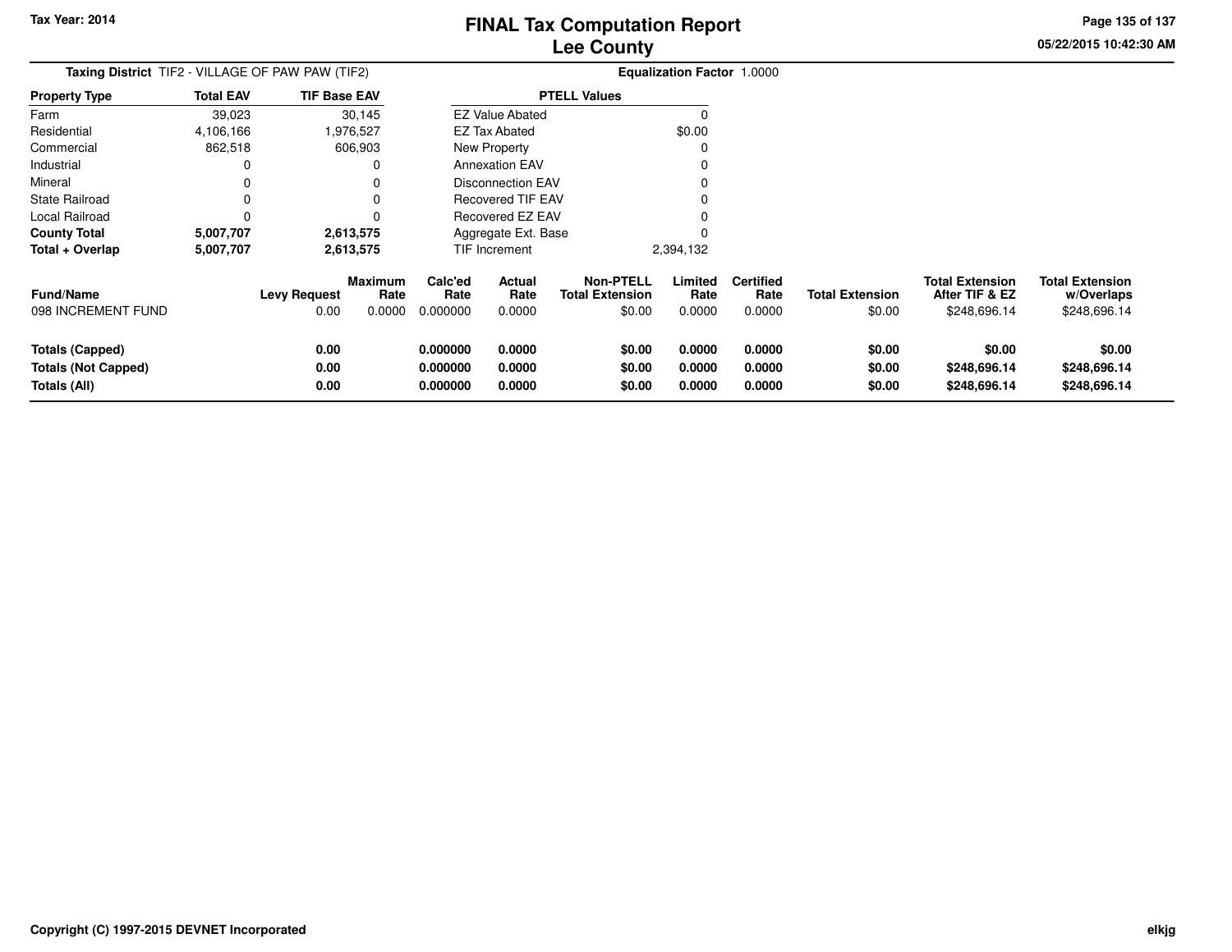Tax Year: 2014

# FINAL Tax Computation Report
## Lee County

05/22/2015 10:42:30 AM

**Taxing District** TIF2 - VILLAGE OF PAW PAW (TIF2) **Equalization Factor** 1.0000

| Property Type | Total EAV | TIF Base EAV |
|---|---|---|
| Farm | 39,023 | 30,145 |
| Residential | 4,106,166 | 1,976,527 |
| Commercial | 862,518 | 606,903 |
| Industrial | 0 | 0 |
| Mineral | 0 | 0 |
| State Railroad | 0 | 0 |
| Local Railroad | 0 | 0 |
| **County Total** | **5,007,707** | **2,613,575** |
| **Total + Overlap** | **5,007,707** | **2,613,575** |

| PTELL Values | |
|---|---|
| EZ Value Abated | 0 |
| EZ Tax Abated | $0.00 |
| New Property | 0 |
| Annexation EAV | 0 |
| Disconnection EAV | 0 |
| Recovered TIF EAV | 0 |
| Recovered EZ EAV | 0 |
| Aggregate Ext. Base | 0 |
| TIF Increment | 2,394,132 |

| Fund/Name | Levy Request | Maximum Rate | Calc'ed Rate | Actual Rate | Non-PTELL Total Extension | Limited Rate | Certified Rate | Total Extension | Total Extension After TIF & EZ | Total Extension w/Overlaps |
|---|---|---|---|---|---|---|---|---|---|---|
| 098 INCREMENT FUND | 0.00 | 0.0000 | 0.000000 | 0.0000 | $0.00 | 0.0000 | 0.0000 | $0.00 | $248,696.14 | $248,696.14 |
| **Totals (Capped)** | **0.00** | | **0.000000** | **0.0000** | **$0.00** | **0.0000** | **0.0000** | **$0.00** | **$0.00** | **$0.00** |
| **Totals (Not Capped)** | **0.00** | | **0.000000** | **0.0000** | **$0.00** | **0.0000** | **0.0000** | **$0.00** | **$248,696.14** | **$248,696.14** |
| **Totals (All)** | **0.00** | | **0.000000** | **0.0000** | **$0.00** | **0.0000** | **0.0000** | **$0.00** | **$248,696.14** | **$248,696.14** |

Copyright (C) 1997-2015 DEVNET Incorporated elkjg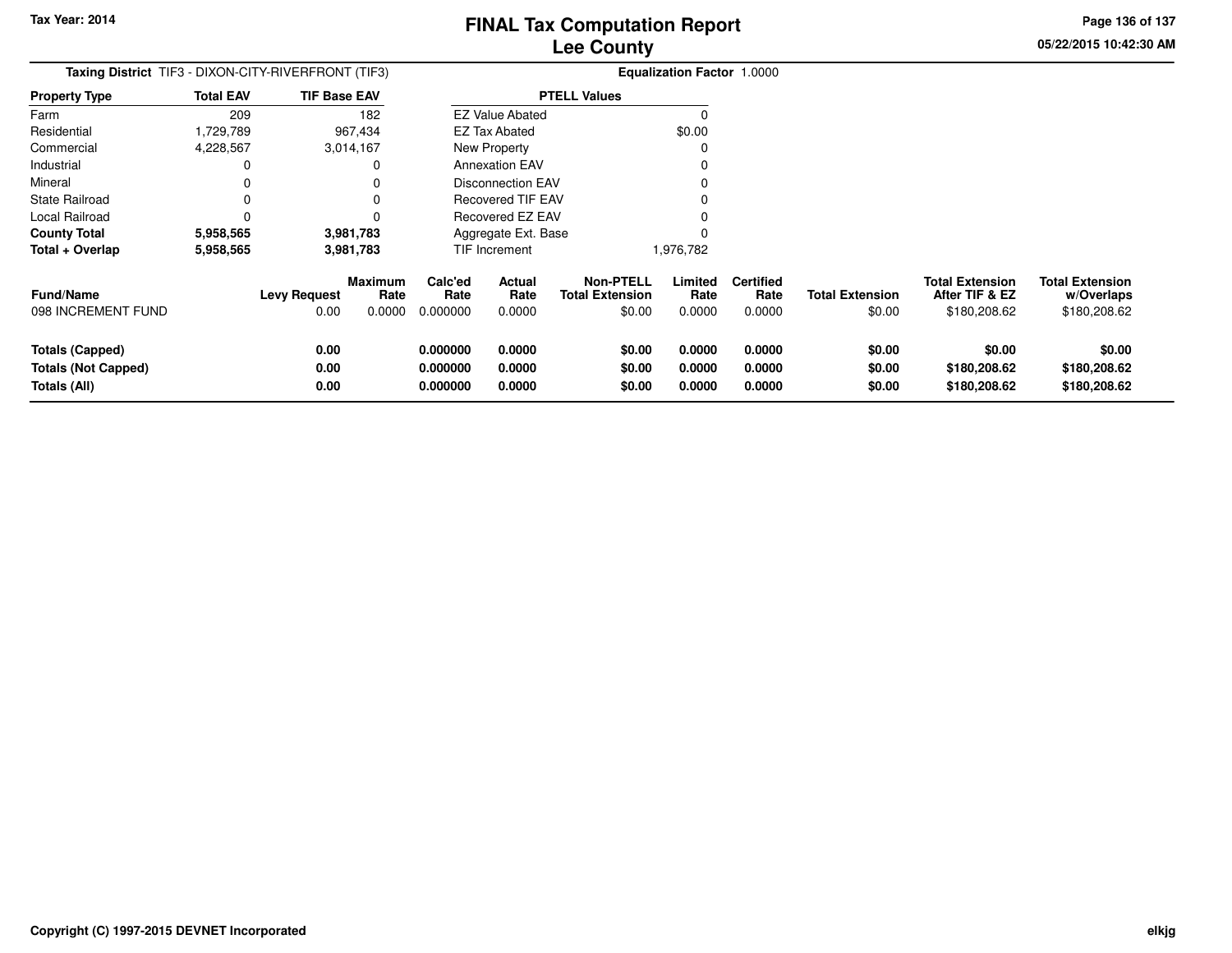Tax Year: 2014

# FINAL Tax Computation Report
## Lee County

05/22/2015 10:42:30 AM

**Taxing District** TIF3 - DIXON-CITY-RIVERFRONT (TIF3) **Equalization Factor** 1.0000

| Property Type | Total EAV | TIF Base EAV |
|---|---|---|
| Farm | 209 | 182 |
| Residential | 1,729,789 | 967,434 |
| Commercial | 4,228,567 | 3,014,167 |
| Industrial | 0 | 0 |
| Mineral | 0 | 0 |
| State Railroad | 0 | 0 |
| Local Railroad | 0 | 0 |
| **County Total** | **5,958,565** | **3,981,783** |
| **Total + Overlap** | **5,958,565** | **3,981,783** |

| PTELL Values | |
|---|---|
| EZ Value Abated | 0 |
| EZ Tax Abated | $0.00 |
| New Property | 0 |
| Annexation EAV | 0 |
| Disconnection EAV | 0 |
| Recovered TIF EAV | 0 |
| Recovered EZ EAV | 0 |
| Aggregate Ext. Base | 0 |
| TIF Increment | 1,976,782 |

| Fund/Name | Levy Request | Maximum Rate | Calc'ed Rate | Actual Rate | Non-PTELL Total Extension | Limited Rate | Certified Rate | Total Extension | Total Extension After TIF & EZ | Total Extension w/Overlaps |
|---|---|---|---|---|---|---|---|---|---|---|
| 098 INCREMENT FUND | 0.00 | 0.0000 | 0.000000 | 0.0000 | $0.00 | 0.0000 | 0.0000 | $0.00 | $180,208.62 | $180,208.62 |
| **Totals (Capped)** | **0.00** | | **0.000000** | **0.0000** | **$0.00** | **0.0000** | **0.0000** | **$0.00** | **$0.00** | **$0.00** |
| **Totals (Not Capped)** | **0.00** | | **0.000000** | **0.0000** | **$0.00** | **0.0000** | **0.0000** | **$0.00** | **$180,208.62** | **$180,208.62** |
| **Totals (All)** | **0.00** | | **0.000000** | **0.0000** | **$0.00** | **0.0000** | **0.0000** | **$0.00** | **$180,208.62** | **$180,208.62** |

Copyright (C) 1997-2015 DEVNET Incorporated

elkjg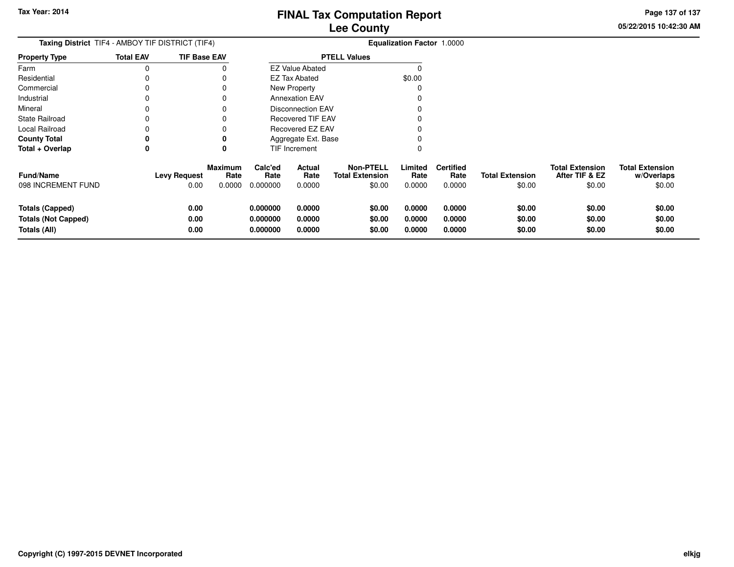Tax Year: 2014

# FINAL Tax Computation Report
## Lee County

05/22/2015 10:42:30 AM

**Taxing District** TIF4 - AMBOY TIF DISTRICT (TIF4) **Equalization Factor** 1.0000

| Property Type | Total EAV | TIF Base EAV |
|---|---|---|
| Farm | 0 | 0 |
| Residential | 0 | 0 |
| Commercial | 0 | 0 |
| Industrial | 0 | 0 |
| Mineral | 0 | 0 |
| State Railroad | 0 | 0 |
| Local Railroad | 0 | 0 |
| **County Total** | **0** | **0** |
| **Total + Overlap** | **0** | **0** |

| PTELL Values | |
|---|---|
| EZ Value Abated | 0 |
| EZ Tax Abated | $0.00 |
| New Property | 0 |
| Annexation EAV | 0 |
| Disconnection EAV | 0 |
| Recovered TIF EAV | 0 |
| Recovered EZ EAV | 0 |
| Aggregate Ext. Base | 0 |
| TIF Increment | 0 |

| Fund/Name | Levy Request | Maximum Rate | Calc'ed Rate | Actual Rate | Non-PTELL Total Extension | Limited Rate | Certified Rate | Total Extension | Total Extension After TIF & EZ | Total Extension w/Overlaps |
|---|---|---|---|---|---|---|---|---|---|---|
| 098 INCREMENT FUND | 0.00 | 0.0000 | 0.000000 | 0.0000 | $0.00 | 0.0000 | 0.0000 | $0.00 | $0.00 | $0.00 |
| **Totals (Capped)** | **0.00** | | **0.000000** | **0.0000** | **$0.00** | **0.0000** | **0.0000** | **$0.00** | **$0.00** | **$0.00** |
| **Totals (Not Capped)** | **0.00** | | **0.000000** | **0.0000** | **$0.00** | **0.0000** | **0.0000** | **$0.00** | **$0.00** | **$0.00** |
| **Totals (All)** | **0.00** | | **0.000000** | **0.0000** | **$0.00** | **0.0000** | **0.0000** | **$0.00** | **$0.00** | **$0.00** |

Copyright (C) 1997-2015 DEVNET Incorporated

elkjg